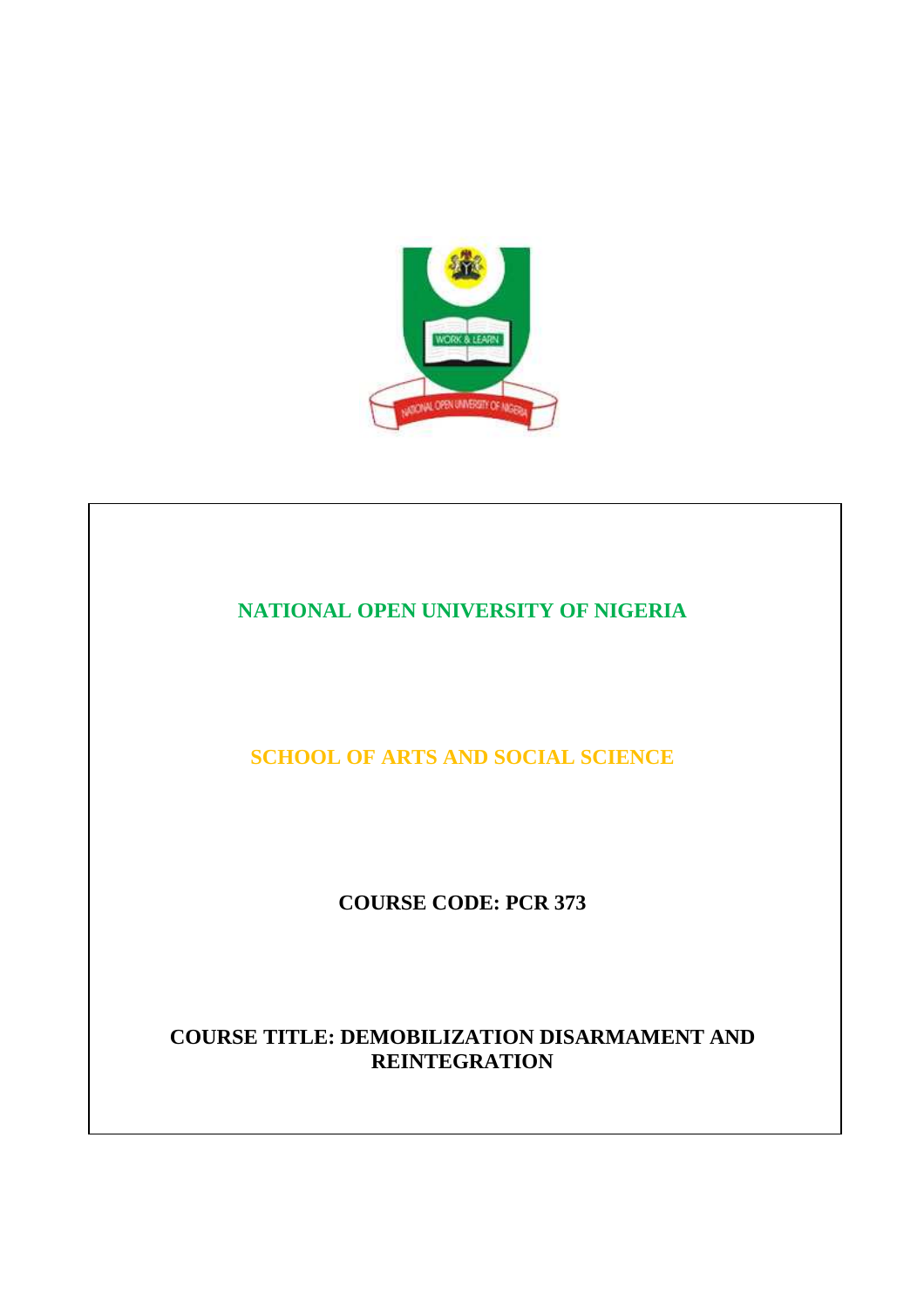# NATIONAL OPEN UNIVERSITY OF NIGERIA

## SCHOOL OF ARTS AND SOCIAL SCIENCE

**COURSE CODE: PCR 373**

**COURSE TITLE: DEMOBILIZATION DISARMAMENT AND REINTEGRATION**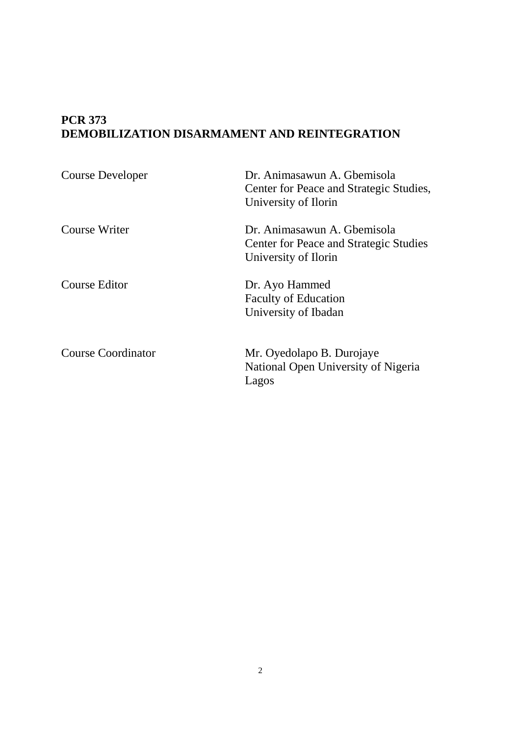**PCR 373**
**DEMOBILIZATION DISARMAMENT AND REINTEGRATION**

| | |
|---|---|
| Course Developer | Dr. Animasawun A. Gbemisola<br>Center for Peace and Strategic Studies,<br>University of Ilorin |
| Course Writer | Dr. Animasawun A. Gbemisola<br>Center for Peace and Strategic Studies<br>University of Ilorin |
| Course Editor | Dr. Ayo Hammed<br>Faculty of Education<br>University of Ibadan |
| Course Coordinator | Mr. Oyedolapo B. Durojaye<br>National Open University of Nigeria<br>Lagos |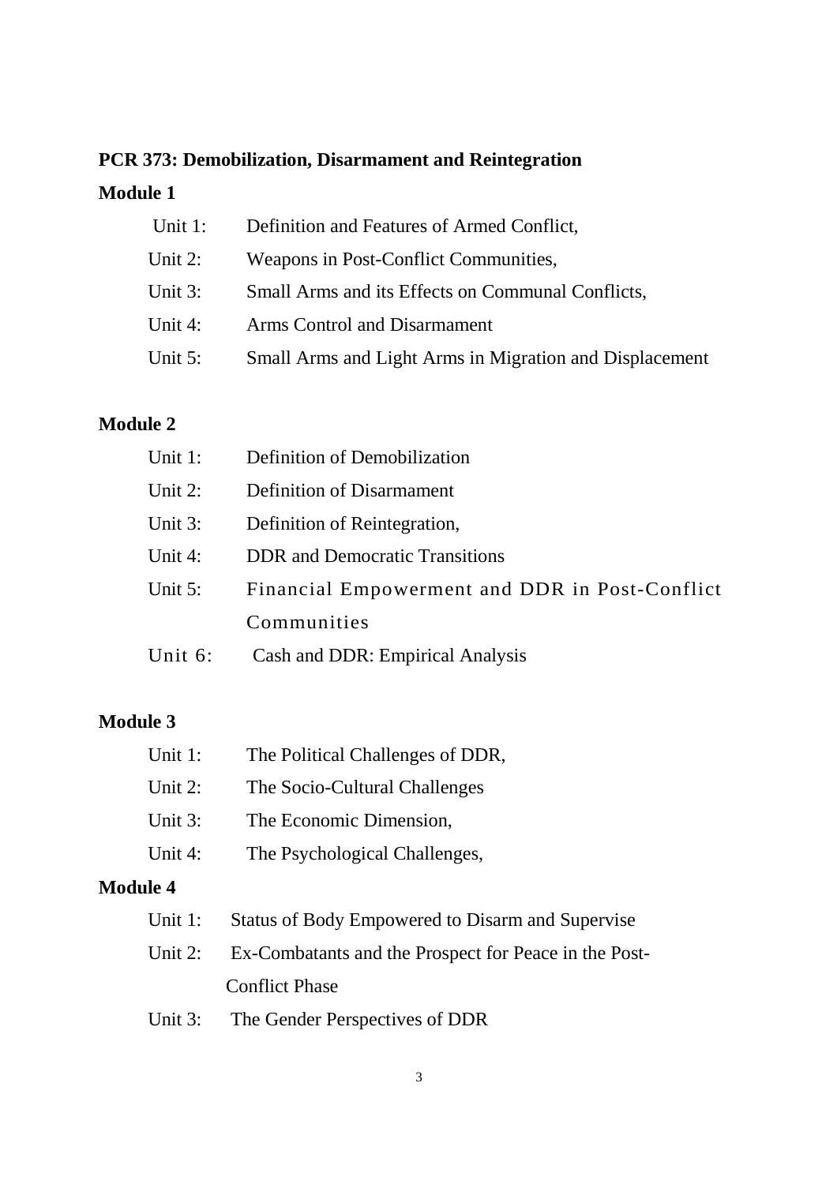**PCR 373: Demobilization, Disarmament and Reintegration**

**Module 1**

Unit 1: Definition and Features of Armed Conflict,

Unit 2: Weapons in Post-Conflict Communities,

Unit 3: Small Arms and its Effects on Communal Conflicts,

Unit 4: Arms Control and Disarmament

Unit 5: Small Arms and Light Arms in Migration and Displacement

**Module 2**

Unit 1: Definition of Demobilization

Unit 2: Definition of Disarmament

Unit 3: Definition of Reintegration,

Unit 4: DDR and Democratic Transitions

Unit 5: Financial Empowerment and DDR in Post-Conflict Communities

Unit 6: Cash and DDR: Empirical Analysis

**Module 3**

Unit 1: The Political Challenges of DDR,

Unit 2: The Socio-Cultural Challenges

Unit 3: The Economic Dimension,

Unit 4: The Psychological Challenges,

**Module 4**

Unit 1: Status of Body Empowered to Disarm and Supervise

Unit 2: Ex-Combatants and the Prospect for Peace in the Post-Conflict Phase

Unit 3: The Gender Perspectives of DDR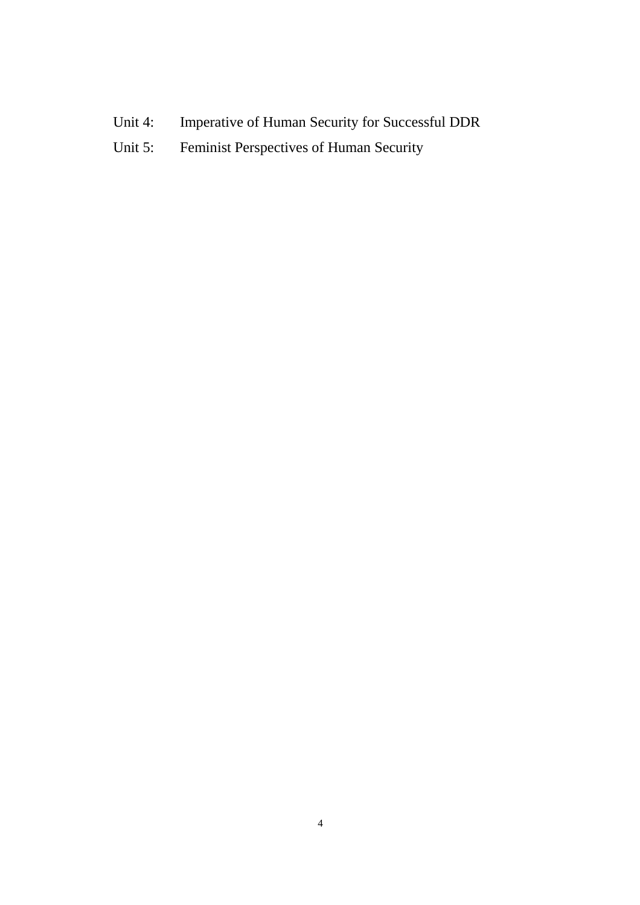Unit 4: Imperative of Human Security for Successful DDR

Unit 5: Feminist Perspectives of Human Security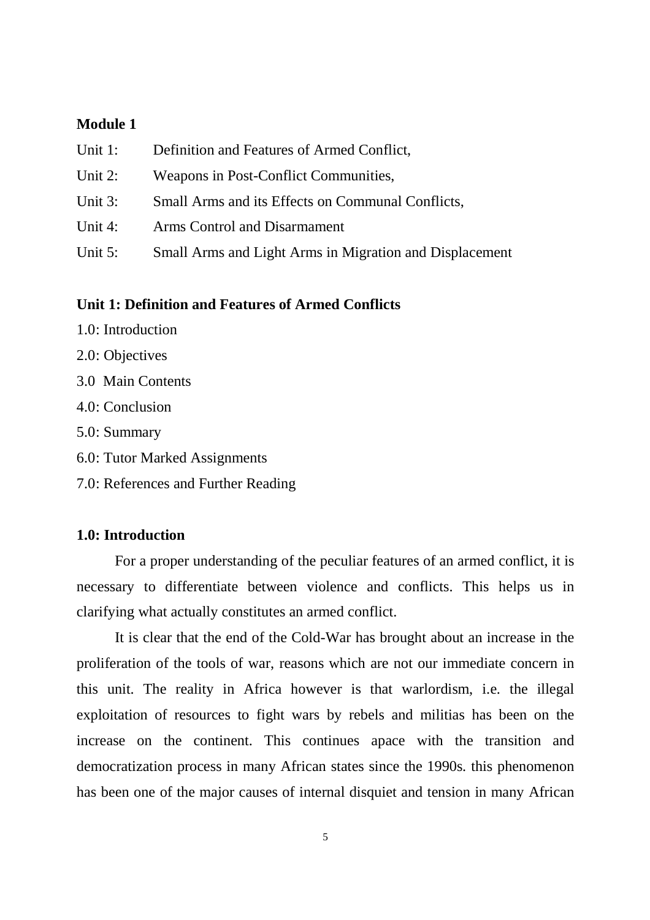**Module 1**

Unit 1: Definition and Features of Armed Conflict,

Unit 2: Weapons in Post-Conflict Communities,

Unit 3: Small Arms and its Effects on Communal Conflicts,

Unit 4: Arms Control and Disarmament

Unit 5: Small Arms and Light Arms in Migration and Displacement

**Unit 1: Definition and Features of Armed Conflicts**

1.0: Introduction

2.0: Objectives

3.0 Main Contents

4.0: Conclusion

5.0: Summary

6.0: Tutor Marked Assignments

7.0: References and Further Reading

**1.0: Introduction**

For a proper understanding of the peculiar features of an armed conflict, it is necessary to differentiate between violence and conflicts. This helps us in clarifying what actually constitutes an armed conflict.

It is clear that the end of the Cold-War has brought about an increase in the proliferation of the tools of war, reasons which are not our immediate concern in this unit. The reality in Africa however is that warlordism, i.e. the illegal exploitation of resources to fight wars by rebels and militias has been on the increase on the continent. This continues apace with the transition and democratization process in many African states since the 1990s. this phenomenon has been one of the major causes of internal disquiet and tension in many African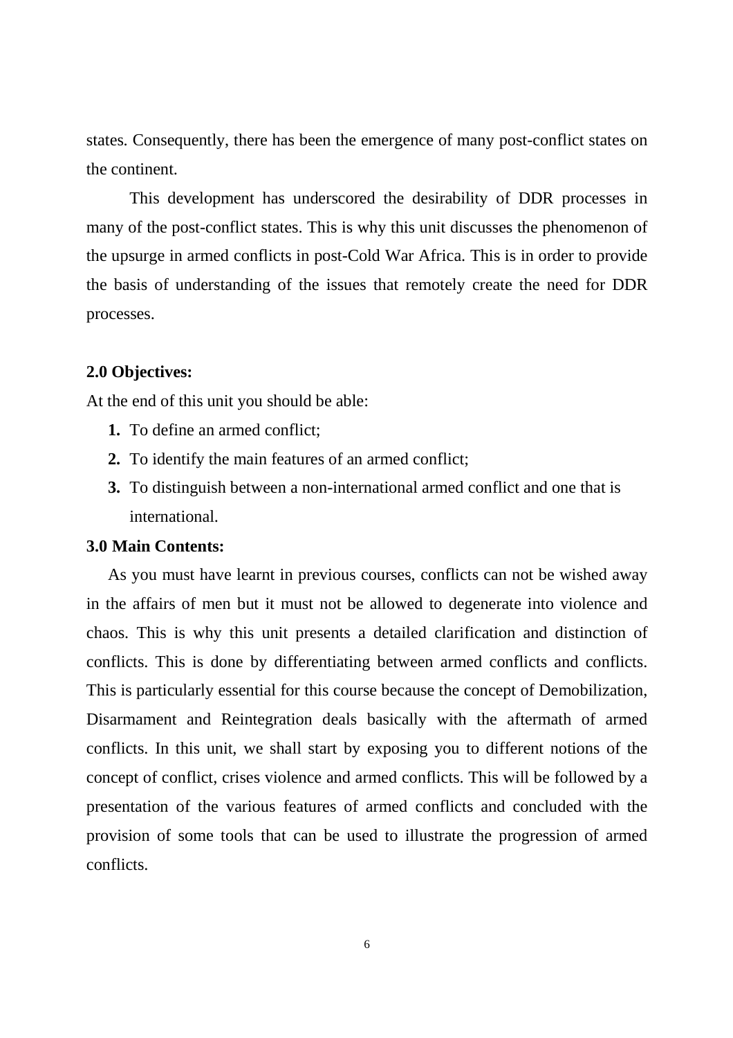states. Consequently, there has been the emergence of many post-conflict states on the continent.

This development has underscored the desirability of DDR processes in many of the post-conflict states. This is why this unit discusses the phenomenon of the upsurge in armed conflicts in post-Cold War Africa. This is in order to provide the basis of understanding of the issues that remotely create the need for DDR processes.

## 2.0 Objectives:

At the end of this unit you should be able:

1. To define an armed conflict;
2. To identify the main features of an armed conflict;
3. To distinguish between a non-international armed conflict and one that is international.

## 3.0 Main Contents:

As you must have learnt in previous courses, conflicts can not be wished away in the affairs of men but it must not be allowed to degenerate into violence and chaos. This is why this unit presents a detailed clarification and distinction of conflicts. This is done by differentiating between armed conflicts and conflicts. This is particularly essential for this course because the concept of Demobilization, Disarmament and Reintegration deals basically with the aftermath of armed conflicts. In this unit, we shall start by exposing you to different notions of the concept of conflict, crises violence and armed conflicts. This will be followed by a presentation of the various features of armed conflicts and concluded with the provision of some tools that can be used to illustrate the progression of armed conflicts.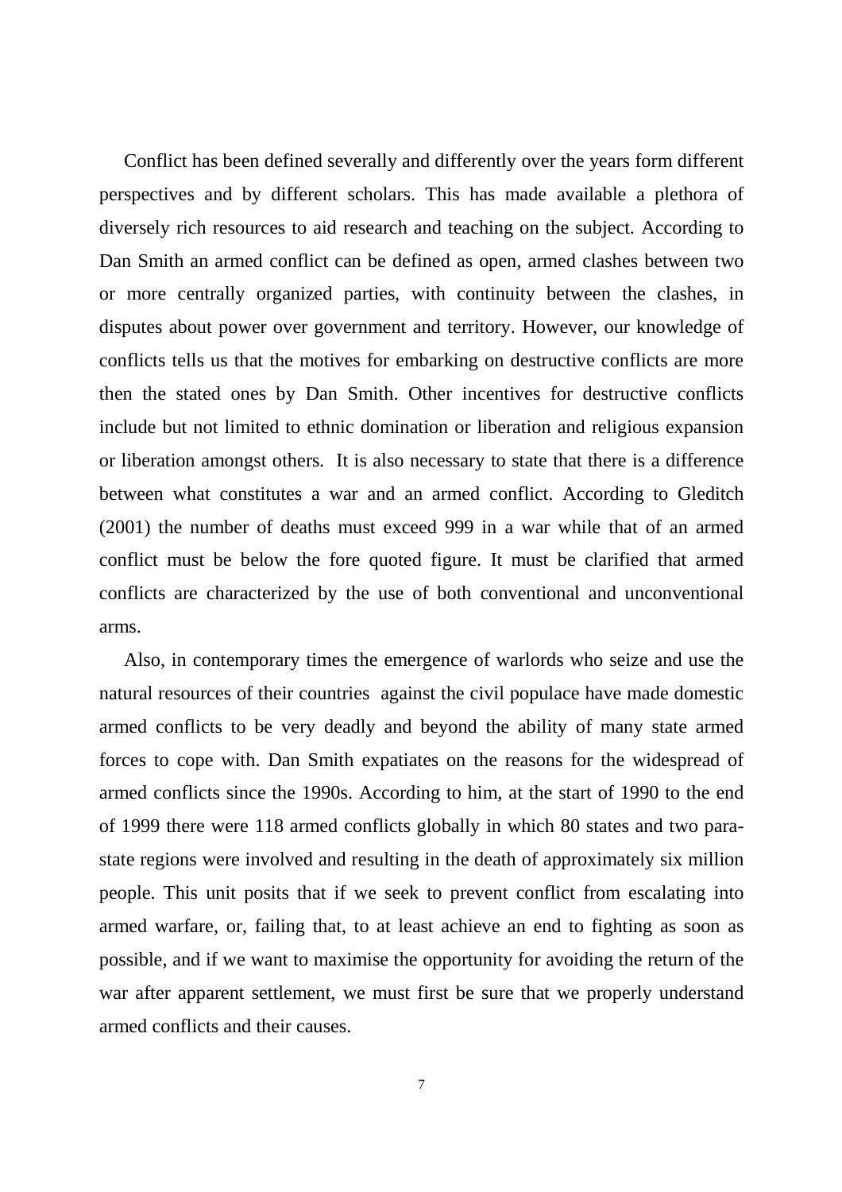Conflict has been defined severally and differently over the years form different perspectives and by different scholars. This has made available a plethora of diversely rich resources to aid research and teaching on the subject. According to Dan Smith an armed conflict can be defined as open, armed clashes between two or more centrally organized parties, with continuity between the clashes, in disputes about power over government and territory. However, our knowledge of conflicts tells us that the motives for embarking on destructive conflicts are more then the stated ones by Dan Smith. Other incentives for destructive conflicts include but not limited to ethnic domination or liberation and religious expansion or liberation amongst others. It is also necessary to state that there is a difference between what constitutes a war and an armed conflict. According to Gleditch (2001) the number of deaths must exceed 999 in a war while that of an armed conflict must be below the fore quoted figure. It must be clarified that armed conflicts are characterized by the use of both conventional and unconventional arms.

Also, in contemporary times the emergence of warlords who seize and use the natural resources of their countries against the civil populace have made domestic armed conflicts to be very deadly and beyond the ability of many state armed forces to cope with. Dan Smith expatiates on the reasons for the widespread of armed conflicts since the 1990s. According to him, at the start of 1990 to the end of 1999 there were 118 armed conflicts globally in which 80 states and two para-state regions were involved and resulting in the death of approximately six million people. This unit posits that if we seek to prevent conflict from escalating into armed warfare, or, failing that, to at least achieve an end to fighting as soon as possible, and if we want to maximise the opportunity for avoiding the return of the war after apparent settlement, we must first be sure that we properly understand armed conflicts and their causes.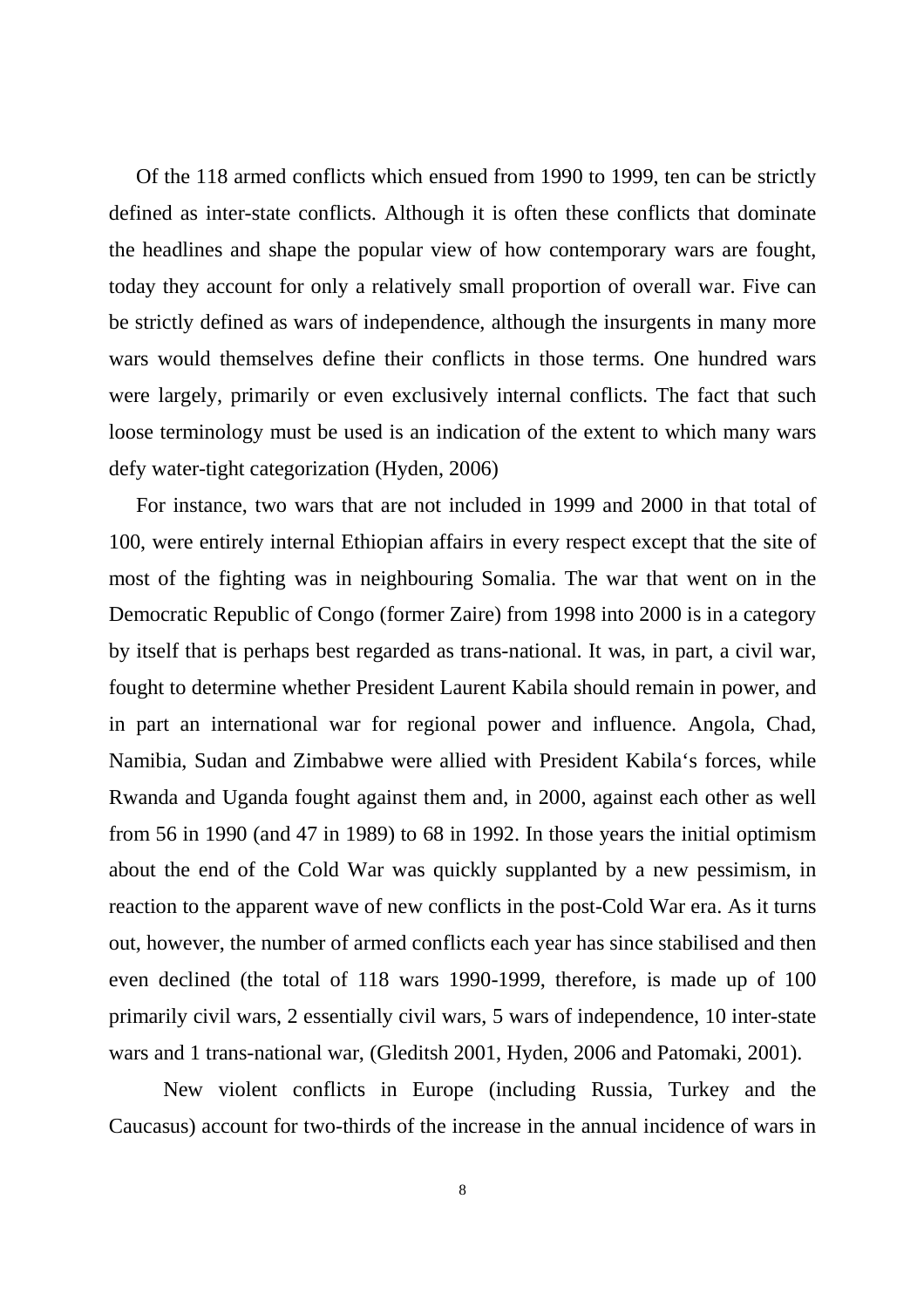Of the 118 armed conflicts which ensued from 1990 to 1999, ten can be strictly defined as inter-state conflicts. Although it is often these conflicts that dominate the headlines and shape the popular view of how contemporary wars are fought, today they account for only a relatively small proportion of overall war. Five can be strictly defined as wars of independence, although the insurgents in many more wars would themselves define their conflicts in those terms. One hundred wars were largely, primarily or even exclusively internal conflicts. The fact that such loose terminology must be used is an indication of the extent to which many wars defy water-tight categorization (Hyden, 2006)

For instance, two wars that are not included in 1999 and 2000 in that total of 100, were entirely internal Ethiopian affairs in every respect except that the site of most of the fighting was in neighbouring Somalia. The war that went on in the Democratic Republic of Congo (former Zaire) from 1998 into 2000 is in a category by itself that is perhaps best regarded as trans-national. It was, in part, a civil war, fought to determine whether President Laurent Kabila should remain in power, and in part an international war for regional power and influence. Angola, Chad, Namibia, Sudan and Zimbabwe were allied with President Kabila's forces, while Rwanda and Uganda fought against them and, in 2000, against each other as well from 56 in 1990 (and 47 in 1989) to 68 in 1992. In those years the initial optimism about the end of the Cold War was quickly supplanted by a new pessimism, in reaction to the apparent wave of new conflicts in the post-Cold War era. As it turns out, however, the number of armed conflicts each year has since stabilised and then even declined (the total of 118 wars 1990-1999, therefore, is made up of 100 primarily civil wars, 2 essentially civil wars, 5 wars of independence, 10 inter-state wars and 1 trans-national war, (Gleditsh 2001, Hyden, 2006 and Patomaki, 2001).

New violent conflicts in Europe (including Russia, Turkey and the Caucasus) account for two-thirds of the increase in the annual incidence of wars in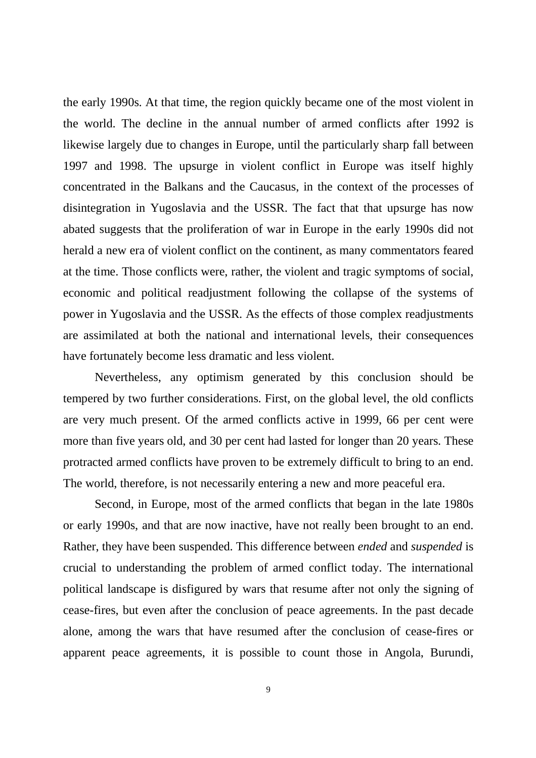the early 1990s. At that time, the region quickly became one of the most violent in the world. The decline in the annual number of armed conflicts after 1992 is likewise largely due to changes in Europe, until the particularly sharp fall between 1997 and 1998. The upsurge in violent conflict in Europe was itself highly concentrated in the Balkans and the Caucasus, in the context of the processes of disintegration in Yugoslavia and the USSR. The fact that that upsurge has now abated suggests that the proliferation of war in Europe in the early 1990s did not herald a new era of violent conflict on the continent, as many commentators feared at the time. Those conflicts were, rather, the violent and tragic symptoms of social, economic and political readjustment following the collapse of the systems of power in Yugoslavia and the USSR. As the effects of those complex readjustments are assimilated at both the national and international levels, their consequences have fortunately become less dramatic and less violent.

Nevertheless, any optimism generated by this conclusion should be tempered by two further considerations. First, on the global level, the old conflicts are very much present. Of the armed conflicts active in 1999, 66 per cent were more than five years old, and 30 per cent had lasted for longer than 20 years. These protracted armed conflicts have proven to be extremely difficult to bring to an end. The world, therefore, is not necessarily entering a new and more peaceful era.

Second, in Europe, most of the armed conflicts that began in the late 1980s or early 1990s, and that are now inactive, have not really been brought to an end. Rather, they have been suspended. This difference between *ended* and *suspended* is crucial to understanding the problem of armed conflict today. The international political landscape is disfigured by wars that resume after not only the signing of cease-fires, but even after the conclusion of peace agreements. In the past decade alone, among the wars that have resumed after the conclusion of cease-fires or apparent peace agreements, it is possible to count those in Angola, Burundi,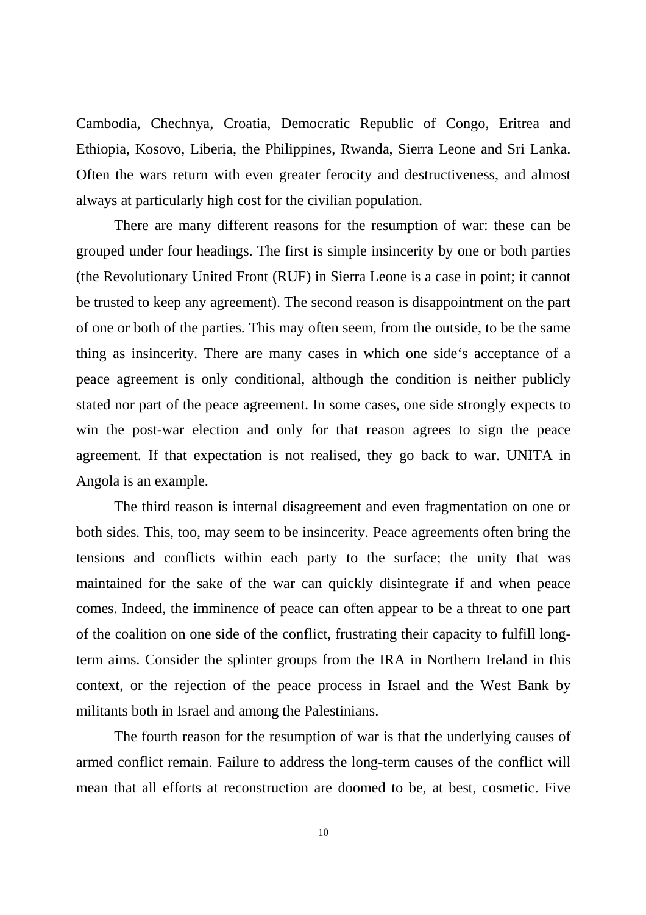Cambodia, Chechnya, Croatia, Democratic Republic of Congo, Eritrea and Ethiopia, Kosovo, Liberia, the Philippines, Rwanda, Sierra Leone and Sri Lanka. Often the wars return with even greater ferocity and destructiveness, and almost always at particularly high cost for the civilian population.

There are many different reasons for the resumption of war: these can be grouped under four headings. The first is simple insincerity by one or both parties (the Revolutionary United Front (RUF) in Sierra Leone is a case in point; it cannot be trusted to keep any agreement). The second reason is disappointment on the part of one or both of the parties. This may often seem, from the outside, to be the same thing as insincerity. There are many cases in which one side's acceptance of a peace agreement is only conditional, although the condition is neither publicly stated nor part of the peace agreement. In some cases, one side strongly expects to win the post-war election and only for that reason agrees to sign the peace agreement. If that expectation is not realised, they go back to war. UNITA in Angola is an example.

The third reason is internal disagreement and even fragmentation on one or both sides. This, too, may seem to be insincerity. Peace agreements often bring the tensions and conflicts within each party to the surface; the unity that was maintained for the sake of the war can quickly disintegrate if and when peace comes. Indeed, the imminence of peace can often appear to be a threat to one part of the coalition on one side of the conflict, frustrating their capacity to fulfill long-term aims. Consider the splinter groups from the IRA in Northern Ireland in this context, or the rejection of the peace process in Israel and the West Bank by militants both in Israel and among the Palestinians.

The fourth reason for the resumption of war is that the underlying causes of armed conflict remain. Failure to address the long-term causes of the conflict will mean that all efforts at reconstruction are doomed to be, at best, cosmetic. Five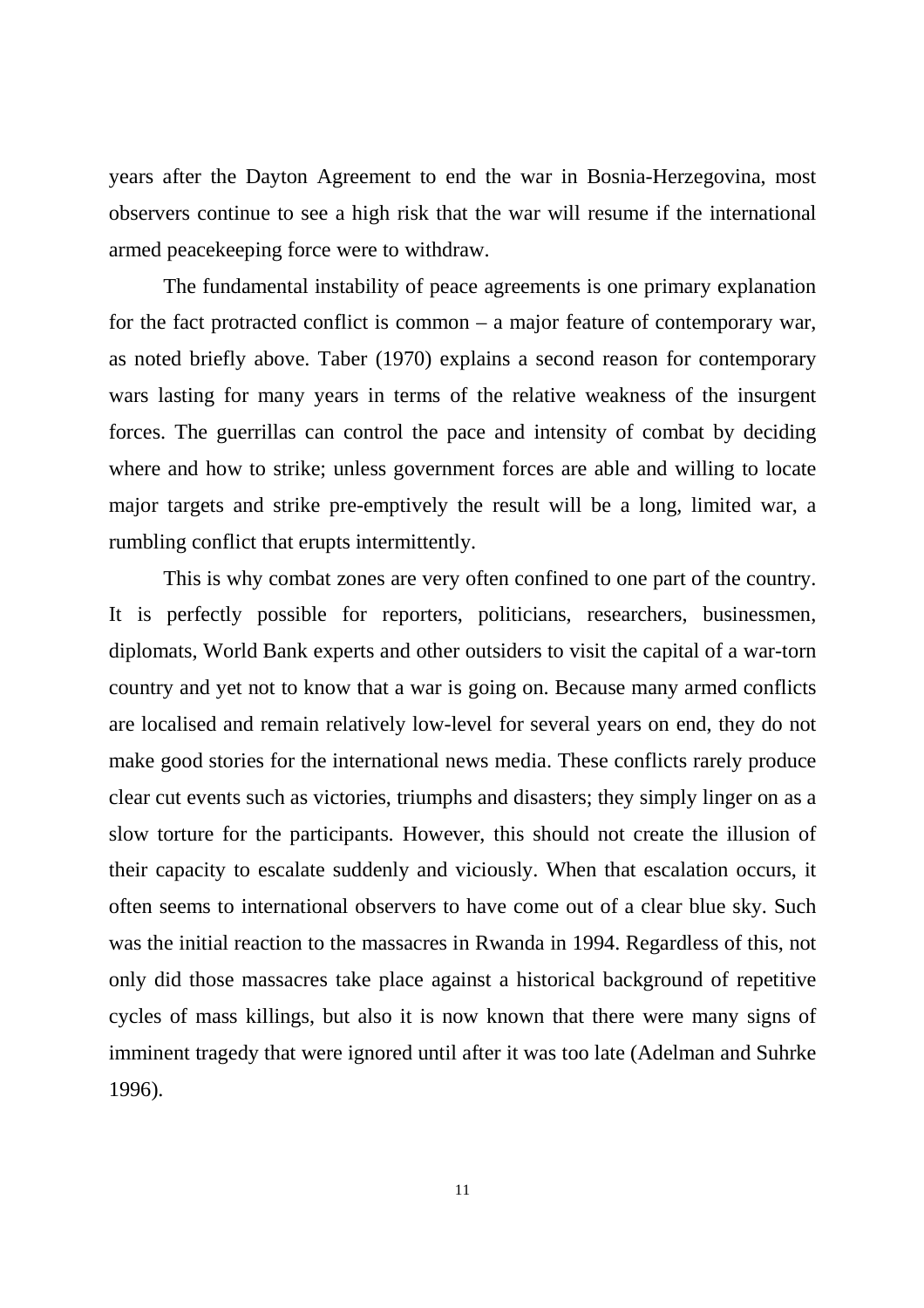years after the Dayton Agreement to end the war in Bosnia-Herzegovina, most observers continue to see a high risk that the war will resume if the international armed peacekeeping force were to withdraw.

The fundamental instability of peace agreements is one primary explanation for the fact protracted conflict is common – a major feature of contemporary war, as noted briefly above. Taber (1970) explains a second reason for contemporary wars lasting for many years in terms of the relative weakness of the insurgent forces. The guerrillas can control the pace and intensity of combat by deciding where and how to strike; unless government forces are able and willing to locate major targets and strike pre-emptively the result will be a long, limited war, a rumbling conflict that erupts intermittently.

This is why combat zones are very often confined to one part of the country. It is perfectly possible for reporters, politicians, researchers, businessmen, diplomats, World Bank experts and other outsiders to visit the capital of a war-torn country and yet not to know that a war is going on. Because many armed conflicts are localised and remain relatively low-level for several years on end, they do not make good stories for the international news media. These conflicts rarely produce clear cut events such as victories, triumphs and disasters; they simply linger on as a slow torture for the participants. However, this should not create the illusion of their capacity to escalate suddenly and viciously. When that escalation occurs, it often seems to international observers to have come out of a clear blue sky. Such was the initial reaction to the massacres in Rwanda in 1994. Regardless of this, not only did those massacres take place against a historical background of repetitive cycles of mass killings, but also it is now known that there were many signs of imminent tragedy that were ignored until after it was too late (Adelman and Suhrke 1996).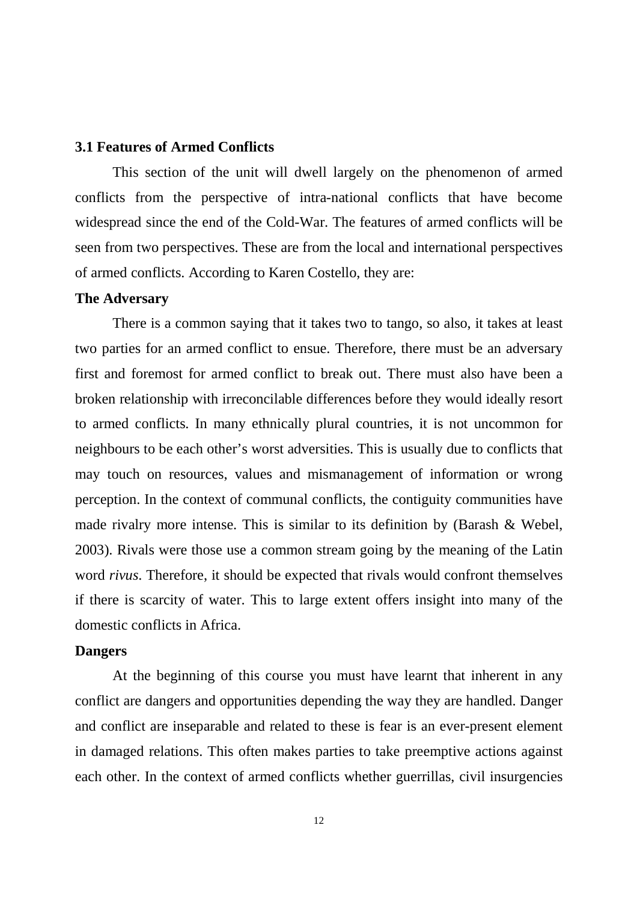### 3.1 Features of Armed Conflicts

This section of the unit will dwell largely on the phenomenon of armed conflicts from the perspective of intra-national conflicts that have become widespread since the end of the Cold-War. The features of armed conflicts will be seen from two perspectives. These are from the local and international perspectives of armed conflicts. According to Karen Costello, they are:

**The Adversary**

There is a common saying that it takes two to tango, so also, it takes at least two parties for an armed conflict to ensue. Therefore, there must be an adversary first and foremost for armed conflict to break out. There must also have been a broken relationship with irreconcilable differences before they would ideally resort to armed conflicts. In many ethnically plural countries, it is not uncommon for neighbours to be each other's worst adversities. This is usually due to conflicts that may touch on resources, values and mismanagement of information or wrong perception. In the context of communal conflicts, the contiguity communities have made rivalry more intense. This is similar to its definition by (Barash & Webel, 2003). Rivals were those use a common stream going by the meaning of the Latin word *rivus*. Therefore, it should be expected that rivals would confront themselves if there is scarcity of water. This to large extent offers insight into many of the domestic conflicts in Africa.

**Dangers**

At the beginning of this course you must have learnt that inherent in any conflict are dangers and opportunities depending the way they are handled. Danger and conflict are inseparable and related to these is fear is an ever-present element in damaged relations. This often makes parties to take preemptive actions against each other. In the context of armed conflicts whether guerrillas, civil insurgencies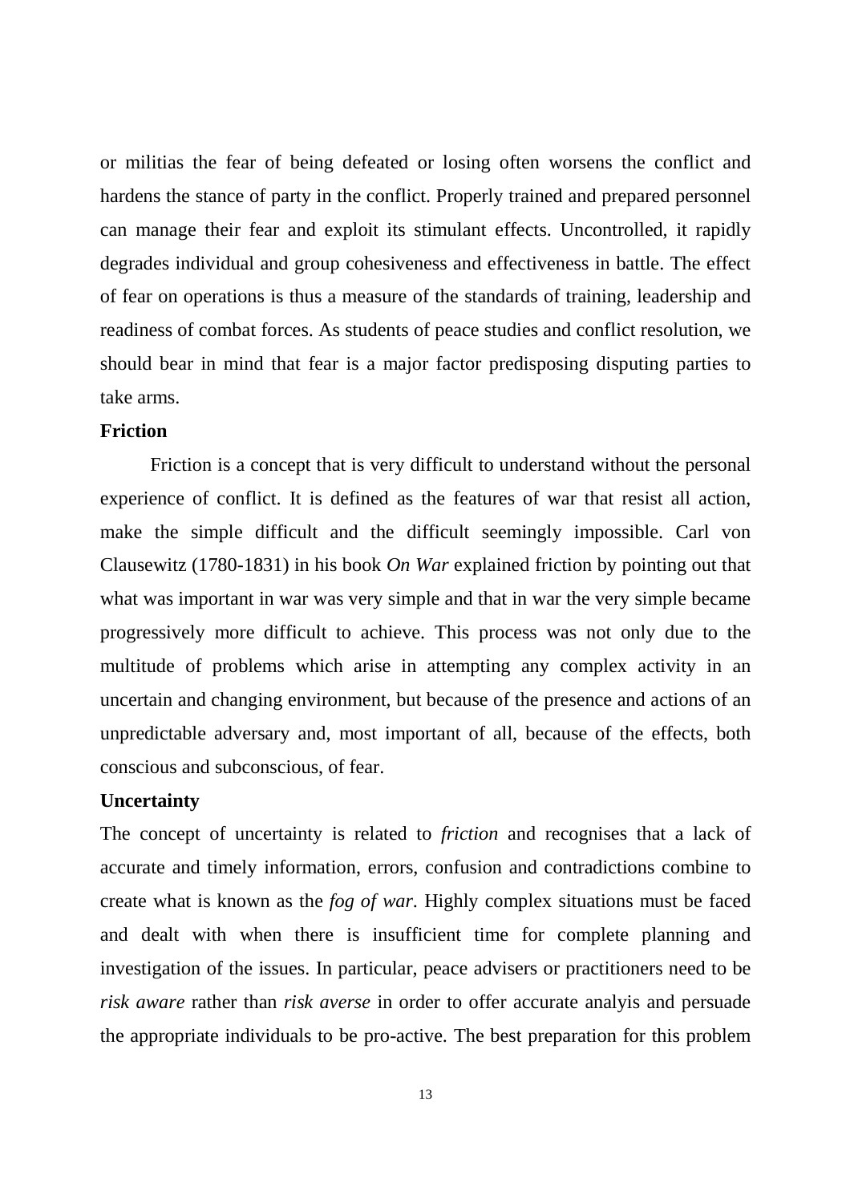or militias the fear of being defeated or losing often worsens the conflict and hardens the stance of party in the conflict. Properly trained and prepared personnel can manage their fear and exploit its stimulant effects. Uncontrolled, it rapidly degrades individual and group cohesiveness and effectiveness in battle. The effect of fear on operations is thus a measure of the standards of training, leadership and readiness of combat forces. As students of peace studies and conflict resolution, we should bear in mind that fear is a major factor predisposing disputing parties to take arms.

**Friction**

Friction is a concept that is very difficult to understand without the personal experience of conflict. It is defined as the features of war that resist all action, make the simple difficult and the difficult seemingly impossible. Carl von Clausewitz (1780-1831) in his book *On War* explained friction by pointing out that what was important in war was very simple and that in war the very simple became progressively more difficult to achieve. This process was not only due to the multitude of problems which arise in attempting any complex activity in an uncertain and changing environment, but because of the presence and actions of an unpredictable adversary and, most important of all, because of the effects, both conscious and subconscious, of fear.

**Uncertainty**

The concept of uncertainty is related to *friction* and recognises that a lack of accurate and timely information, errors, confusion and contradictions combine to create what is known as the *fog of war*. Highly complex situations must be faced and dealt with when there is insufficient time for complete planning and investigation of the issues. In particular, peace advisers or practitioners need to be *risk aware* rather than *risk averse* in order to offer accurate analyis and persuade the appropriate individuals to be pro-active. The best preparation for this problem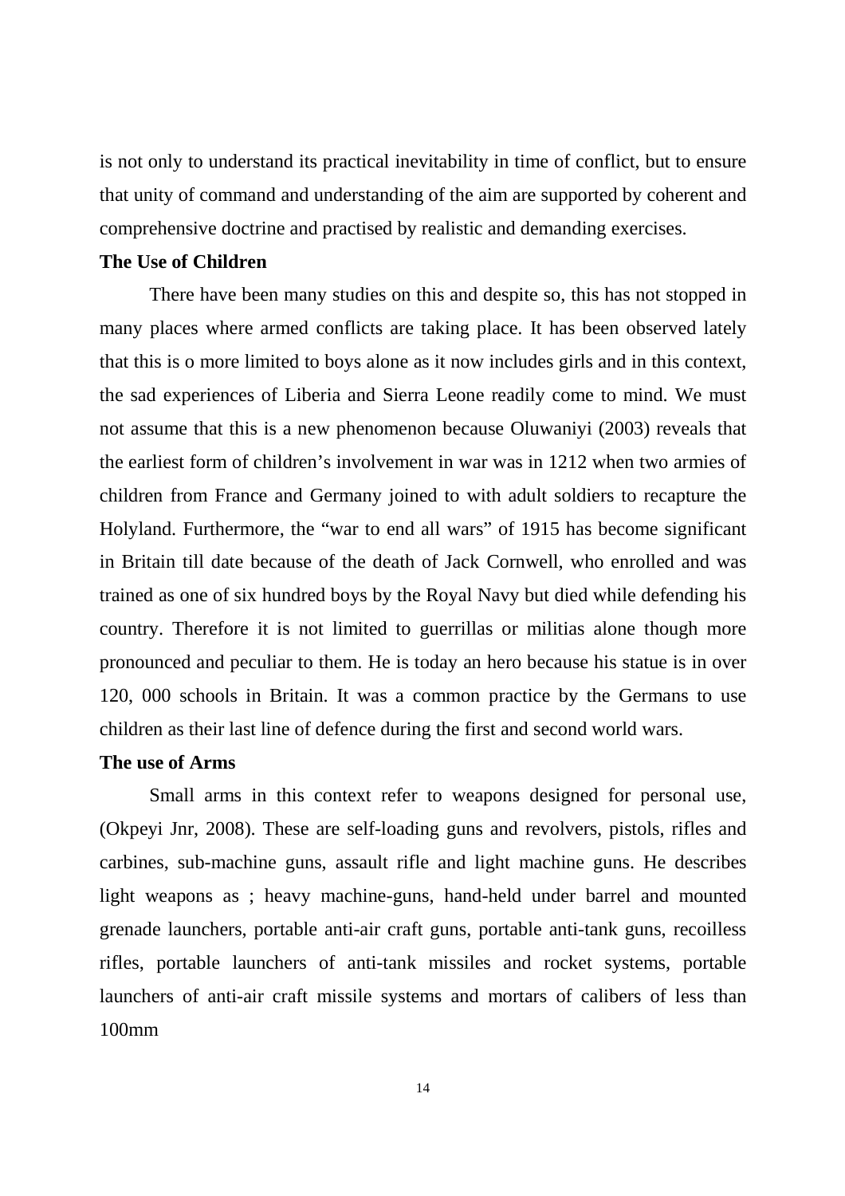is not only to understand its practical inevitability in time of conflict, but to ensure that unity of command and understanding of the aim are supported by coherent and comprehensive doctrine and practised by realistic and demanding exercises.

**The Use of Children**

There have been many studies on this and despite so, this has not stopped in many places where armed conflicts are taking place. It has been observed lately that this is o more limited to boys alone as it now includes girls and in this context, the sad experiences of Liberia and Sierra Leone readily come to mind. We must not assume that this is a new phenomenon because Oluwaniyi (2003) reveals that the earliest form of children's involvement in war was in 1212 when two armies of children from France and Germany joined to with adult soldiers to recapture the Holyland. Furthermore, the "war to end all wars" of 1915 has become significant in Britain till date because of the death of Jack Cornwell, who enrolled and was trained as one of six hundred boys by the Royal Navy but died while defending his country. Therefore it is not limited to guerrillas or militias alone though more pronounced and peculiar to them. He is today an hero because his statue is in over 120, 000 schools in Britain. It was a common practice by the Germans to use children as their last line of defence during the first and second world wars.

**The use of Arms**

Small arms in this context refer to weapons designed for personal use, (Okpeyi Jnr, 2008). These are self-loading guns and revolvers, pistols, rifles and carbines, sub-machine guns, assault rifle and light machine guns. He describes light weapons as ; heavy machine-guns, hand-held under barrel and mounted grenade launchers, portable anti-air craft guns, portable anti-tank guns, recoilless rifles, portable launchers of anti-tank missiles and rocket systems, portable launchers of anti-air craft missile systems and mortars of calibers of less than 100mm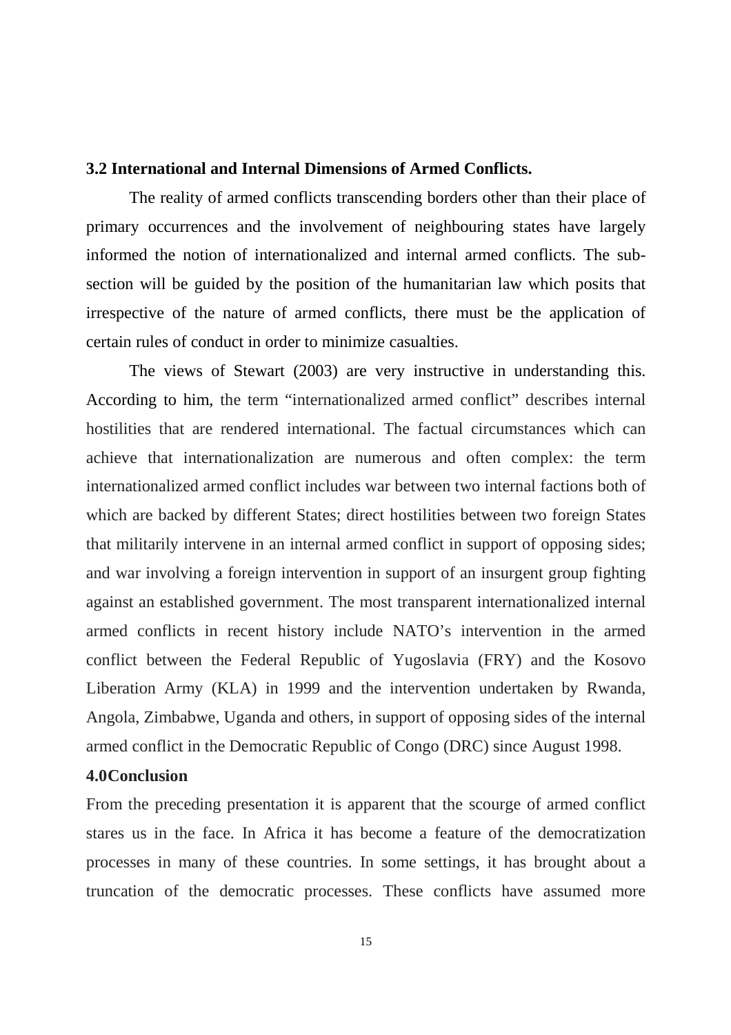### 3.2 International and Internal Dimensions of Armed Conflicts.

The reality of armed conflicts transcending borders other than their place of primary occurrences and the involvement of neighbouring states have largely informed the notion of internationalized and internal armed conflicts. The sub-section will be guided by the position of the humanitarian law which posits that irrespective of the nature of armed conflicts, there must be the application of certain rules of conduct in order to minimize casualties.

The views of Stewart (2003) are very instructive in understanding this. According to him, the term "internationalized armed conflict" describes internal hostilities that are rendered international. The factual circumstances which can achieve that internationalization are numerous and often complex: the term internationalized armed conflict includes war between two internal factions both of which are backed by different States; direct hostilities between two foreign States that militarily intervene in an internal armed conflict in support of opposing sides; and war involving a foreign intervention in support of an insurgent group fighting against an established government. The most transparent internationalized internal armed conflicts in recent history include NATO's intervention in the armed conflict between the Federal Republic of Yugoslavia (FRY) and the Kosovo Liberation Army (KLA) in 1999 and the intervention undertaken by Rwanda, Angola, Zimbabwe, Uganda and others, in support of opposing sides of the internal armed conflict in the Democratic Republic of Congo (DRC) since August 1998.

## 4.0Conclusion

From the preceding presentation it is apparent that the scourge of armed conflict stares us in the face. In Africa it has become a feature of the democratization processes in many of these countries. In some settings, it has brought about a truncation of the democratic processes. These conflicts have assumed more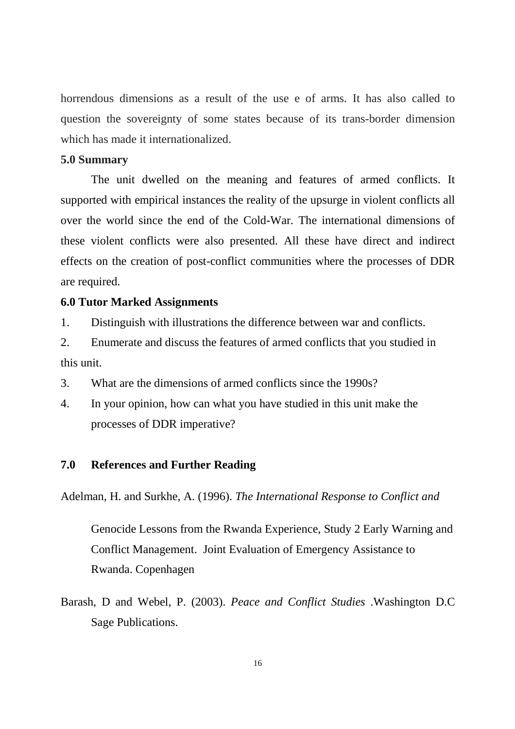horrendous dimensions as a result of the use e of arms. It has also called to question the sovereignty of some states because of its trans-border dimension which has made it internationalized.

**5.0 Summary**

The unit dwelled on the meaning and features of armed conflicts. It supported with empirical instances the reality of the upsurge in violent conflicts all over the world since the end of the Cold-War. The international dimensions of these violent conflicts were also presented. All these have direct and indirect effects on the creation of post-conflict communities where the processes of DDR are required.

**6.0 Tutor Marked Assignments**

1. Distinguish with illustrations the difference between war and conflicts.
2. Enumerate and discuss the features of armed conflicts that you studied in this unit.
3. What are the dimensions of armed conflicts since the 1990s?
4. In your opinion, how can what you have studied in this unit make the processes of DDR imperative?

**7.0 References and Further Reading**

Adelman, H. and Surkhe, A. (1996). *The International Response to Conflict and* Genocide Lessons from the Rwanda Experience, Study 2 Early Warning and Conflict Management. Joint Evaluation of Emergency Assistance to Rwanda. Copenhagen

Barash, D and Webel, P. (2003). *Peace and Conflict Studies* .Washington D.C Sage Publications.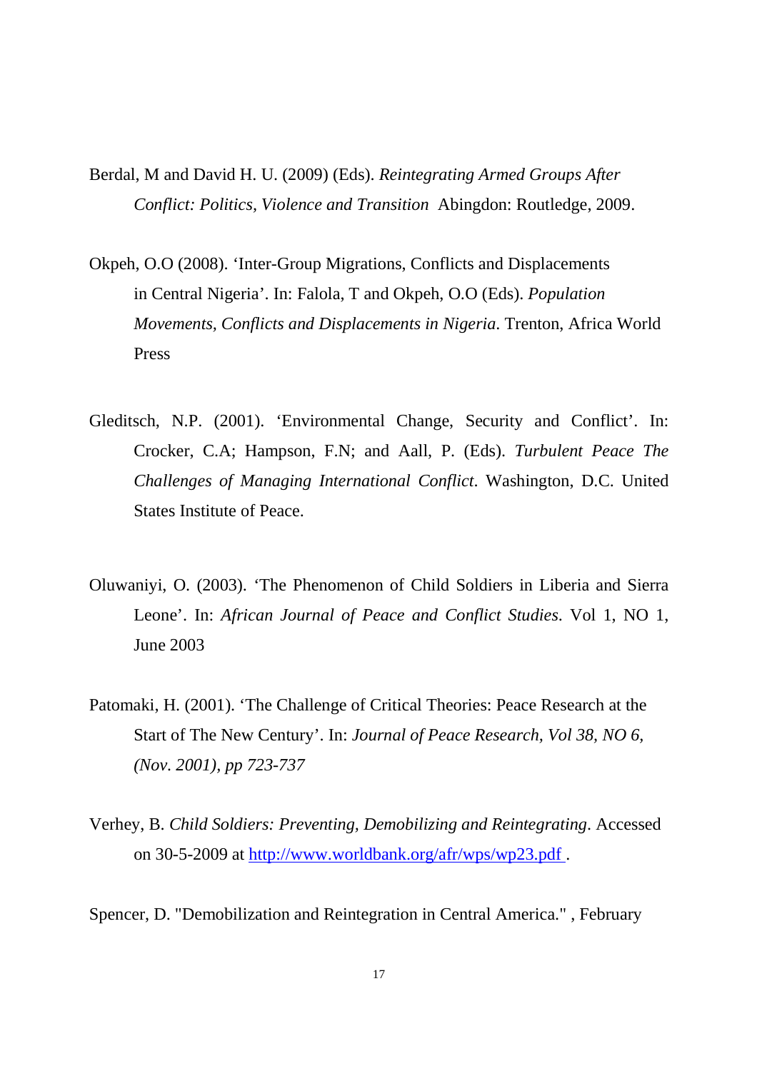Berdal, M and David H. U. (2009) (Eds). *Reintegrating Armed Groups After Conflict: Politics, Violence and Transition* Abingdon: Routledge, 2009.

Okpeh, O.O (2008). 'Inter-Group Migrations, Conflicts and Displacements in Central Nigeria'. In: Falola, T and Okpeh, O.O (Eds). *Population Movements, Conflicts and Displacements in Nigeria*. Trenton, Africa World Press

Gleditsch, N.P. (2001). 'Environmental Change, Security and Conflict'. In: Crocker, C.A; Hampson, F.N; and Aall, P. (Eds). *Turbulent Peace The Challenges of Managing International Conflict*. Washington, D.C. United States Institute of Peace.

Oluwaniyi, O. (2003). 'The Phenomenon of Child Soldiers in Liberia and Sierra Leone'. In: *African Journal of Peace and Conflict Studies*. Vol 1, NO 1, June 2003

Patomaki, H. (2001). 'The Challenge of Critical Theories: Peace Research at the Start of The New Century'. In: *Journal of Peace Research, Vol 38, NO 6, (Nov. 2001), pp 723-737*

Verhey, B. *Child Soldiers: Preventing, Demobilizing and Reintegrating*. Accessed on 30-5-2009 at http://www.worldbank.org/afr/wps/wp23.pdf .

Spencer, D. "Demobilization and Reintegration in Central America." , February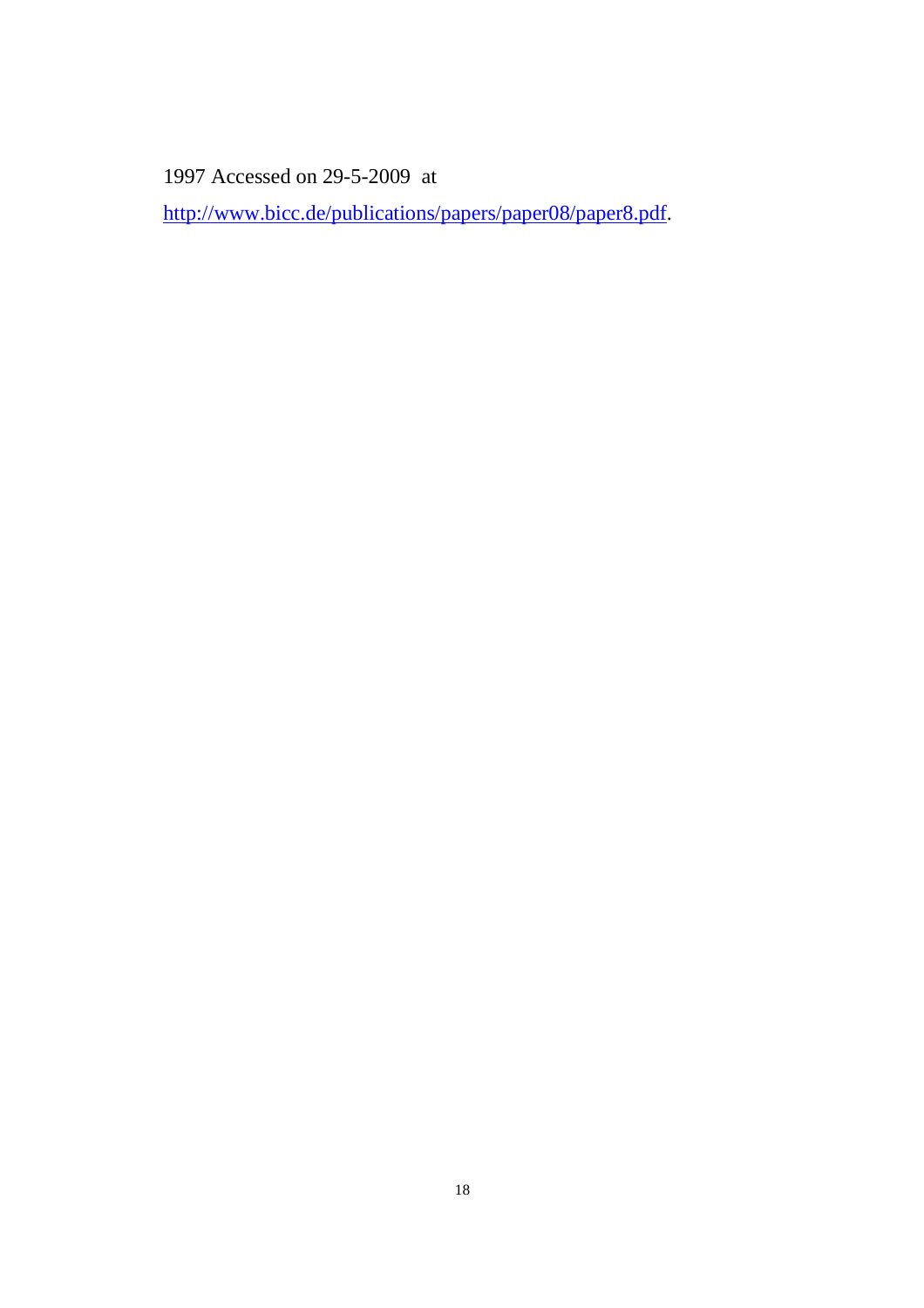1997 Accessed on 29-5-2009 at

http://www.bicc.de/publications/papers/paper08/paper8.pdf.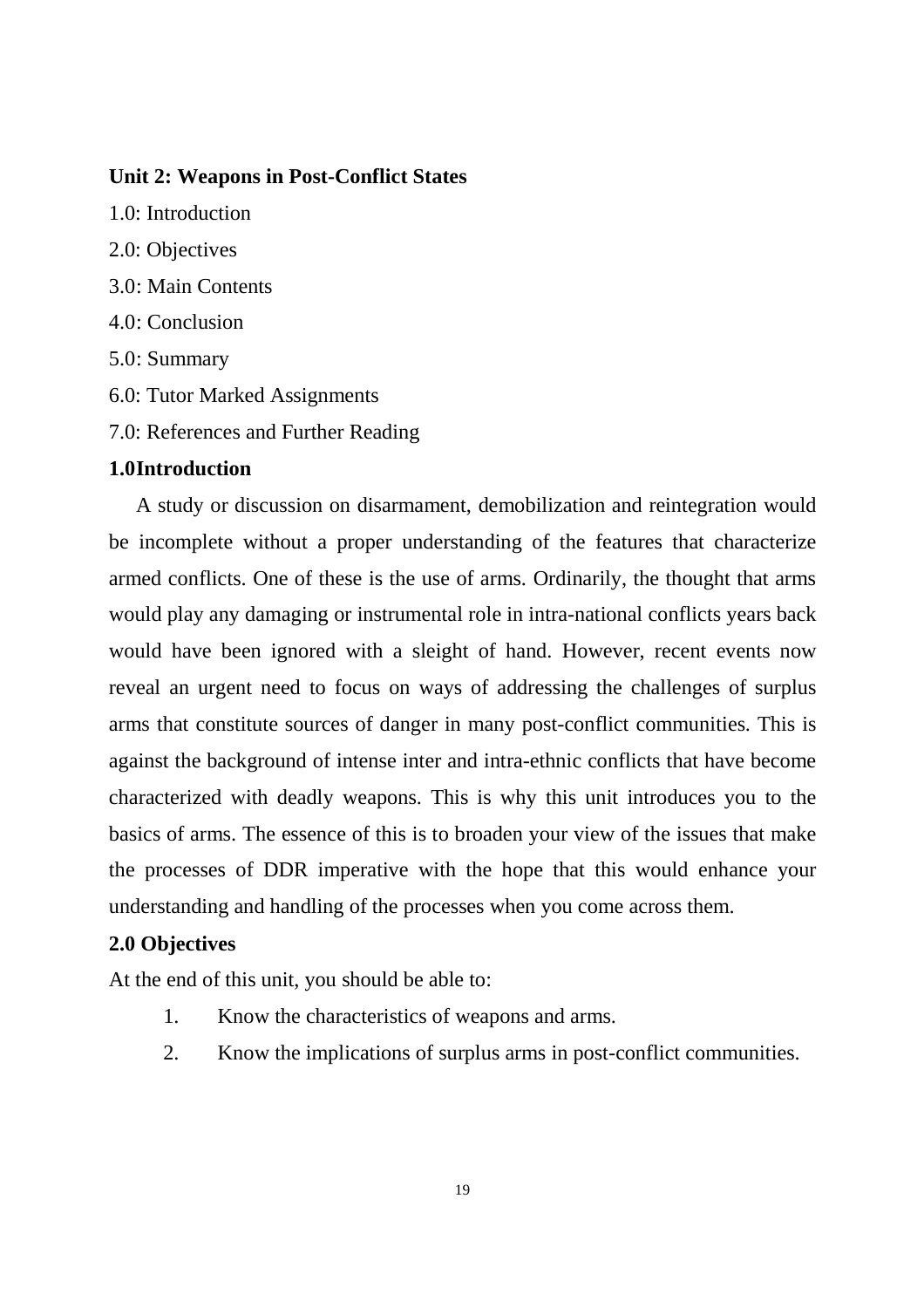## Unit 2: Weapons in Post-Conflict States

1.0: Introduction

2.0: Objectives

3.0: Main Contents

4.0: Conclusion

5.0: Summary

6.0: Tutor Marked Assignments

7.0: References and Further Reading

### 1.0 Introduction

A study or discussion on disarmament, demobilization and reintegration would be incomplete without a proper understanding of the features that characterize armed conflicts. One of these is the use of arms. Ordinarily, the thought that arms would play any damaging or instrumental role in intra-national conflicts years back would have been ignored with a sleight of hand. However, recent events now reveal an urgent need to focus on ways of addressing the challenges of surplus arms that constitute sources of danger in many post-conflict communities. This is against the background of intense inter and intra-ethnic conflicts that have become characterized with deadly weapons. This is why this unit introduces you to the basics of arms. The essence of this is to broaden your view of the issues that make the processes of DDR imperative with the hope that this would enhance your understanding and handling of the processes when you come across them.

### 2.0 Objectives

At the end of this unit, you should be able to:

1. Know the characteristics of weapons and arms.
2. Know the implications of surplus arms in post-conflict communities.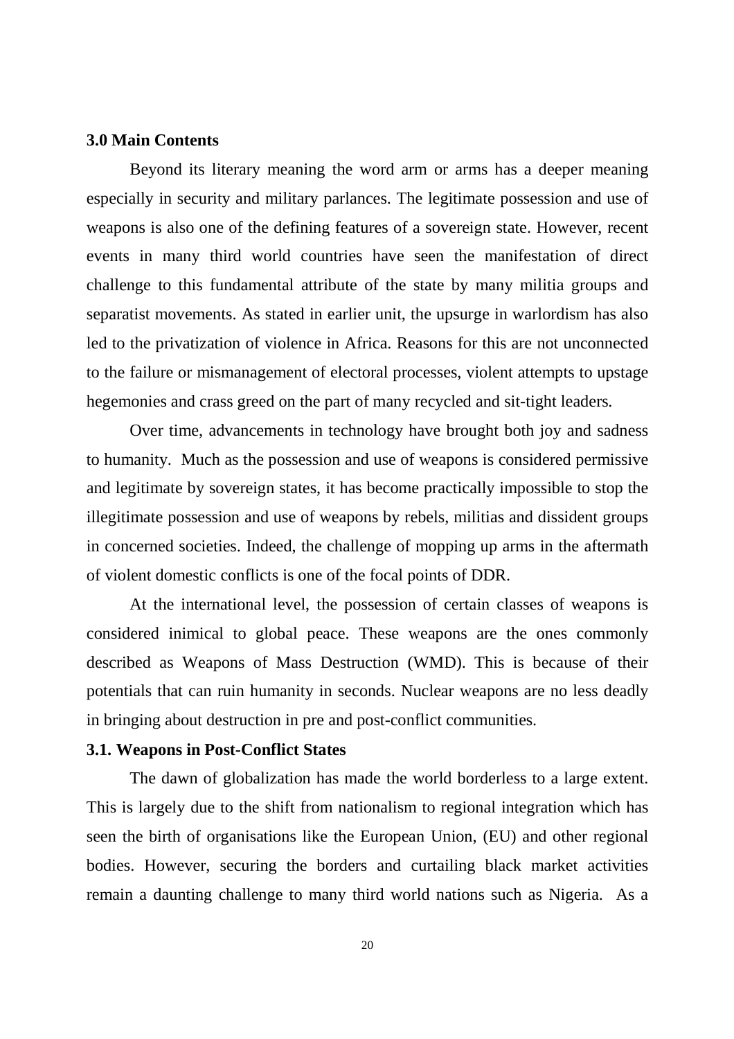## 3.0 Main Contents

Beyond its literary meaning the word arm or arms has a deeper meaning especially in security and military parlances. The legitimate possession and use of weapons is also one of the defining features of a sovereign state. However, recent events in many third world countries have seen the manifestation of direct challenge to this fundamental attribute of the state by many militia groups and separatist movements. As stated in earlier unit, the upsurge in warlordism has also led to the privatization of violence in Africa. Reasons for this are not unconnected to the failure or mismanagement of electoral processes, violent attempts to upstage hegemonies and crass greed on the part of many recycled and sit-tight leaders.

Over time, advancements in technology have brought both joy and sadness to humanity. Much as the possession and use of weapons is considered permissive and legitimate by sovereign states, it has become practically impossible to stop the illegitimate possession and use of weapons by rebels, militias and dissident groups in concerned societies. Indeed, the challenge of mopping up arms in the aftermath of violent domestic conflicts is one of the focal points of DDR.

At the international level, the possession of certain classes of weapons is considered inimical to global peace. These weapons are the ones commonly described as Weapons of Mass Destruction (WMD). This is because of their potentials that can ruin humanity in seconds. Nuclear weapons are no less deadly in bringing about destruction in pre and post-conflict communities.

### 3.1. Weapons in Post-Conflict States

The dawn of globalization has made the world borderless to a large extent. This is largely due to the shift from nationalism to regional integration which has seen the birth of organisations like the European Union, (EU) and other regional bodies. However, securing the borders and curtailing black market activities remain a daunting challenge to many third world nations such as Nigeria. As a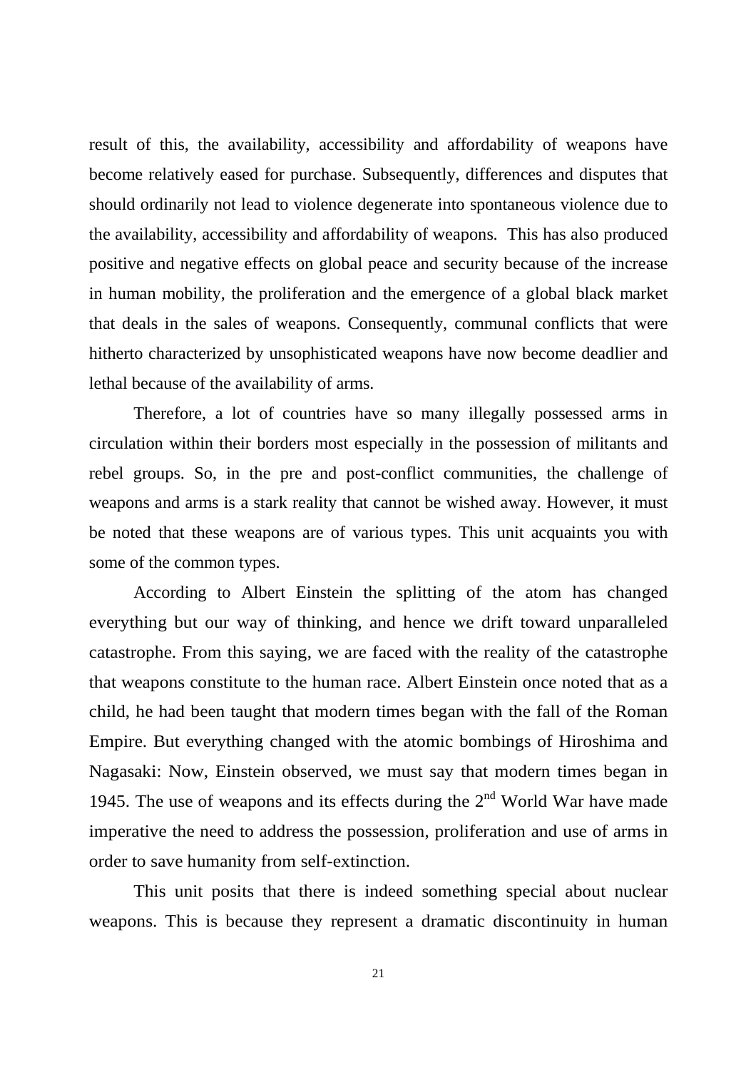result of this, the availability, accessibility and affordability of weapons have become relatively eased for purchase. Subsequently, differences and disputes that should ordinarily not lead to violence degenerate into spontaneous violence due to the availability, accessibility and affordability of weapons. This has also produced positive and negative effects on global peace and security because of the increase in human mobility, the proliferation and the emergence of a global black market that deals in the sales of weapons. Consequently, communal conflicts that were hitherto characterized by unsophisticated weapons have now become deadlier and lethal because of the availability of arms.

Therefore, a lot of countries have so many illegally possessed arms in circulation within their borders most especially in the possession of militants and rebel groups. So, in the pre and post-conflict communities, the challenge of weapons and arms is a stark reality that cannot be wished away. However, it must be noted that these weapons are of various types. This unit acquaints you with some of the common types.

According to Albert Einstein the splitting of the atom has changed everything but our way of thinking, and hence we drift toward unparalleled catastrophe. From this saying, we are faced with the reality of the catastrophe that weapons constitute to the human race. Albert Einstein once noted that as a child, he had been taught that modern times began with the fall of the Roman Empire. But everything changed with the atomic bombings of Hiroshima and Nagasaki: Now, Einstein observed, we must say that modern times began in 1945. The use of weapons and its effects during the 2nd World War have made imperative the need to address the possession, proliferation and use of arms in order to save humanity from self-extinction.

This unit posits that there is indeed something special about nuclear weapons. This is because they represent a dramatic discontinuity in human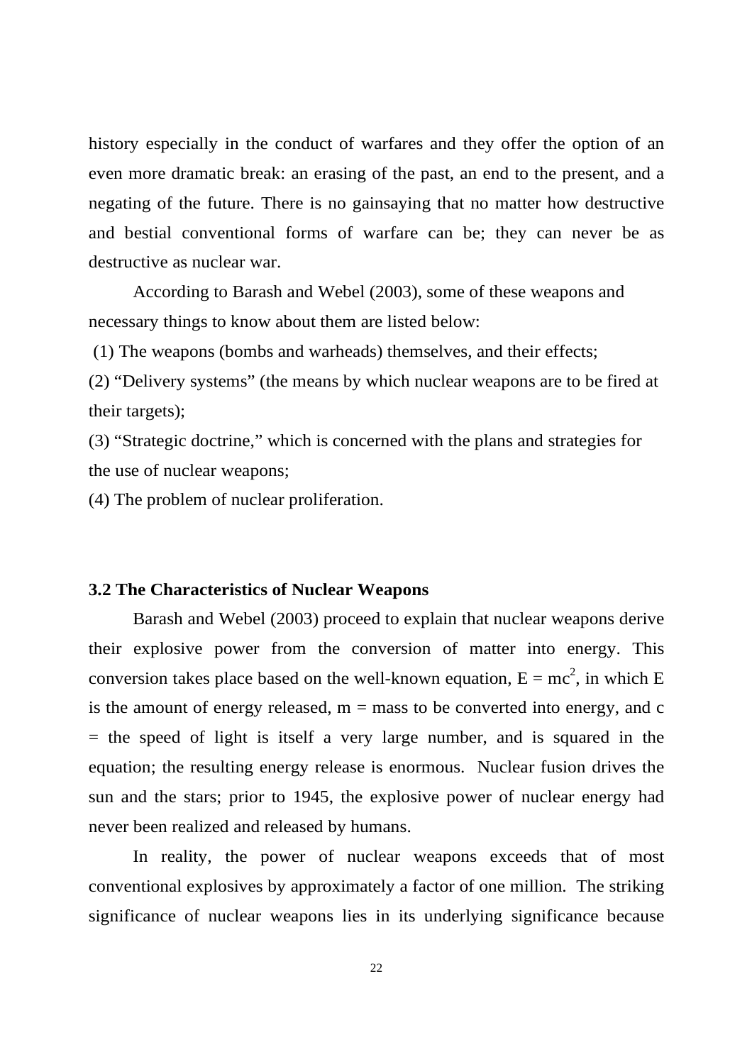history especially in the conduct of warfares and they offer the option of an even more dramatic break: an erasing of the past, an end to the present, and a negating of the future. There is no gainsaying that no matter how destructive and bestial conventional forms of warfare can be; they can never be as destructive as nuclear war.

According to Barash and Webel (2003), some of these weapons and necessary things to know about them are listed below:

(1) The weapons (bombs and warheads) themselves, and their effects;

(2) “Delivery systems” (the means by which nuclear weapons are to be fired at their targets);

(3) “Strategic doctrine,” which is concerned with the plans and strategies for the use of nuclear weapons;

(4) The problem of nuclear proliferation.

### 3.2 The Characteristics of Nuclear Weapons

Barash and Webel (2003) proceed to explain that nuclear weapons derive their explosive power from the conversion of matter into energy. This conversion takes place based on the well-known equation, $E = mc^2$, in which E is the amount of energy released, m = mass to be converted into energy, and c = the speed of light is itself a very large number, and is squared in the equation; the resulting energy release is enormous. Nuclear fusion drives the sun and the stars; prior to 1945, the explosive power of nuclear energy had never been realized and released by humans.

In reality, the power of nuclear weapons exceeds that of most conventional explosives by approximately a factor of one million. The striking significance of nuclear weapons lies in its underlying significance because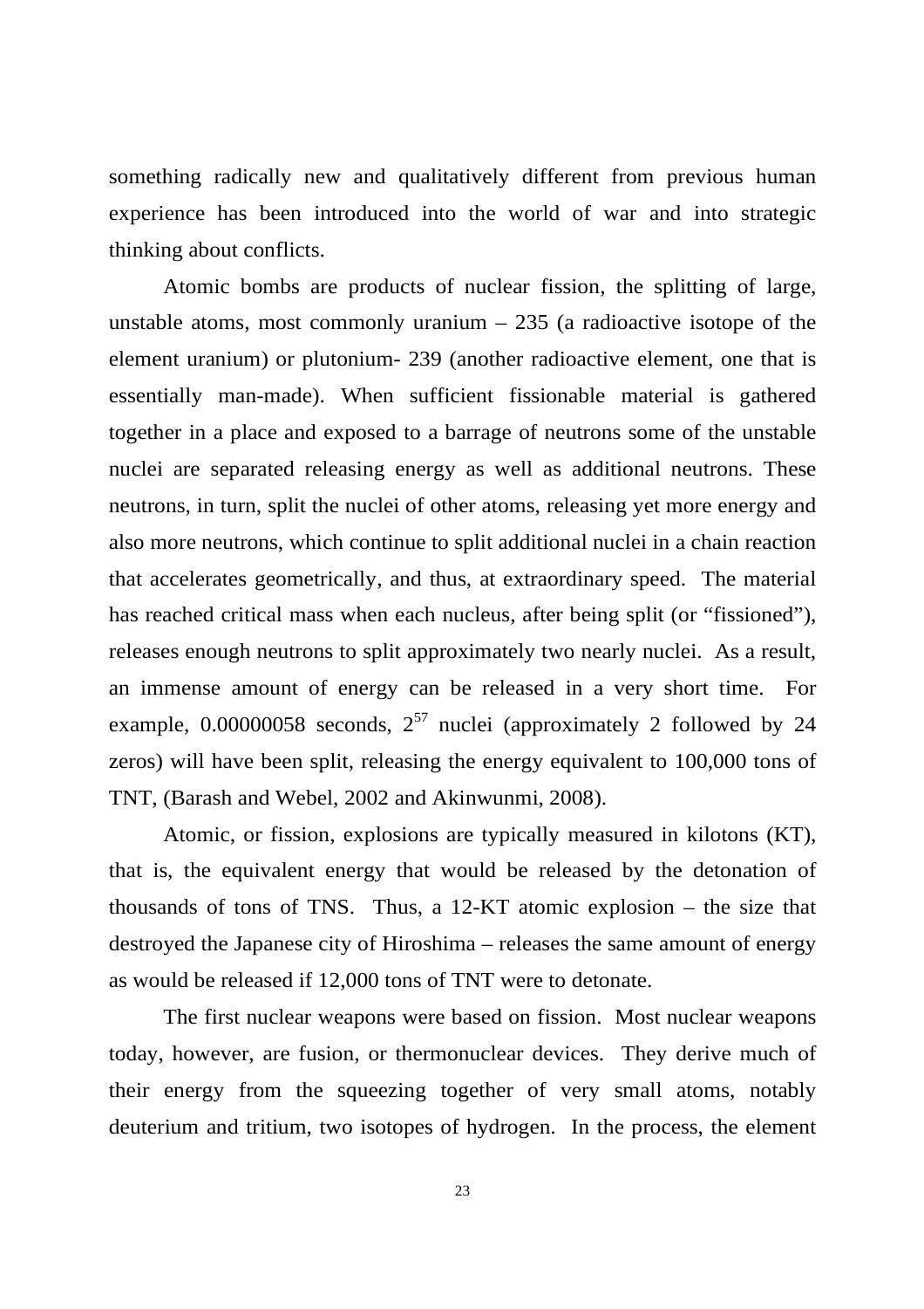something radically new and qualitatively different from previous human experience has been introduced into the world of war and into strategic thinking about conflicts.

Atomic bombs are products of nuclear fission, the splitting of large, unstable atoms, most commonly uranium – 235 (a radioactive isotope of the element uranium) or plutonium- 239 (another radioactive element, one that is essentially man-made). When sufficient fissionable material is gathered together in a place and exposed to a barrage of neutrons some of the unstable nuclei are separated releasing energy as well as additional neutrons. These neutrons, in turn, split the nuclei of other atoms, releasing yet more energy and also more neutrons, which continue to split additional nuclei in a chain reaction that accelerates geometrically, and thus, at extraordinary speed. The material has reached critical mass when each nucleus, after being split (or "fissioned"), releases enough neutrons to split approximately two nearly nuclei. As a result, an immense amount of energy can be released in a very short time. For example, 0.00000058 seconds, $2^{57}$ nuclei (approximately 2 followed by 24 zeros) will have been split, releasing the energy equivalent to 100,000 tons of TNT, (Barash and Webel, 2002 and Akinwunmi, 2008).

Atomic, or fission, explosions are typically measured in kilotons (KT), that is, the equivalent energy that would be released by the detonation of thousands of tons of TNS. Thus, a 12-KT atomic explosion – the size that destroyed the Japanese city of Hiroshima – releases the same amount of energy as would be released if 12,000 tons of TNT were to detonate.

The first nuclear weapons were based on fission. Most nuclear weapons today, however, are fusion, or thermonuclear devices. They derive much of their energy from the squeezing together of very small atoms, notably deuterium and tritium, two isotopes of hydrogen. In the process, the element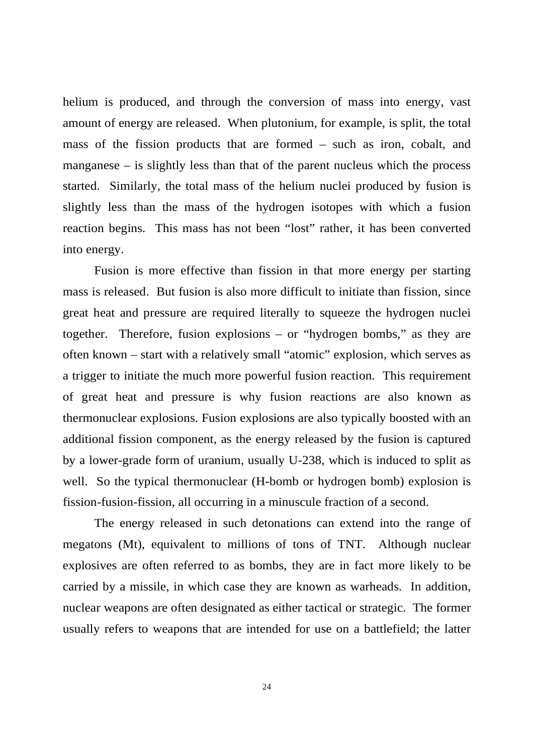helium is produced, and through the conversion of mass into energy, vast amount of energy are released. When plutonium, for example, is split, the total mass of the fission products that are formed – such as iron, cobalt, and manganese – is slightly less than that of the parent nucleus which the process started. Similarly, the total mass of the helium nuclei produced by fusion is slightly less than the mass of the hydrogen isotopes with which a fusion reaction begins. This mass has not been "lost" rather, it has been converted into energy.

Fusion is more effective than fission in that more energy per starting mass is released. But fusion is also more difficult to initiate than fission, since great heat and pressure are required literally to squeeze the hydrogen nuclei together. Therefore, fusion explosions – or "hydrogen bombs," as they are often known – start with a relatively small "atomic" explosion, which serves as a trigger to initiate the much more powerful fusion reaction. This requirement of great heat and pressure is why fusion reactions are also known as thermonuclear explosions. Fusion explosions are also typically boosted with an additional fission component, as the energy released by the fusion is captured by a lower-grade form of uranium, usually U-238, which is induced to split as well. So the typical thermonuclear (H-bomb or hydrogen bomb) explosion is fission-fusion-fission, all occurring in a minuscule fraction of a second.

The energy released in such detonations can extend into the range of megatons (Mt), equivalent to millions of tons of TNT. Although nuclear explosives are often referred to as bombs, they are in fact more likely to be carried by a missile, in which case they are known as warheads. In addition, nuclear weapons are often designated as either tactical or strategic. The former usually refers to weapons that are intended for use on a battlefield; the latter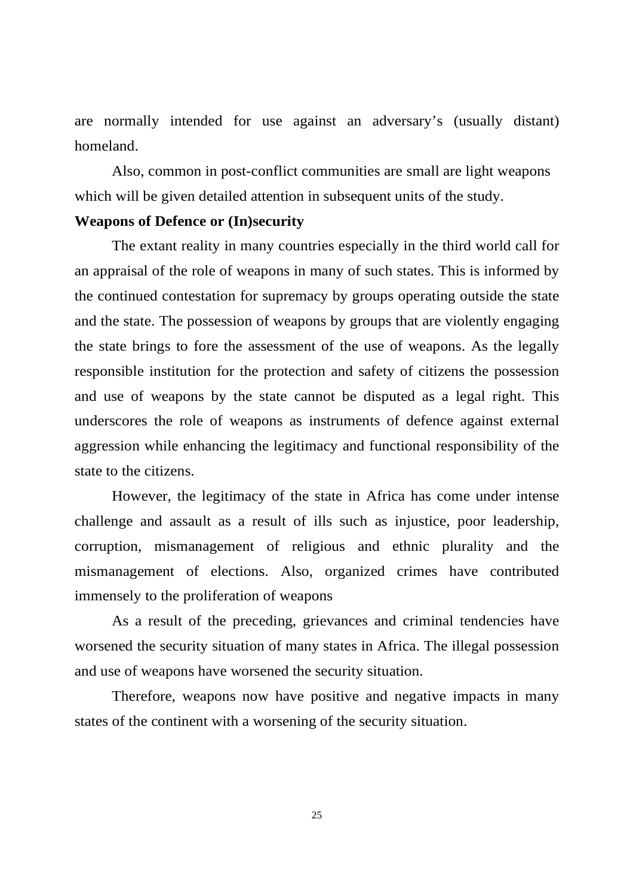are normally intended for use against an adversary's (usually distant) homeland.

Also, common in post-conflict communities are small are light weapons which will be given detailed attention in subsequent units of the study.

**Weapons of Defence or (In)security**

The extant reality in many countries especially in the third world call for an appraisal of the role of weapons in many of such states. This is informed by the continued contestation for supremacy by groups operating outside the state and the state. The possession of weapons by groups that are violently engaging the state brings to fore the assessment of the use of weapons. As the legally responsible institution for the protection and safety of citizens the possession and use of weapons by the state cannot be disputed as a legal right. This underscores the role of weapons as instruments of defence against external aggression while enhancing the legitimacy and functional responsibility of the state to the citizens.

However, the legitimacy of the state in Africa has come under intense challenge and assault as a result of ills such as injustice, poor leadership, corruption, mismanagement of religious and ethnic plurality and the mismanagement of elections. Also, organized crimes have contributed immensely to the proliferation of weapons

As a result of the preceding, grievances and criminal tendencies have worsened the security situation of many states in Africa. The illegal possession and use of weapons have worsened the security situation.

Therefore, weapons now have positive and negative impacts in many states of the continent with a worsening of the security situation.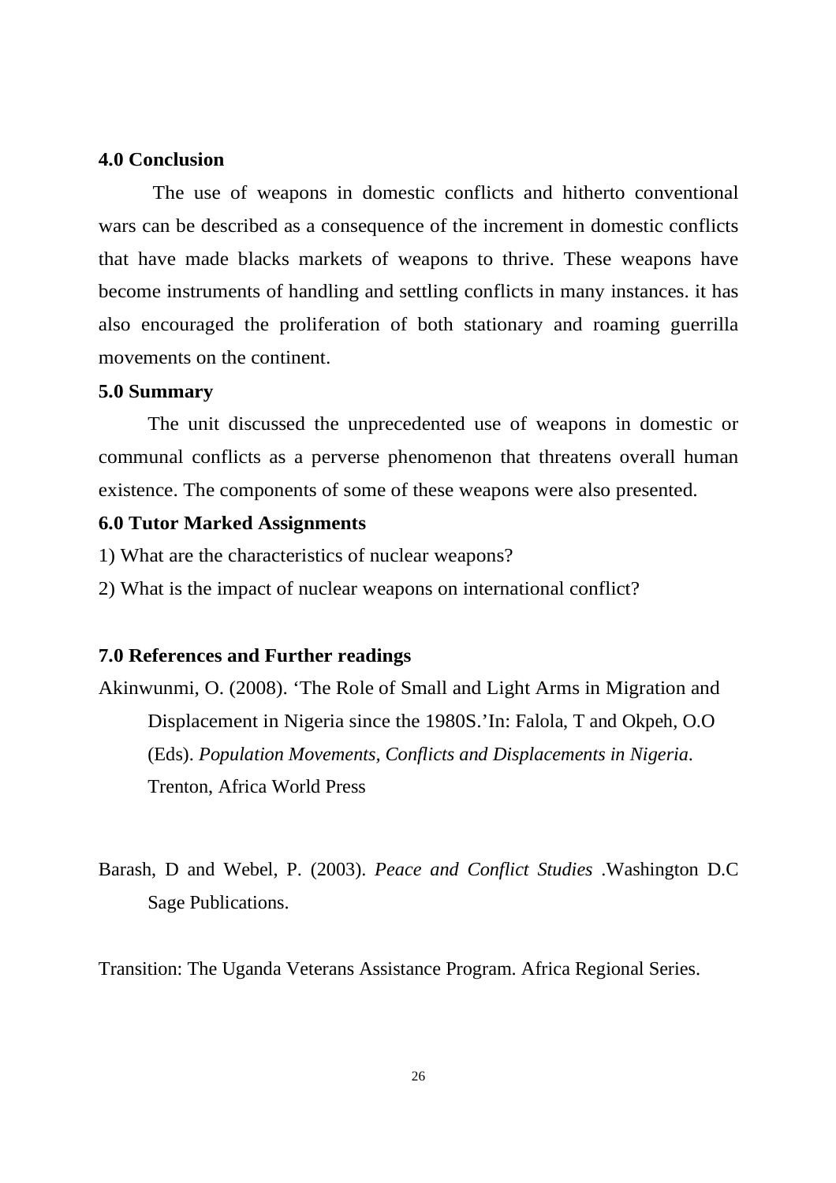### 4.0 Conclusion

The use of weapons in domestic conflicts and hitherto conventional wars can be described as a consequence of the increment in domestic conflicts that have made blacks markets of weapons to thrive. These weapons have become instruments of handling and settling conflicts in many instances. it has also encouraged the proliferation of both stationary and roaming guerrilla movements on the continent.

### 5.0 Summary

The unit discussed the unprecedented use of weapons in domestic or communal conflicts as a perverse phenomenon that threatens overall human existence. The components of some of these weapons were also presented.

### 6.0 Tutor Marked Assignments

1) What are the characteristics of nuclear weapons?

2) What is the impact of nuclear weapons on international conflict?

### 7.0 References and Further readings

Akinwunmi, O. (2008). 'The Role of Small and Light Arms in Migration and Displacement in Nigeria since the 1980S.'In: Falola, T and Okpeh, O.O (Eds). *Population Movements, Conflicts and Displacements in Nigeria*. Trenton, Africa World Press

Barash, D and Webel, P. (2003). *Peace and Conflict Studies* .Washington D.C Sage Publications.

Transition: The Uganda Veterans Assistance Program. Africa Regional Series.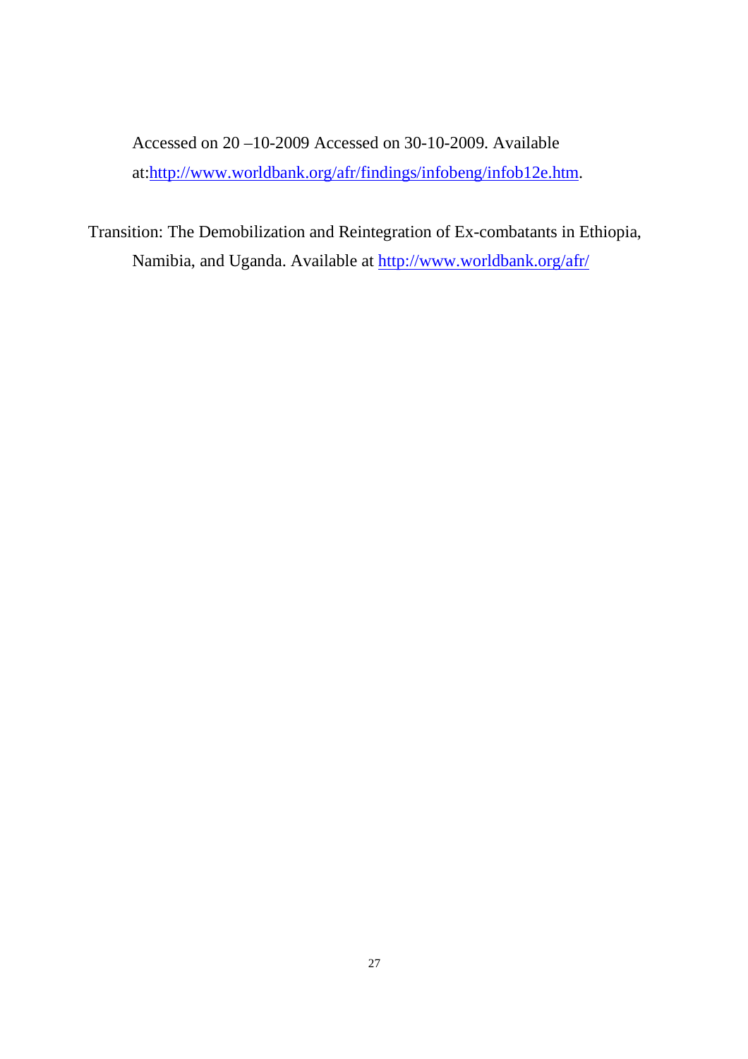Accessed on 20 –10-2009 Accessed on 30-10-2009. Available at:http://www.worldbank.org/afr/findings/infobeng/infob12e.htm.

Transition: The Demobilization and Reintegration of Ex-combatants in Ethiopia, Namibia, and Uganda. Available at http://www.worldbank.org/afr/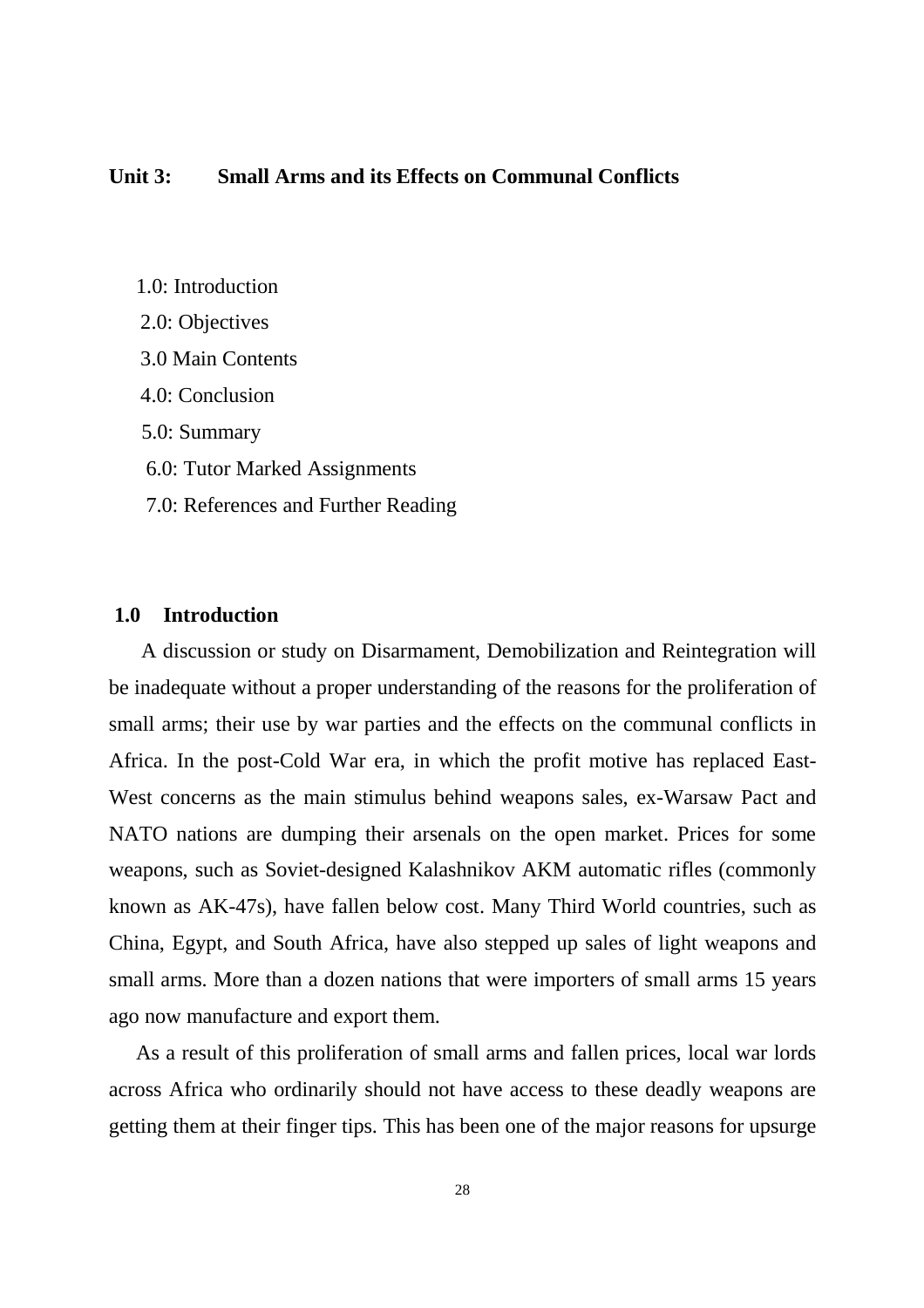## Unit 3: Small Arms and its Effects on Communal Conflicts

1.0: Introduction

2.0: Objectives

3.0 Main Contents

4.0: Conclusion

5.0: Summary

6.0: Tutor Marked Assignments

7.0: References and Further Reading

### 1.0 Introduction

A discussion or study on Disarmament, Demobilization and Reintegration will be inadequate without a proper understanding of the reasons for the proliferation of small arms; their use by war parties and the effects on the communal conflicts in Africa. In the post-Cold War era, in which the profit motive has replaced East-West concerns as the main stimulus behind weapons sales, ex-Warsaw Pact and NATO nations are dumping their arsenals on the open market. Prices for some weapons, such as Soviet-designed Kalashnikov AKM automatic rifles (commonly known as AK-47s), have fallen below cost. Many Third World countries, such as China, Egypt, and South Africa, have also stepped up sales of light weapons and small arms. More than a dozen nations that were importers of small arms 15 years ago now manufacture and export them.

As a result of this proliferation of small arms and fallen prices, local war lords across Africa who ordinarily should not have access to these deadly weapons are getting them at their finger tips. This has been one of the major reasons for upsurge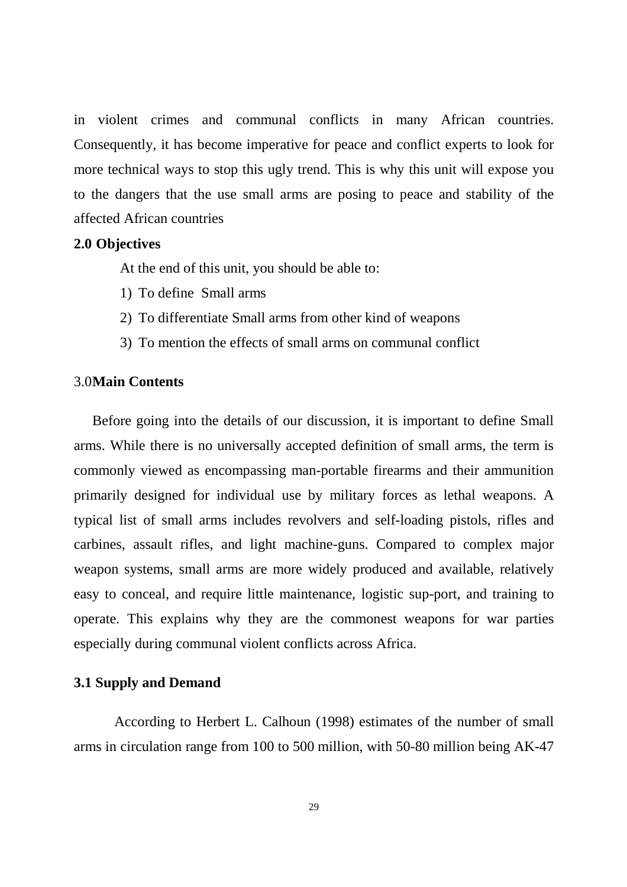in violent crimes and communal conflicts in many African countries. Consequently, it has become imperative for peace and conflict experts to look for more technical ways to stop this ugly trend. This is why this unit will expose you to the dangers that the use small arms are posing to peace and stability of the affected African countries

## 2.0 Objectives

At the end of this unit, you should be able to:

1) To define Small arms
2) To differentiate Small arms from other kind of weapons
3) To mention the effects of small arms on communal conflict

## 3.0 Main Contents

Before going into the details of our discussion, it is important to define Small arms. While there is no universally accepted definition of small arms, the term is commonly viewed as encompassing man-portable firearms and their ammunition primarily designed for individual use by military forces as lethal weapons. A typical list of small arms includes revolvers and self-loading pistols, rifles and carbines, assault rifles, and light machine-guns. Compared to complex major weapon systems, small arms are more widely produced and available, relatively easy to conceal, and require little maintenance, logistic sup-port, and training to operate. This explains why they are the commonest weapons for war parties especially during communal violent conflicts across Africa.

### 3.1 Supply and Demand

According to Herbert L. Calhoun (1998) estimates of the number of small arms in circulation range from 100 to 500 million, with 50-80 million being AK-47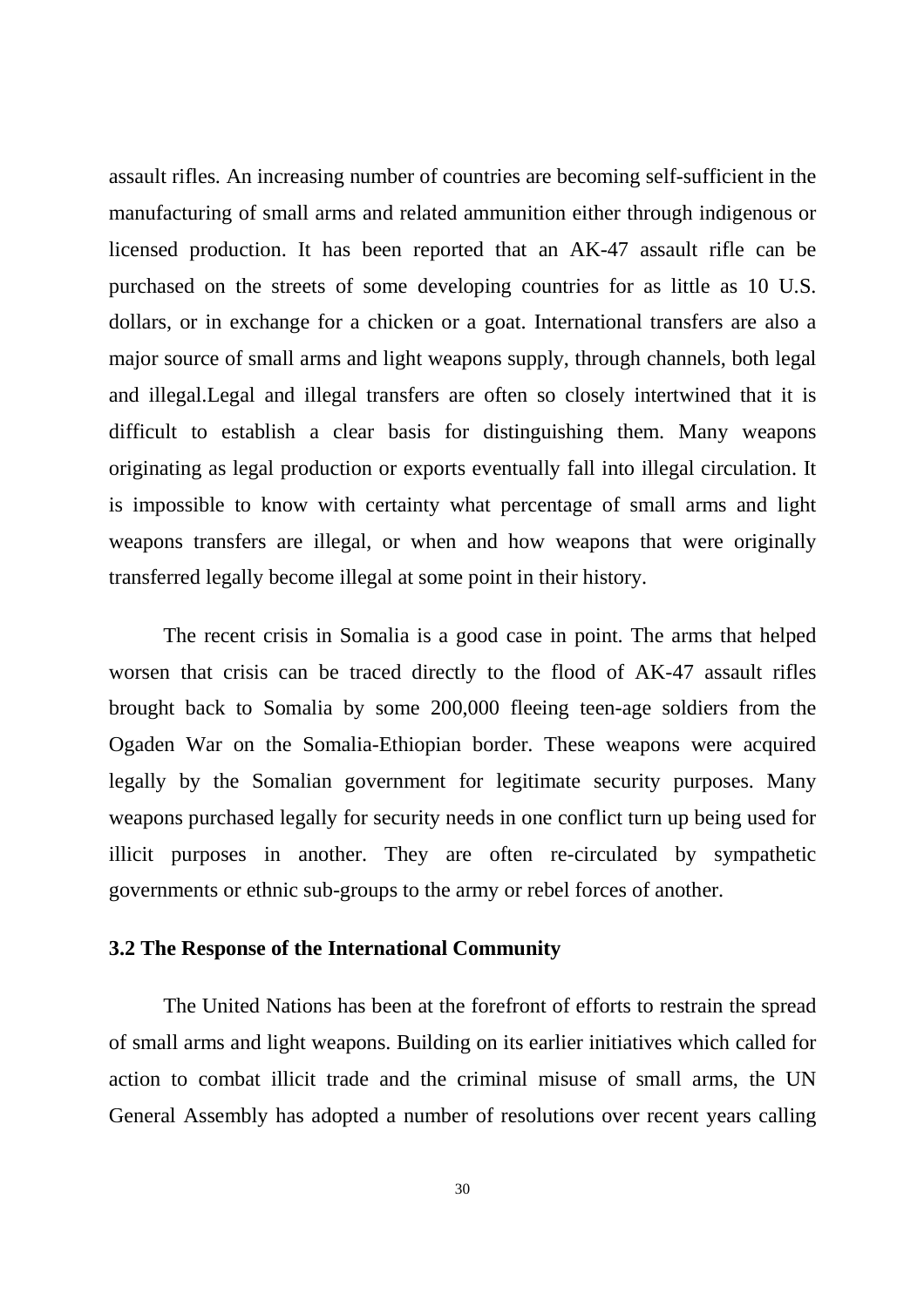assault rifles. An increasing number of countries are becoming self-sufficient in the manufacturing of small arms and related ammunition either through indigenous or licensed production. It has been reported that an AK-47 assault rifle can be purchased on the streets of some developing countries for as little as 10 U.S. dollars, or in exchange for a chicken or a goat. International transfers are also a major source of small arms and light weapons supply, through channels, both legal and illegal.Legal and illegal transfers are often so closely intertwined that it is difficult to establish a clear basis for distinguishing them. Many weapons originating as legal production or exports eventually fall into illegal circulation. It is impossible to know with certainty what percentage of small arms and light weapons transfers are illegal, or when and how weapons that were originally transferred legally become illegal at some point in their history.

The recent crisis in Somalia is a good case in point. The arms that helped worsen that crisis can be traced directly to the flood of AK-47 assault rifles brought back to Somalia by some 200,000 fleeing teen-age soldiers from the Ogaden War on the Somalia-Ethiopian border. These weapons were acquired legally by the Somalian government for legitimate security purposes. Many weapons purchased legally for security needs in one conflict turn up being used for illicit purposes in another. They are often re-circulated by sympathetic governments or ethnic sub-groups to the army or rebel forces of another.

### 3.2 The Response of the International Community

The United Nations has been at the forefront of efforts to restrain the spread of small arms and light weapons. Building on its earlier initiatives which called for action to combat illicit trade and the criminal misuse of small arms, the UN General Assembly has adopted a number of resolutions over recent years calling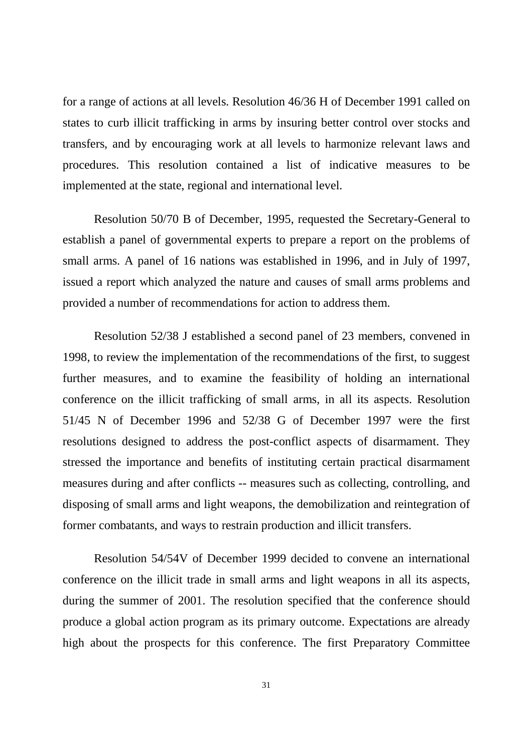for a range of actions at all levels. Resolution 46/36 H of December 1991 called on states to curb illicit trafficking in arms by insuring better control over stocks and transfers, and by encouraging work at all levels to harmonize relevant laws and procedures. This resolution contained a list of indicative measures to be implemented at the state, regional and international level.

Resolution 50/70 B of December, 1995, requested the Secretary-General to establish a panel of governmental experts to prepare a report on the problems of small arms. A panel of 16 nations was established in 1996, and in July of 1997, issued a report which analyzed the nature and causes of small arms problems and provided a number of recommendations for action to address them.

Resolution 52/38 J established a second panel of 23 members, convened in 1998, to review the implementation of the recommendations of the first, to suggest further measures, and to examine the feasibility of holding an international conference on the illicit trafficking of small arms, in all its aspects. Resolution 51/45 N of December 1996 and 52/38 G of December 1997 were the first resolutions designed to address the post-conflict aspects of disarmament. They stressed the importance and benefits of instituting certain practical disarmament measures during and after conflicts -- measures such as collecting, controlling, and disposing of small arms and light weapons, the demobilization and reintegration of former combatants, and ways to restrain production and illicit transfers.

Resolution 54/54V of December 1999 decided to convene an international conference on the illicit trade in small arms and light weapons in all its aspects, during the summer of 2001. The resolution specified that the conference should produce a global action program as its primary outcome. Expectations are already high about the prospects for this conference. The first Preparatory Committee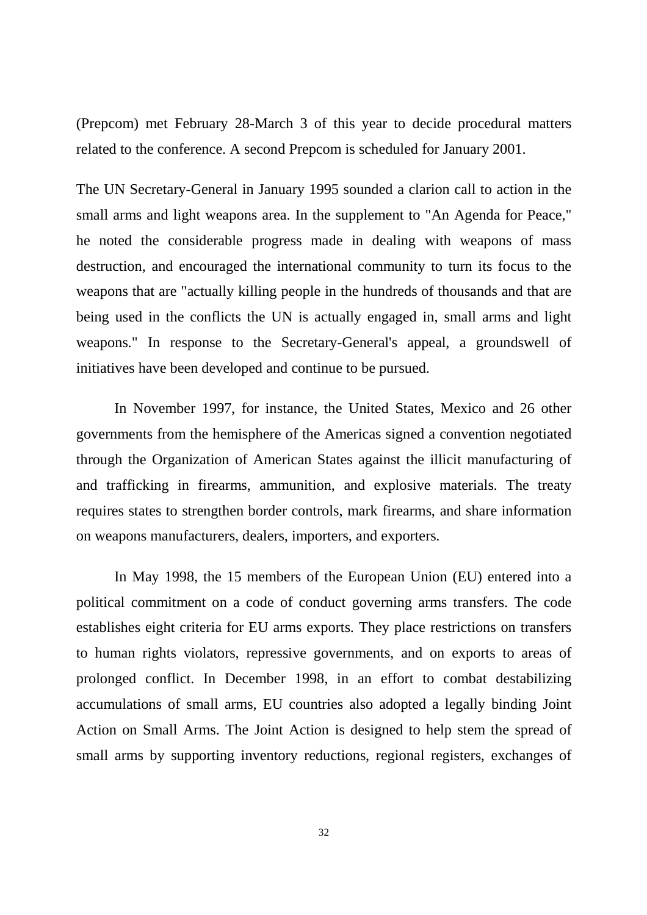(Prepcom) met February 28-March 3 of this year to decide procedural matters related to the conference. A second Prepcom is scheduled for January 2001.

The UN Secretary-General in January 1995 sounded a clarion call to action in the small arms and light weapons area. In the supplement to "An Agenda for Peace," he noted the considerable progress made in dealing with weapons of mass destruction, and encouraged the international community to turn its focus to the weapons that are "actually killing people in the hundreds of thousands and that are being used in the conflicts the UN is actually engaged in, small arms and light weapons." In response to the Secretary-General's appeal, a groundswell of initiatives have been developed and continue to be pursued.

In November 1997, for instance, the United States, Mexico and 26 other governments from the hemisphere of the Americas signed a convention negotiated through the Organization of American States against the illicit manufacturing of and trafficking in firearms, ammunition, and explosive materials. The treaty requires states to strengthen border controls, mark firearms, and share information on weapons manufacturers, dealers, importers, and exporters.

In May 1998, the 15 members of the European Union (EU) entered into a political commitment on a code of conduct governing arms transfers. The code establishes eight criteria for EU arms exports. They place restrictions on transfers to human rights violators, repressive governments, and on exports to areas of prolonged conflict. In December 1998, in an effort to combat destabilizing accumulations of small arms, EU countries also adopted a legally binding Joint Action on Small Arms. The Joint Action is designed to help stem the spread of small arms by supporting inventory reductions, regional registers, exchanges of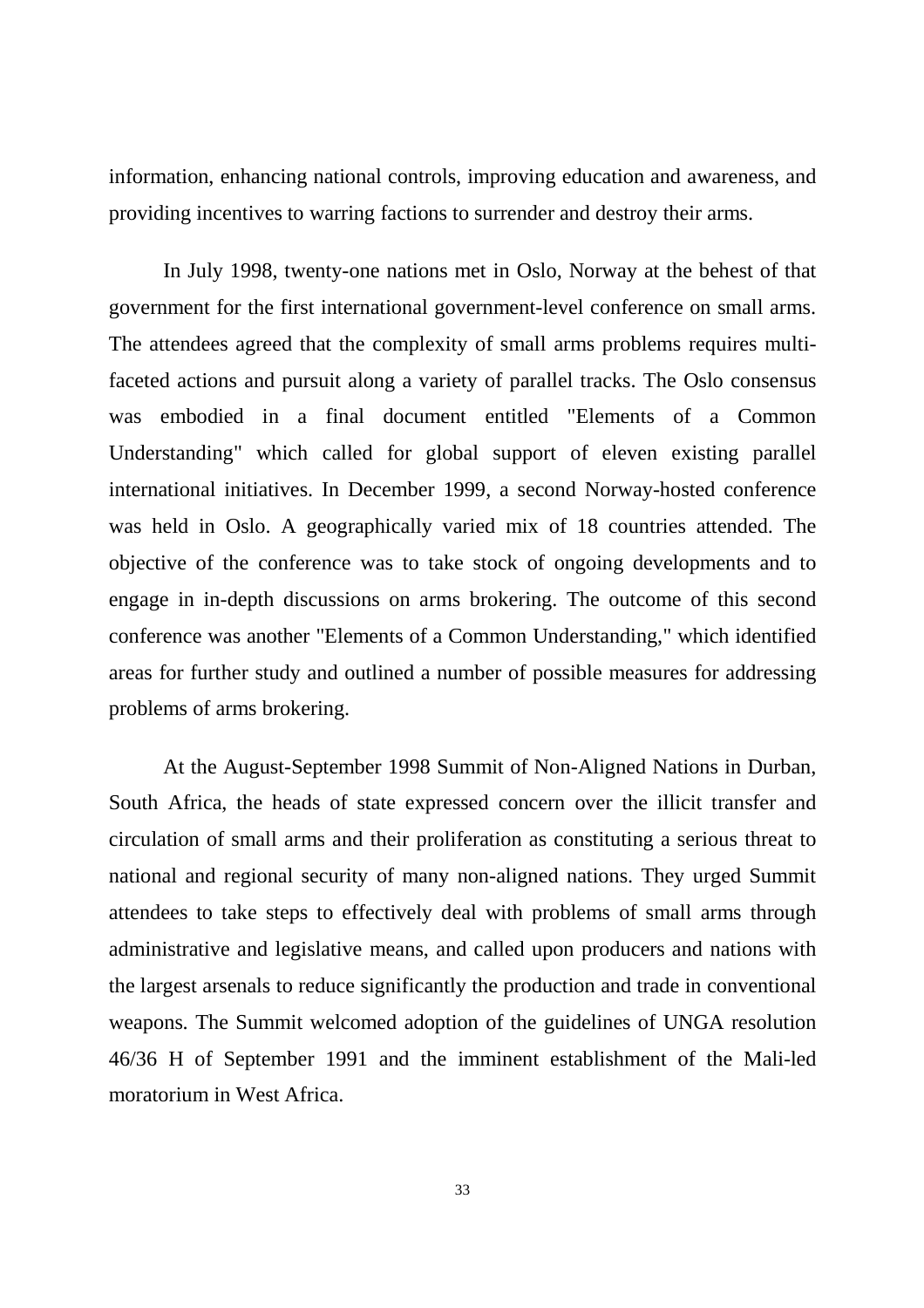information, enhancing national controls, improving education and awareness, and providing incentives to warring factions to surrender and destroy their arms.

In July 1998, twenty-one nations met in Oslo, Norway at the behest of that government for the first international government-level conference on small arms. The attendees agreed that the complexity of small arms problems requires multi-faceted actions and pursuit along a variety of parallel tracks. The Oslo consensus was embodied in a final document entitled "Elements of a Common Understanding" which called for global support of eleven existing parallel international initiatives. In December 1999, a second Norway-hosted conference was held in Oslo. A geographically varied mix of 18 countries attended. The objective of the conference was to take stock of ongoing developments and to engage in in-depth discussions on arms brokering. The outcome of this second conference was another "Elements of a Common Understanding," which identified areas for further study and outlined a number of possible measures for addressing problems of arms brokering.

At the August-September 1998 Summit of Non-Aligned Nations in Durban, South Africa, the heads of state expressed concern over the illicit transfer and circulation of small arms and their proliferation as constituting a serious threat to national and regional security of many non-aligned nations. They urged Summit attendees to take steps to effectively deal with problems of small arms through administrative and legislative means, and called upon producers and nations with the largest arsenals to reduce significantly the production and trade in conventional weapons. The Summit welcomed adoption of the guidelines of UNGA resolution 46/36 H of September 1991 and the imminent establishment of the Mali-led moratorium in West Africa.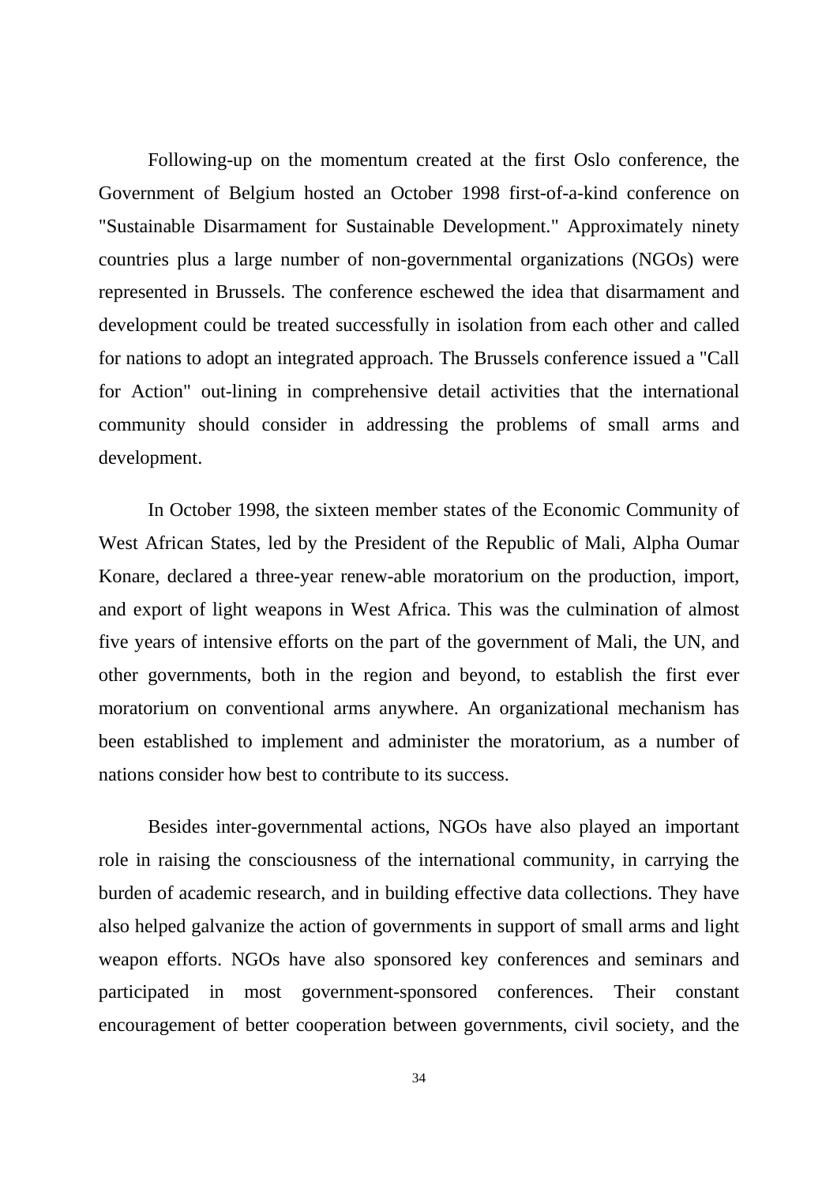Following-up on the momentum created at the first Oslo conference, the Government of Belgium hosted an October 1998 first-of-a-kind conference on "Sustainable Disarmament for Sustainable Development." Approximately ninety countries plus a large number of non-governmental organizations (NGOs) were represented in Brussels. The conference eschewed the idea that disarmament and development could be treated successfully in isolation from each other and called for nations to adopt an integrated approach. The Brussels conference issued a "Call for Action" out-lining in comprehensive detail activities that the international community should consider in addressing the problems of small arms and development.

In October 1998, the sixteen member states of the Economic Community of West African States, led by the President of the Republic of Mali, Alpha Oumar Konare, declared a three-year renew-able moratorium on the production, import, and export of light weapons in West Africa. This was the culmination of almost five years of intensive efforts on the part of the government of Mali, the UN, and other governments, both in the region and beyond, to establish the first ever moratorium on conventional arms anywhere. An organizational mechanism has been established to implement and administer the moratorium, as a number of nations consider how best to contribute to its success.

Besides inter-governmental actions, NGOs have also played an important role in raising the consciousness of the international community, in carrying the burden of academic research, and in building effective data collections. They have also helped galvanize the action of governments in support of small arms and light weapon efforts. NGOs have also sponsored key conferences and seminars and participated in most government-sponsored conferences. Their constant encouragement of better cooperation between governments, civil society, and the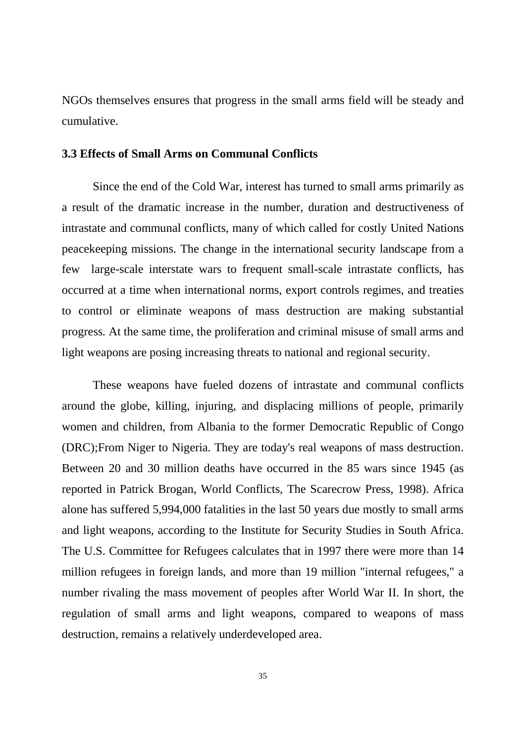NGOs themselves ensures that progress in the small arms field will be steady and cumulative.

### 3.3 Effects of Small Arms on Communal Conflicts

Since the end of the Cold War, interest has turned to small arms primarily as a result of the dramatic increase in the number, duration and destructiveness of intrastate and communal conflicts, many of which called for costly United Nations peacekeeping missions. The change in the international security landscape from a few large-scale interstate wars to frequent small-scale intrastate conflicts, has occurred at a time when international norms, export controls regimes, and treaties to control or eliminate weapons of mass destruction are making substantial progress. At the same time, the proliferation and criminal misuse of small arms and light weapons are posing increasing threats to national and regional security.

These weapons have fueled dozens of intrastate and communal conflicts around the globe, killing, injuring, and displacing millions of people, primarily women and children, from Albania to the former Democratic Republic of Congo (DRC);From Niger to Nigeria. They are today's real weapons of mass destruction. Between 20 and 30 million deaths have occurred in the 85 wars since 1945 (as reported in Patrick Brogan, World Conflicts, The Scarecrow Press, 1998). Africa alone has suffered 5,994,000 fatalities in the last 50 years due mostly to small arms and light weapons, according to the Institute for Security Studies in South Africa. The U.S. Committee for Refugees calculates that in 1997 there were more than 14 million refugees in foreign lands, and more than 19 million "internal refugees," a number rivaling the mass movement of peoples after World War II. In short, the regulation of small arms and light weapons, compared to weapons of mass destruction, remains a relatively underdeveloped area.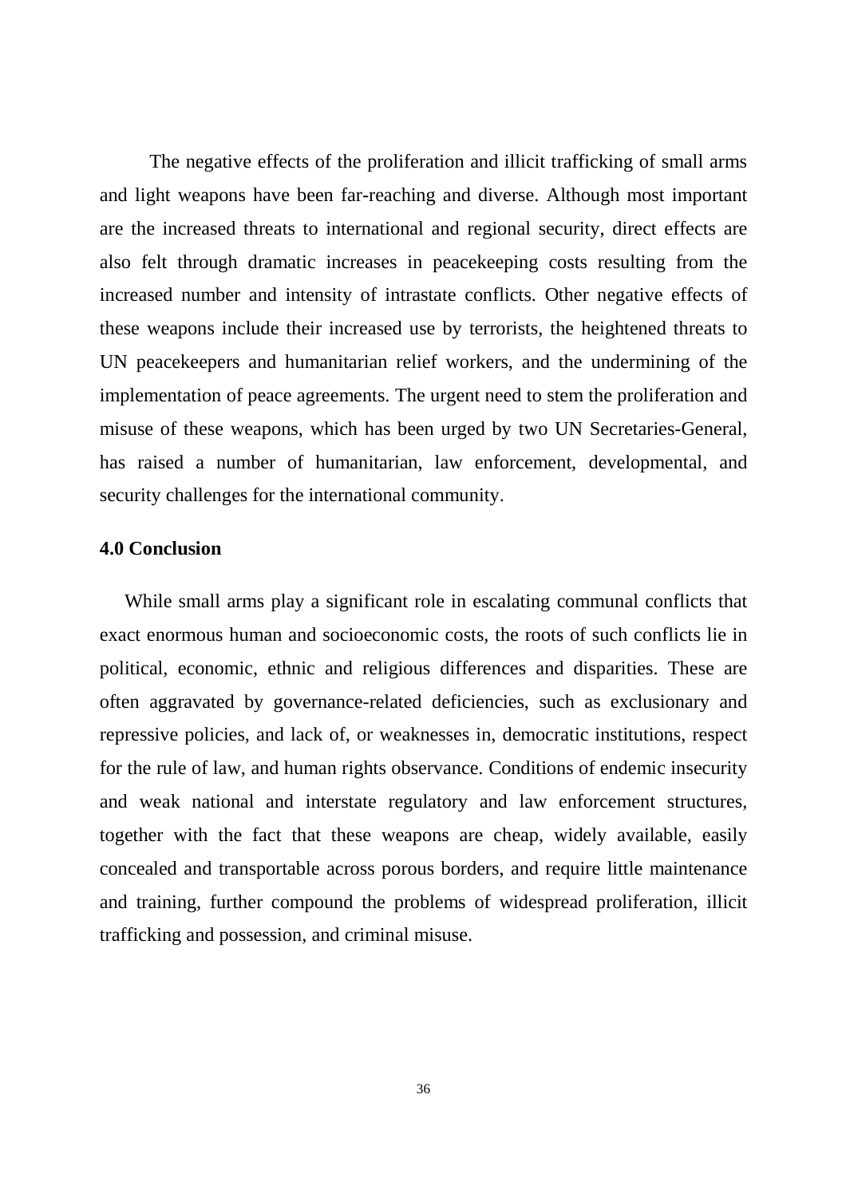The negative effects of the proliferation and illicit trafficking of small arms and light weapons have been far-reaching and diverse. Although most important are the increased threats to international and regional security, direct effects are also felt through dramatic increases in peacekeeping costs resulting from the increased number and intensity of intrastate conflicts. Other negative effects of these weapons include their increased use by terrorists, the heightened threats to UN peacekeepers and humanitarian relief workers, and the undermining of the implementation of peace agreements. The urgent need to stem the proliferation and misuse of these weapons, which has been urged by two UN Secretaries-General, has raised a number of humanitarian, law enforcement, developmental, and security challenges for the international community.

## 4.0 Conclusion

While small arms play a significant role in escalating communal conflicts that exact enormous human and socioeconomic costs, the roots of such conflicts lie in political, economic, ethnic and religious differences and disparities. These are often aggravated by governance-related deficiencies, such as exclusionary and repressive policies, and lack of, or weaknesses in, democratic institutions, respect for the rule of law, and human rights observance. Conditions of endemic insecurity and weak national and interstate regulatory and law enforcement structures, together with the fact that these weapons are cheap, widely available, easily concealed and transportable across porous borders, and require little maintenance and training, further compound the problems of widespread proliferation, illicit trafficking and possession, and criminal misuse.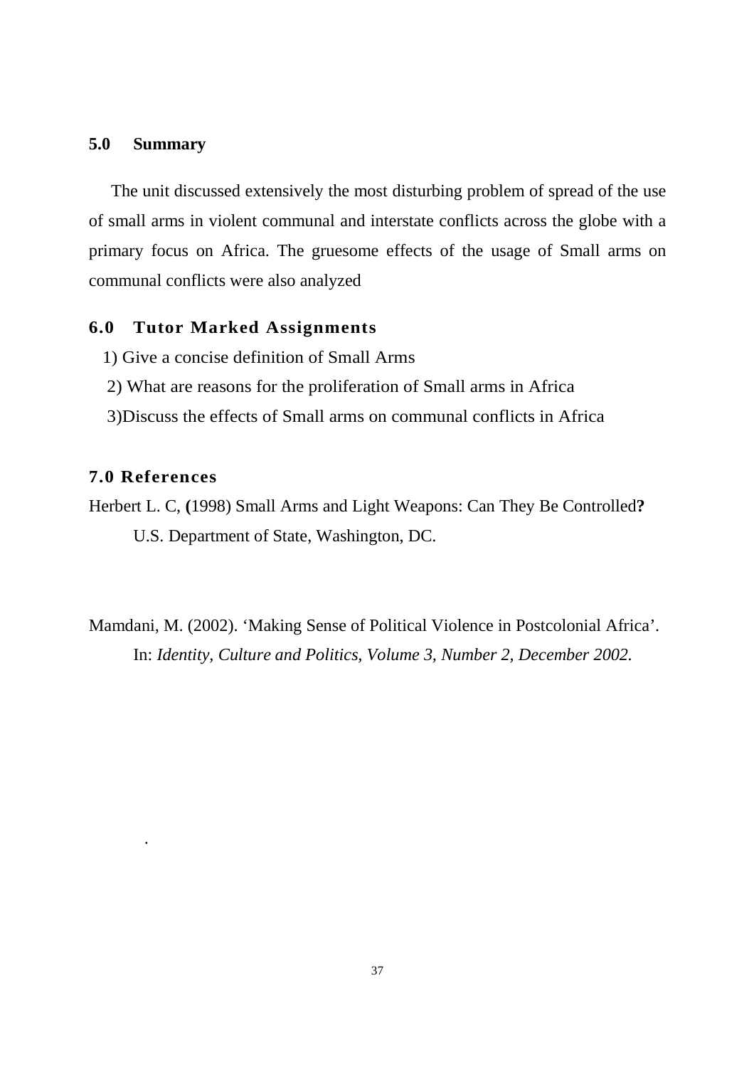## 5.0 Summary

The unit discussed extensively the most disturbing problem of spread of the use of small arms in violent communal and interstate conflicts across the globe with a primary focus on Africa. The gruesome effects of the usage of Small arms on communal conflicts were also analyzed

## 6.0 Tutor Marked Assignments

1) Give a concise definition of Small Arms
2) What are reasons for the proliferation of Small arms in Africa
3) Discuss the effects of Small arms on communal conflicts in Africa

## 7.0 References

Herbert L. C, **(**1998) Small Arms and Light Weapons: Can They Be Controlled**?** U.S. Department of State, Washington, DC.

Mamdani, M. (2002). 'Making Sense of Political Violence in Postcolonial Africa'. In: *Identity, Culture and Politics, Volume 3, Number 2, December 2002.*

.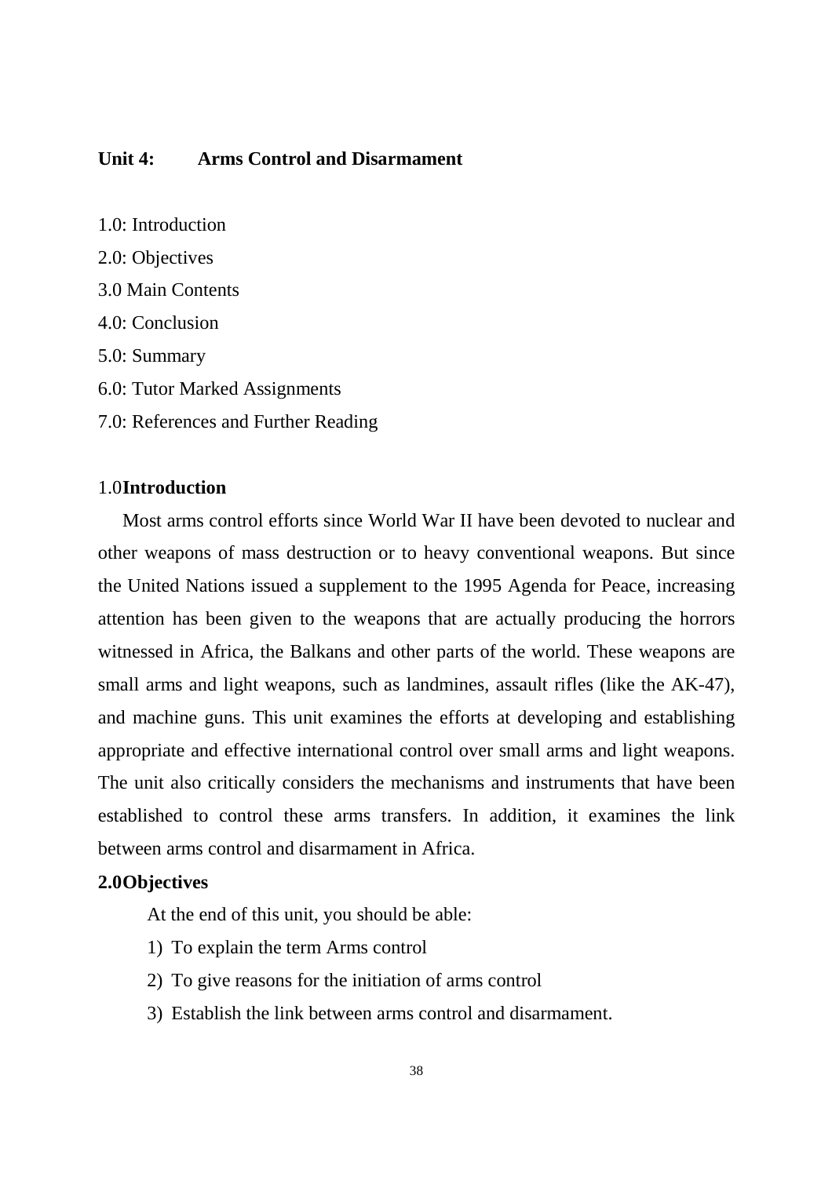## Unit 4: Arms Control and Disarmament

1.0: Introduction

2.0: Objectives

3.0 Main Contents

4.0: Conclusion

5.0: Summary

6.0: Tutor Marked Assignments

7.0: References and Further Reading

### 1.0 Introduction

Most arms control efforts since World War II have been devoted to nuclear and other weapons of mass destruction or to heavy conventional weapons. But since the United Nations issued a supplement to the 1995 Agenda for Peace, increasing attention has been given to the weapons that are actually producing the horrors witnessed in Africa, the Balkans and other parts of the world. These weapons are small arms and light weapons, such as landmines, assault rifles (like the AK-47), and machine guns. This unit examines the efforts at developing and establishing appropriate and effective international control over small arms and light weapons. The unit also critically considers the mechanisms and instruments that have been established to control these arms transfers. In addition, it examines the link between arms control and disarmament in Africa.

### 2.0 Objectives

At the end of this unit, you should be able:

1) To explain the term Arms control
2) To give reasons for the initiation of arms control
3) Establish the link between arms control and disarmament.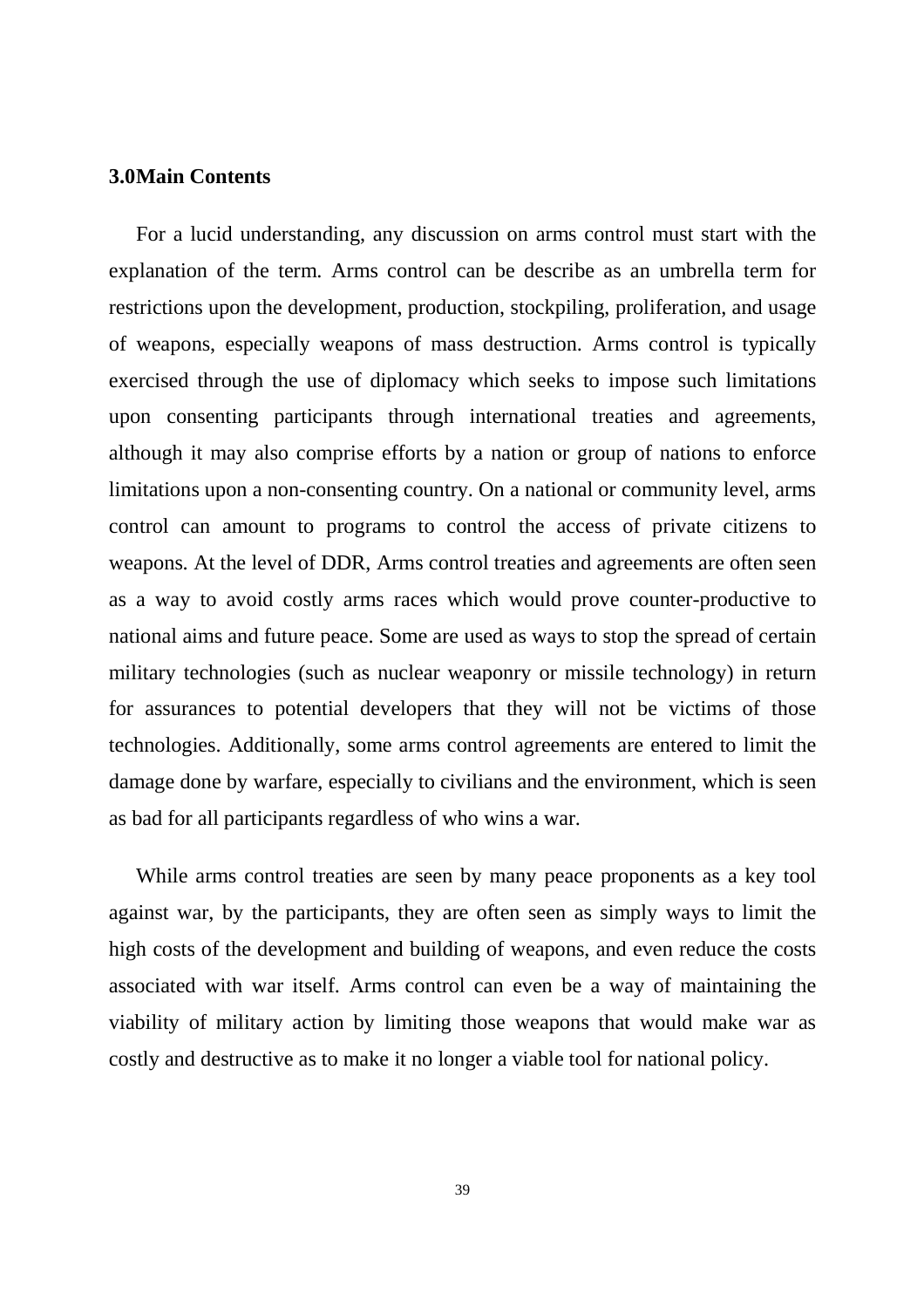## 3.0Main Contents

For a lucid understanding, any discussion on arms control must start with the explanation of the term. Arms control can be describe as an umbrella term for restrictions upon the development, production, stockpiling, proliferation, and usage of weapons, especially weapons of mass destruction. Arms control is typically exercised through the use of diplomacy which seeks to impose such limitations upon consenting participants through international treaties and agreements, although it may also comprise efforts by a nation or group of nations to enforce limitations upon a non-consenting country. On a national or community level, arms control can amount to programs to control the access of private citizens to weapons. At the level of DDR, Arms control treaties and agreements are often seen as a way to avoid costly arms races which would prove counter-productive to national aims and future peace. Some are used as ways to stop the spread of certain military technologies (such as nuclear weaponry or missile technology) in return for assurances to potential developers that they will not be victims of those technologies. Additionally, some arms control agreements are entered to limit the damage done by warfare, especially to civilians and the environment, which is seen as bad for all participants regardless of who wins a war.

While arms control treaties are seen by many peace proponents as a key tool against war, by the participants, they are often seen as simply ways to limit the high costs of the development and building of weapons, and even reduce the costs associated with war itself. Arms control can even be a way of maintaining the viability of military action by limiting those weapons that would make war as costly and destructive as to make it no longer a viable tool for national policy.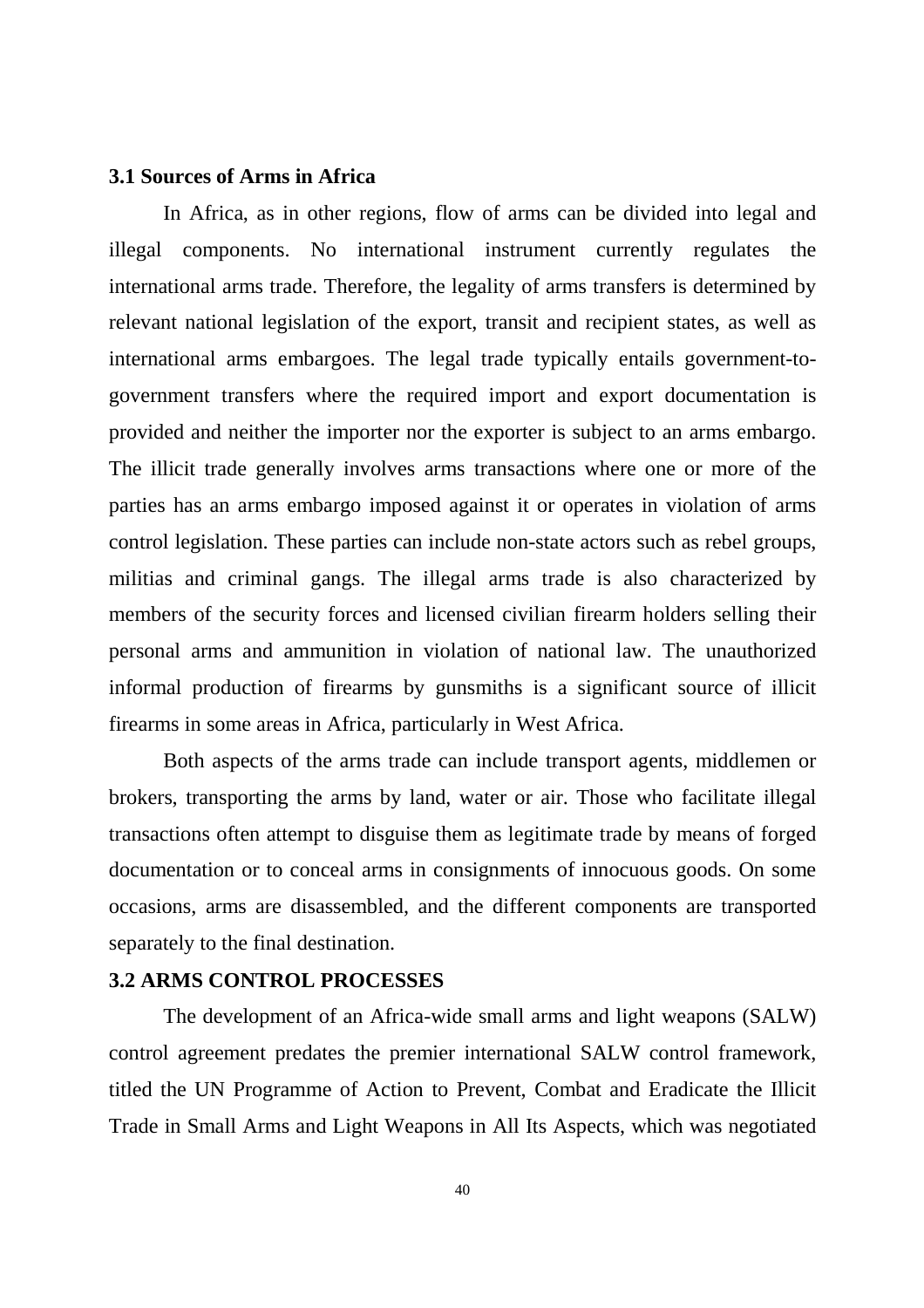### 3.1 Sources of Arms in Africa

In Africa, as in other regions, flow of arms can be divided into legal and illegal components. No international instrument currently regulates the international arms trade. Therefore, the legality of arms transfers is determined by relevant national legislation of the export, transit and recipient states, as well as international arms embargoes. The legal trade typically entails government-to-government transfers where the required import and export documentation is provided and neither the importer nor the exporter is subject to an arms embargo. The illicit trade generally involves arms transactions where one or more of the parties has an arms embargo imposed against it or operates in violation of arms control legislation. These parties can include non-state actors such as rebel groups, militias and criminal gangs. The illegal arms trade is also characterized by members of the security forces and licensed civilian firearm holders selling their personal arms and ammunition in violation of national law. The unauthorized informal production of firearms by gunsmiths is a significant source of illicit firearms in some areas in Africa, particularly in West Africa.

Both aspects of the arms trade can include transport agents, middlemen or brokers, transporting the arms by land, water or air. Those who facilitate illegal transactions often attempt to disguise them as legitimate trade by means of forged documentation or to conceal arms in consignments of innocuous goods. On some occasions, arms are disassembled, and the different components are transported separately to the final destination.

### 3.2 ARMS CONTROL PROCESSES

The development of an Africa-wide small arms and light weapons (SALW) control agreement predates the premier international SALW control framework, titled the UN Programme of Action to Prevent, Combat and Eradicate the Illicit Trade in Small Arms and Light Weapons in All Its Aspects, which was negotiated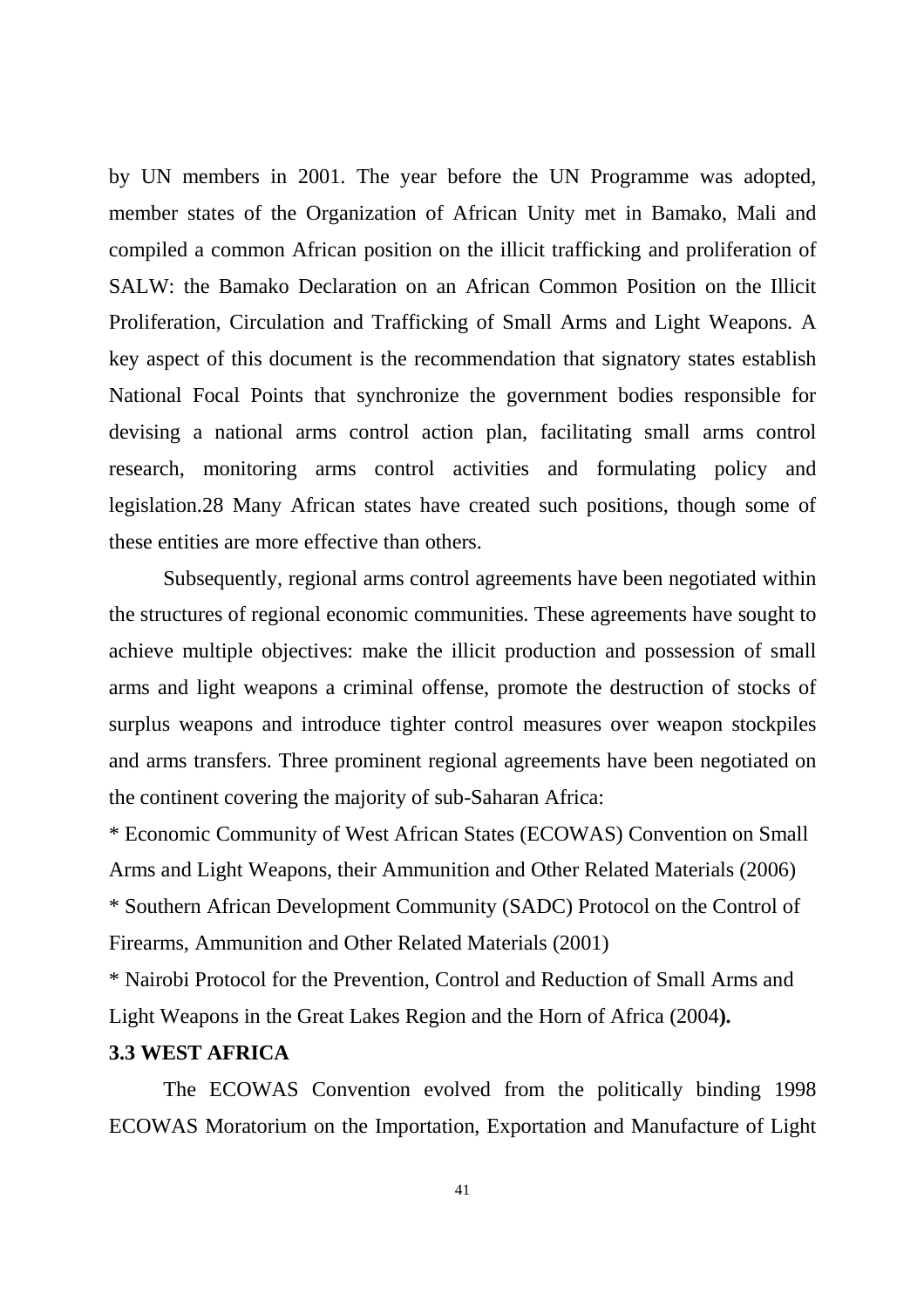by UN members in 2001. The year before the UN Programme was adopted, member states of the Organization of African Unity met in Bamako, Mali and compiled a common African position on the illicit trafficking and proliferation of SALW: the Bamako Declaration on an African Common Position on the Illicit Proliferation, Circulation and Trafficking of Small Arms and Light Weapons. A key aspect of this document is the recommendation that signatory states establish National Focal Points that synchronize the government bodies responsible for devising a national arms control action plan, facilitating small arms control research, monitoring arms control activities and formulating policy and legislation.28 Many African states have created such positions, though some of these entities are more effective than others.

Subsequently, regional arms control agreements have been negotiated within the structures of regional economic communities. These agreements have sought to achieve multiple objectives: make the illicit production and possession of small arms and light weapons a criminal offense, promote the destruction of stocks of surplus weapons and introduce tighter control measures over weapon stockpiles and arms transfers. Three prominent regional agreements have been negotiated on the continent covering the majority of sub-Saharan Africa:

* Economic Community of West African States (ECOWAS) Convention on Small Arms and Light Weapons, their Ammunition and Other Related Materials (2006)
* Southern African Development Community (SADC) Protocol on the Control of Firearms, Ammunition and Other Related Materials (2001)
* Nairobi Protocol for the Prevention, Control and Reduction of Small Arms and Light Weapons in the Great Lakes Region and the Horn of Africa (2004**).**

### 3.3 WEST AFRICA

The ECOWAS Convention evolved from the politically binding 1998 ECOWAS Moratorium on the Importation, Exportation and Manufacture of Light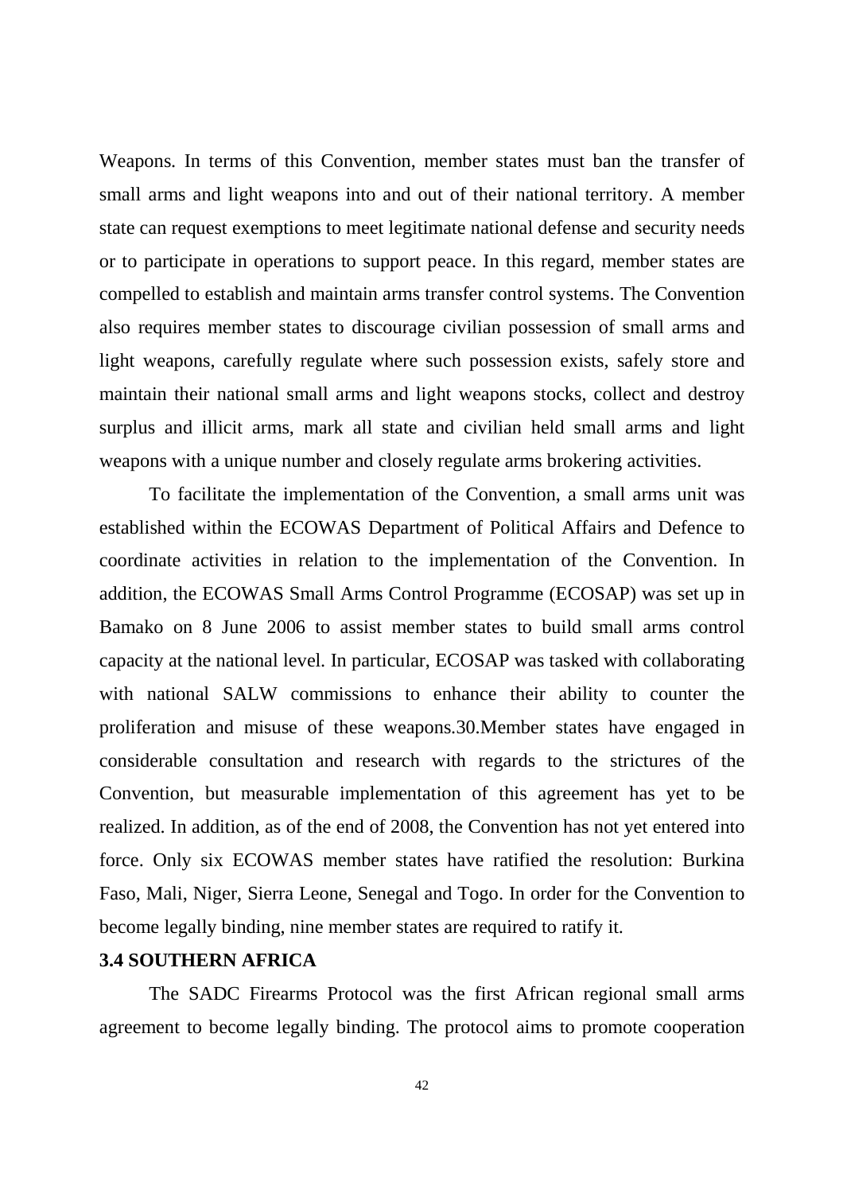Weapons. In terms of this Convention, member states must ban the transfer of small arms and light weapons into and out of their national territory. A member state can request exemptions to meet legitimate national defense and security needs or to participate in operations to support peace. In this regard, member states are compelled to establish and maintain arms transfer control systems. The Convention also requires member states to discourage civilian possession of small arms and light weapons, carefully regulate where such possession exists, safely store and maintain their national small arms and light weapons stocks, collect and destroy surplus and illicit arms, mark all state and civilian held small arms and light weapons with a unique number and closely regulate arms brokering activities.

To facilitate the implementation of the Convention, a small arms unit was established within the ECOWAS Department of Political Affairs and Defence to coordinate activities in relation to the implementation of the Convention. In addition, the ECOWAS Small Arms Control Programme (ECOSAP) was set up in Bamako on 8 June 2006 to assist member states to build small arms control capacity at the national level. In particular, ECOSAP was tasked with collaborating with national SALW commissions to enhance their ability to counter the proliferation and misuse of these weapons.30.Member states have engaged in considerable consultation and research with regards to the strictures of the Convention, but measurable implementation of this agreement has yet to be realized. In addition, as of the end of 2008, the Convention has not yet entered into force. Only six ECOWAS member states have ratified the resolution: Burkina Faso, Mali, Niger, Sierra Leone, Senegal and Togo. In order for the Convention to become legally binding, nine member states are required to ratify it.

### 3.4 SOUTHERN AFRICA

The SADC Firearms Protocol was the first African regional small arms agreement to become legally binding. The protocol aims to promote cooperation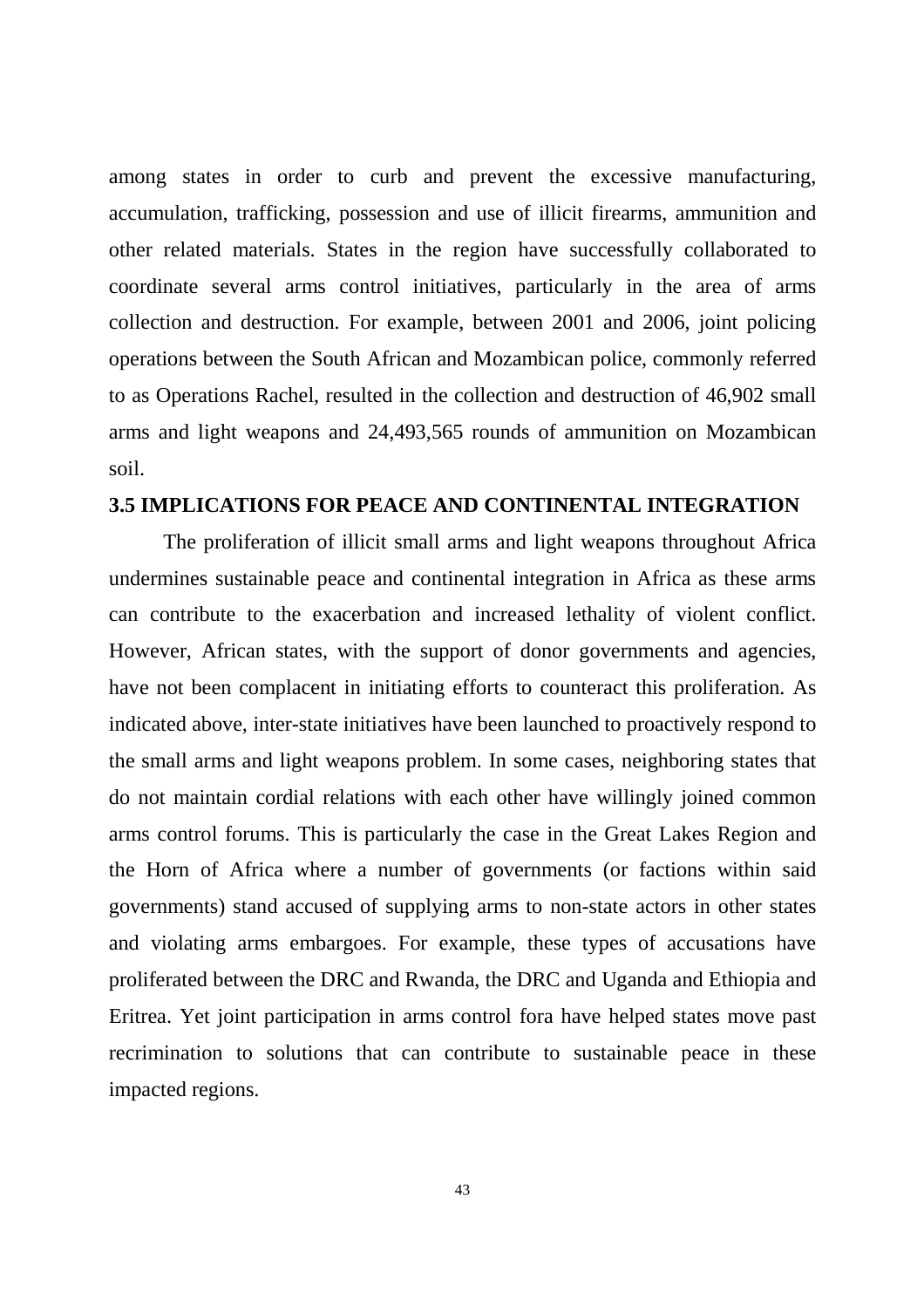among states in order to curb and prevent the excessive manufacturing, accumulation, trafficking, possession and use of illicit firearms, ammunition and other related materials. States in the region have successfully collaborated to coordinate several arms control initiatives, particularly in the area of arms collection and destruction. For example, between 2001 and 2006, joint policing operations between the South African and Mozambican police, commonly referred to as Operations Rachel, resulted in the collection and destruction of 46,902 small arms and light weapons and 24,493,565 rounds of ammunition on Mozambican soil.

### 3.5 IMPLICATIONS FOR PEACE AND CONTINENTAL INTEGRATION

The proliferation of illicit small arms and light weapons throughout Africa undermines sustainable peace and continental integration in Africa as these arms can contribute to the exacerbation and increased lethality of violent conflict. However, African states, with the support of donor governments and agencies, have not been complacent in initiating efforts to counteract this proliferation. As indicated above, inter-state initiatives have been launched to proactively respond to the small arms and light weapons problem. In some cases, neighboring states that do not maintain cordial relations with each other have willingly joined common arms control forums. This is particularly the case in the Great Lakes Region and the Horn of Africa where a number of governments (or factions within said governments) stand accused of supplying arms to non-state actors in other states and violating arms embargoes. For example, these types of accusations have proliferated between the DRC and Rwanda, the DRC and Uganda and Ethiopia and Eritrea. Yet joint participation in arms control fora have helped states move past recrimination to solutions that can contribute to sustainable peace in these impacted regions.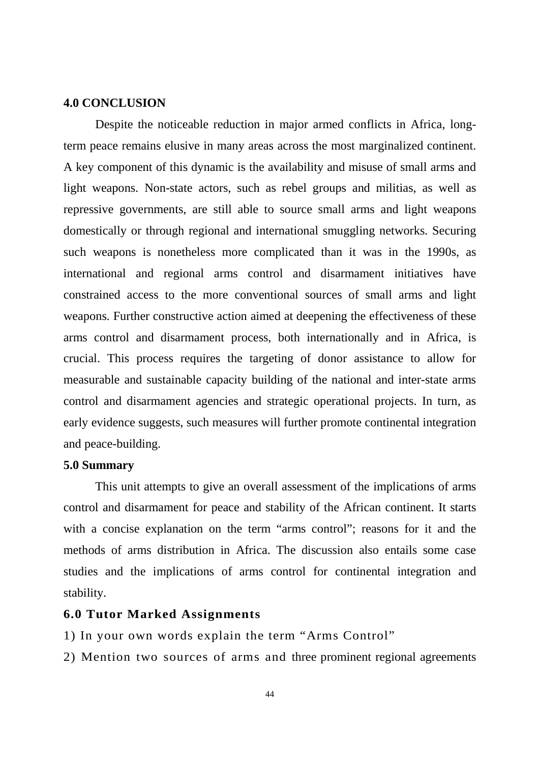## 4.0 CONCLUSION

Despite the noticeable reduction in major armed conflicts in Africa, long-term peace remains elusive in many areas across the most marginalized continent. A key component of this dynamic is the availability and misuse of small arms and light weapons. Non-state actors, such as rebel groups and militias, as well as repressive governments, are still able to source small arms and light weapons domestically or through regional and international smuggling networks. Securing such weapons is nonetheless more complicated than it was in the 1990s, as international and regional arms control and disarmament initiatives have constrained access to the more conventional sources of small arms and light weapons. Further constructive action aimed at deepening the effectiveness of these arms control and disarmament process, both internationally and in Africa, is crucial. This process requires the targeting of donor assistance to allow for measurable and sustainable capacity building of the national and inter-state arms control and disarmament agencies and strategic operational projects. In turn, as early evidence suggests, such measures will further promote continental integration and peace-building.

## 5.0 Summary

This unit attempts to give an overall assessment of the implications of arms control and disarmament for peace and stability of the African continent. It starts with a concise explanation on the term "arms control"; reasons for it and the methods of arms distribution in Africa. The discussion also entails some case studies and the implications of arms control for continental integration and stability.

## 6.0 Tutor Marked Assignments

1) In your own words explain the term "Arms Control"

2) Mention two sources of arms and three prominent regional agreements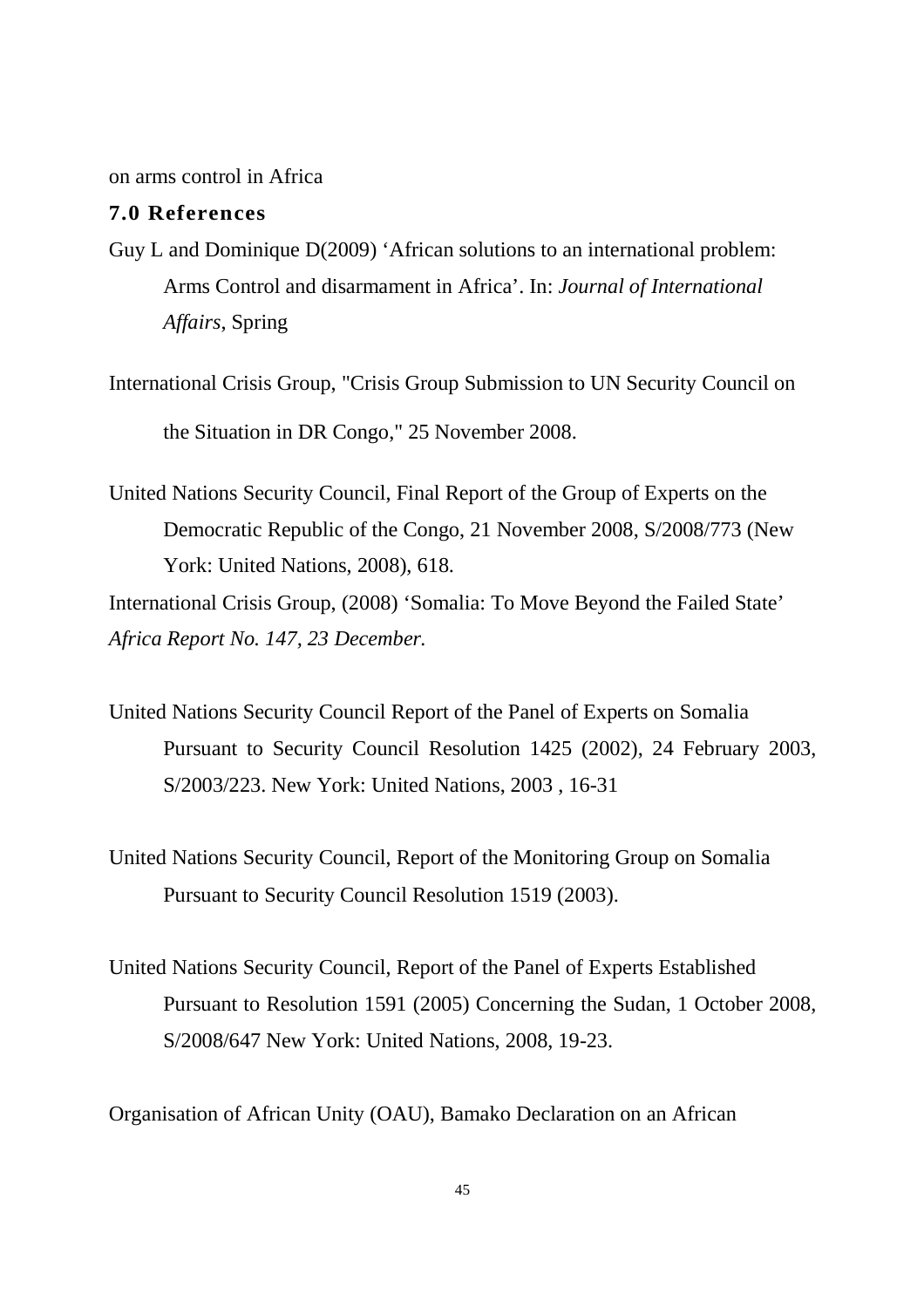on arms control in Africa

## 7.0 References

Guy L and Dominique D(2009) ‘African solutions to an international problem: Arms Control and disarmament in Africa’. In: *Journal of International Affairs*, Spring

International Crisis Group, "Crisis Group Submission to UN Security Council on the Situation in DR Congo," 25 November 2008.

United Nations Security Council, Final Report of the Group of Experts on the Democratic Republic of the Congo, 21 November 2008, S/2008/773 (New York: United Nations, 2008), 618.

International Crisis Group, (2008) ‘Somalia: To Move Beyond the Failed State’ *Africa Report No. 147, 23 December.*

United Nations Security Council Report of the Panel of Experts on Somalia Pursuant to Security Council Resolution 1425 (2002), 24 February 2003, S/2003/223. New York: United Nations, 2003 , 16-31

United Nations Security Council, Report of the Monitoring Group on Somalia Pursuant to Security Council Resolution 1519 (2003).

United Nations Security Council, Report of the Panel of Experts Established Pursuant to Resolution 1591 (2005) Concerning the Sudan, 1 October 2008, S/2008/647 New York: United Nations, 2008, 19-23.

Organisation of African Unity (OAU), Bamako Declaration on an African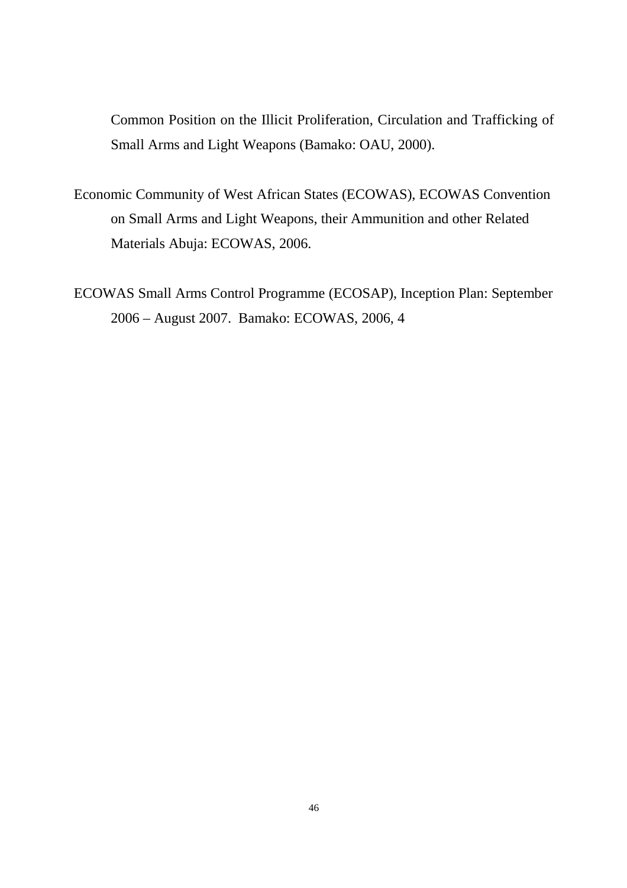Common Position on the Illicit Proliferation, Circulation and Trafficking of Small Arms and Light Weapons (Bamako: OAU, 2000).

Economic Community of West African States (ECOWAS), ECOWAS Convention on Small Arms and Light Weapons, their Ammunition and other Related Materials Abuja: ECOWAS, 2006.

ECOWAS Small Arms Control Programme (ECOSAP), Inception Plan: September 2006 – August 2007. Bamako: ECOWAS, 2006, 4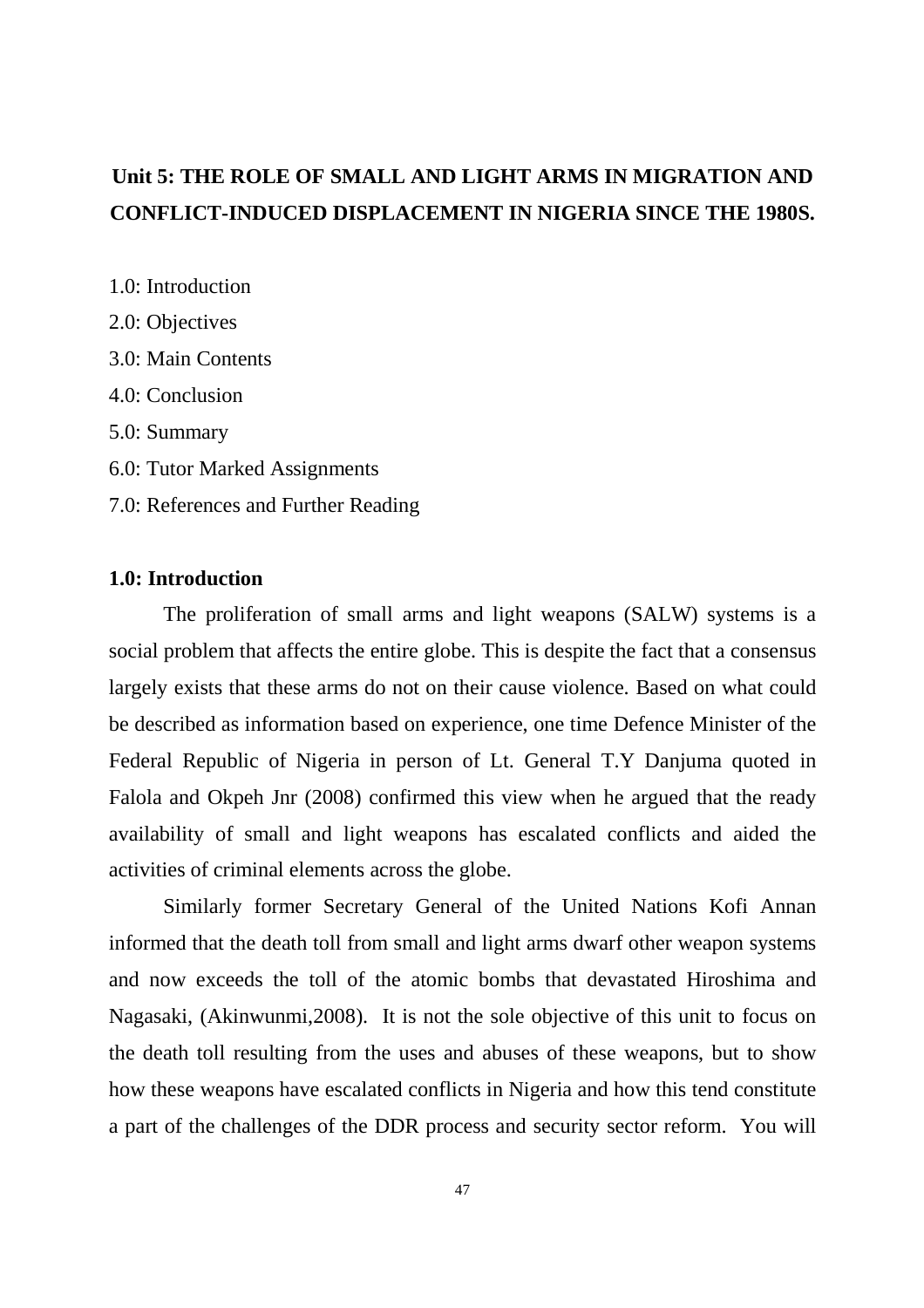# Unit 5: THE ROLE OF SMALL AND LIGHT ARMS IN MIGRATION AND CONFLICT-INDUCED DISPLACEMENT IN NIGERIA SINCE THE 1980S.

1.0: Introduction

2.0: Objectives

3.0: Main Contents

4.0: Conclusion

5.0: Summary

6.0: Tutor Marked Assignments

7.0: References and Further Reading

## 1.0: Introduction

The proliferation of small arms and light weapons (SALW) systems is a social problem that affects the entire globe. This is despite the fact that a consensus largely exists that these arms do not on their cause violence. Based on what could be described as information based on experience, one time Defence Minister of the Federal Republic of Nigeria in person of Lt. General T.Y Danjuma quoted in Falola and Okpeh Jnr (2008) confirmed this view when he argued that the ready availability of small and light weapons has escalated conflicts and aided the activities of criminal elements across the globe.

Similarly former Secretary General of the United Nations Kofi Annan informed that the death toll from small and light arms dwarf other weapon systems and now exceeds the toll of the atomic bombs that devastated Hiroshima and Nagasaki, (Akinwunmi,2008). It is not the sole objective of this unit to focus on the death toll resulting from the uses and abuses of these weapons, but to show how these weapons have escalated conflicts in Nigeria and how this tend constitute a part of the challenges of the DDR process and security sector reform. You will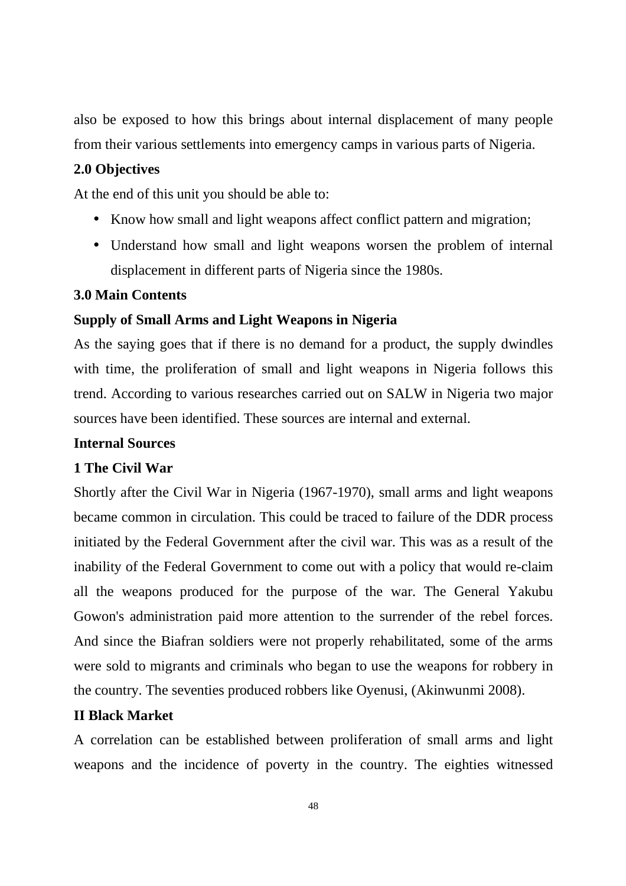also be exposed to how this brings about internal displacement of many people from their various settlements into emergency camps in various parts of Nigeria.

## 2.0 Objectives

At the end of this unit you should be able to:

- Know how small and light weapons affect conflict pattern and migration;
- Understand how small and light weapons worsen the problem of internal displacement in different parts of Nigeria since the 1980s.

## 3.0 Main Contents

### Supply of Small Arms and Light Weapons in Nigeria

As the saying goes that if there is no demand for a product, the supply dwindles with time, the proliferation of small and light weapons in Nigeria follows this trend. According to various researches carried out on SALW in Nigeria two major sources have been identified. These sources are internal and external.

### Internal Sources

#### 1 The Civil War

Shortly after the Civil War in Nigeria (1967-1970), small arms and light weapons became common in circulation. This could be traced to failure of the DDR process initiated by the Federal Government after the civil war. This was as a result of the inability of the Federal Government to come out with a policy that would re-claim all the weapons produced for the purpose of the war. The General Yakubu Gowon's administration paid more attention to the surrender of the rebel forces. And since the Biafran soldiers were not properly rehabilitated, some of the arms were sold to migrants and criminals who began to use the weapons for robbery in the country. The seventies produced robbers like Oyenusi, (Akinwunmi 2008).

#### II Black Market

A correlation can be established between proliferation of small arms and light weapons and the incidence of poverty in the country. The eighties witnessed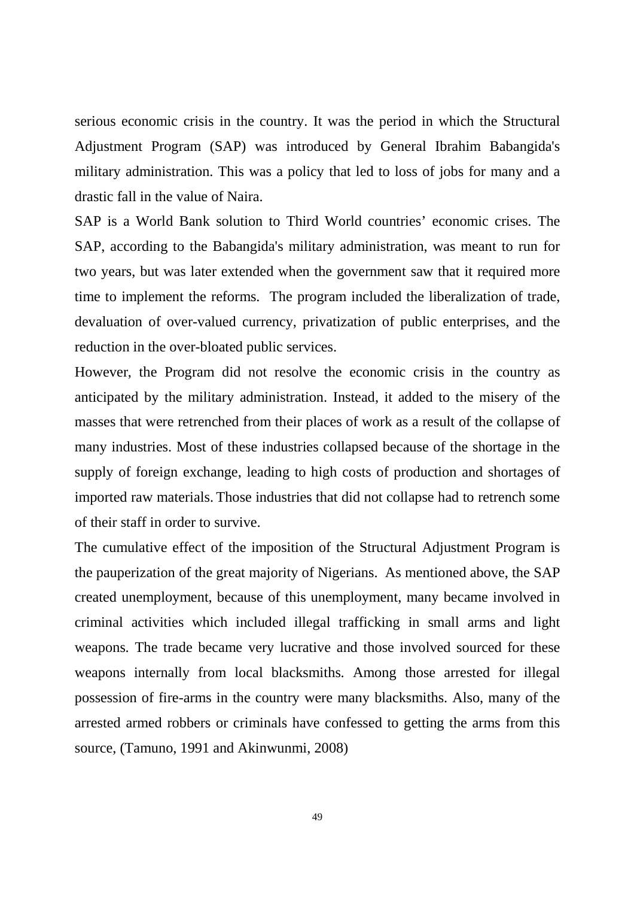serious economic crisis in the country. It was the period in which the Structural Adjustment Program (SAP) was introduced by General Ibrahim Babangida's military administration. This was a policy that led to loss of jobs for many and a drastic fall in the value of Naira.

SAP is a World Bank solution to Third World countries' economic crises. The SAP, according to the Babangida's military administration, was meant to run for two years, but was later extended when the government saw that it required more time to implement the reforms. The program included the liberalization of trade, devaluation of over-valued currency, privatization of public enterprises, and the reduction in the over-bloated public services.

However, the Program did not resolve the economic crisis in the country as anticipated by the military administration. Instead, it added to the misery of the masses that were retrenched from their places of work as a result of the collapse of many industries. Most of these industries collapsed because of the shortage in the supply of foreign exchange, leading to high costs of production and shortages of imported raw materials. Those industries that did not collapse had to retrench some of their staff in order to survive.

The cumulative effect of the imposition of the Structural Adjustment Program is the pauperization of the great majority of Nigerians. As mentioned above, the SAP created unemployment, because of this unemployment, many became involved in criminal activities which included illegal trafficking in small arms and light weapons. The trade became very lucrative and those involved sourced for these weapons internally from local blacksmiths. Among those arrested for illegal possession of fire-arms in the country were many blacksmiths. Also, many of the arrested armed robbers or criminals have confessed to getting the arms from this source, (Tamuno, 1991 and Akinwunmi, 2008)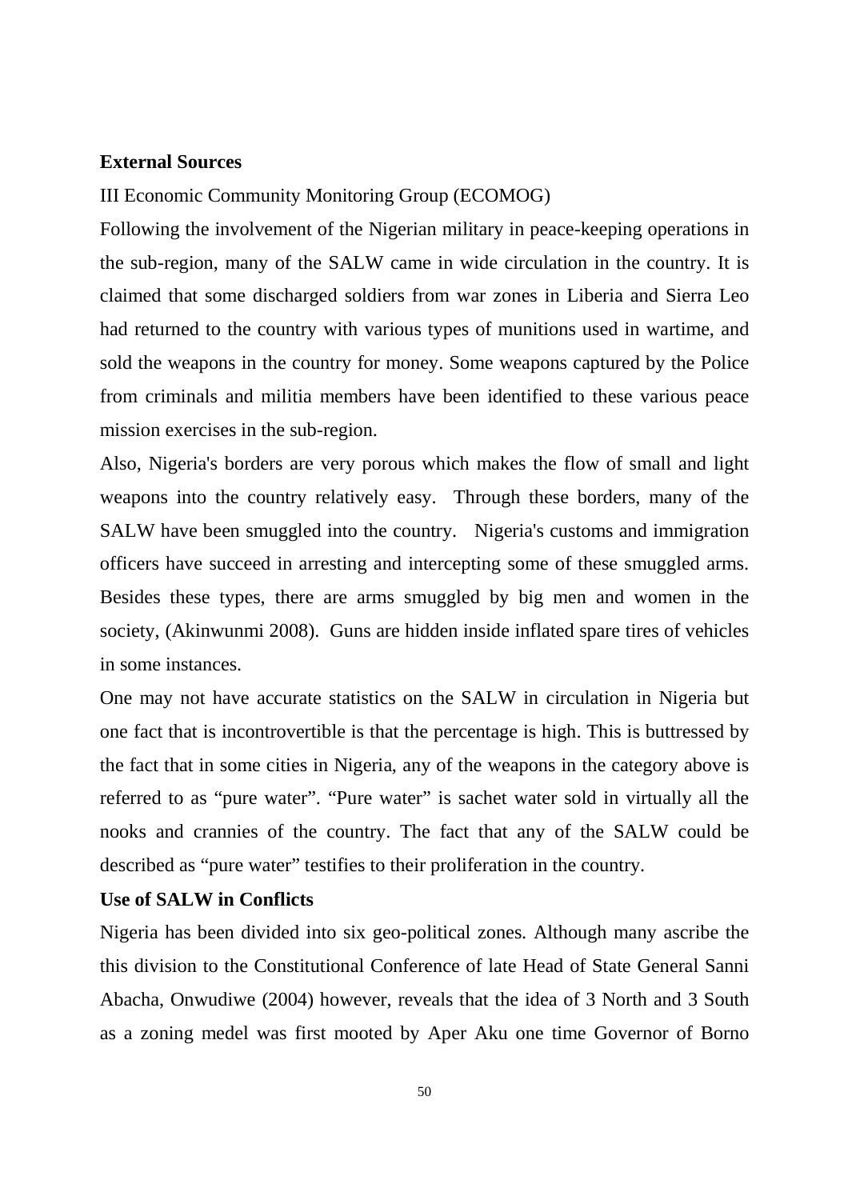**External Sources**

III Economic Community Monitoring Group (ECOMOG)

Following the involvement of the Nigerian military in peace-keeping operations in the sub-region, many of the SALW came in wide circulation in the country. It is claimed that some discharged soldiers from war zones in Liberia and Sierra Leo had returned to the country with various types of munitions used in wartime, and sold the weapons in the country for money. Some weapons captured by the Police from criminals and militia members have been identified to these various peace mission exercises in the sub-region.

Also, Nigeria's borders are very porous which makes the flow of small and light weapons into the country relatively easy. Through these borders, many of the SALW have been smuggled into the country. Nigeria's customs and immigration officers have succeed in arresting and intercepting some of these smuggled arms. Besides these types, there are arms smuggled by big men and women in the society, (Akinwunmi 2008). Guns are hidden inside inflated spare tires of vehicles in some instances.

One may not have accurate statistics on the SALW in circulation in Nigeria but one fact that is incontrovertible is that the percentage is high. This is buttressed by the fact that in some cities in Nigeria, any of the weapons in the category above is referred to as "pure water". "Pure water" is sachet water sold in virtually all the nooks and crannies of the country. The fact that any of the SALW could be described as "pure water" testifies to their proliferation in the country.

**Use of SALW in Conflicts**

Nigeria has been divided into six geo-political zones. Although many ascribe the this division to the Constitutional Conference of late Head of State General Sanni Abacha, Onwudiwe (2004) however, reveals that the idea of 3 North and 3 South as a zoning medel was first mooted by Aper Aku one time Governor of Borno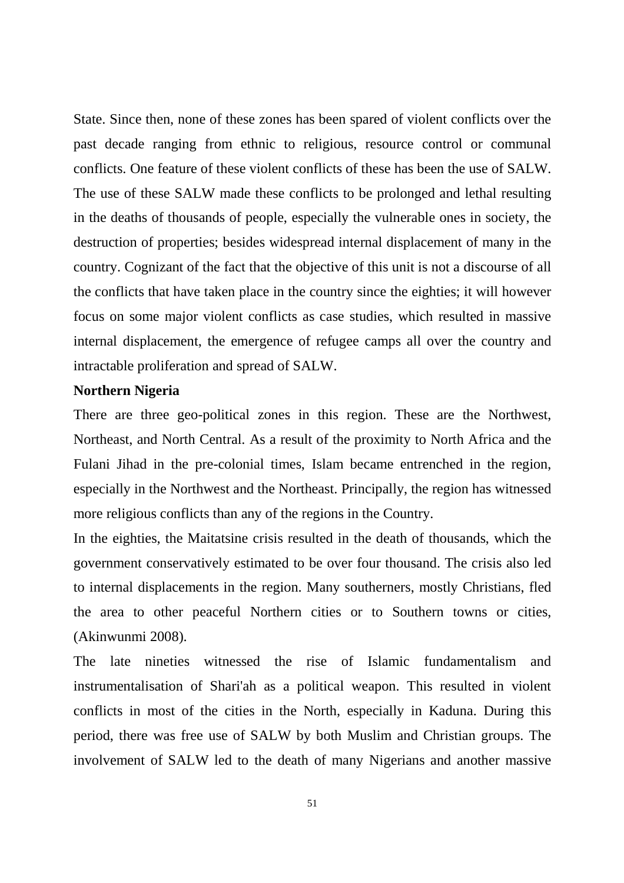State. Since then, none of these zones has been spared of violent conflicts over the past decade ranging from ethnic to religious, resource control or communal conflicts. One feature of these violent conflicts of these has been the use of SALW. The use of these SALW made these conflicts to be prolonged and lethal resulting in the deaths of thousands of people, especially the vulnerable ones in society, the destruction of properties; besides widespread internal displacement of many in the country. Cognizant of the fact that the objective of this unit is not a discourse of all the conflicts that have taken place in the country since the eighties; it will however focus on some major violent conflicts as case studies, which resulted in massive internal displacement, the emergence of refugee camps all over the country and intractable proliferation and spread of SALW.

**Northern Nigeria**

There are three geo-political zones in this region. These are the Northwest, Northeast, and North Central. As a result of the proximity to North Africa and the Fulani Jihad in the pre-colonial times, Islam became entrenched in the region, especially in the Northwest and the Northeast. Principally, the region has witnessed more religious conflicts than any of the regions in the Country.

In the eighties, the Maitatsine crisis resulted in the death of thousands, which the government conservatively estimated to be over four thousand. The crisis also led to internal displacements in the region. Many southerners, mostly Christians, fled the area to other peaceful Northern cities or to Southern towns or cities, (Akinwunmi 2008).

The late nineties witnessed the rise of Islamic fundamentalism and instrumentalisation of Shari'ah as a political weapon. This resulted in violent conflicts in most of the cities in the North, especially in Kaduna. During this period, there was free use of SALW by both Muslim and Christian groups. The involvement of SALW led to the death of many Nigerians and another massive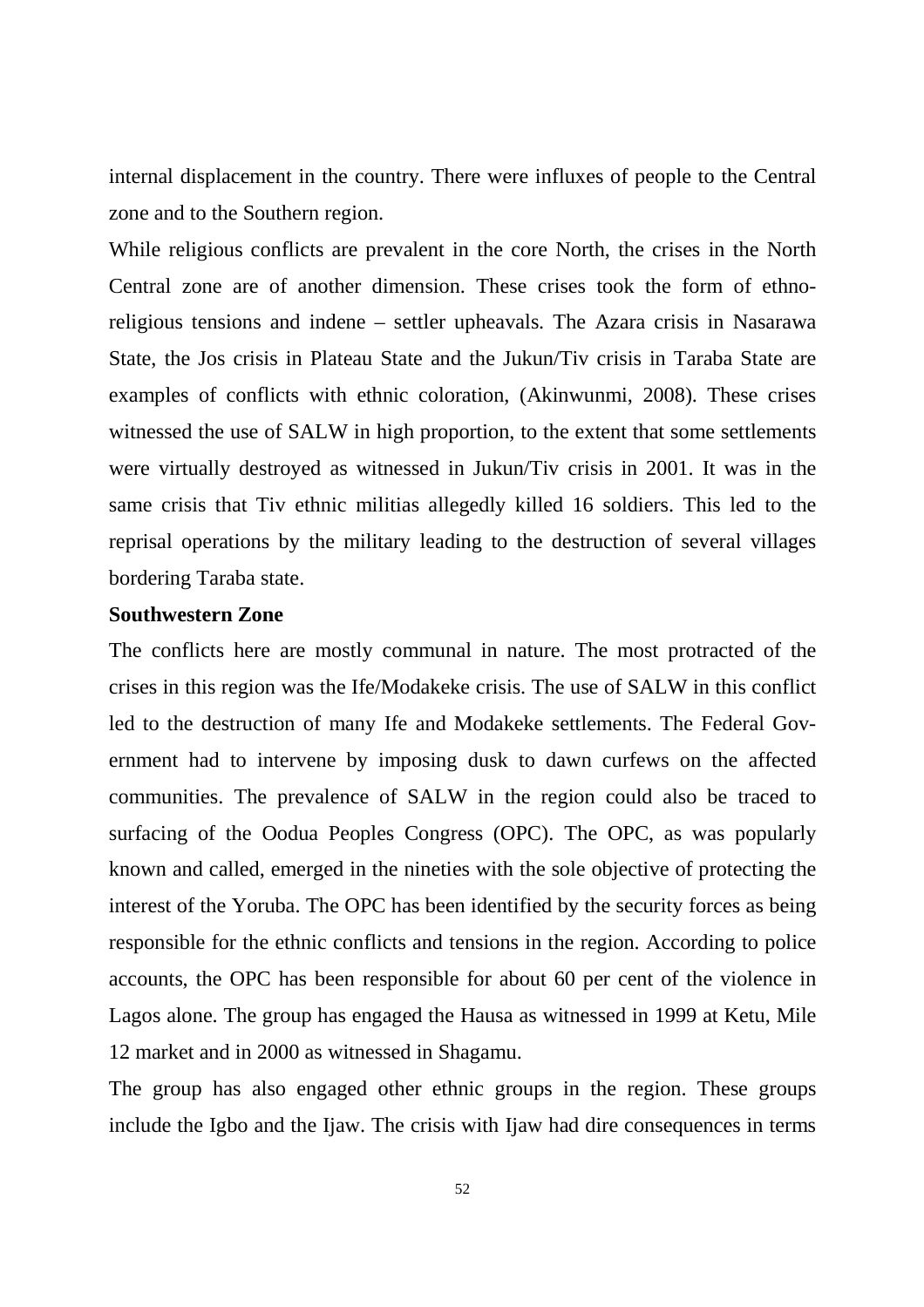internal displacement in the country. There were influxes of people to the Central zone and to the Southern region.

While religious conflicts are prevalent in the core North, the crises in the North Central zone are of another dimension. These crises took the form of ethno-religious tensions and indene – settler upheavals. The Azara crisis in Nasarawa State, the Jos crisis in Plateau State and the Jukun/Tiv crisis in Taraba State are examples of conflicts with ethnic coloration, (Akinwunmi, 2008). These crises witnessed the use of SALW in high proportion, to the extent that some settlements were virtually destroyed as witnessed in Jukun/Tiv crisis in 2001. It was in the same crisis that Tiv ethnic militias allegedly killed 16 soldiers. This led to the reprisal operations by the military leading to the destruction of several villages bordering Taraba state.

**Southwestern Zone**

The conflicts here are mostly communal in nature. The most protracted of the crises in this region was the Ife/Modakeke crisis. The use of SALW in this conflict led to the destruction of many Ife and Modakeke settlements. The Federal Government had to intervene by imposing dusk to dawn curfews on the affected communities. The prevalence of SALW in the region could also be traced to surfacing of the Oodua Peoples Congress (OPC). The OPC, as was popularly known and called, emerged in the nineties with the sole objective of protecting the interest of the Yoruba. The OPC has been identified by the security forces as being responsible for the ethnic conflicts and tensions in the region. According to police accounts, the OPC has been responsible for about 60 per cent of the violence in Lagos alone. The group has engaged the Hausa as witnessed in 1999 at Ketu, Mile 12 market and in 2000 as witnessed in Shagamu.

The group has also engaged other ethnic groups in the region. These groups include the Igbo and the Ijaw. The crisis with Ijaw had dire consequences in terms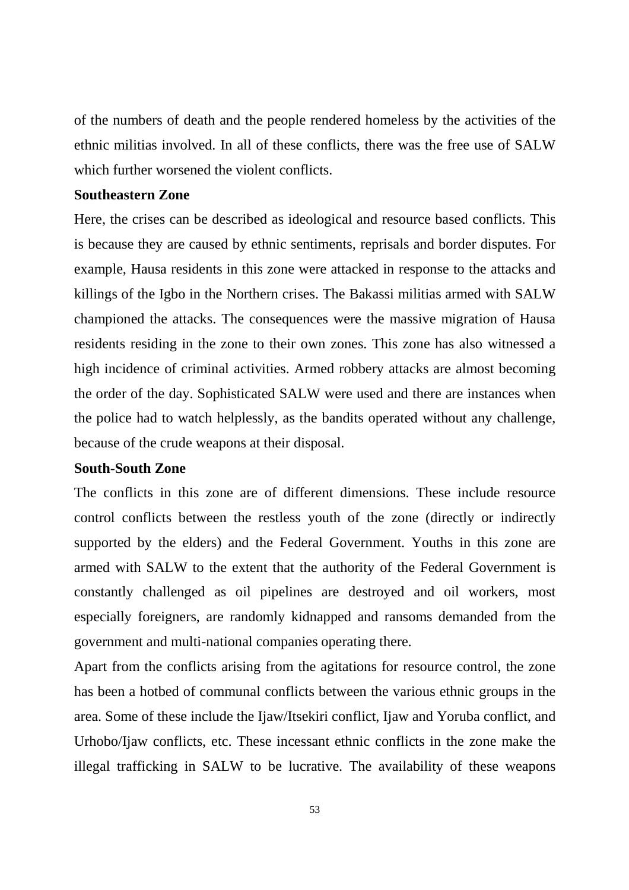of the numbers of death and the people rendered homeless by the activities of the ethnic militias involved. In all of these conflicts, there was the free use of SALW which further worsened the violent conflicts.

**Southeastern Zone**

Here, the crises can be described as ideological and resource based conflicts. This is because they are caused by ethnic sentiments, reprisals and border disputes. For example, Hausa residents in this zone were attacked in response to the attacks and killings of the Igbo in the Northern crises. The Bakassi militias armed with SALW championed the attacks. The consequences were the massive migration of Hausa residents residing in the zone to their own zones. This zone has also witnessed a high incidence of criminal activities. Armed robbery attacks are almost becoming the order of the day. Sophisticated SALW were used and there are instances when the police had to watch helplessly, as the bandits operated without any challenge, because of the crude weapons at their disposal.

**South-South Zone**

The conflicts in this zone are of different dimensions. These include resource control conflicts between the restless youth of the zone (directly or indirectly supported by the elders) and the Federal Government. Youths in this zone are armed with SALW to the extent that the authority of the Federal Government is constantly challenged as oil pipelines are destroyed and oil workers, most especially foreigners, are randomly kidnapped and ransoms demanded from the government and multi-national companies operating there.

Apart from the conflicts arising from the agitations for resource control, the zone has been a hotbed of communal conflicts between the various ethnic groups in the area. Some of these include the Ijaw/Itsekiri conflict, Ijaw and Yoruba conflict, and Urhobo/Ijaw conflicts, etc. These incessant ethnic conflicts in the zone make the illegal trafficking in SALW to be lucrative. The availability of these weapons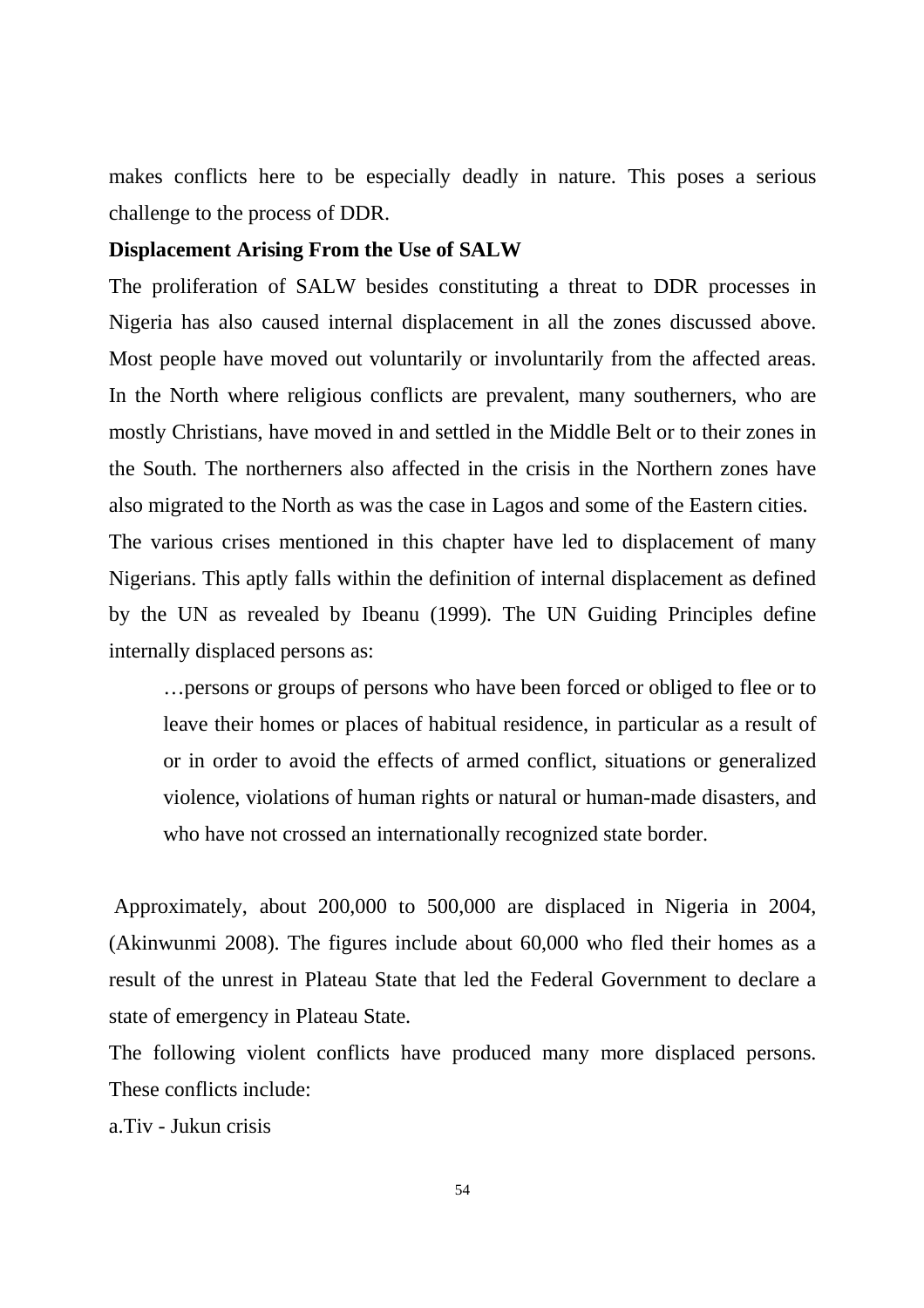makes conflicts here to be especially deadly in nature. This poses a serious challenge to the process of DDR.

**Displacement Arising From the Use of SALW**

The proliferation of SALW besides constituting a threat to DDR processes in Nigeria has also caused internal displacement in all the zones discussed above. Most people have moved out voluntarily or involuntarily from the affected areas. In the North where religious conflicts are prevalent, many southerners, who are mostly Christians, have moved in and settled in the Middle Belt or to their zones in the South. The northerners also affected in the crisis in the Northern zones have also migrated to the North as was the case in Lagos and some of the Eastern cities.

The various crises mentioned in this chapter have led to displacement of many Nigerians. This aptly falls within the definition of internal displacement as defined by the UN as revealed by Ibeanu (1999). The UN Guiding Principles define internally displaced persons as:

> …persons or groups of persons who have been forced or obliged to flee or to leave their homes or places of habitual residence, in particular as a result of or in order to avoid the effects of armed conflict, situations or generalized violence, violations of human rights or natural or human-made disasters, and who have not crossed an internationally recognized state border.

Approximately, about 200,000 to 500,000 are displaced in Nigeria in 2004, (Akinwunmi 2008). The figures include about 60,000 who fled their homes as a result of the unrest in Plateau State that led the Federal Government to declare a state of emergency in Plateau State.

The following violent conflicts have produced many more displaced persons. These conflicts include:

a.Tiv - Jukun crisis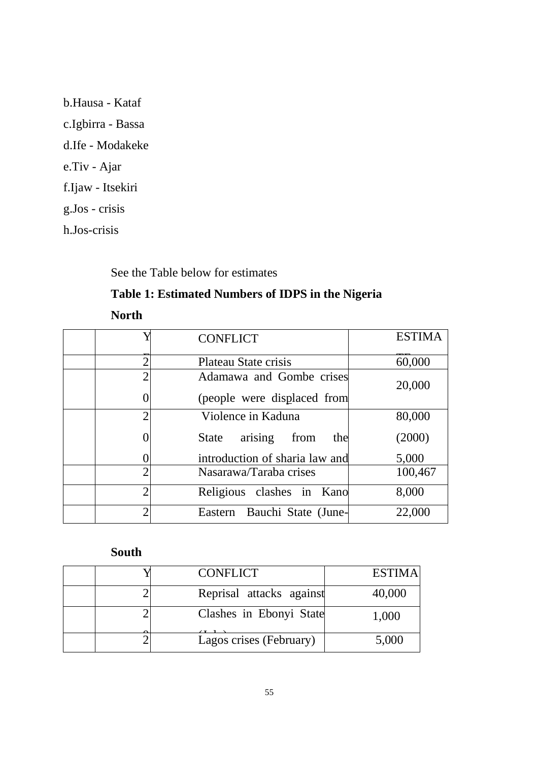b.Hausa - Kataf

c.Igbirra - Bassa

d.Ife - Modakeke

e.Tiv - Ajar

f.Ijaw - Itsekiri

g.Jos - crisis

h.Jos-crisis

See the Table below for estimates

**Table 1: Estimated Numbers of IDPS in the Nigeria**

**North**

| | Y | CONFLICT | ESTIMA |
|---|---|---|---|
| | 2 | Plateau State crisis | 60,000 |
| | 2<br>0 | Adamawa and Gombe crises (people were displaced from | 20,000 |
| | 2<br>0<br>0 | Violence in Kaduna State arising from the introduction of sharia law and | 80,000<br>(2000)<br>5,000 |
| | 2 | Nasarawa/Taraba crises | 100,467 |
| | 2 | Religious clashes in Kano | 8,000 |
| | 2 | Eastern Bauchi State (June- | 22,000 |

**South**

| | Y | CONFLICT | ESTIMA |
|---|---|---|---|
| | 2 | Reprisal attacks against | 40,000 |
| | 2 | Clashes in Ebonyi State | 1,000 |
| | 2 | Lagos crises (February) | 5,000 |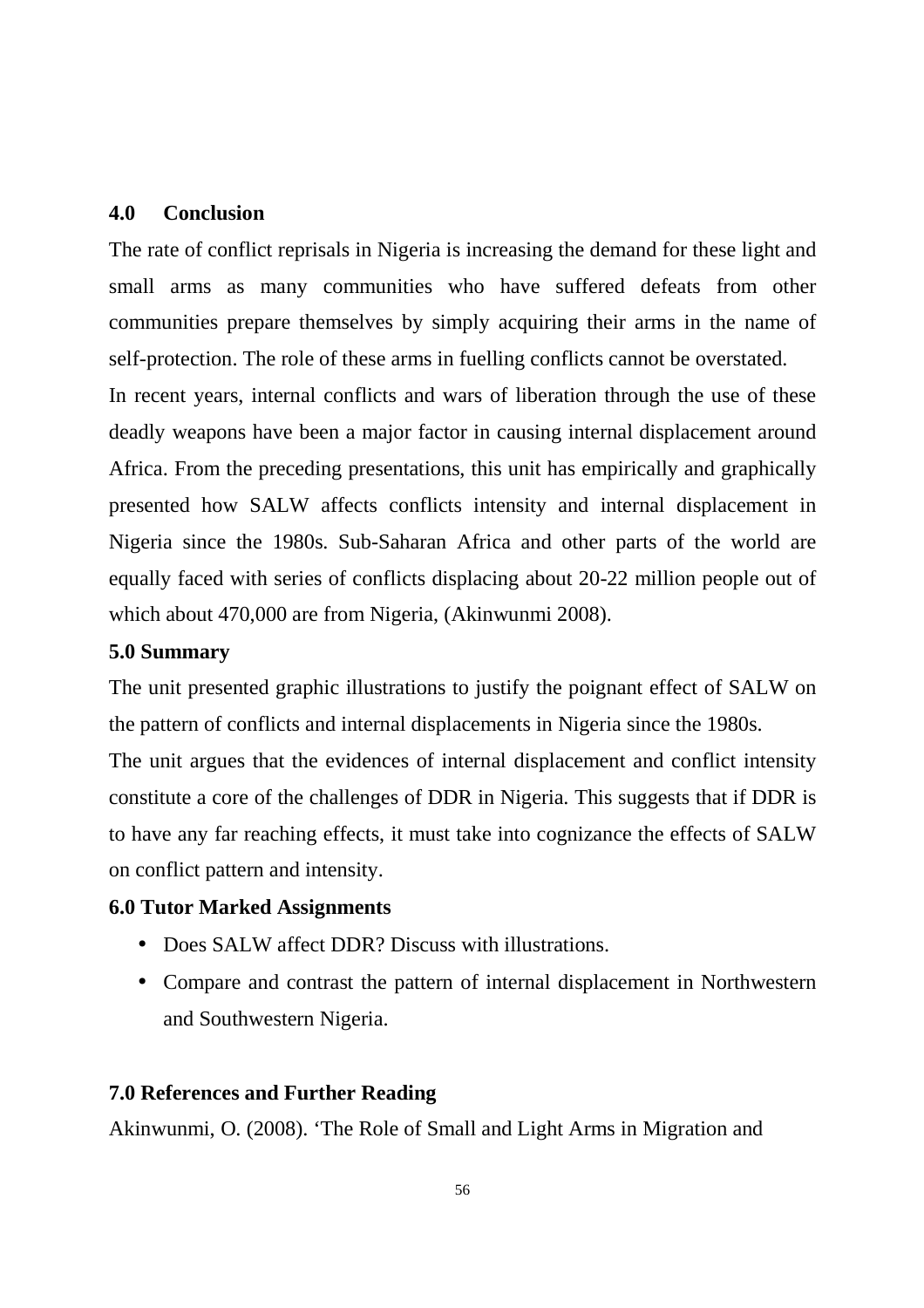## 4.0 Conclusion

The rate of conflict reprisals in Nigeria is increasing the demand for these light and small arms as many communities who have suffered defeats from other communities prepare themselves by simply acquiring their arms in the name of self-protection. The role of these arms in fuelling conflicts cannot be overstated.

In recent years, internal conflicts and wars of liberation through the use of these deadly weapons have been a major factor in causing internal displacement around Africa. From the preceding presentations, this unit has empirically and graphically presented how SALW affects conflicts intensity and internal displacement in Nigeria since the 1980s. Sub-Saharan Africa and other parts of the world are equally faced with series of conflicts displacing about 20-22 million people out of which about 470,000 are from Nigeria, (Akinwunmi 2008).

## 5.0 Summary

The unit presented graphic illustrations to justify the poignant effect of SALW on the pattern of conflicts and internal displacements in Nigeria since the 1980s.

The unit argues that the evidences of internal displacement and conflict intensity constitute a core of the challenges of DDR in Nigeria. This suggests that if DDR is to have any far reaching effects, it must take into cognizance the effects of SALW on conflict pattern and intensity.

## 6.0 Tutor Marked Assignments

- Does SALW affect DDR? Discuss with illustrations.
- Compare and contrast the pattern of internal displacement in Northwestern and Southwestern Nigeria.

## 7.0 References and Further Reading

Akinwunmi, O. (2008). 'The Role of Small and Light Arms in Migration and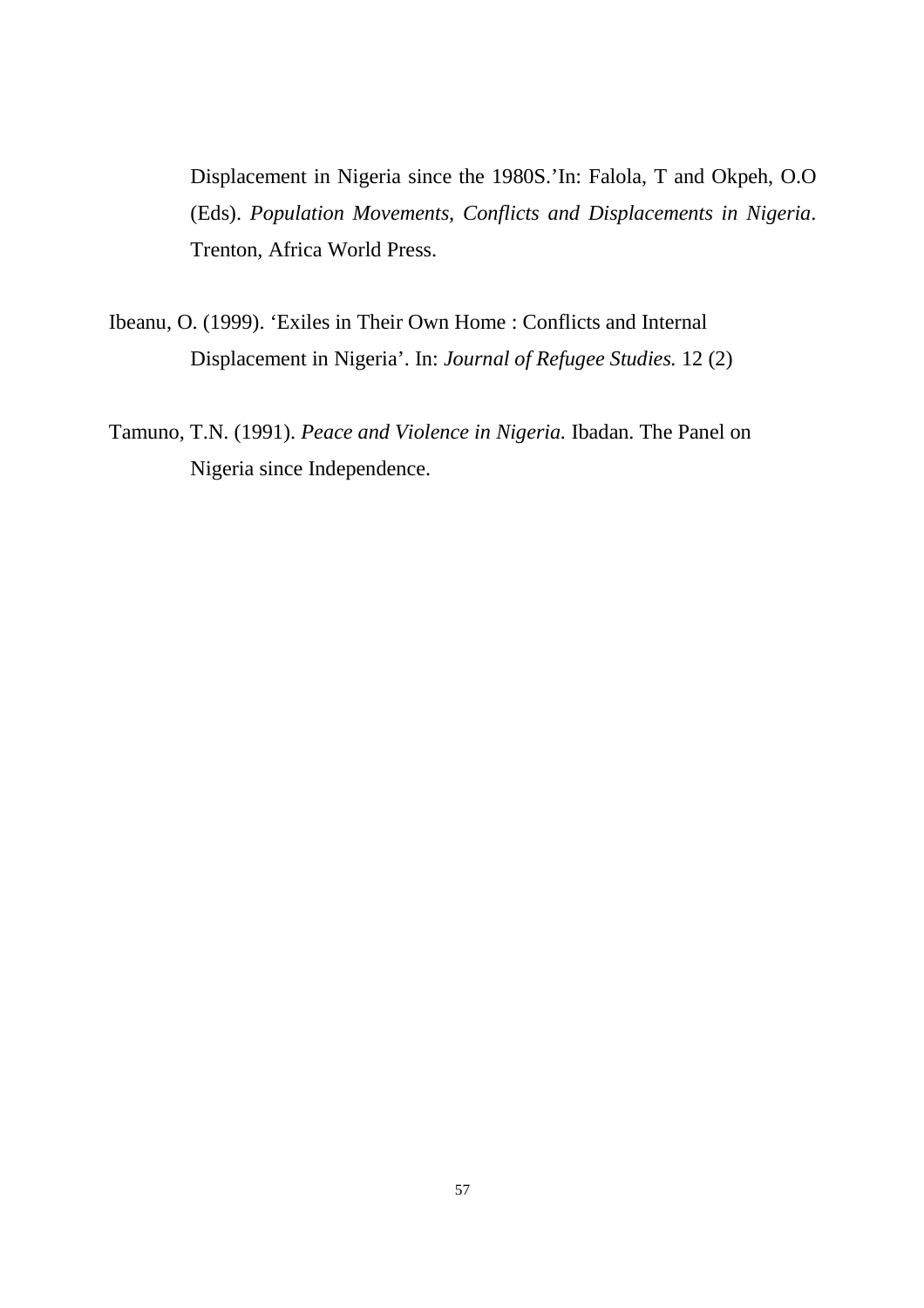Displacement in Nigeria since the 1980S.'In: Falola, T and Okpeh, O.O (Eds). *Population Movements, Conflicts and Displacements in Nigeria*. Trenton, Africa World Press.

Ibeanu, O. (1999). 'Exiles in Their Own Home : Conflicts and Internal Displacement in Nigeria'. In: *Journal of Refugee Studies.* 12 (2)

Tamuno, T.N. (1991). *Peace and Violence in Nigeria.* Ibadan. The Panel on Nigeria since Independence.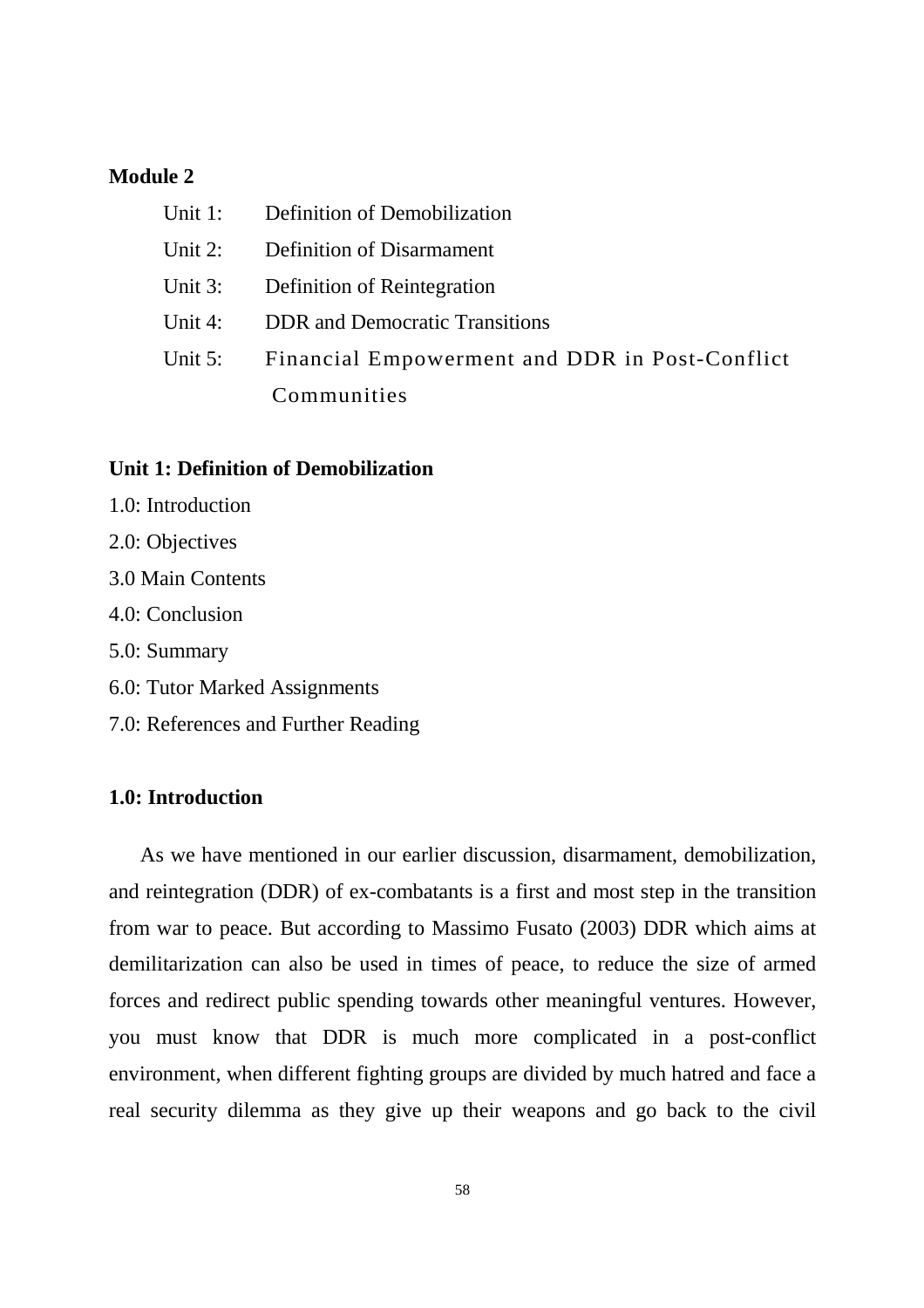**Module 2**

- Unit 1: Definition of Demobilization
- Unit 2: Definition of Disarmament
- Unit 3: Definition of Reintegration
- Unit 4: DDR and Democratic Transitions
- Unit 5: Financial Empowerment and DDR in Post-Conflict Communities

## Unit 1: Definition of Demobilization

1.0: Introduction

2.0: Objectives

3.0 Main Contents

4.0: Conclusion

5.0: Summary

6.0: Tutor Marked Assignments

7.0: References and Further Reading

### 1.0: Introduction

As we have mentioned in our earlier discussion, disarmament, demobilization, and reintegration (DDR) of ex-combatants is a first and most step in the transition from war to peace. But according to Massimo Fusato (2003) DDR which aims at demilitarization can also be used in times of peace, to reduce the size of armed forces and redirect public spending towards other meaningful ventures. However, you must know that DDR is much more complicated in a post-conflict environment, when different fighting groups are divided by much hatred and face a real security dilemma as they give up their weapons and go back to the civil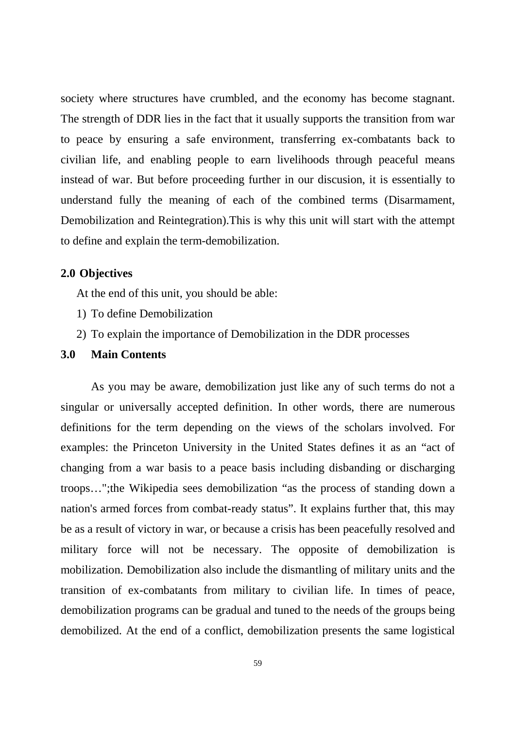society where structures have crumbled, and the economy has become stagnant. The strength of DDR lies in the fact that it usually supports the transition from war to peace by ensuring a safe environment, transferring ex-combatants back to civilian life, and enabling people to earn livelihoods through peaceful means instead of war. But before proceeding further in our discusion, it is essentially to understand fully the meaning of each of the combined terms (Disarmament, Demobilization and Reintegration).This is why this unit will start with the attempt to define and explain the term-demobilization.

## 2.0 Objectives

At the end of this unit, you should be able:

1) To define Demobilization
2) To explain the importance of Demobilization in the DDR processes

## 3.0 Main Contents

As you may be aware, demobilization just like any of such terms do not a singular or universally accepted definition. In other words, there are numerous definitions for the term depending on the views of the scholars involved. For examples: the Princeton University in the United States defines it as an "act of changing from a war basis to a peace basis including disbanding or discharging troops…";the Wikipedia sees demobilization "as the process of standing down a nation's armed forces from combat-ready status". It explains further that, this may be as a result of victory in war, or because a crisis has been peacefully resolved and military force will not be necessary. The opposite of demobilization is mobilization. Demobilization also include the dismantling of military units and the transition of ex-combatants from military to civilian life. In times of peace, demobilization programs can be gradual and tuned to the needs of the groups being demobilized. At the end of a conflict, demobilization presents the same logistical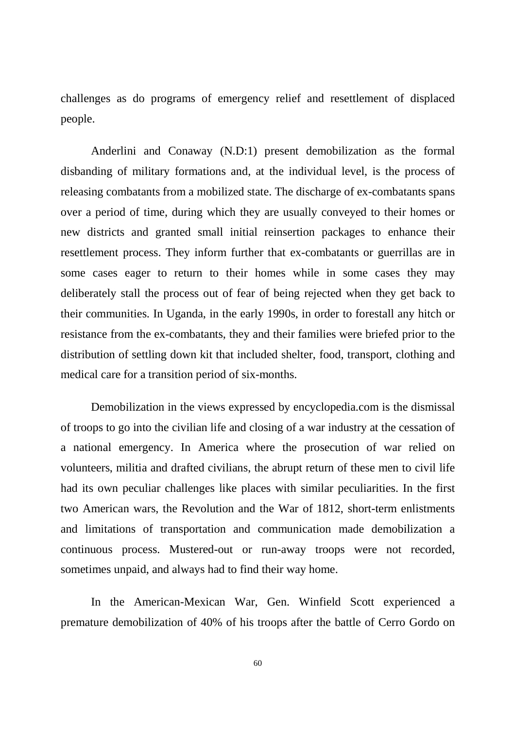challenges as do programs of emergency relief and resettlement of displaced people.

Anderlini and Conaway (N.D:1) present demobilization as the formal disbanding of military formations and, at the individual level, is the process of releasing combatants from a mobilized state. The discharge of ex-combatants spans over a period of time, during which they are usually conveyed to their homes or new districts and granted small initial reinsertion packages to enhance their resettlement process. They inform further that ex-combatants or guerrillas are in some cases eager to return to their homes while in some cases they may deliberately stall the process out of fear of being rejected when they get back to their communities. In Uganda, in the early 1990s, in order to forestall any hitch or resistance from the ex-combatants, they and their families were briefed prior to the distribution of settling down kit that included shelter, food, transport, clothing and medical care for a transition period of six-months.

Demobilization in the views expressed by encyclopedia.com is the dismissal of troops to go into the civilian life and closing of a war industry at the cessation of a national emergency. In America where the prosecution of war relied on volunteers, militia and drafted civilians, the abrupt return of these men to civil life had its own peculiar challenges like places with similar peculiarities. In the first two American wars, the Revolution and the War of 1812, short-term enlistments and limitations of transportation and communication made demobilization a continuous process. Mustered-out or run-away troops were not recorded, sometimes unpaid, and always had to find their way home.

In the American-Mexican War, Gen. Winfield Scott experienced a premature demobilization of 40% of his troops after the battle of Cerro Gordo on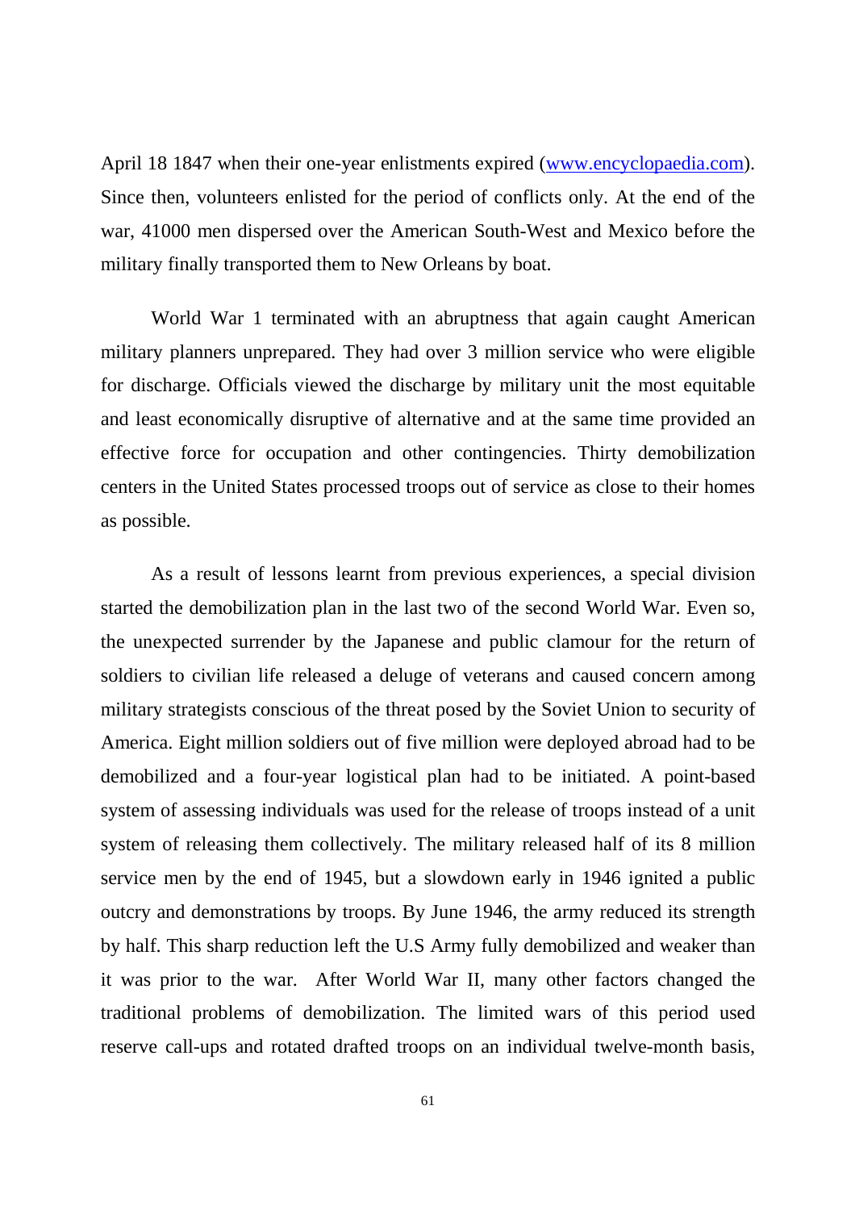April 18 1847 when their one-year enlistments expired (www.encyclopaedia.com). Since then, volunteers enlisted for the period of conflicts only. At the end of the war, 41000 men dispersed over the American South-West and Mexico before the military finally transported them to New Orleans by boat.

World War 1 terminated with an abruptness that again caught American military planners unprepared. They had over 3 million service who were eligible for discharge. Officials viewed the discharge by military unit the most equitable and least economically disruptive of alternative and at the same time provided an effective force for occupation and other contingencies. Thirty demobilization centers in the United States processed troops out of service as close to their homes as possible.

As a result of lessons learnt from previous experiences, a special division started the demobilization plan in the last two of the second World War. Even so, the unexpected surrender by the Japanese and public clamour for the return of soldiers to civilian life released a deluge of veterans and caused concern among military strategists conscious of the threat posed by the Soviet Union to security of America. Eight million soldiers out of five million were deployed abroad had to be demobilized and a four-year logistical plan had to be initiated. A point-based system of assessing individuals was used for the release of troops instead of a unit system of releasing them collectively. The military released half of its 8 million service men by the end of 1945, but a slowdown early in 1946 ignited a public outcry and demonstrations by troops. By June 1946, the army reduced its strength by half. This sharp reduction left the U.S Army fully demobilized and weaker than it was prior to the war. After World War II, many other factors changed the traditional problems of demobilization. The limited wars of this period used reserve call-ups and rotated drafted troops on an individual twelve-month basis,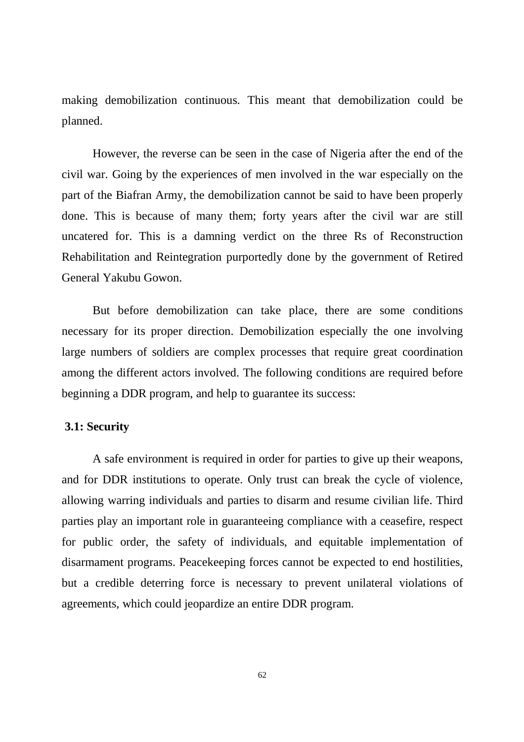making demobilization continuous. This meant that demobilization could be planned.

However, the reverse can be seen in the case of Nigeria after the end of the civil war. Going by the experiences of men involved in the war especially on the part of the Biafran Army, the demobilization cannot be said to have been properly done. This is because of many them; forty years after the civil war are still uncatered for. This is a damning verdict on the three Rs of Reconstruction Rehabilitation and Reintegration purportedly done by the government of Retired General Yakubu Gowon.

But before demobilization can take place, there are some conditions necessary for its proper direction. Demobilization especially the one involving large numbers of soldiers are complex processes that require great coordination among the different actors involved. The following conditions are required before beginning a DDR program, and help to guarantee its success:

### 3.1: Security

A safe environment is required in order for parties to give up their weapons, and for DDR institutions to operate. Only trust can break the cycle of violence, allowing warring individuals and parties to disarm and resume civilian life. Third parties play an important role in guaranteeing compliance with a ceasefire, respect for public order, the safety of individuals, and equitable implementation of disarmament programs. Peacekeeping forces cannot be expected to end hostilities, but a credible deterring force is necessary to prevent unilateral violations of agreements, which could jeopardize an entire DDR program.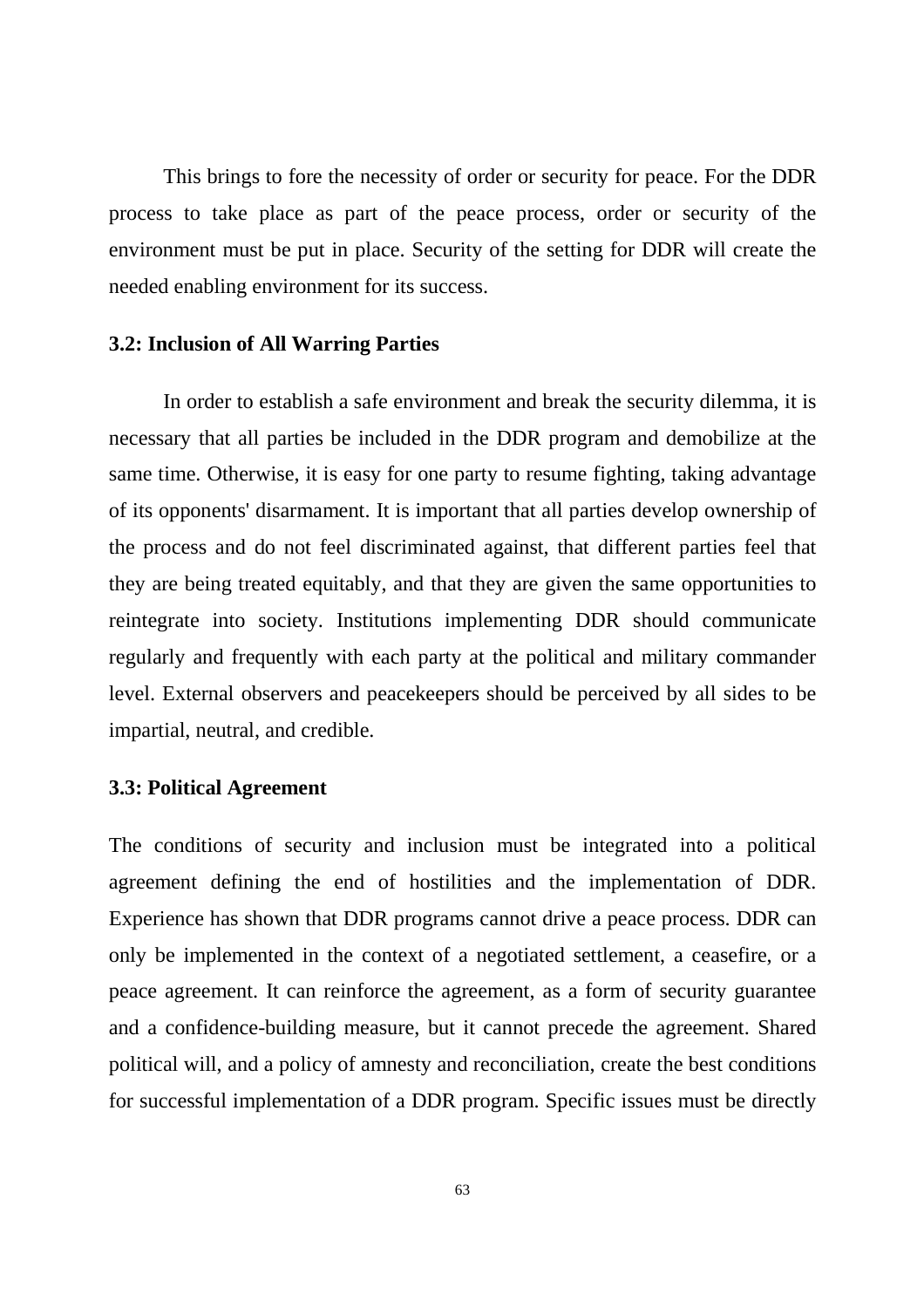This brings to fore the necessity of order or security for peace. For the DDR process to take place as part of the peace process, order or security of the environment must be put in place. Security of the setting for DDR will create the needed enabling environment for its success.

### 3.2: Inclusion of All Warring Parties

In order to establish a safe environment and break the security dilemma, it is necessary that all parties be included in the DDR program and demobilize at the same time. Otherwise, it is easy for one party to resume fighting, taking advantage of its opponents' disarmament. It is important that all parties develop ownership of the process and do not feel discriminated against, that different parties feel that they are being treated equitably, and that they are given the same opportunities to reintegrate into society. Institutions implementing DDR should communicate regularly and frequently with each party at the political and military commander level. External observers and peacekeepers should be perceived by all sides to be impartial, neutral, and credible.

### 3.3: Political Agreement

The conditions of security and inclusion must be integrated into a political agreement defining the end of hostilities and the implementation of DDR. Experience has shown that DDR programs cannot drive a peace process. DDR can only be implemented in the context of a negotiated settlement, a ceasefire, or a peace agreement. It can reinforce the agreement, as a form of security guarantee and a confidence-building measure, but it cannot precede the agreement. Shared political will, and a policy of amnesty and reconciliation, create the best conditions for successful implementation of a DDR program. Specific issues must be directly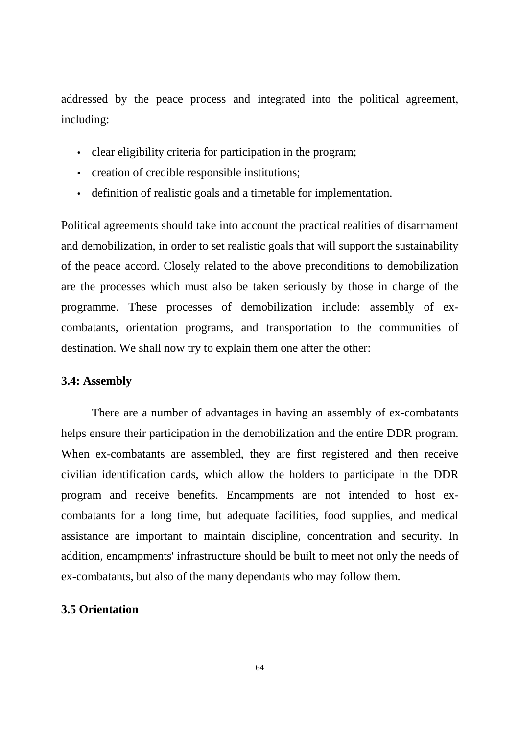addressed by the peace process and integrated into the political agreement, including:

- clear eligibility criteria for participation in the program;
- creation of credible responsible institutions;
- definition of realistic goals and a timetable for implementation.

Political agreements should take into account the practical realities of disarmament and demobilization, in order to set realistic goals that will support the sustainability of the peace accord. Closely related to the above preconditions to demobilization are the processes which must also be taken seriously by those in charge of the programme. These processes of demobilization include: assembly of ex-combatants, orientation programs, and transportation to the communities of destination. We shall now try to explain them one after the other:

### 3.4: Assembly

There are a number of advantages in having an assembly of ex-combatants helps ensure their participation in the demobilization and the entire DDR program. When ex-combatants are assembled, they are first registered and then receive civilian identification cards, which allow the holders to participate in the DDR program and receive benefits. Encampments are not intended to host ex-combatants for a long time, but adequate facilities, food supplies, and medical assistance are important to maintain discipline, concentration and security. In addition, encampments' infrastructure should be built to meet not only the needs of ex-combatants, but also of the many dependants who may follow them.

### 3.5 Orientation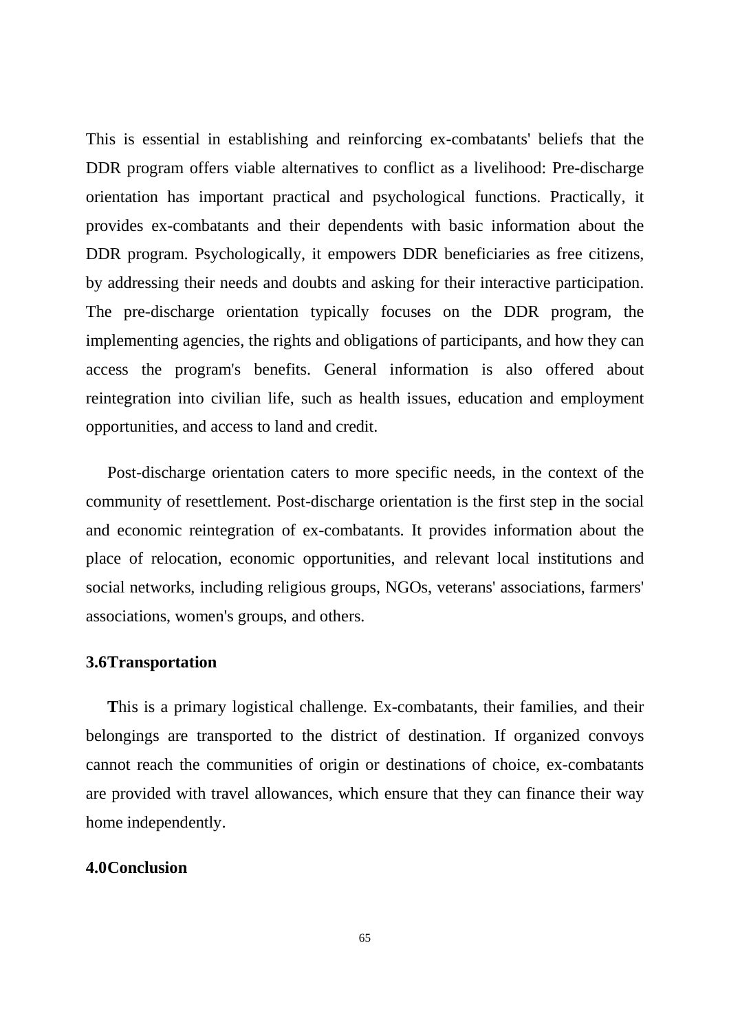This is essential in establishing and reinforcing ex-combatants' beliefs that the DDR program offers viable alternatives to conflict as a livelihood: Pre-discharge orientation has important practical and psychological functions. Practically, it provides ex-combatants and their dependents with basic information about the DDR program. Psychologically, it empowers DDR beneficiaries as free citizens, by addressing their needs and doubts and asking for their interactive participation. The pre-discharge orientation typically focuses on the DDR program, the implementing agencies, the rights and obligations of participants, and how they can access the program's benefits. General information is also offered about reintegration into civilian life, such as health issues, education and employment opportunities, and access to land and credit.

Post-discharge orientation caters to more specific needs, in the context of the community of resettlement. Post-discharge orientation is the first step in the social and economic reintegration of ex-combatants. It provides information about the place of relocation, economic opportunities, and relevant local institutions and social networks, including religious groups, NGOs, veterans' associations, farmers' associations, women's groups, and others.

### 3.6Transportation

**T**his is a primary logistical challenge. Ex-combatants, their families, and their belongings are transported to the district of destination. If organized convoys cannot reach the communities of origin or destinations of choice, ex-combatants are provided with travel allowances, which ensure that they can finance their way home independently.

## 4.0Conclusion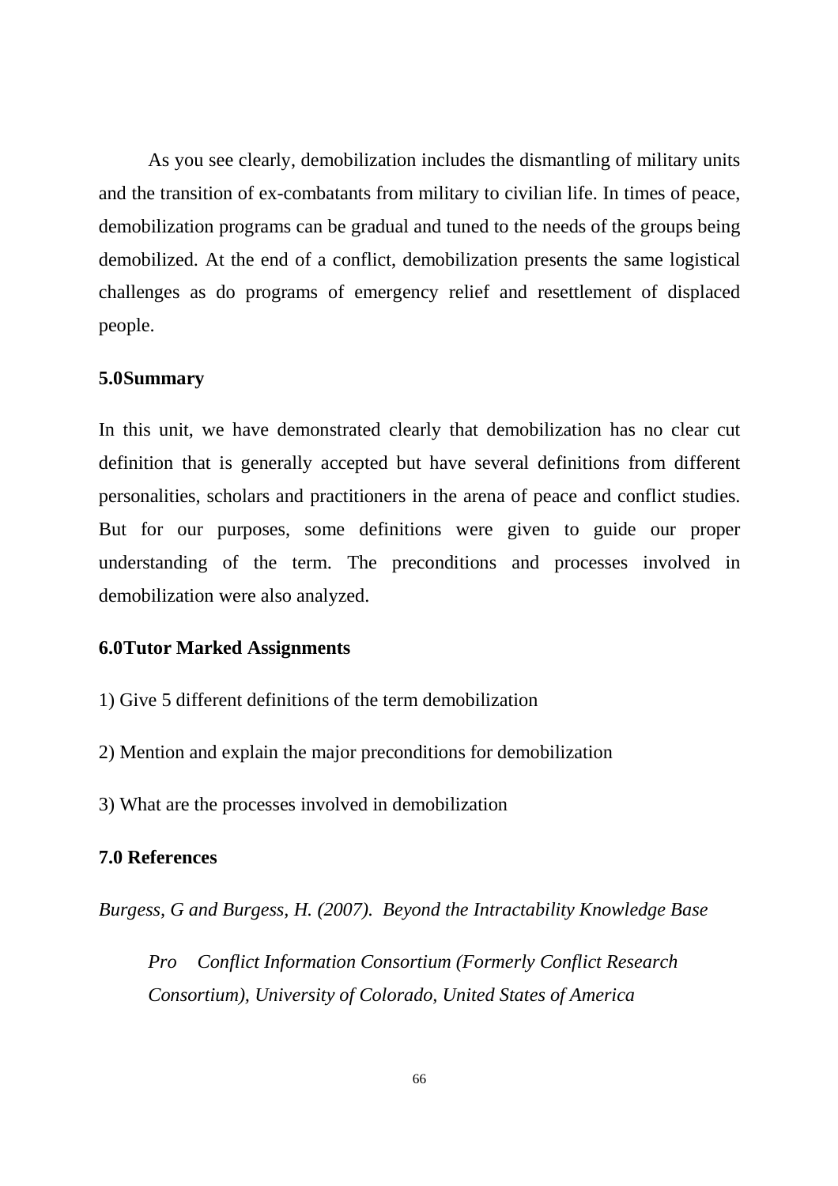As you see clearly, demobilization includes the dismantling of military units and the transition of ex-combatants from military to civilian life. In times of peace, demobilization programs can be gradual and tuned to the needs of the groups being demobilized. At the end of a conflict, demobilization presents the same logistical challenges as do programs of emergency relief and resettlement of displaced people.

### 5.0Summary

In this unit, we have demonstrated clearly that demobilization has no clear cut definition that is generally accepted but have several definitions from different personalities, scholars and practitioners in the arena of peace and conflict studies. But for our purposes, some definitions were given to guide our proper understanding of the term. The preconditions and processes involved in demobilization were also analyzed.

### 6.0Tutor Marked Assignments

1) Give 5 different definitions of the term demobilization

2) Mention and explain the major preconditions for demobilization

3) What are the processes involved in demobilization

### 7.0 References

*Burgess, G and Burgess, H. (2007). Beyond the Intractability Knowledge Base Pro Conflict Information Consortium (Formerly Conflict Research Consortium), University of Colorado, United States of America*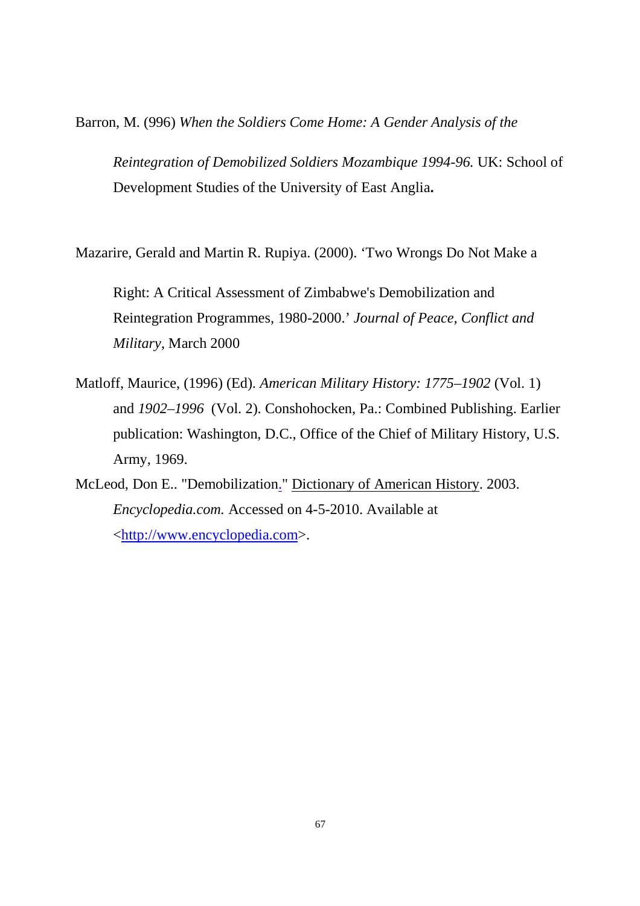Barron, M. (996) *When the Soldiers Come Home: A Gender Analysis of the Reintegration of Demobilized Soldiers Mozambique 1994-96.* UK: School of Development Studies of the University of East Anglia**.**

Mazarire, Gerald and Martin R. Rupiya. (2000). 'Two Wrongs Do Not Make a Right: A Critical Assessment of Zimbabwe's Demobilization and Reintegration Programmes, 1980-2000.' *Journal of Peace, Conflict and Military*, March 2000

Matloff, Maurice, (1996) (Ed). *American Military History: 1775–1902* (Vol. 1) and *1902–1996* (Vol. 2). Conshohocken, Pa.: Combined Publishing. Earlier publication: Washington, D.C., Office of the Chief of Military History, U.S. Army, 1969.

McLeod, Don E.. "Demobilization." Dictionary of American History. 2003. *Encyclopedia.com.* Accessed on 4-5-2010. Available at <http://www.encyclopedia.com>.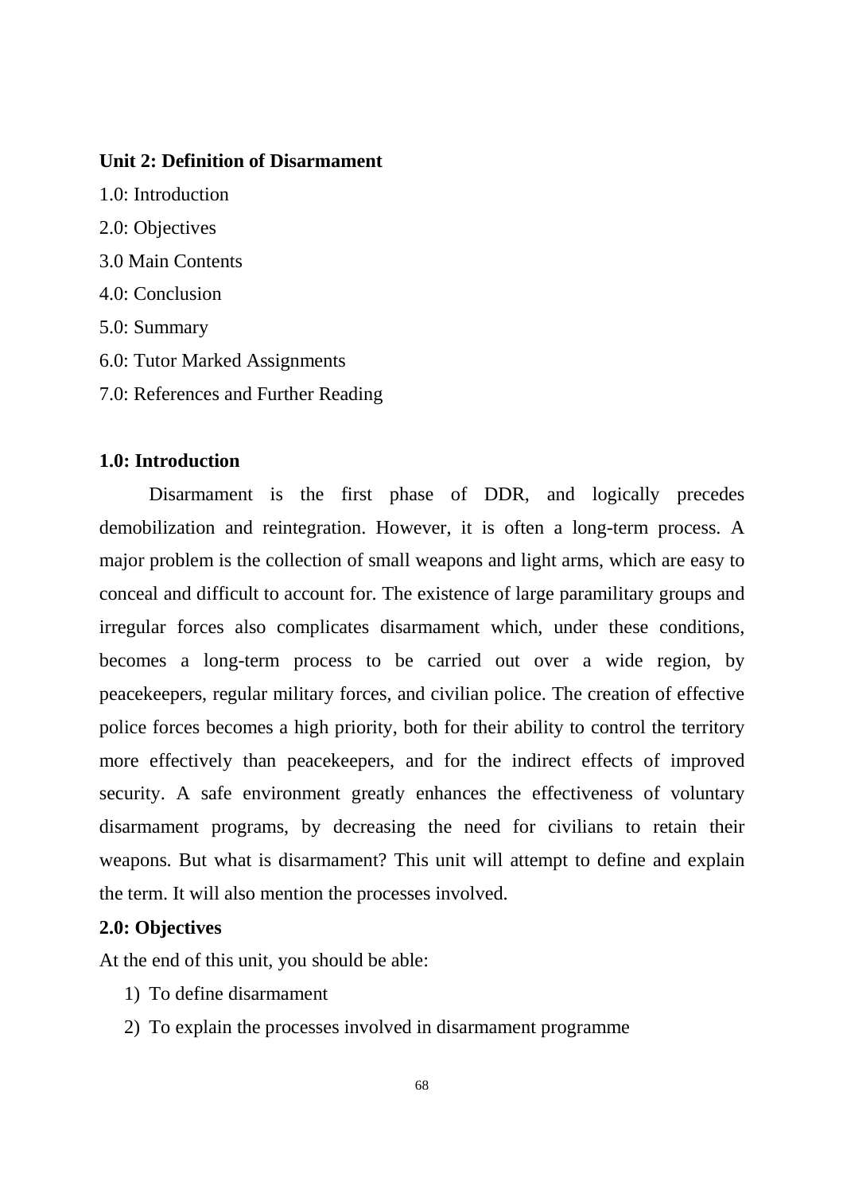**Unit 2: Definition of Disarmament**

1.0: Introduction

2.0: Objectives

3.0 Main Contents

4.0: Conclusion

5.0: Summary

6.0: Tutor Marked Assignments

7.0: References and Further Reading

**1.0: Introduction**

Disarmament is the first phase of DDR, and logically precedes demobilization and reintegration. However, it is often a long-term process. A major problem is the collection of small weapons and light arms, which are easy to conceal and difficult to account for. The existence of large paramilitary groups and irregular forces also complicates disarmament which, under these conditions, becomes a long-term process to be carried out over a wide region, by peacekeepers, regular military forces, and civilian police. The creation of effective police forces becomes a high priority, both for their ability to control the territory more effectively than peacekeepers, and for the indirect effects of improved security. A safe environment greatly enhances the effectiveness of voluntary disarmament programs, by decreasing the need for civilians to retain their weapons. But what is disarmament? This unit will attempt to define and explain the term. It will also mention the processes involved.

**2.0: Objectives**

At the end of this unit, you should be able:

1) To define disarmament
2) To explain the processes involved in disarmament programme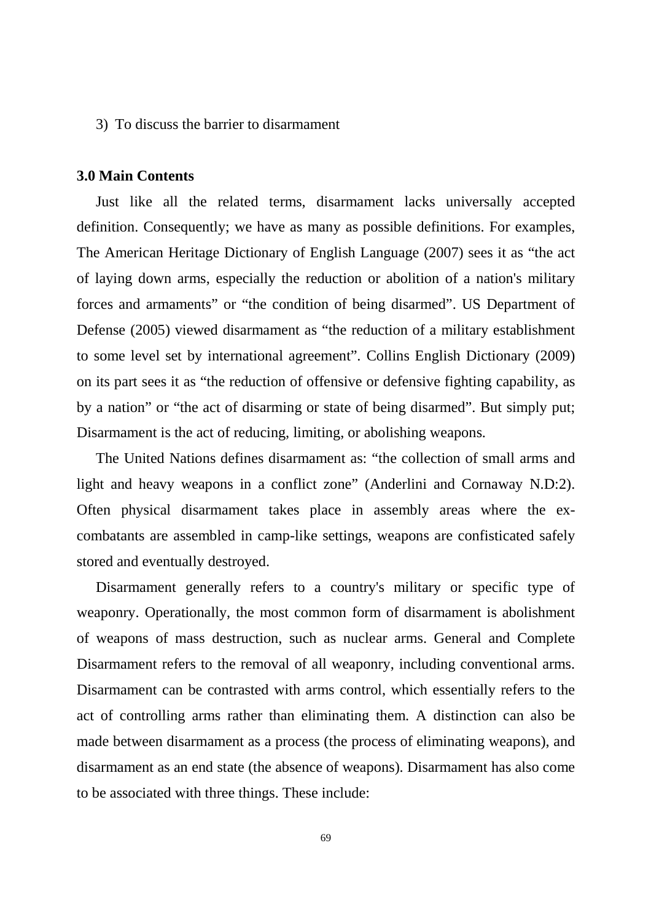3) To discuss the barrier to disarmament

**3.0 Main Contents**

Just like all the related terms, disarmament lacks universally accepted definition. Consequently; we have as many as possible definitions. For examples, The American Heritage Dictionary of English Language (2007) sees it as "the act of laying down arms, especially the reduction or abolition of a nation's military forces and armaments" or "the condition of being disarmed". US Department of Defense (2005) viewed disarmament as "the reduction of a military establishment to some level set by international agreement". Collins English Dictionary (2009) on its part sees it as "the reduction of offensive or defensive fighting capability, as by a nation" or "the act of disarming or state of being disarmed". But simply put; Disarmament is the act of reducing, limiting, or abolishing weapons.

The United Nations defines disarmament as: "the collection of small arms and light and heavy weapons in a conflict zone" (Anderlini and Cornaway N.D:2). Often physical disarmament takes place in assembly areas where the ex-combatants are assembled in camp-like settings, weapons are confisticated safely stored and eventually destroyed.

Disarmament generally refers to a country's military or specific type of weaponry. Operationally, the most common form of disarmament is abolishment of weapons of mass destruction, such as nuclear arms. General and Complete Disarmament refers to the removal of all weaponry, including conventional arms. Disarmament can be contrasted with arms control, which essentially refers to the act of controlling arms rather than eliminating them. A distinction can also be made between disarmament as a process (the process of eliminating weapons), and disarmament as an end state (the absence of weapons). Disarmament has also come to be associated with three things. These include: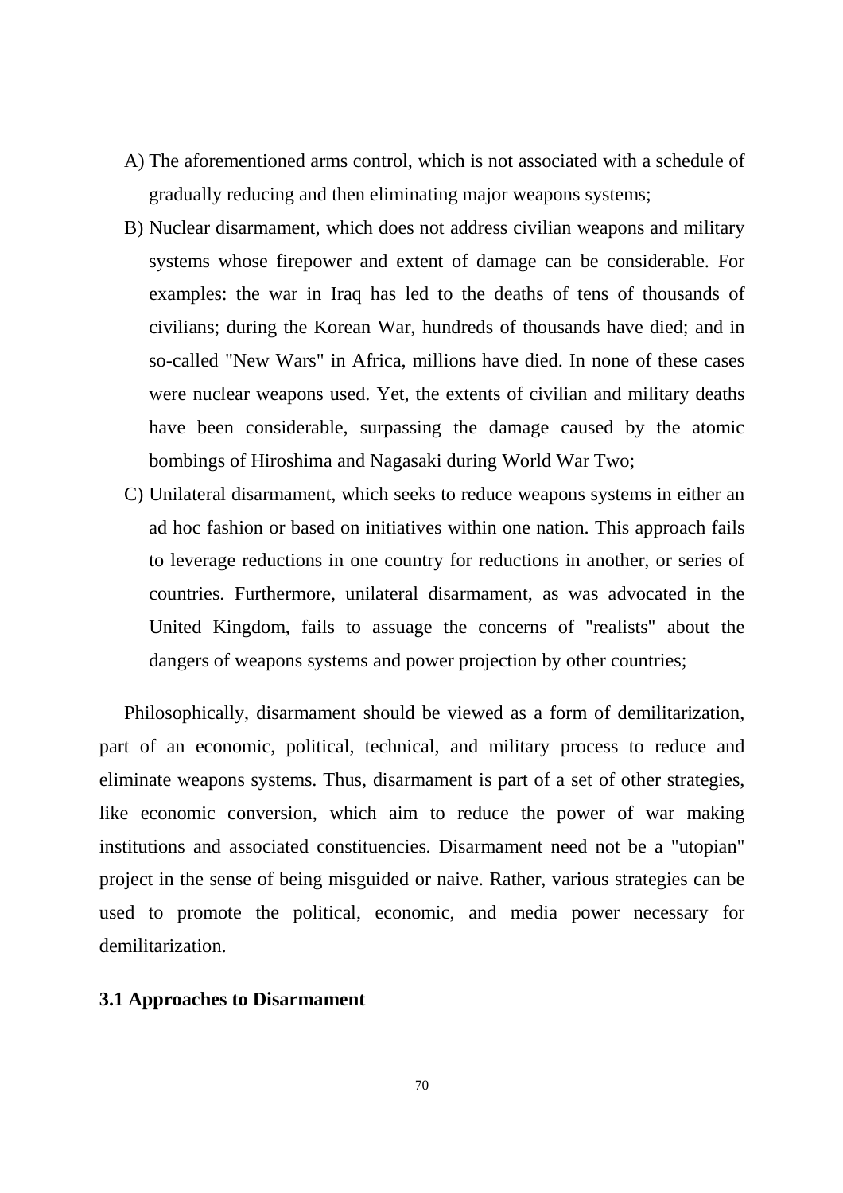A) The aforementioned arms control, which is not associated with a schedule of gradually reducing and then eliminating major weapons systems;

B) Nuclear disarmament, which does not address civilian weapons and military systems whose firepower and extent of damage can be considerable. For examples: the war in Iraq has led to the deaths of tens of thousands of civilians; during the Korean War, hundreds of thousands have died; and in so-called "New Wars" in Africa, millions have died. In none of these cases were nuclear weapons used. Yet, the extents of civilian and military deaths have been considerable, surpassing the damage caused by the atomic bombings of Hiroshima and Nagasaki during World War Two;

C) Unilateral disarmament, which seeks to reduce weapons systems in either an ad hoc fashion or based on initiatives within one nation. This approach fails to leverage reductions in one country for reductions in another, or series of countries. Furthermore, unilateral disarmament, as was advocated in the United Kingdom, fails to assuage the concerns of "realists" about the dangers of weapons systems and power projection by other countries;

Philosophically, disarmament should be viewed as a form of demilitarization, part of an economic, political, technical, and military process to reduce and eliminate weapons systems. Thus, disarmament is part of a set of other strategies, like economic conversion, which aim to reduce the power of war making institutions and associated constituencies. Disarmament need not be a "utopian" project in the sense of being misguided or naive. Rather, various strategies can be used to promote the political, economic, and media power necessary for demilitarization.

### 3.1 Approaches to Disarmament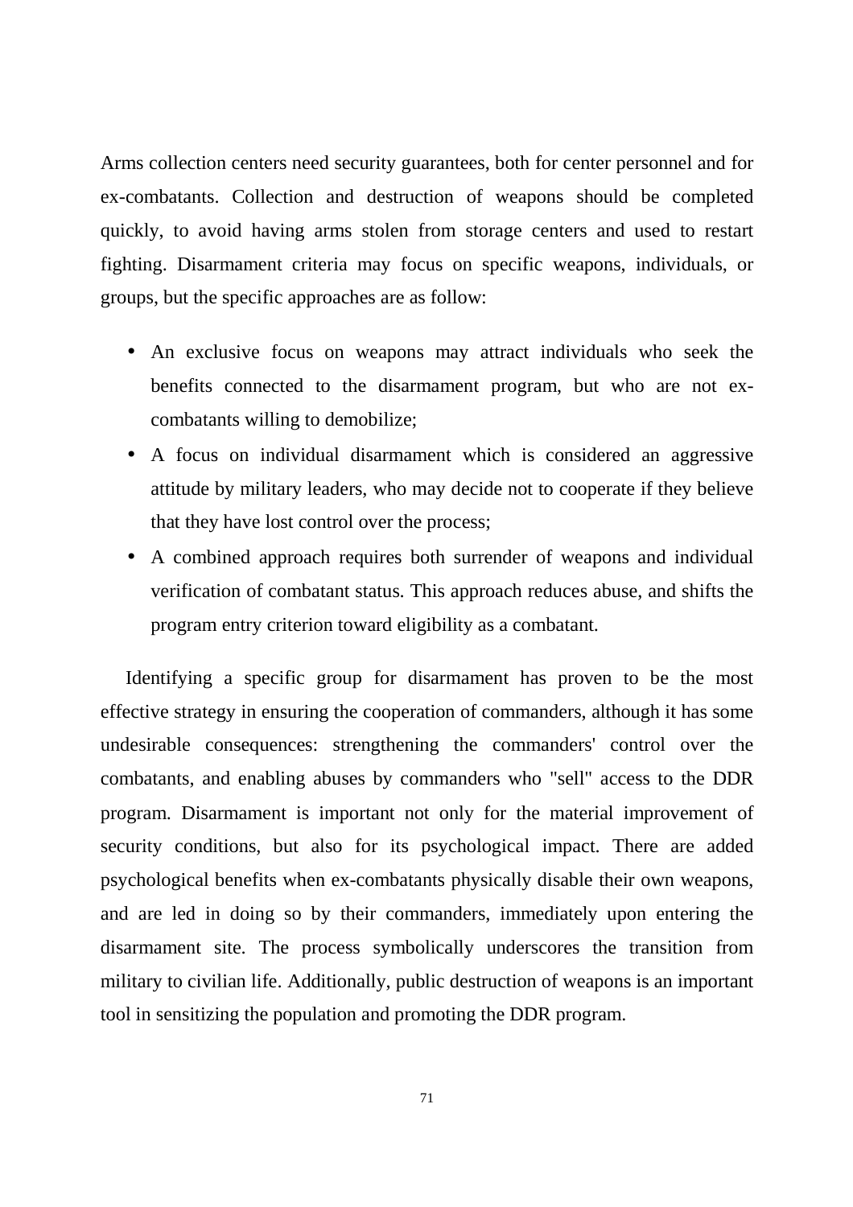Arms collection centers need security guarantees, both for center personnel and for ex-combatants. Collection and destruction of weapons should be completed quickly, to avoid having arms stolen from storage centers and used to restart fighting. Disarmament criteria may focus on specific weapons, individuals, or groups, but the specific approaches are as follow:

- An exclusive focus on weapons may attract individuals who seek the benefits connected to the disarmament program, but who are not ex-combatants willing to demobilize;
- A focus on individual disarmament which is considered an aggressive attitude by military leaders, who may decide not to cooperate if they believe that they have lost control over the process;
- A combined approach requires both surrender of weapons and individual verification of combatant status. This approach reduces abuse, and shifts the program entry criterion toward eligibility as a combatant.

Identifying a specific group for disarmament has proven to be the most effective strategy in ensuring the cooperation of commanders, although it has some undesirable consequences: strengthening the commanders' control over the combatants, and enabling abuses by commanders who "sell" access to the DDR program. Disarmament is important not only for the material improvement of security conditions, but also for its psychological impact. There are added psychological benefits when ex-combatants physically disable their own weapons, and are led in doing so by their commanders, immediately upon entering the disarmament site. The process symbolically underscores the transition from military to civilian life. Additionally, public destruction of weapons is an important tool in sensitizing the population and promoting the DDR program.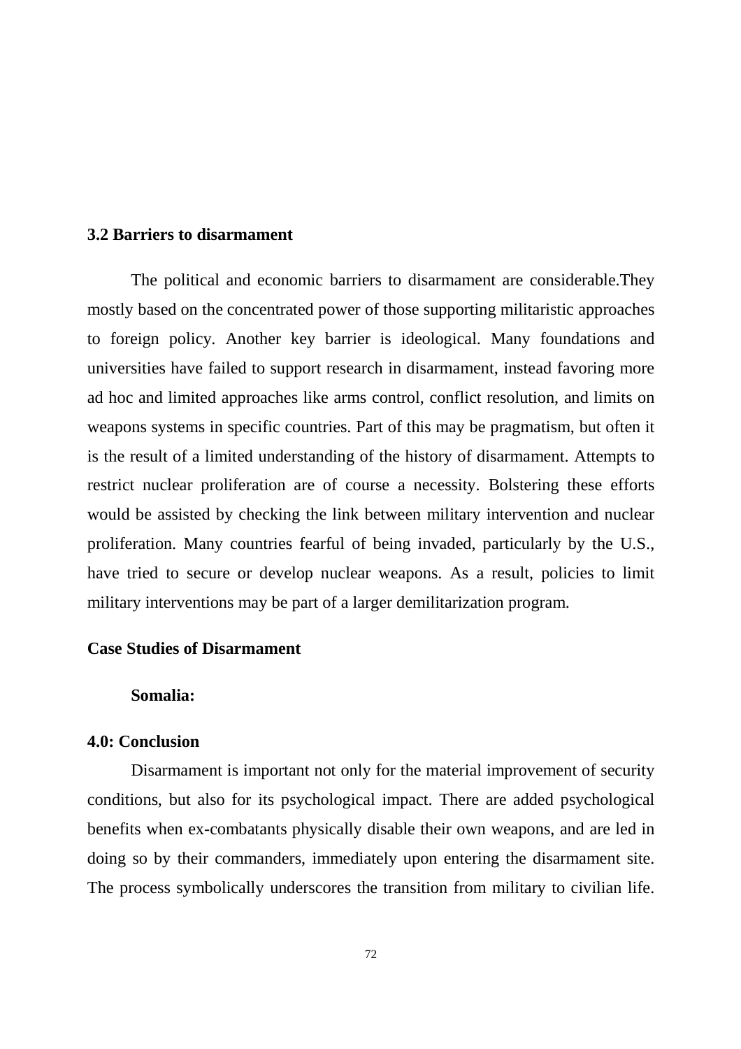## 3.2 Barriers to disarmament

The political and economic barriers to disarmament are considerable.They mostly based on the concentrated power of those supporting militaristic approaches to foreign policy. Another key barrier is ideological. Many foundations and universities have failed to support research in disarmament, instead favoring more ad hoc and limited approaches like arms control, conflict resolution, and limits on weapons systems in specific countries. Part of this may be pragmatism, but often it is the result of a limited understanding of the history of disarmament. Attempts to restrict nuclear proliferation are of course a necessity. Bolstering these efforts would be assisted by checking the link between military intervention and nuclear proliferation. Many countries fearful of being invaded, particularly by the U.S., have tried to secure or develop nuclear weapons. As a result, policies to limit military interventions may be part of a larger demilitarization program.

## Case Studies of Disarmament

### Somalia:

## 4.0: Conclusion

Disarmament is important not only for the material improvement of security conditions, but also for its psychological impact. There are added psychological benefits when ex-combatants physically disable their own weapons, and are led in doing so by their commanders, immediately upon entering the disarmament site. The process symbolically underscores the transition from military to civilian life.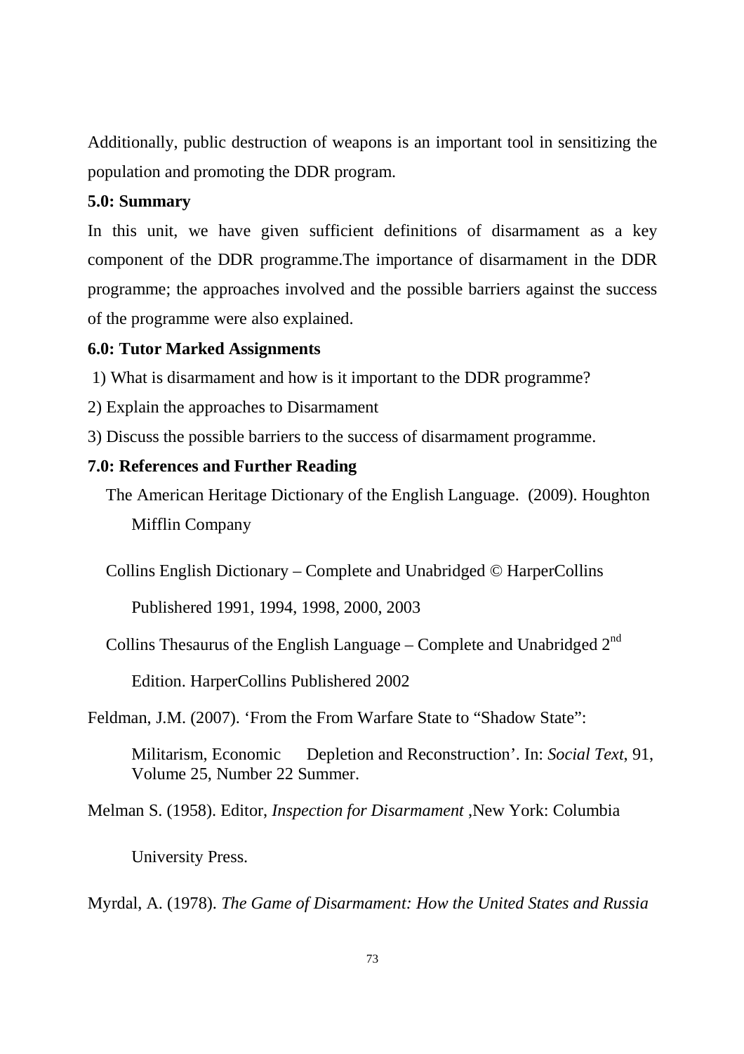Additionally, public destruction of weapons is an important tool in sensitizing the population and promoting the DDR program.

### 5.0: Summary

In this unit, we have given sufficient definitions of disarmament as a key component of the DDR programme.The importance of disarmament in the DDR programme; the approaches involved and the possible barriers against the success of the programme were also explained.

### 6.0: Tutor Marked Assignments

1) What is disarmament and how is it important to the DDR programme?

2) Explain the approaches to Disarmament

3) Discuss the possible barriers to the success of disarmament programme.

### 7.0: References and Further Reading

The American Heritage Dictionary of the English Language. (2009). Houghton Mifflin Company

Collins English Dictionary – Complete and Unabridged © HarperCollins Publishered 1991, 1994, 1998, 2000, 2003

Collins Thesaurus of the English Language – Complete and Unabridged 2nd Edition. HarperCollins Publishered 2002

Feldman, J.M. (2007). 'From the From Warfare State to "Shadow State": Militarism, Economic Depletion and Reconstruction'. In: *Social Text*, 91, Volume 25, Number 22 Summer.

Melman S. (1958). Editor, *Inspection for Disarmament* ,New York: Columbia University Press.

Myrdal, A. (1978). *The Game of Disarmament: How the United States and Russia*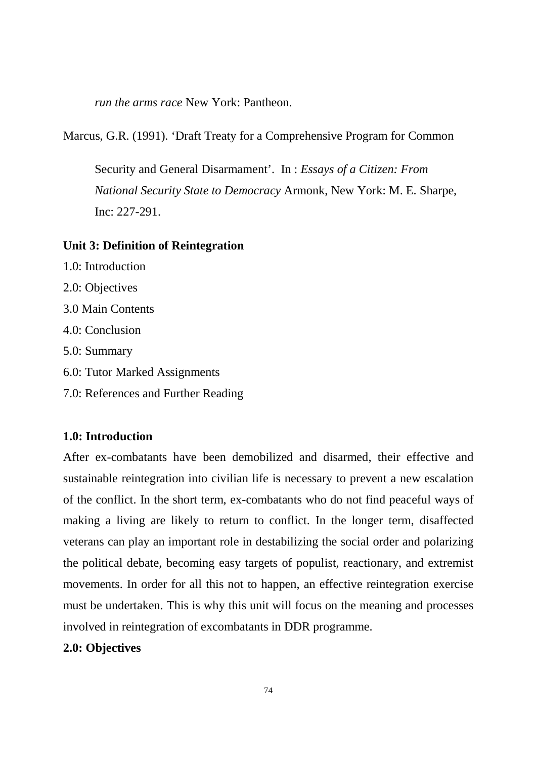*run the arms race* New York: Pantheon.

Marcus, G.R. (1991). 'Draft Treaty for a Comprehensive Program for Common Security and General Disarmament'. In : *Essays of a Citizen: From National Security State to Democracy* Armonk, New York: M. E. Sharpe, Inc: 227-291.

## Unit 3: Definition of Reintegration

1.0: Introduction
2.0: Objectives
3.0 Main Contents
4.0: Conclusion
5.0: Summary
6.0: Tutor Marked Assignments
7.0: References and Further Reading

### 1.0: Introduction

After ex-combatants have been demobilized and disarmed, their effective and sustainable reintegration into civilian life is necessary to prevent a new escalation of the conflict. In the short term, ex-combatants who do not find peaceful ways of making a living are likely to return to conflict. In the longer term, disaffected veterans can play an important role in destabilizing the social order and polarizing the political debate, becoming easy targets of populist, reactionary, and extremist movements. In order for all this not to happen, an effective reintegration exercise must be undertaken. This is why this unit will focus on the meaning and processes involved in reintegration of excombatants in DDR programme.

### 2.0: Objectives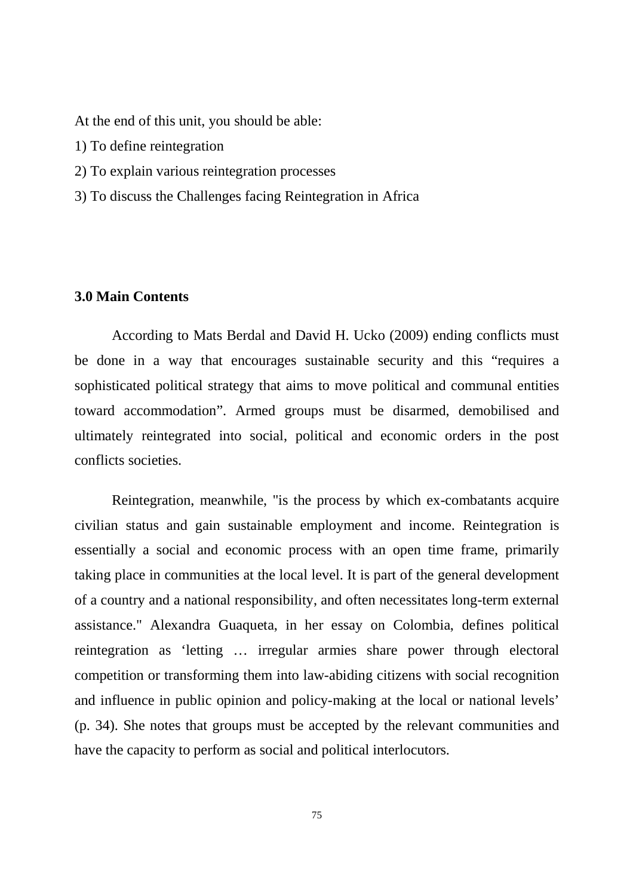At the end of this unit, you should be able:

1) To define reintegration

2) To explain various reintegration processes

3) To discuss the Challenges facing Reintegration in Africa

**3.0 Main Contents**

According to Mats Berdal and David H. Ucko (2009) ending conflicts must be done in a way that encourages sustainable security and this “requires a sophisticated political strategy that aims to move political and communal entities toward accommodation”. Armed groups must be disarmed, demobilised and ultimately reintegrated into social, political and economic orders in the post conflicts societies.

Reintegration, meanwhile, "is the process by which ex-combatants acquire civilian status and gain sustainable employment and income. Reintegration is essentially a social and economic process with an open time frame, primarily taking place in communities at the local level. It is part of the general development of a country and a national responsibility, and often necessitates long-term external assistance." Alexandra Guaqueta, in her essay on Colombia, defines political reintegration as ‘letting … irregular armies share power through electoral competition or transforming them into law-abiding citizens with social recognition and influence in public opinion and policy-making at the local or national levels’ (p. 34). She notes that groups must be accepted by the relevant communities and have the capacity to perform as social and political interlocutors.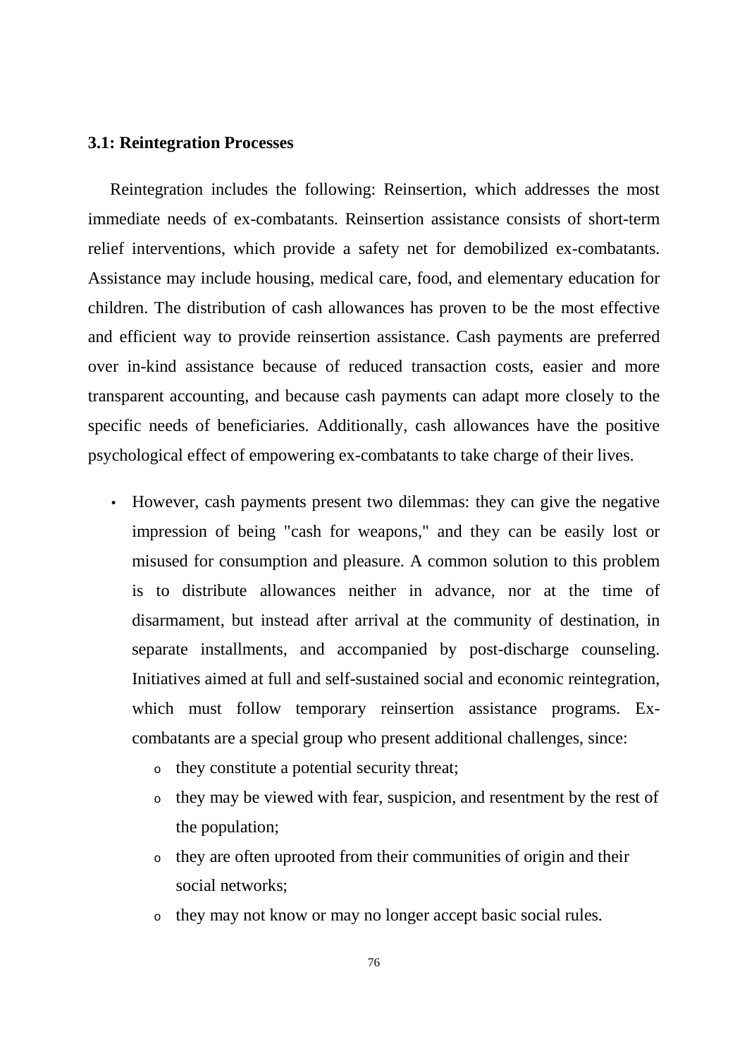### 3.1: Reintegration Processes

Reintegration includes the following: Reinsertion, which addresses the most immediate needs of ex-combatants. Reinsertion assistance consists of short-term relief interventions, which provide a safety net for demobilized ex-combatants. Assistance may include housing, medical care, food, and elementary education for children. The distribution of cash allowances has proven to be the most effective and efficient way to provide reinsertion assistance. Cash payments are preferred over in-kind assistance because of reduced transaction costs, easier and more transparent accounting, and because cash payments can adapt more closely to the specific needs of beneficiaries. Additionally, cash allowances have the positive psychological effect of empowering ex-combatants to take charge of their lives.

- However, cash payments present two dilemmas: they can give the negative impression of being "cash for weapons," and they can be easily lost or misused for consumption and pleasure. A common solution to this problem is to distribute allowances neither in advance, nor at the time of disarmament, but instead after arrival at the community of destination, in separate installments, and accompanied by post-discharge counseling. Initiatives aimed at full and self-sustained social and economic reintegration, which must follow temporary reinsertion assistance programs. Ex-combatants are a special group who present additional challenges, since:
  - they constitute a potential security threat;
  - they may be viewed with fear, suspicion, and resentment by the rest of the population;
  - they are often uprooted from their communities of origin and their social networks;
  - they may not know or may no longer accept basic social rules.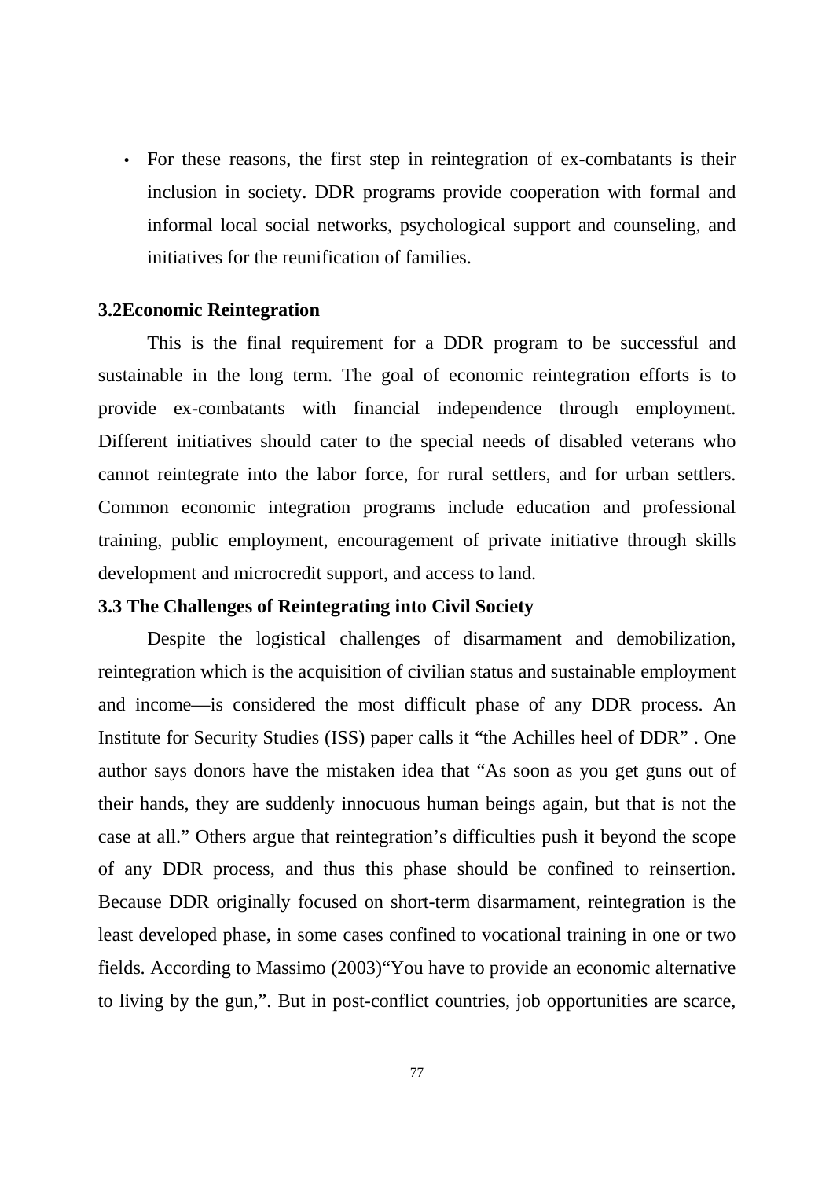- For these reasons, the first step in reintegration of ex-combatants is their inclusion in society. DDR programs provide cooperation with formal and informal local social networks, psychological support and counseling, and initiatives for the reunification of families.

### 3.2Economic Reintegration

This is the final requirement for a DDR program to be successful and sustainable in the long term. The goal of economic reintegration efforts is to provide ex-combatants with financial independence through employment. Different initiatives should cater to the special needs of disabled veterans who cannot reintegrate into the labor force, for rural settlers, and for urban settlers. Common economic integration programs include education and professional training, public employment, encouragement of private initiative through skills development and microcredit support, and access to land.

### 3.3 The Challenges of Reintegrating into Civil Society

Despite the logistical challenges of disarmament and demobilization, reintegration which is the acquisition of civilian status and sustainable employment and income—is considered the most difficult phase of any DDR process. An Institute for Security Studies (ISS) paper calls it "the Achilles heel of DDR" . One author says donors have the mistaken idea that "As soon as you get guns out of their hands, they are suddenly innocuous human beings again, but that is not the case at all." Others argue that reintegration's difficulties push it beyond the scope of any DDR process, and thus this phase should be confined to reinsertion. Because DDR originally focused on short-term disarmament, reintegration is the least developed phase, in some cases confined to vocational training in one or two fields. According to Massimo (2003)"You have to provide an economic alternative to living by the gun,". But in post-conflict countries, job opportunities are scarce,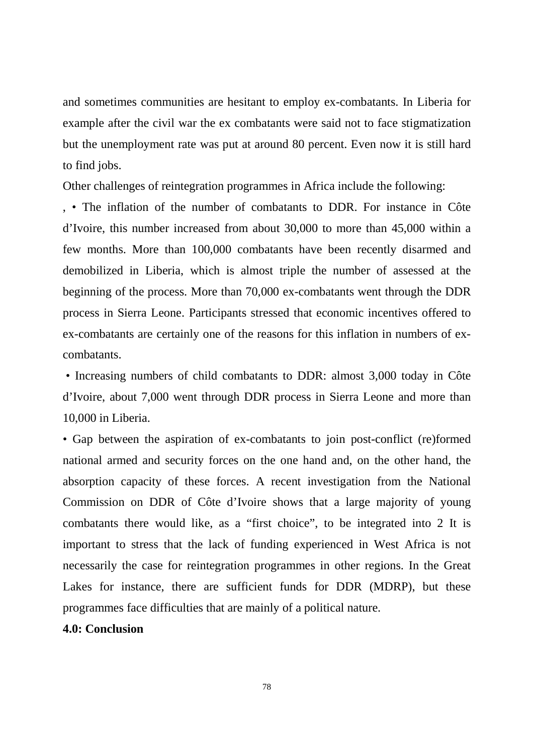and sometimes communities are hesitant to employ ex-combatants. In Liberia for example after the civil war the ex combatants were said not to face stigmatization but the unemployment rate was put at around 80 percent. Even now it is still hard to find jobs.

Other challenges of reintegration programmes in Africa include the following:

, • The inflation of the number of combatants to DDR. For instance in Côte d'Ivoire, this number increased from about 30,000 to more than 45,000 within a few months. More than 100,000 combatants have been recently disarmed and demobilized in Liberia, which is almost triple the number of assessed at the beginning of the process. More than 70,000 ex-combatants went through the DDR process in Sierra Leone. Participants stressed that economic incentives offered to ex-combatants are certainly one of the reasons for this inflation in numbers of ex-combatants.

• Increasing numbers of child combatants to DDR: almost 3,000 today in Côte d'Ivoire, about 7,000 went through DDR process in Sierra Leone and more than 10,000 in Liberia.

• Gap between the aspiration of ex-combatants to join post-conflict (re)formed national armed and security forces on the one hand and, on the other hand, the absorption capacity of these forces. A recent investigation from the National Commission on DDR of Côte d'Ivoire shows that a large majority of young combatants there would like, as a "first choice", to be integrated into 2 It is important to stress that the lack of funding experienced in West Africa is not necessarily the case for reintegration programmes in other regions. In the Great Lakes for instance, there are sufficient funds for DDR (MDRP), but these programmes face difficulties that are mainly of a political nature.

**4.0: Conclusion**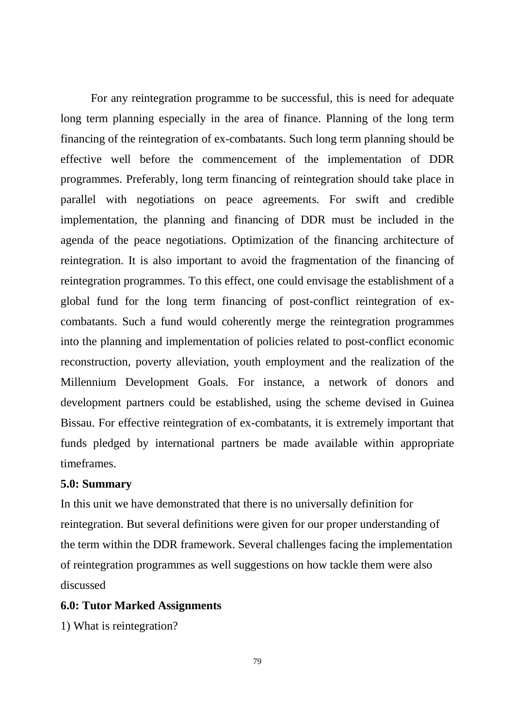For any reintegration programme to be successful, this is need for adequate long term planning especially in the area of finance. Planning of the long term financing of the reintegration of ex-combatants. Such long term planning should be effective well before the commencement of the implementation of DDR programmes. Preferably, long term financing of reintegration should take place in parallel with negotiations on peace agreements. For swift and credible implementation, the planning and financing of DDR must be included in the agenda of the peace negotiations. Optimization of the financing architecture of reintegration. It is also important to avoid the fragmentation of the financing of reintegration programmes. To this effect, one could envisage the establishment of a global fund for the long term financing of post-conflict reintegration of ex-combatants. Such a fund would coherently merge the reintegration programmes into the planning and implementation of policies related to post-conflict economic reconstruction, poverty alleviation, youth employment and the realization of the Millennium Development Goals. For instance, a network of donors and development partners could be established, using the scheme devised in Guinea Bissau. For effective reintegration of ex-combatants, it is extremely important that funds pledged by international partners be made available within appropriate timeframes.

**5.0: Summary**

In this unit we have demonstrated that there is no universally definition for reintegration. But several definitions were given for our proper understanding of the term within the DDR framework. Several challenges facing the implementation of reintegration programmes as well suggestions on how tackle them were also discussed

**6.0: Tutor Marked Assignments**

1) What is reintegration?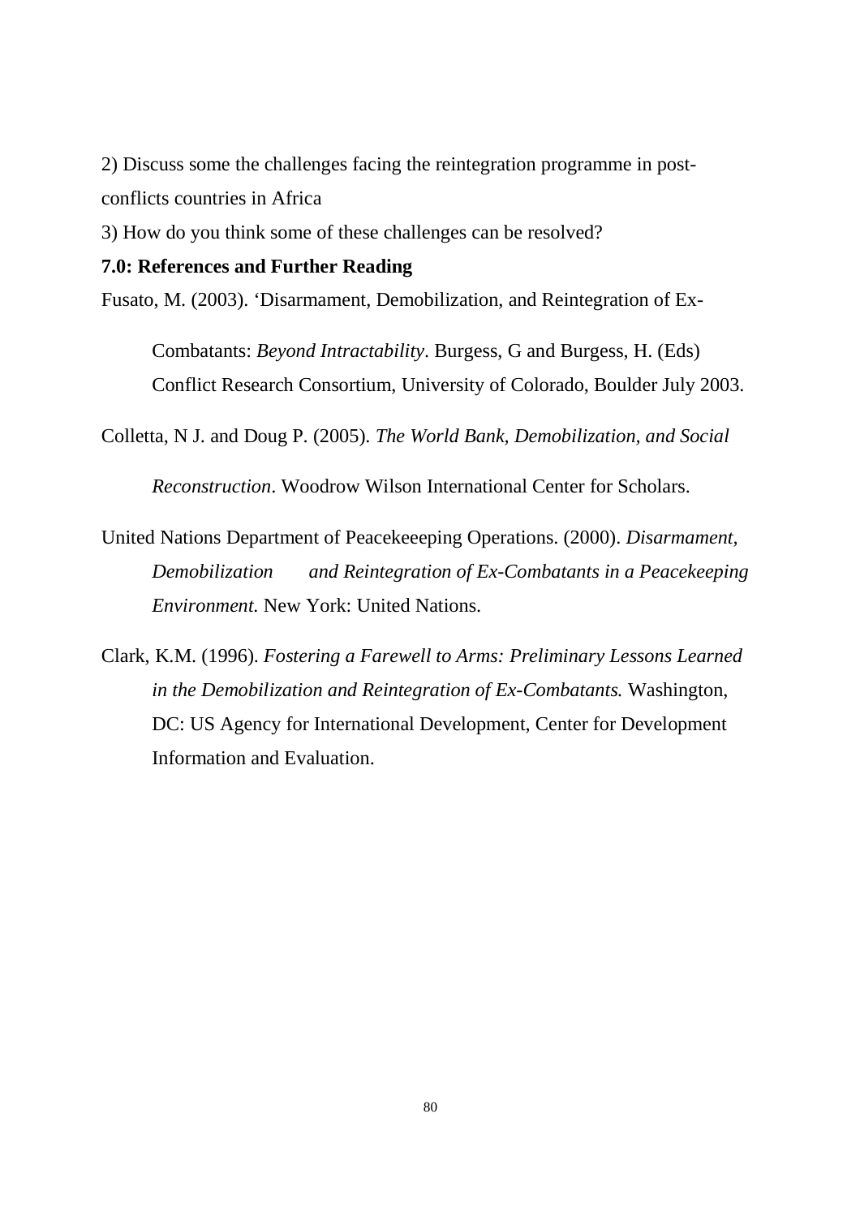2) Discuss some the challenges facing the reintegration programme in post-conflicts countries in Africa

3) How do you think some of these challenges can be resolved?

**7.0: References and Further Reading**

Fusato, M. (2003). 'Disarmament, Demobilization, and Reintegration of Ex-Combatants: *Beyond Intractability*. Burgess, G and Burgess, H. (Eds) Conflict Research Consortium, University of Colorado, Boulder July 2003.

Colletta, N J. and Doug P. (2005). *The World Bank, Demobilization, and Social Reconstruction*. Woodrow Wilson International Center for Scholars.

United Nations Department of Peacekeeeping Operations. (2000). *Disarmament, Demobilization and Reintegration of Ex-Combatants in a Peacekeeping Environment.* New York: United Nations.

Clark, K.M. (1996). *Fostering a Farewell to Arms: Preliminary Lessons Learned in the Demobilization and Reintegration of Ex-Combatants.* Washington, DC: US Agency for International Development, Center for Development Information and Evaluation.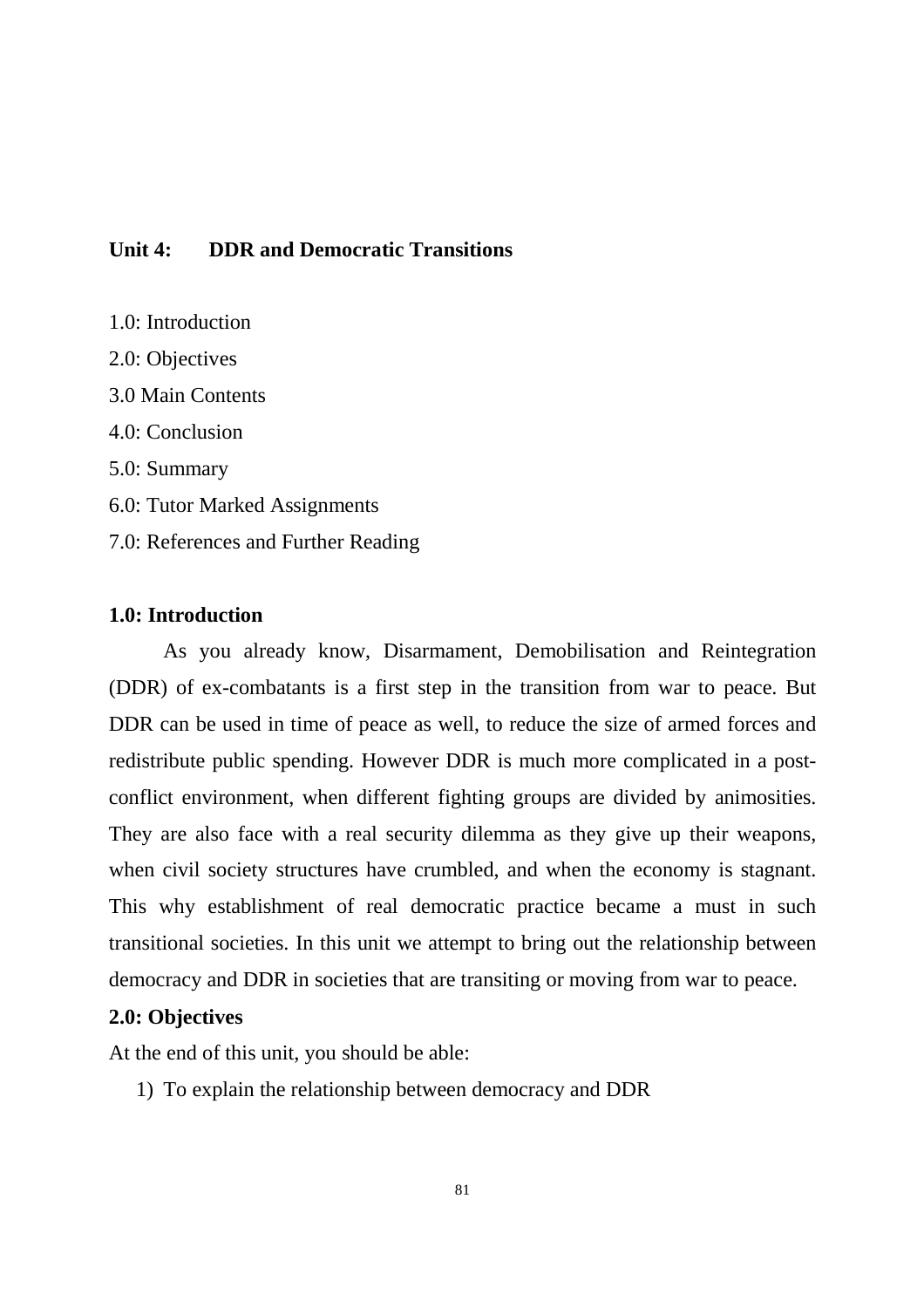## Unit 4: DDR and Democratic Transitions

1.0: Introduction

2.0: Objectives

3.0 Main Contents

4.0: Conclusion

5.0: Summary

6.0: Tutor Marked Assignments

7.0: References and Further Reading

### 1.0: Introduction

As you already know, Disarmament, Demobilisation and Reintegration (DDR) of ex-combatants is a first step in the transition from war to peace. But DDR can be used in time of peace as well, to reduce the size of armed forces and redistribute public spending. However DDR is much more complicated in a post-conflict environment, when different fighting groups are divided by animosities. They are also face with a real security dilemma as they give up their weapons, when civil society structures have crumbled, and when the economy is stagnant. This why establishment of real democratic practice became a must in such transitional societies. In this unit we attempt to bring out the relationship between democracy and DDR in societies that are transiting or moving from war to peace.

### 2.0: Objectives

At the end of this unit, you should be able:

1) To explain the relationship between democracy and DDR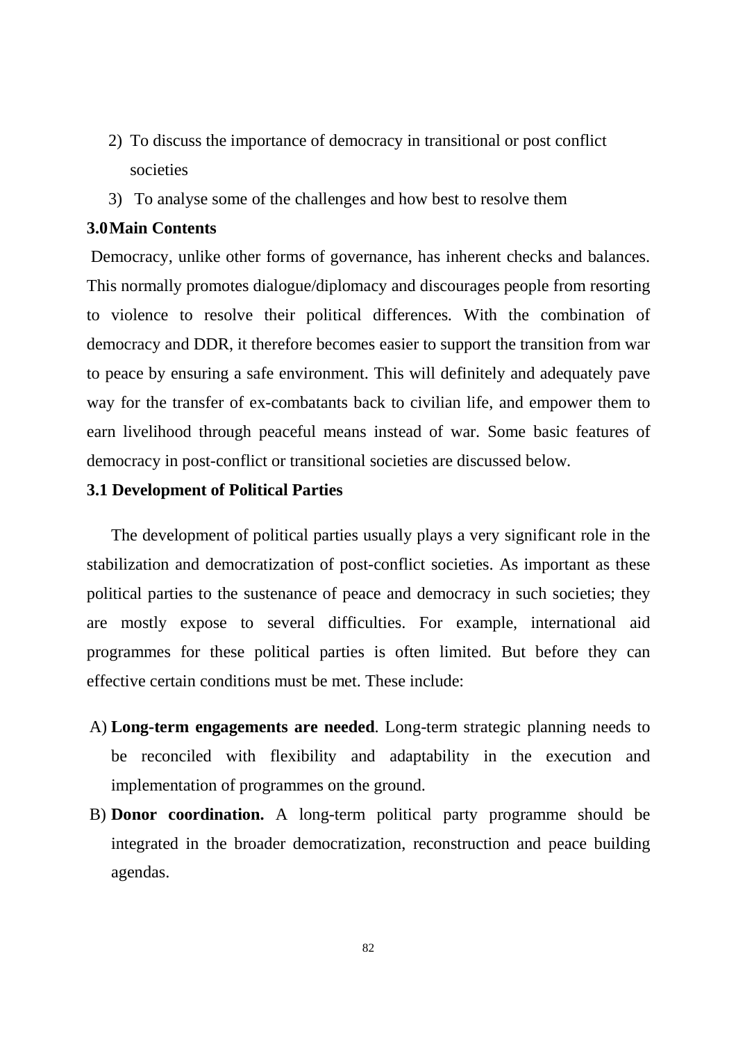2) To discuss the importance of democracy in transitional or post conflict societies
3) To analyse some of the challenges and how best to resolve them

## 3.0 Main Contents

Democracy, unlike other forms of governance, has inherent checks and balances. This normally promotes dialogue/diplomacy and discourages people from resorting to violence to resolve their political differences. With the combination of democracy and DDR, it therefore becomes easier to support the transition from war to peace by ensuring a safe environment. This will definitely and adequately pave way for the transfer of ex-combatants back to civilian life, and empower them to earn livelihood through peaceful means instead of war. Some basic features of democracy in post-conflict or transitional societies are discussed below.

### 3.1 Development of Political Parties

The development of political parties usually plays a very significant role in the stabilization and democratization of post-conflict societies. As important as these political parties to the sustenance of peace and democracy in such societies; they are mostly expose to several difficulties. For example, international aid programmes for these political parties is often limited. But before they can effective certain conditions must be met. These include:

A) **Long-term engagements are needed**. Long-term strategic planning needs to be reconciled with flexibility and adaptability in the execution and implementation of programmes on the ground.

B) **Donor coordination.** A long-term political party programme should be integrated in the broader democratization, reconstruction and peace building agendas.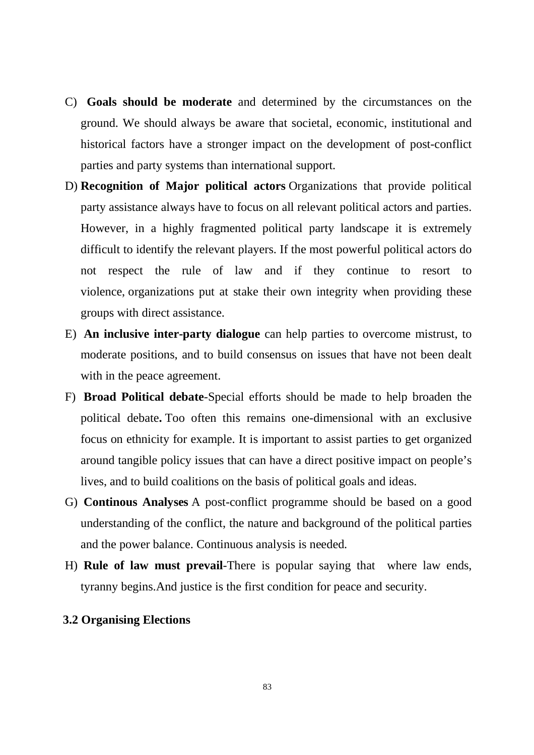C) **Goals should be moderate** and determined by the circumstances on the ground. We should always be aware that societal, economic, institutional and historical factors have a stronger impact on the development of post-conflict parties and party systems than international support.

D) **Recognition of Major political actors** Organizations that provide political party assistance always have to focus on all relevant political actors and parties. However, in a highly fragmented political party landscape it is extremely difficult to identify the relevant players. If the most powerful political actors do not respect the rule of law and if they continue to resort to violence, organizations put at stake their own integrity when providing these groups with direct assistance.

E) **An inclusive inter-party dialogue** can help parties to overcome mistrust, to moderate positions, and to build consensus on issues that have not been dealt with in the peace agreement.

F) **Broad Political debate**-Special efforts should be made to help broaden the political debate**.** Too often this remains one-dimensional with an exclusive focus on ethnicity for example. It is important to assist parties to get organized around tangible policy issues that can have a direct positive impact on people's lives, and to build coalitions on the basis of political goals and ideas.

G) **Continous Analyses** A post-conflict programme should be based on a good understanding of the conflict, the nature and background of the political parties and the power balance. Continuous analysis is needed.

H) **Rule of law must prevail**-There is popular saying that where law ends, tyranny begins.And justice is the first condition for peace and security.

### 3.2 Organising Elections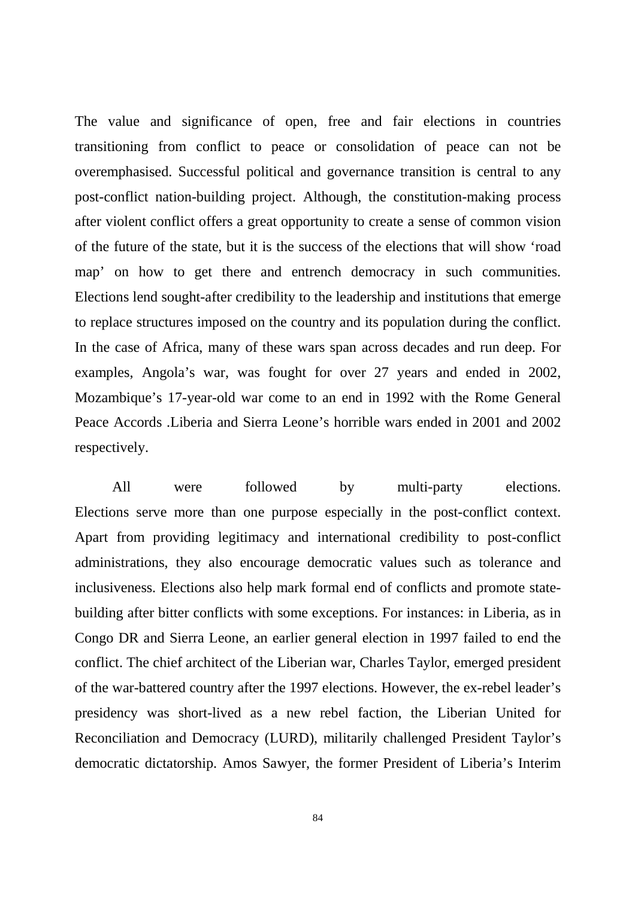The value and significance of open, free and fair elections in countries transitioning from conflict to peace or consolidation of peace can not be overemphasised. Successful political and governance transition is central to any post-conflict nation-building project. Although, the constitution-making process after violent conflict offers a great opportunity to create a sense of common vision of the future of the state, but it is the success of the elections that will show 'road map' on how to get there and entrench democracy in such communities. Elections lend sought-after credibility to the leadership and institutions that emerge to replace structures imposed on the country and its population during the conflict. In the case of Africa, many of these wars span across decades and run deep. For examples, Angola's war, was fought for over 27 years and ended in 2002, Mozambique's 17-year-old war come to an end in 1992 with the Rome General Peace Accords .Liberia and Sierra Leone's horrible wars ended in 2001 and 2002 respectively.

All were followed by multi-party elections. Elections serve more than one purpose especially in the post-conflict context. Apart from providing legitimacy and international credibility to post-conflict administrations, they also encourage democratic values such as tolerance and inclusiveness. Elections also help mark formal end of conflicts and promote state-building after bitter conflicts with some exceptions. For instances: in Liberia, as in Congo DR and Sierra Leone, an earlier general election in 1997 failed to end the conflict. The chief architect of the Liberian war, Charles Taylor, emerged president of the war-battered country after the 1997 elections. However, the ex-rebel leader's presidency was short-lived as a new rebel faction, the Liberian United for Reconciliation and Democracy (LURD), militarily challenged President Taylor's democratic dictatorship. Amos Sawyer, the former President of Liberia's Interim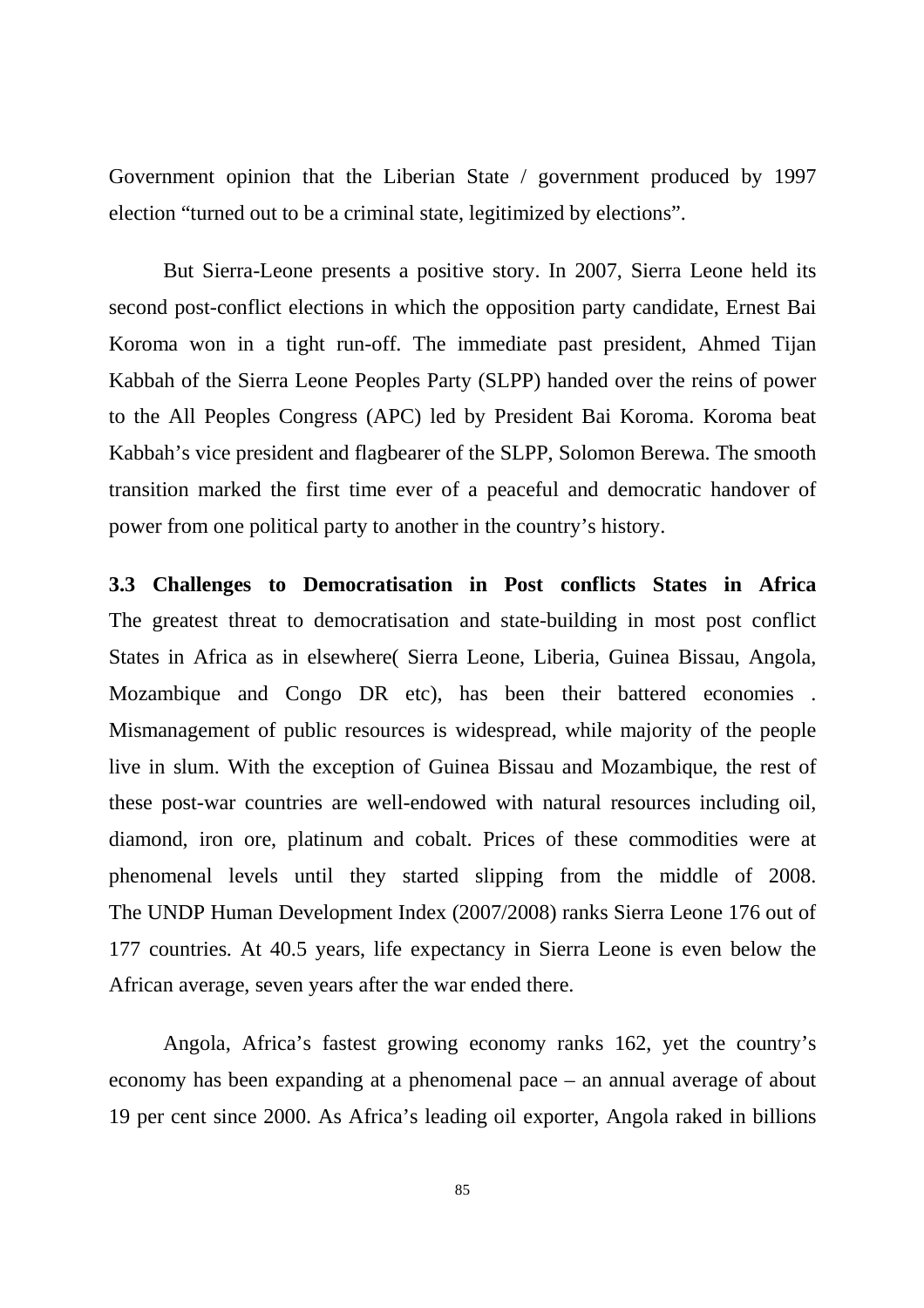Government opinion that the Liberian State / government produced by 1997 election "turned out to be a criminal state, legitimized by elections".

But Sierra-Leone presents a positive story. In 2007, Sierra Leone held its second post-conflict elections in which the opposition party candidate, Ernest Bai Koroma won in a tight run-off. The immediate past president, Ahmed Tijan Kabbah of the Sierra Leone Peoples Party (SLPP) handed over the reins of power to the All Peoples Congress (APC) led by President Bai Koroma. Koroma beat Kabbah's vice president and flagbearer of the SLPP, Solomon Berewa. The smooth transition marked the first time ever of a peaceful and democratic handover of power from one political party to another in the country's history.

### 3.3 Challenges to Democratisation in Post conflicts States in Africa

The greatest threat to democratisation and state-building in most post conflict States in Africa as in elsewhere( Sierra Leone, Liberia, Guinea Bissau, Angola, Mozambique and Congo DR etc), has been their battered economies . Mismanagement of public resources is widespread, while majority of the people live in slum. With the exception of Guinea Bissau and Mozambique, the rest of these post-war countries are well-endowed with natural resources including oil, diamond, iron ore, platinum and cobalt. Prices of these commodities were at phenomenal levels until they started slipping from the middle of 2008. The UNDP Human Development Index (2007/2008) ranks Sierra Leone 176 out of 177 countries. At 40.5 years, life expectancy in Sierra Leone is even below the African average, seven years after the war ended there.

Angola, Africa's fastest growing economy ranks 162, yet the country's economy has been expanding at a phenomenal pace – an annual average of about 19 per cent since 2000. As Africa's leading oil exporter, Angola raked in billions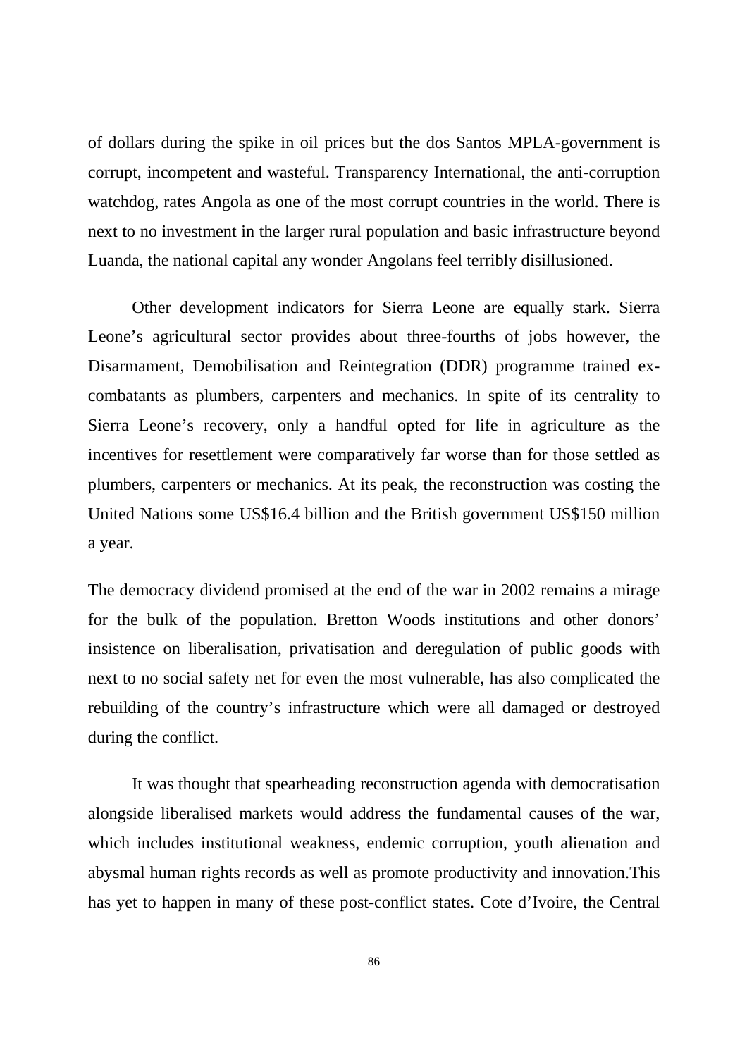of dollars during the spike in oil prices but the dos Santos MPLA-government is corrupt, incompetent and wasteful. Transparency International, the anti-corruption watchdog, rates Angola as one of the most corrupt countries in the world. There is next to no investment in the larger rural population and basic infrastructure beyond Luanda, the national capital any wonder Angolans feel terribly disillusioned.

Other development indicators for Sierra Leone are equally stark. Sierra Leone's agricultural sector provides about three-fourths of jobs however, the Disarmament, Demobilisation and Reintegration (DDR) programme trained ex-combatants as plumbers, carpenters and mechanics. In spite of its centrality to Sierra Leone's recovery, only a handful opted for life in agriculture as the incentives for resettlement were comparatively far worse than for those settled as plumbers, carpenters or mechanics. At its peak, the reconstruction was costing the United Nations some US$16.4 billion and the British government US$150 million a year.

The democracy dividend promised at the end of the war in 2002 remains a mirage for the bulk of the population. Bretton Woods institutions and other donors' insistence on liberalisation, privatisation and deregulation of public goods with next to no social safety net for even the most vulnerable, has also complicated the rebuilding of the country's infrastructure which were all damaged or destroyed during the conflict.

It was thought that spearheading reconstruction agenda with democratisation alongside liberalised markets would address the fundamental causes of the war, which includes institutional weakness, endemic corruption, youth alienation and abysmal human rights records as well as promote productivity and innovation.This has yet to happen in many of these post-conflict states. Cote d'Ivoire, the Central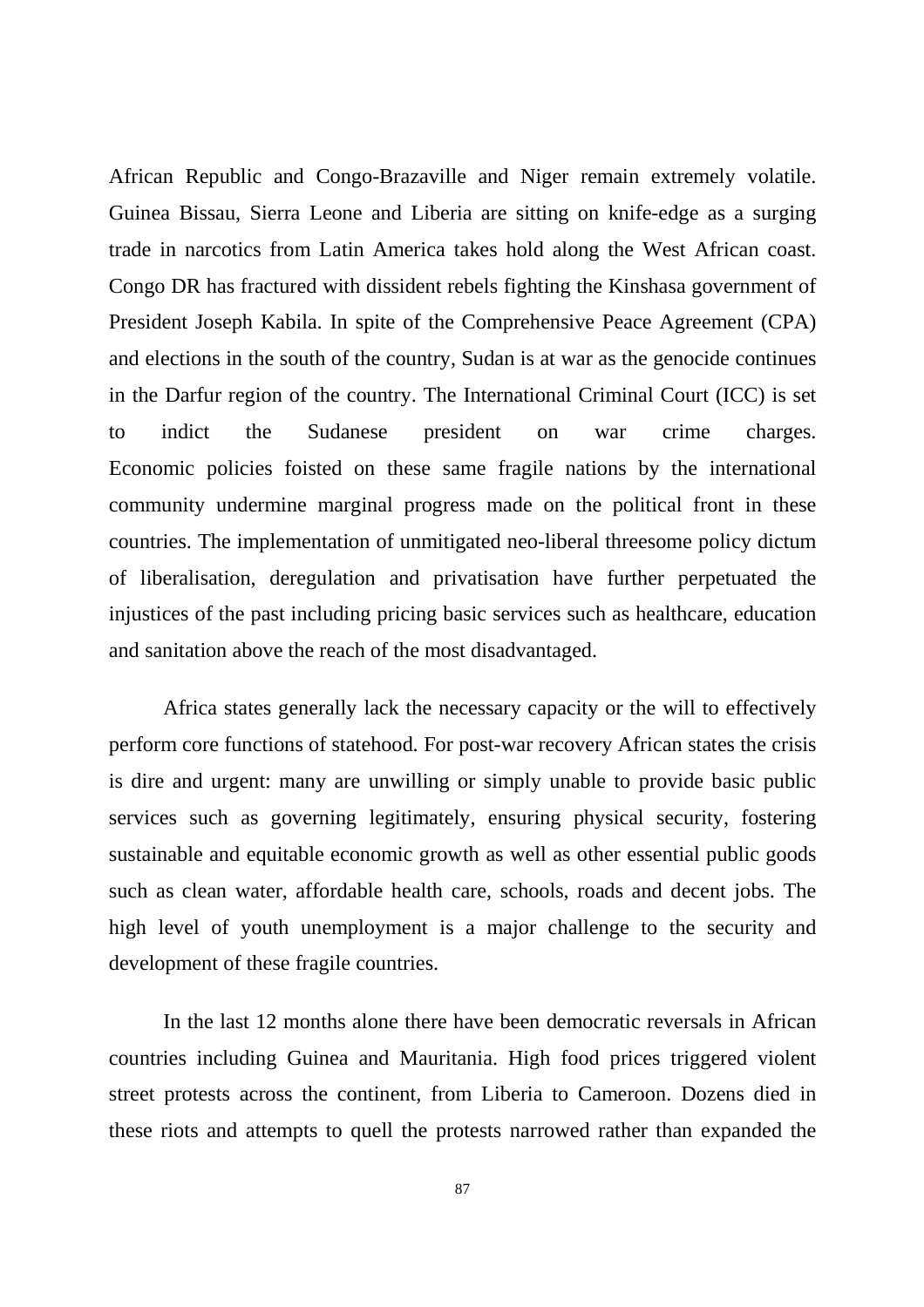African Republic and Congo-Brazaville and Niger remain extremely volatile. Guinea Bissau, Sierra Leone and Liberia are sitting on knife-edge as a surging trade in narcotics from Latin America takes hold along the West African coast. Congo DR has fractured with dissident rebels fighting the Kinshasa government of President Joseph Kabila. In spite of the Comprehensive Peace Agreement (CPA) and elections in the south of the country, Sudan is at war as the genocide continues in the Darfur region of the country. The International Criminal Court (ICC) is set to indict the Sudanese president on war crime charges. Economic policies foisted on these same fragile nations by the international community undermine marginal progress made on the political front in these countries. The implementation of unmitigated neo-liberal threesome policy dictum of liberalisation, deregulation and privatisation have further perpetuated the injustices of the past including pricing basic services such as healthcare, education and sanitation above the reach of the most disadvantaged.

Africa states generally lack the necessary capacity or the will to effectively perform core functions of statehood. For post-war recovery African states the crisis is dire and urgent: many are unwilling or simply unable to provide basic public services such as governing legitimately, ensuring physical security, fostering sustainable and equitable economic growth as well as other essential public goods such as clean water, affordable health care, schools, roads and decent jobs. The high level of youth unemployment is a major challenge to the security and development of these fragile countries.

In the last 12 months alone there have been democratic reversals in African countries including Guinea and Mauritania. High food prices triggered violent street protests across the continent, from Liberia to Cameroon. Dozens died in these riots and attempts to quell the protests narrowed rather than expanded the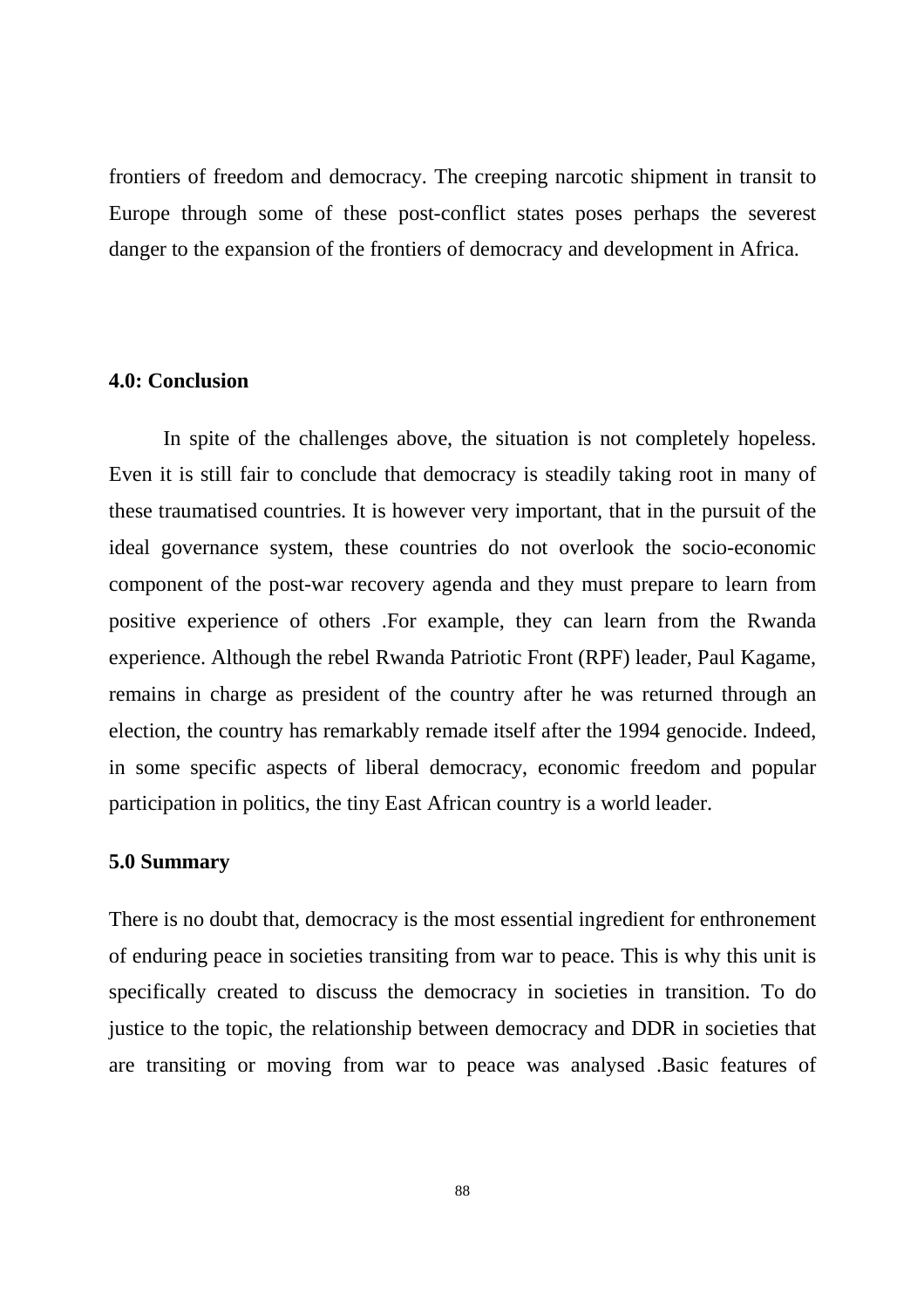frontiers of freedom and democracy. The creeping narcotic shipment in transit to Europe through some of these post-conflict states poses perhaps the severest danger to the expansion of the frontiers of democracy and development in Africa.

### 4.0: Conclusion

In spite of the challenges above, the situation is not completely hopeless. Even it is still fair to conclude that democracy is steadily taking root in many of these traumatised countries. It is however very important, that in the pursuit of the ideal governance system, these countries do not overlook the socio-economic component of the post-war recovery agenda and they must prepare to learn from positive experience of others .For example, they can learn from the Rwanda experience. Although the rebel Rwanda Patriotic Front (RPF) leader, Paul Kagame, remains in charge as president of the country after he was returned through an election, the country has remarkably remade itself after the 1994 genocide. Indeed, in some specific aspects of liberal democracy, economic freedom and popular participation in politics, the tiny East African country is a world leader.

### 5.0 Summary

There is no doubt that, democracy is the most essential ingredient for enthronement of enduring peace in societies transiting from war to peace. This is why this unit is specifically created to discuss the democracy in societies in transition. To do justice to the topic, the relationship between democracy and DDR in societies that are transiting or moving from war to peace was analysed .Basic features of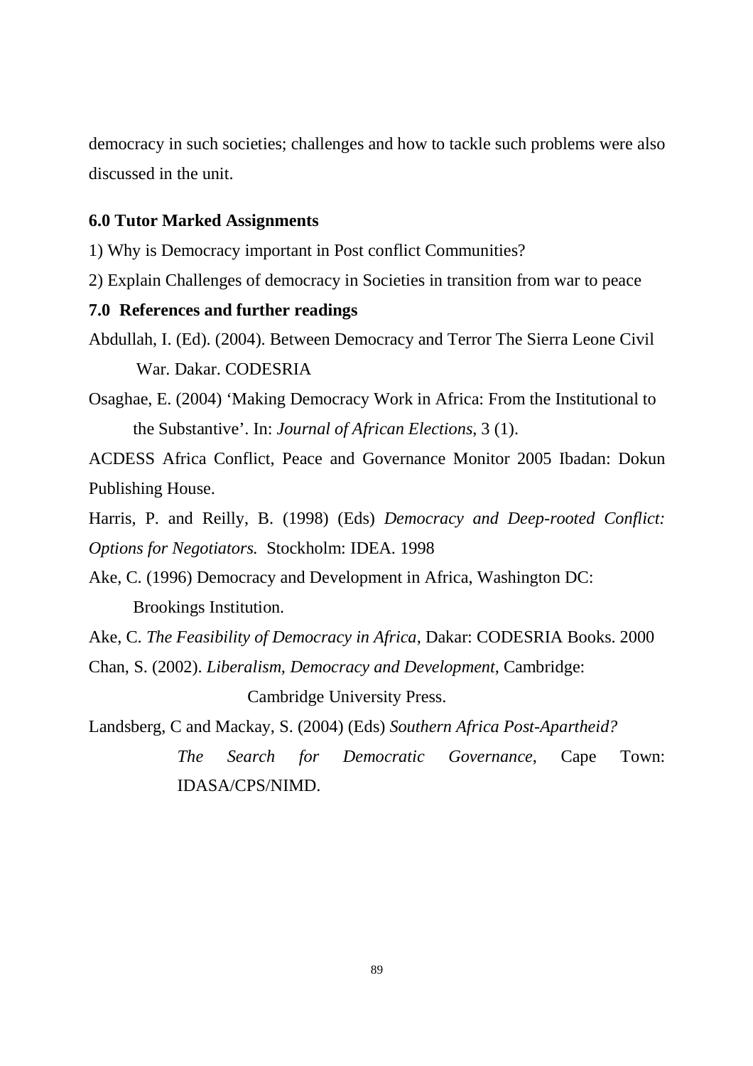democracy in such societies; challenges and how to tackle such problems were also discussed in the unit.

## 6.0 Tutor Marked Assignments

1) Why is Democracy important in Post conflict Communities?

2) Explain Challenges of democracy in Societies in transition from war to peace

## 7.0 References and further readings

Abdullah, I. (Ed). (2004). Between Democracy and Terror The Sierra Leone Civil War. Dakar. CODESRIA

Osaghae, E. (2004) 'Making Democracy Work in Africa: From the Institutional to the Substantive'. In: *Journal of African Elections*, 3 (1).

ACDESS Africa Conflict, Peace and Governance Monitor 2005 Ibadan: Dokun Publishing House.

Harris, P. and Reilly, B. (1998) (Eds) *Democracy and Deep-rooted Conflict: Options for Negotiators.* Stockholm: IDEA. 1998

Ake, C. (1996) Democracy and Development in Africa, Washington DC: Brookings Institution.

Ake, C. *The Feasibility of Democracy in Africa*, Dakar: CODESRIA Books. 2000

Chan, S. (2002). *Liberalism, Democracy and Development*, Cambridge: Cambridge University Press.

Landsberg, C and Mackay, S. (2004) (Eds) *Southern Africa Post-Apartheid? The Search for Democratic Governance*, Cape Town: IDASA/CPS/NIMD.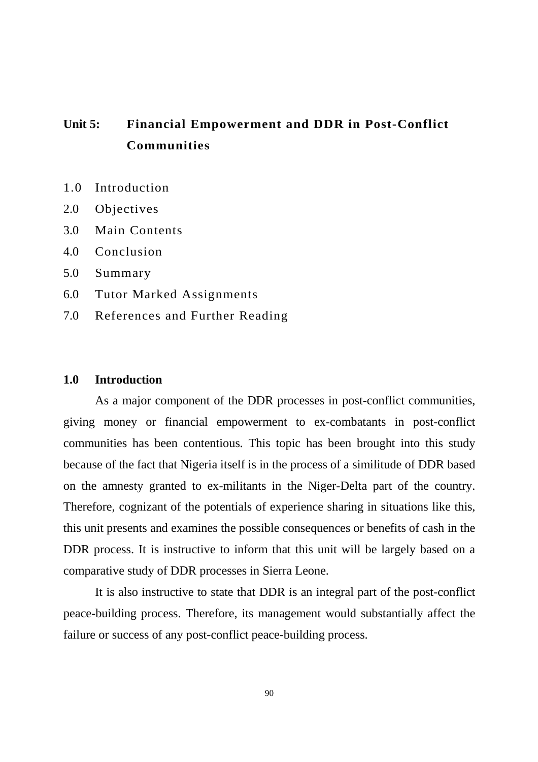## Unit 5: Financial Empowerment and DDR in Post-Conflict Communities

1.0 Introduction
2.0 Objectives
3.0 Main Contents
4.0 Conclusion
5.0 Summary
6.0 Tutor Marked Assignments
7.0 References and Further Reading

### 1.0 Introduction

As a major component of the DDR processes in post-conflict communities, giving money or financial empowerment to ex-combatants in post-conflict communities has been contentious. This topic has been brought into this study because of the fact that Nigeria itself is in the process of a similitude of DDR based on the amnesty granted to ex-militants in the Niger-Delta part of the country. Therefore, cognizant of the potentials of experience sharing in situations like this, this unit presents and examines the possible consequences or benefits of cash in the DDR process. It is instructive to inform that this unit will be largely based on a comparative study of DDR processes in Sierra Leone.

It is also instructive to state that DDR is an integral part of the post-conflict peace-building process. Therefore, its management would substantially affect the failure or success of any post-conflict peace-building process.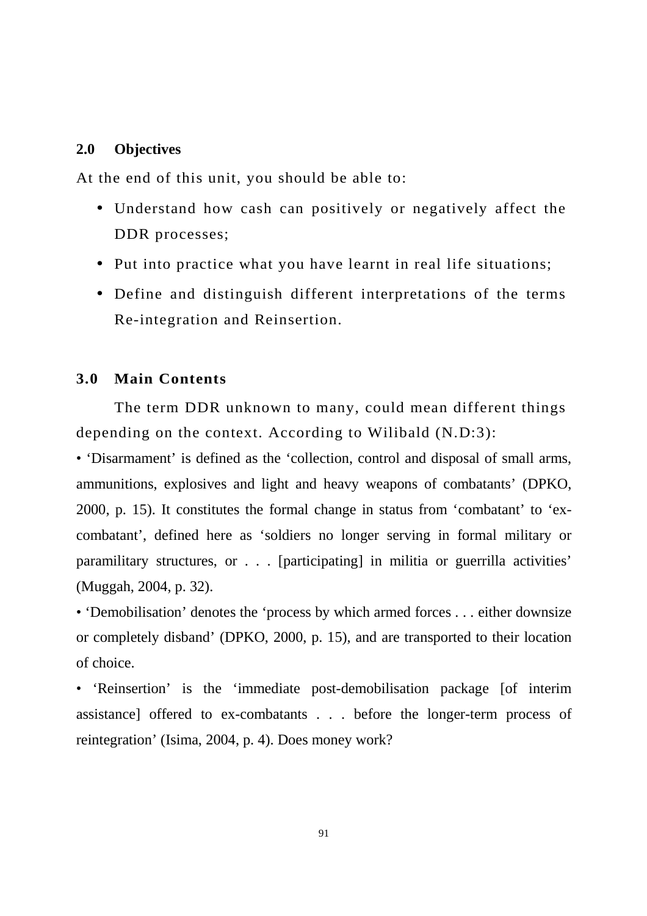## 2.0 Objectives

At the end of this unit, you should be able to:

- Understand how cash can positively or negatively affect the DDR processes;
- Put into practice what you have learnt in real life situations;
- Define and distinguish different interpretations of the terms Re-integration and Reinsertion.

## 3.0 Main Contents

The term DDR unknown to many, could mean different things depending on the context. According to Wilibald (N.D:3):

• 'Disarmament' is defined as the 'collection, control and disposal of small arms, ammunitions, explosives and light and heavy weapons of combatants' (DPKO, 2000, p. 15). It constitutes the formal change in status from 'combatant' to 'ex-combatant', defined here as 'soldiers no longer serving in formal military or paramilitary structures, or . . . [participating] in militia or guerrilla activities' (Muggah, 2004, p. 32).

• 'Demobilisation' denotes the 'process by which armed forces . . . either downsize or completely disband' (DPKO, 2000, p. 15), and are transported to their location of choice.

• 'Reinsertion' is the 'immediate post-demobilisation package [of interim assistance] offered to ex-combatants . . . before the longer-term process of reintegration' (Isima, 2004, p. 4). Does money work?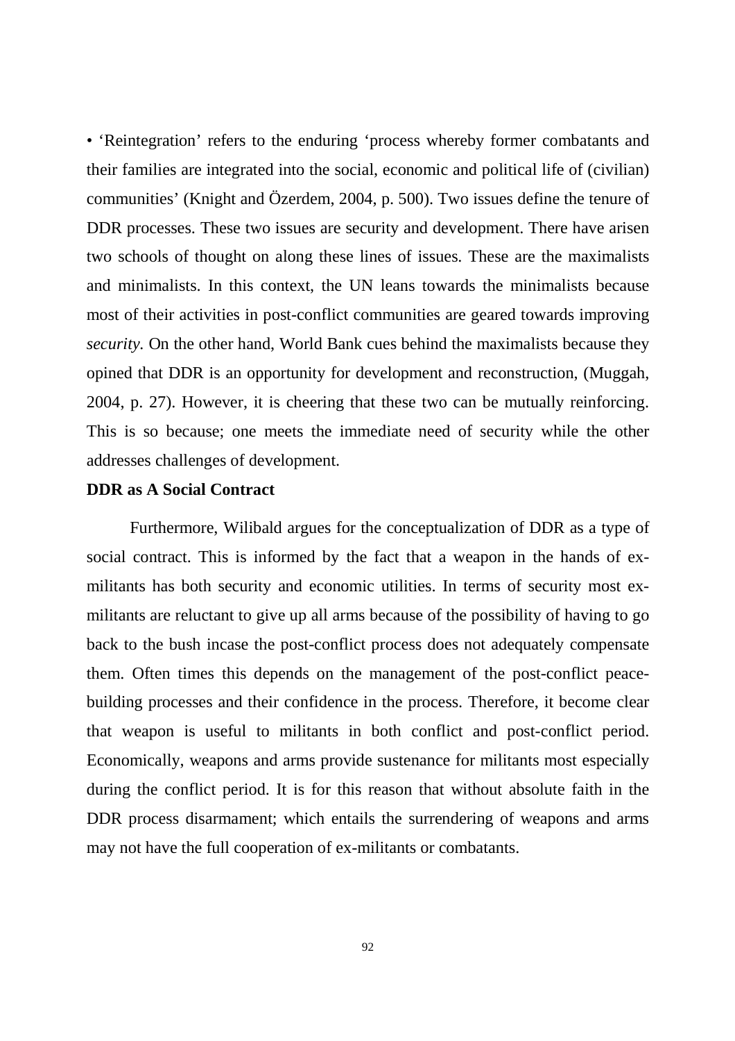• 'Reintegration' refers to the enduring 'process whereby former combatants and their families are integrated into the social, economic and political life of (civilian) communities' (Knight and Özerdem, 2004, p. 500). Two issues define the tenure of DDR processes. These two issues are security and development. There have arisen two schools of thought on along these lines of issues. These are the maximalists and minimalists. In this context, the UN leans towards the minimalists because most of their activities in post-conflict communities are geared towards improving *security.* On the other hand, World Bank cues behind the maximalists because they opined that DDR is an opportunity for development and reconstruction, (Muggah, 2004, p. 27). However, it is cheering that these two can be mutually reinforcing. This is so because; one meets the immediate need of security while the other addresses challenges of development.

**DDR as A Social Contract**

Furthermore, Wilibald argues for the conceptualization of DDR as a type of social contract. This is informed by the fact that a weapon in the hands of ex-militants has both security and economic utilities. In terms of security most ex-militants are reluctant to give up all arms because of the possibility of having to go back to the bush incase the post-conflict process does not adequately compensate them. Often times this depends on the management of the post-conflict peace-building processes and their confidence in the process. Therefore, it become clear that weapon is useful to militants in both conflict and post-conflict period. Economically, weapons and arms provide sustenance for militants most especially during the conflict period. It is for this reason that without absolute faith in the DDR process disarmament; which entails the surrendering of weapons and arms may not have the full cooperation of ex-militants or combatants.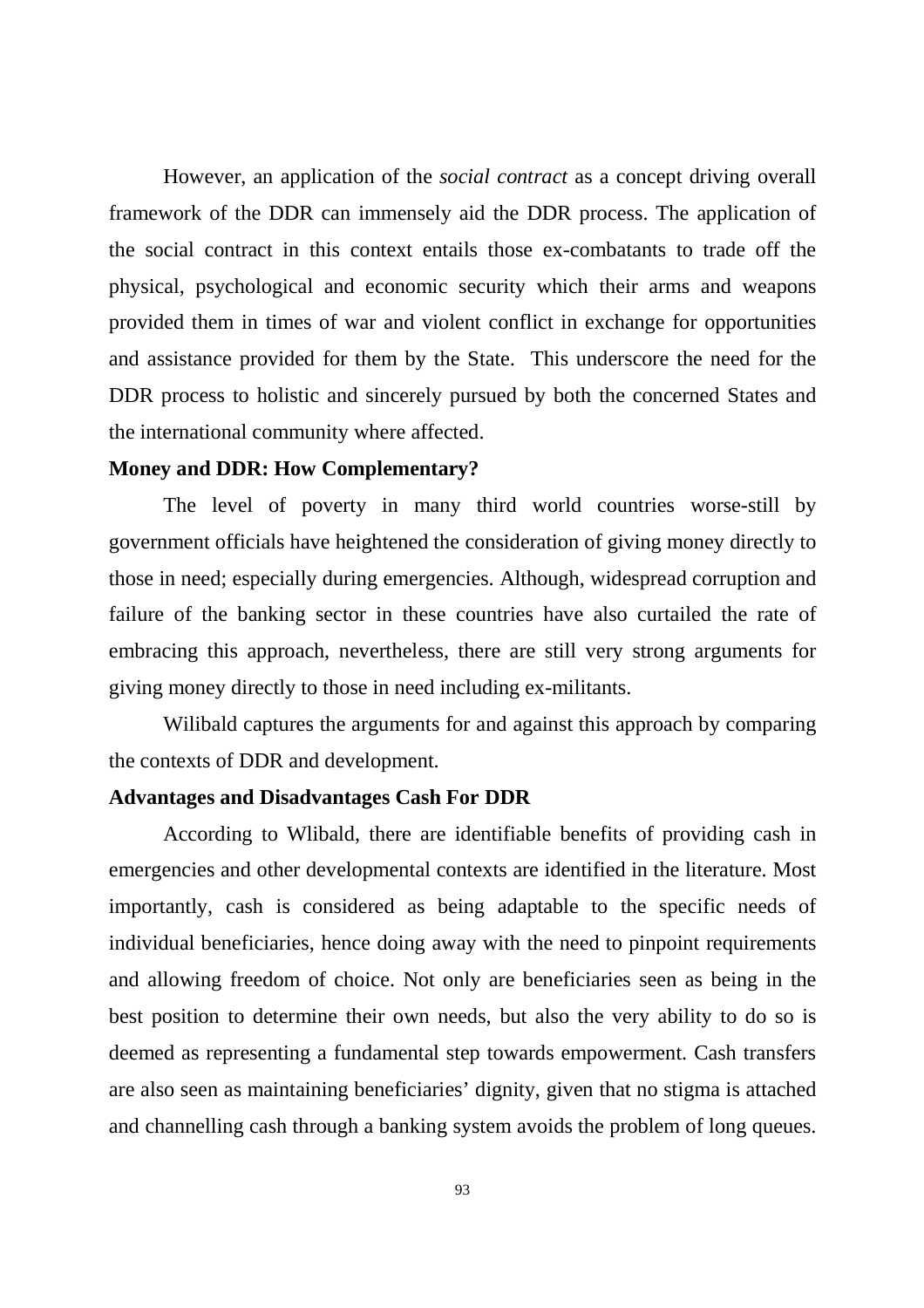However, an application of the *social contract* as a concept driving overall framework of the DDR can immensely aid the DDR process. The application of the social contract in this context entails those ex-combatants to trade off the physical, psychological and economic security which their arms and weapons provided them in times of war and violent conflict in exchange for opportunities and assistance provided for them by the State. This underscore the need for the DDR process to holistic and sincerely pursued by both the concerned States and the international community where affected.

**Money and DDR: How Complementary?**

The level of poverty in many third world countries worse-still by government officials have heightened the consideration of giving money directly to those in need; especially during emergencies. Although, widespread corruption and failure of the banking sector in these countries have also curtailed the rate of embracing this approach, nevertheless, there are still very strong arguments for giving money directly to those in need including ex-militants.

Wilibald captures the arguments for and against this approach by comparing the contexts of DDR and development.

**Advantages and Disadvantages Cash For DDR**

According to Wlibald, there are identifiable benefits of providing cash in emergencies and other developmental contexts are identified in the literature. Most importantly, cash is considered as being adaptable to the specific needs of individual beneficiaries, hence doing away with the need to pinpoint requirements and allowing freedom of choice. Not only are beneficiaries seen as being in the best position to determine their own needs, but also the very ability to do so is deemed as representing a fundamental step towards empowerment. Cash transfers are also seen as maintaining beneficiaries' dignity, given that no stigma is attached and channelling cash through a banking system avoids the problem of long queues.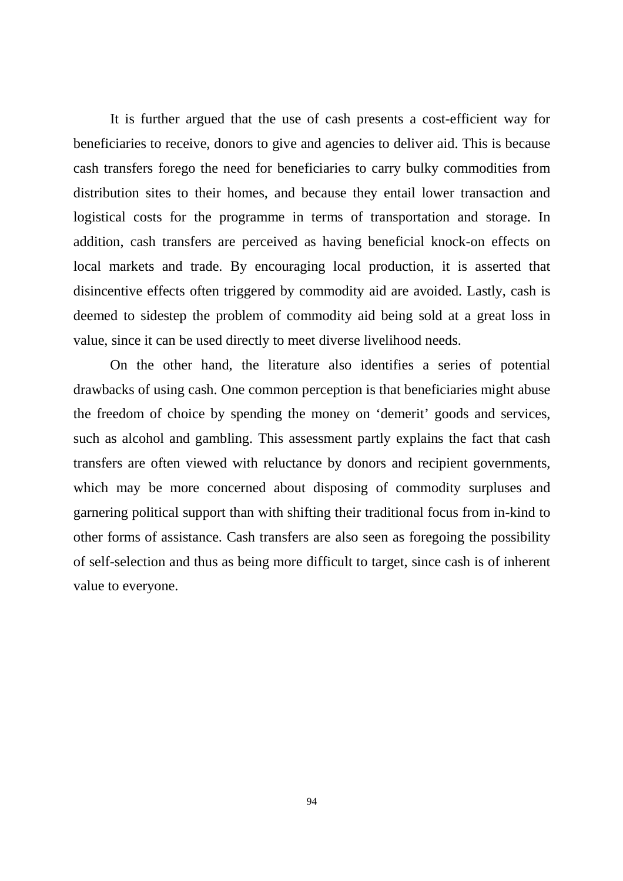It is further argued that the use of cash presents a cost-efficient way for beneficiaries to receive, donors to give and agencies to deliver aid. This is because cash transfers forego the need for beneficiaries to carry bulky commodities from distribution sites to their homes, and because they entail lower transaction and logistical costs for the programme in terms of transportation and storage. In addition, cash transfers are perceived as having beneficial knock-on effects on local markets and trade. By encouraging local production, it is asserted that disincentive effects often triggered by commodity aid are avoided. Lastly, cash is deemed to sidestep the problem of commodity aid being sold at a great loss in value, since it can be used directly to meet diverse livelihood needs.

On the other hand, the literature also identifies a series of potential drawbacks of using cash. One common perception is that beneficiaries might abuse the freedom of choice by spending the money on 'demerit' goods and services, such as alcohol and gambling. This assessment partly explains the fact that cash transfers are often viewed with reluctance by donors and recipient governments, which may be more concerned about disposing of commodity surpluses and garnering political support than with shifting their traditional focus from in-kind to other forms of assistance. Cash transfers are also seen as foregoing the possibility of self-selection and thus as being more difficult to target, since cash is of inherent value to everyone.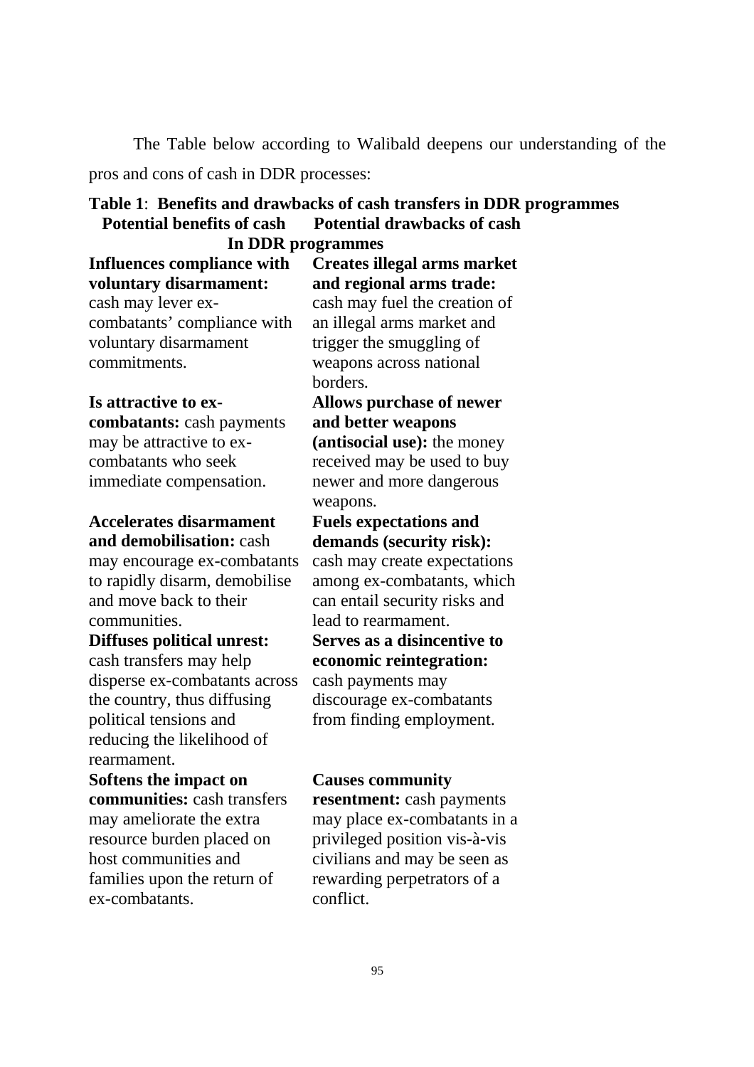The Table below according to Walibald deepens our understanding of the pros and cons of cash in DDR processes:

**Table 1**: **Benefits and drawbacks of cash transfers in DDR programmes**

| **Potential benefits of cash In DDR programmes** | **Potential drawbacks of cash** |
|---|---|
| **Influences compliance with voluntary disarmament:** cash may lever ex-combatants' compliance with voluntary disarmament commitments. | **Creates illegal arms market and regional arms trade:** cash may fuel the creation of an illegal arms market and trigger the smuggling of weapons across national borders. |
| **Is attractive to ex-combatants:** cash payments may be attractive to ex-combatants who seek immediate compensation. | **Allows purchase of newer and better weapons (antisocial use):** the money received may be used to buy newer and more dangerous weapons. |
| **Accelerates disarmament and demobilisation:** cash may encourage ex-combatants to rapidly disarm, demobilise and move back to their communities. | **Fuels expectations and demands (security risk):** cash may create expectations among ex-combatants, which can entail security risks and lead to rearmament. |
| **Diffuses political unrest:** cash transfers may help disperse ex-combatants across the country, thus diffusing political tensions and reducing the likelihood of rearmament. | **Serves as a disincentive to economic reintegration:** cash payments may discourage ex-combatants from finding employment. |
| **Softens the impact on communities:** cash transfers may ameliorate the extra resource burden placed on host communities and families upon the return of ex-combatants. | **Causes community resentment:** cash payments may place ex-combatants in a privileged position vis-à-vis civilians and may be seen as rewarding perpetrators of a conflict. |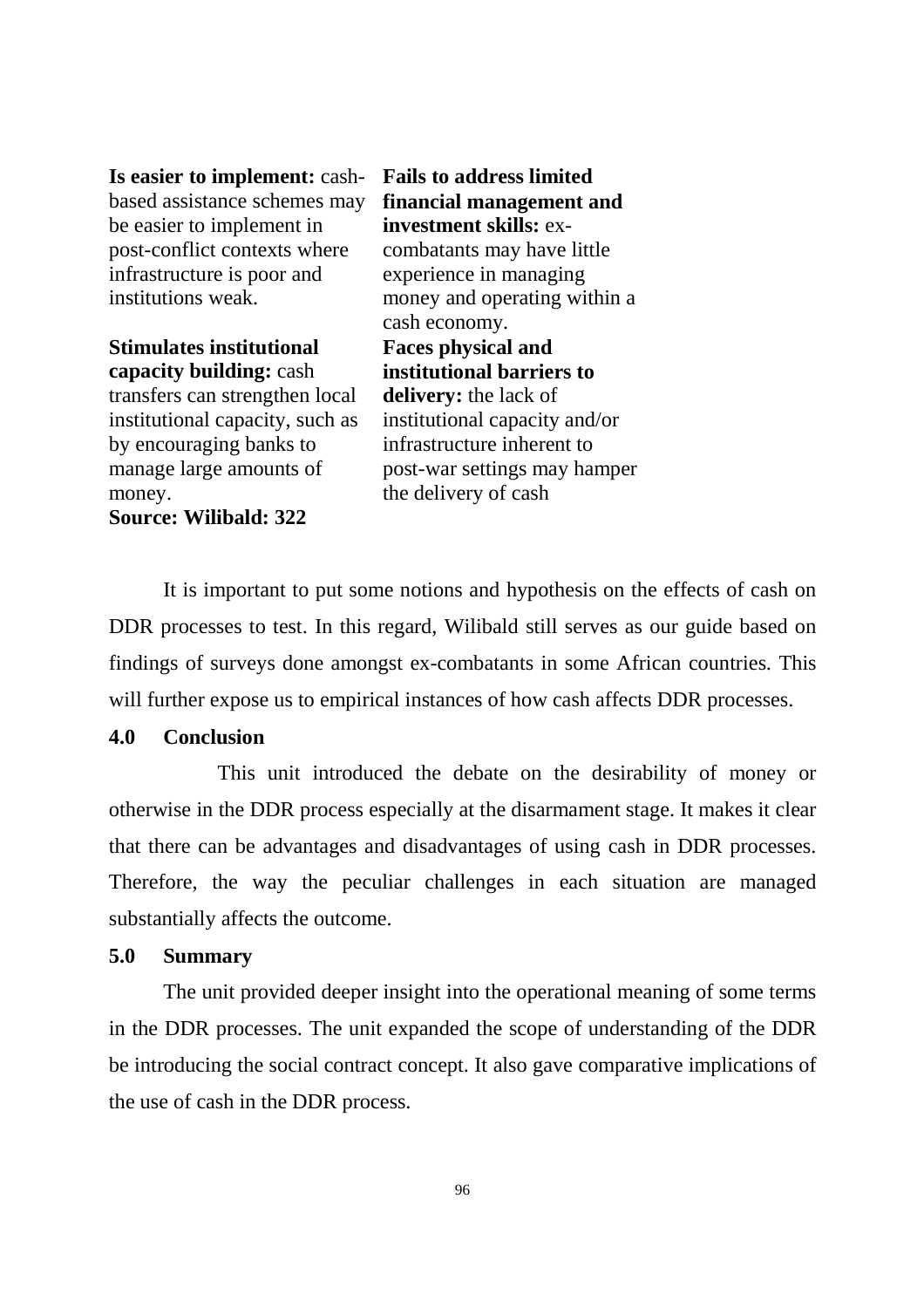| | |
|---|---|
| **Is easier to implement:** cash-based assistance schemes may be easier to implement in post-conflict contexts where infrastructure is poor and institutions weak. | **Fails to address limited financial management and investment skills:** ex-combatants may have little experience in managing money and operating within a cash economy. |
| **Stimulates institutional capacity building:** cash transfers can strengthen local institutional capacity, such as by encouraging banks to manage large amounts of money. | **Faces physical and institutional barriers to delivery:** the lack of institutional capacity and/or infrastructure inherent to post-war settings may hamper the delivery of cash |

**Source: Wilibald: 322**

It is important to put some notions and hypothesis on the effects of cash on DDR processes to test. In this regard, Wilibald still serves as our guide based on findings of surveys done amongst ex-combatants in some African countries. This will further expose us to empirical instances of how cash affects DDR processes.

## 4.0 Conclusion

This unit introduced the debate on the desirability of money or otherwise in the DDR process especially at the disarmament stage. It makes it clear that there can be advantages and disadvantages of using cash in DDR processes. Therefore, the way the peculiar challenges in each situation are managed substantially affects the outcome.

## 5.0 Summary

The unit provided deeper insight into the operational meaning of some terms in the DDR processes. The unit expanded the scope of understanding of the DDR be introducing the social contract concept. It also gave comparative implications of the use of cash in the DDR process.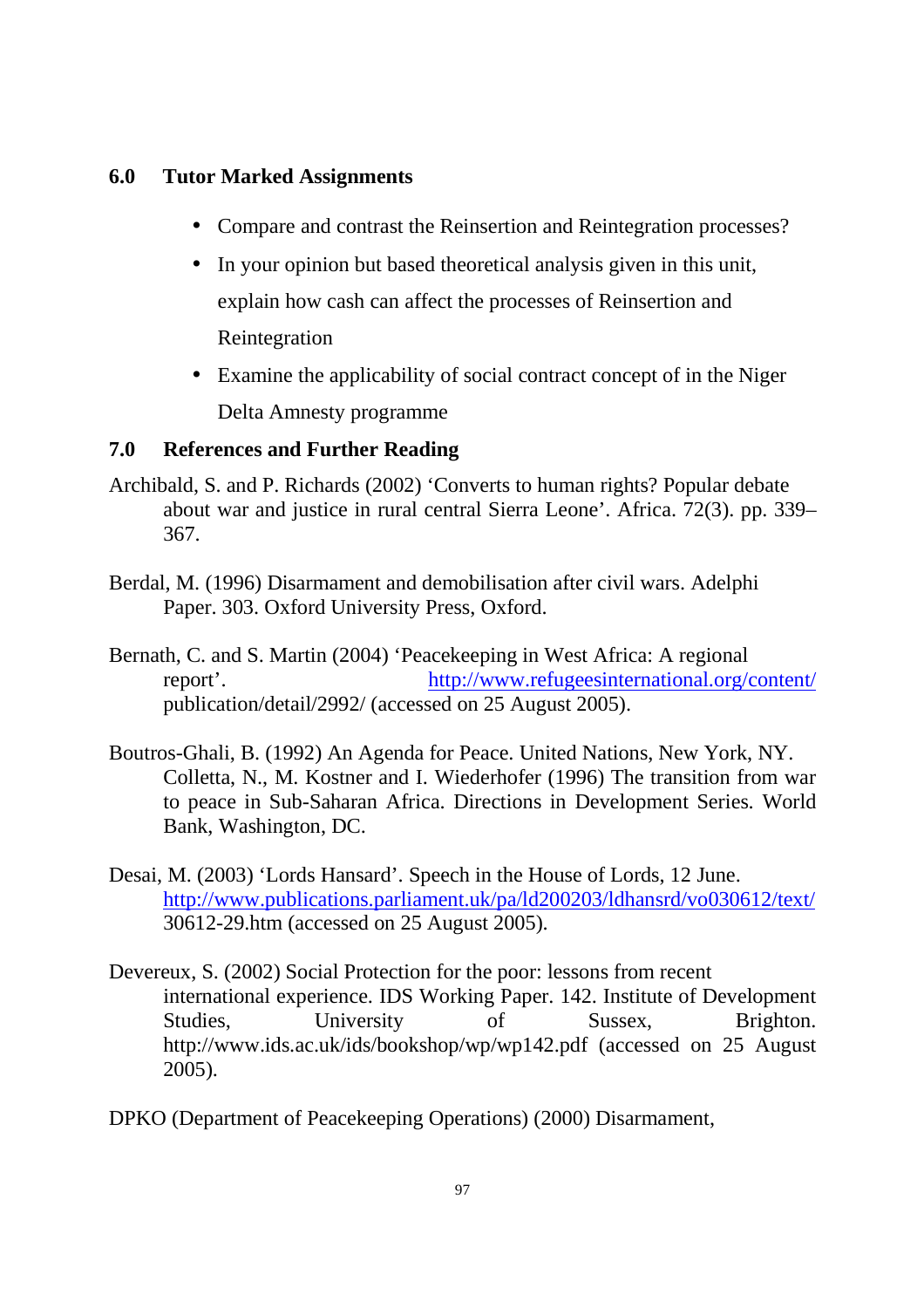## 6.0 Tutor Marked Assignments

- Compare and contrast the Reinsertion and Reintegration processes?
- In your opinion but based theoretical analysis given in this unit, explain how cash can affect the processes of Reinsertion and Reintegration
- Examine the applicability of social contract concept of in the Niger Delta Amnesty programme

## 7.0 References and Further Reading

Archibald, S. and P. Richards (2002) 'Converts to human rights? Popular debate about war and justice in rural central Sierra Leone'. Africa. 72(3). pp. 339–367.

Berdal, M. (1996) Disarmament and demobilisation after civil wars. Adelphi Paper. 303. Oxford University Press, Oxford.

Bernath, C. and S. Martin (2004) 'Peacekeeping in West Africa: A regional report'. http://www.refugeesinternational.org/content/publication/detail/2992/ (accessed on 25 August 2005).

Boutros-Ghali, B. (1992) An Agenda for Peace. United Nations, New York, NY. Colletta, N., M. Kostner and I. Wiederhofer (1996) The transition from war to peace in Sub-Saharan Africa. Directions in Development Series. World Bank, Washington, DC.

Desai, M. (2003) 'Lords Hansard'. Speech in the House of Lords, 12 June. http://www.publications.parliament.uk/pa/ld200203/ldhansrd/vo030612/text/30612-29.htm (accessed on 25 August 2005).

Devereux, S. (2002) Social Protection for the poor: lessons from recent international experience. IDS Working Paper. 142. Institute of Development Studies, University of Sussex, Brighton. http://www.ids.ac.uk/ids/bookshop/wp/wp142.pdf (accessed on 25 August 2005).

DPKO (Department of Peacekeeping Operations) (2000) Disarmament,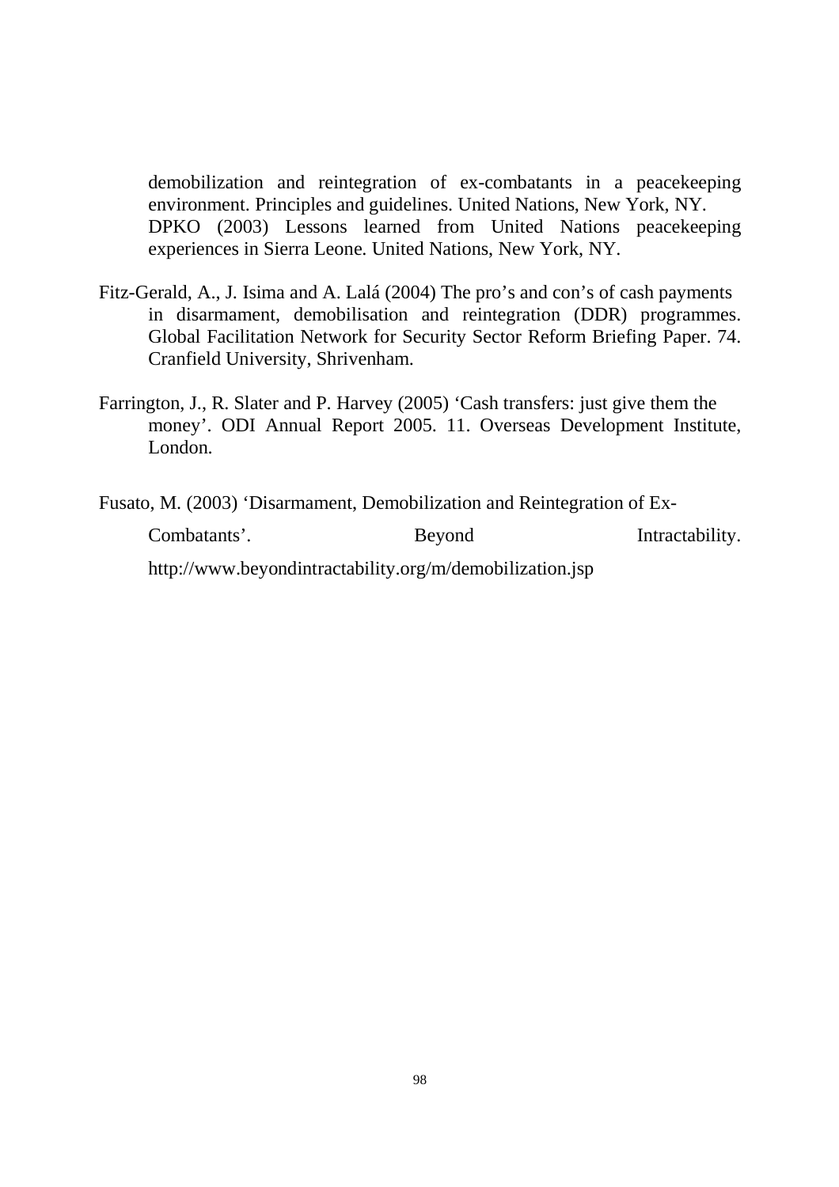demobilization and reintegration of ex-combatants in a peacekeeping environment. Principles and guidelines. United Nations, New York, NY.
DPKO (2003) Lessons learned from United Nations peacekeeping experiences in Sierra Leone. United Nations, New York, NY.

Fitz-Gerald, A., J. Isima and A. Lalá (2004) The pro's and con's of cash payments in disarmament, demobilisation and reintegration (DDR) programmes. Global Facilitation Network for Security Sector Reform Briefing Paper. 74. Cranfield University, Shrivenham.

Farrington, J., R. Slater and P. Harvey (2005) 'Cash transfers: just give them the money'. ODI Annual Report 2005. 11. Overseas Development Institute, London.

Fusato, M. (2003) 'Disarmament, Demobilization and Reintegration of Ex-Combatants'. Beyond Intractability. http://www.beyondintractability.org/m/demobilization.jsp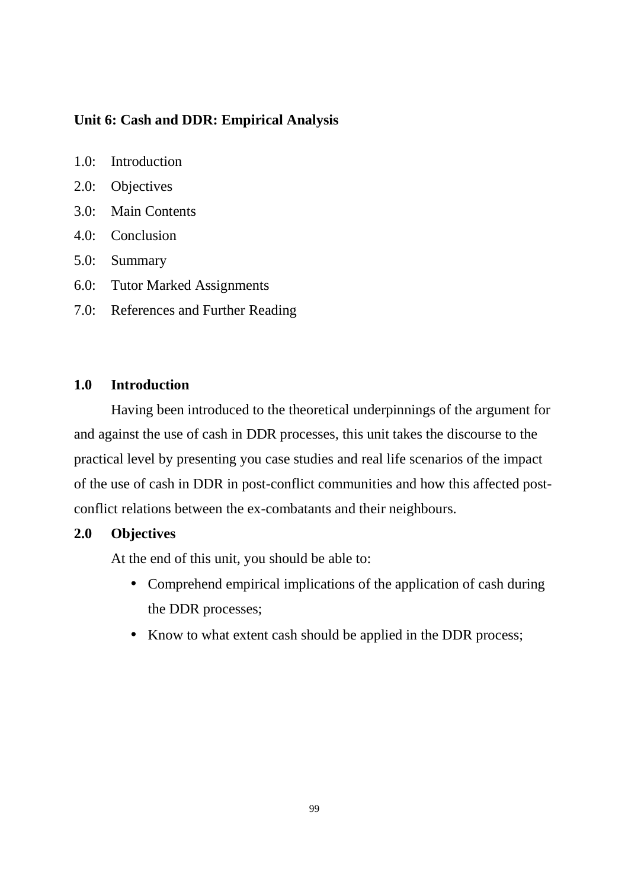## Unit 6: Cash and DDR: Empirical Analysis

1.0: Introduction

2.0: Objectives

3.0: Main Contents

4.0: Conclusion

5.0: Summary

6.0: Tutor Marked Assignments

7.0: References and Further Reading

### 1.0 Introduction

Having been introduced to the theoretical underpinnings of the argument for and against the use of cash in DDR processes, this unit takes the discourse to the practical level by presenting you case studies and real life scenarios of the impact of the use of cash in DDR in post-conflict communities and how this affected post-conflict relations between the ex-combatants and their neighbours.

### 2.0 Objectives

At the end of this unit, you should be able to:

- Comprehend empirical implications of the application of cash during the DDR processes;
- Know to what extent cash should be applied in the DDR process;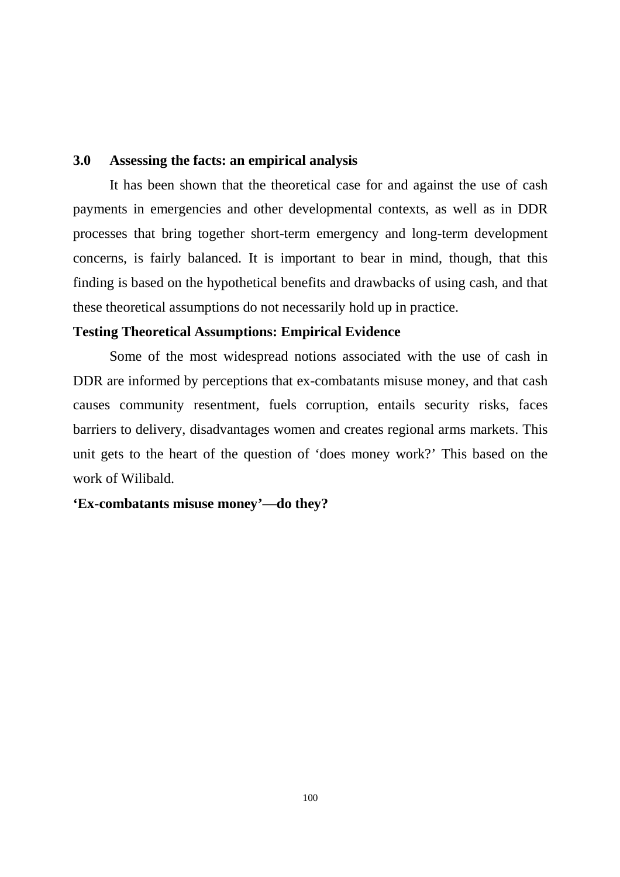## 3.0 Assessing the facts: an empirical analysis

It has been shown that the theoretical case for and against the use of cash payments in emergencies and other developmental contexts, as well as in DDR processes that bring together short-term emergency and long-term development concerns, is fairly balanced. It is important to bear in mind, though, that this finding is based on the hypothetical benefits and drawbacks of using cash, and that these theoretical assumptions do not necessarily hold up in practice.

### Testing Theoretical Assumptions: Empirical Evidence

Some of the most widespread notions associated with the use of cash in DDR are informed by perceptions that ex-combatants misuse money, and that cash causes community resentment, fuels corruption, entails security risks, faces barriers to delivery, disadvantages women and creates regional arms markets. This unit gets to the heart of the question of 'does money work?' This based on the work of Wilibald.

### 'Ex-combatants misuse money'—do they?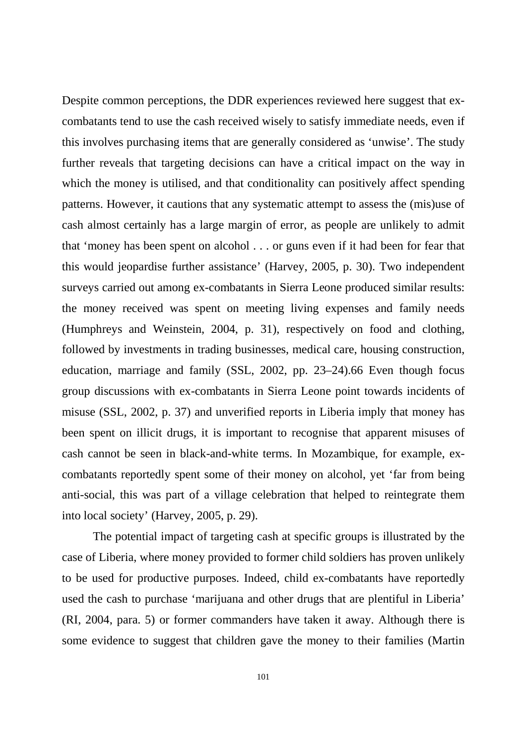Despite common perceptions, the DDR experiences reviewed here suggest that ex-combatants tend to use the cash received wisely to satisfy immediate needs, even if this involves purchasing items that are generally considered as 'unwise'. The study further reveals that targeting decisions can have a critical impact on the way in which the money is utilised, and that conditionality can positively affect spending patterns. However, it cautions that any systematic attempt to assess the (mis)use of cash almost certainly has a large margin of error, as people are unlikely to admit that 'money has been spent on alcohol . . . or guns even if it had been for fear that this would jeopardise further assistance' (Harvey, 2005, p. 30). Two independent surveys carried out among ex-combatants in Sierra Leone produced similar results: the money received was spent on meeting living expenses and family needs (Humphreys and Weinstein, 2004, p. 31), respectively on food and clothing, followed by investments in trading businesses, medical care, housing construction, education, marriage and family (SSL, 2002, pp. 23–24).66 Even though focus group discussions with ex-combatants in Sierra Leone point towards incidents of misuse (SSL, 2002, p. 37) and unverified reports in Liberia imply that money has been spent on illicit drugs, it is important to recognise that apparent misuses of cash cannot be seen in black-and-white terms. In Mozambique, for example, ex-combatants reportedly spent some of their money on alcohol, yet 'far from being anti-social, this was part of a village celebration that helped to reintegrate them into local society' (Harvey, 2005, p. 29).

The potential impact of targeting cash at specific groups is illustrated by the case of Liberia, where money provided to former child soldiers has proven unlikely to be used for productive purposes. Indeed, child ex-combatants have reportedly used the cash to purchase 'marijuana and other drugs that are plentiful in Liberia' (RI, 2004, para. 5) or former commanders have taken it away. Although there is some evidence to suggest that children gave the money to their families (Martin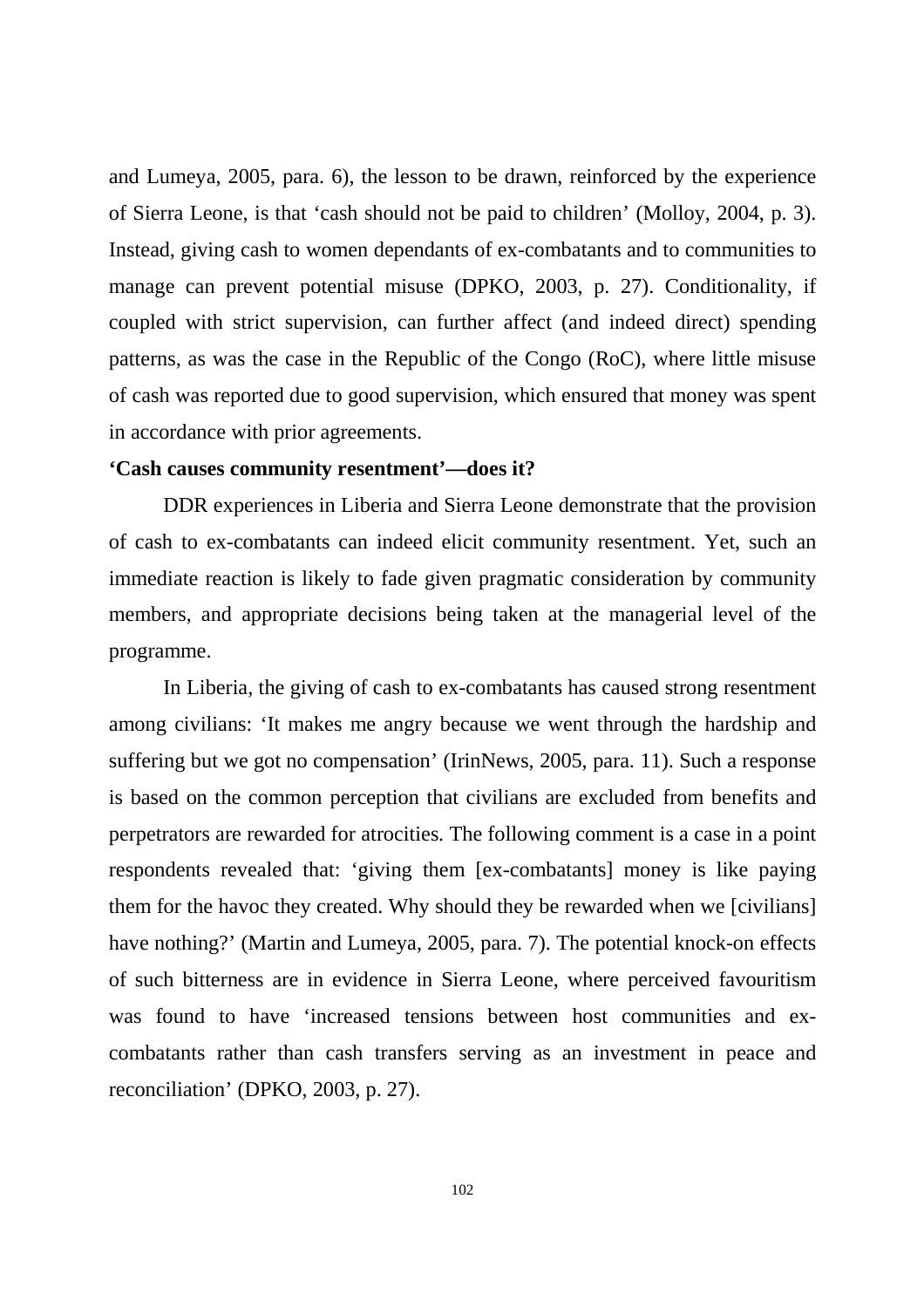and Lumeya, 2005, para. 6), the lesson to be drawn, reinforced by the experience of Sierra Leone, is that 'cash should not be paid to children' (Molloy, 2004, p. 3). Instead, giving cash to women dependants of ex-combatants and to communities to manage can prevent potential misuse (DPKO, 2003, p. 27). Conditionality, if coupled with strict supervision, can further affect (and indeed direct) spending patterns, as was the case in the Republic of the Congo (RoC), where little misuse of cash was reported due to good supervision, which ensured that money was spent in accordance with prior agreements.

**'Cash causes community resentment'—does it?**

DDR experiences in Liberia and Sierra Leone demonstrate that the provision of cash to ex-combatants can indeed elicit community resentment. Yet, such an immediate reaction is likely to fade given pragmatic consideration by community members, and appropriate decisions being taken at the managerial level of the programme.

In Liberia, the giving of cash to ex-combatants has caused strong resentment among civilians: 'It makes me angry because we went through the hardship and suffering but we got no compensation' (IrinNews, 2005, para. 11). Such a response is based on the common perception that civilians are excluded from benefits and perpetrators are rewarded for atrocities. The following comment is a case in a point respondents revealed that: 'giving them [ex-combatants] money is like paying them for the havoc they created. Why should they be rewarded when we [civilians] have nothing?' (Martin and Lumeya, 2005, para. 7). The potential knock-on effects of such bitterness are in evidence in Sierra Leone, where perceived favouritism was found to have 'increased tensions between host communities and ex-combatants rather than cash transfers serving as an investment in peace and reconciliation' (DPKO, 2003, p. 27).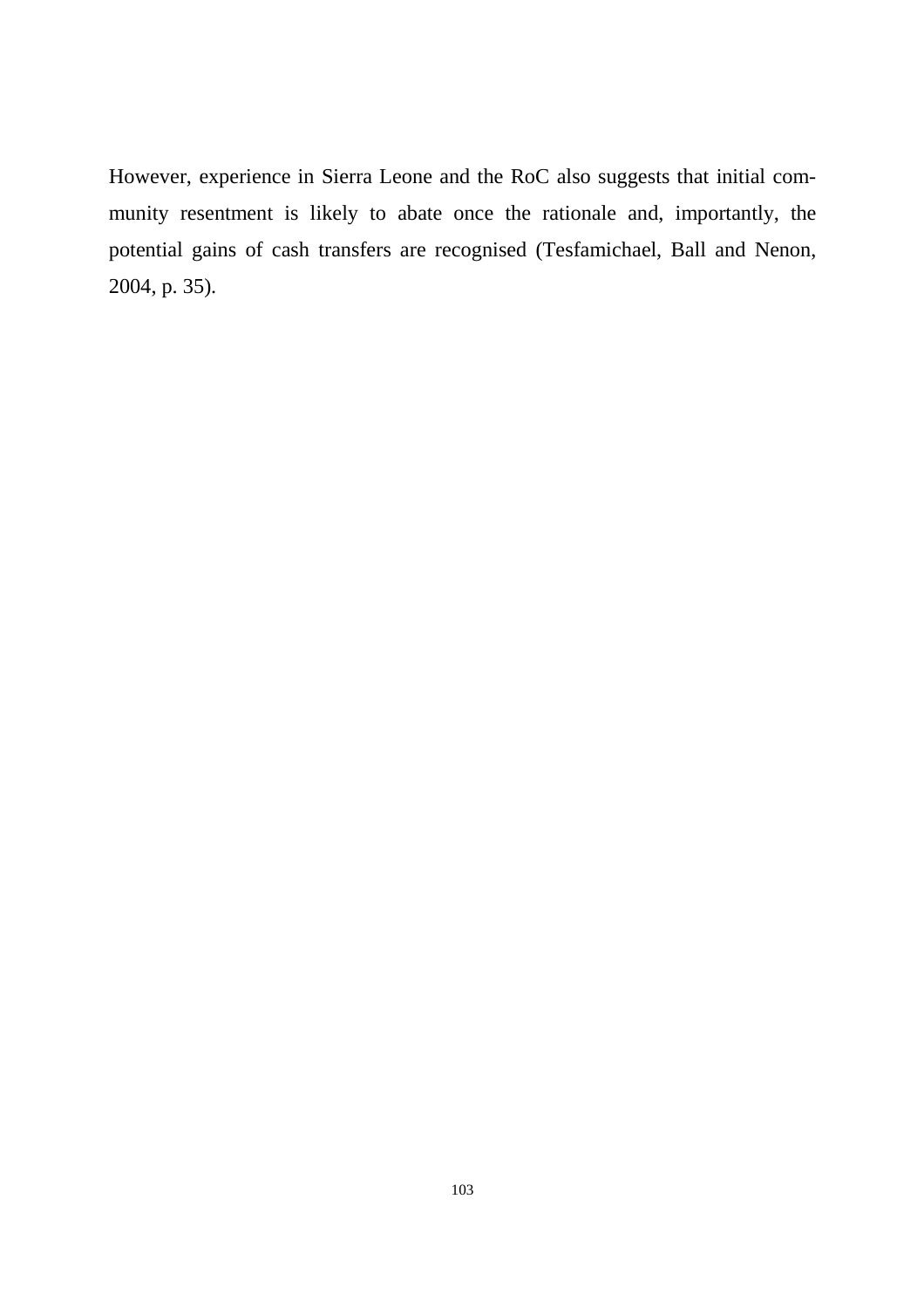However, experience in Sierra Leone and the RoC also suggests that initial community resentment is likely to abate once the rationale and, importantly, the potential gains of cash transfers are recognised (Tesfamichael, Ball and Nenon, 2004, p. 35).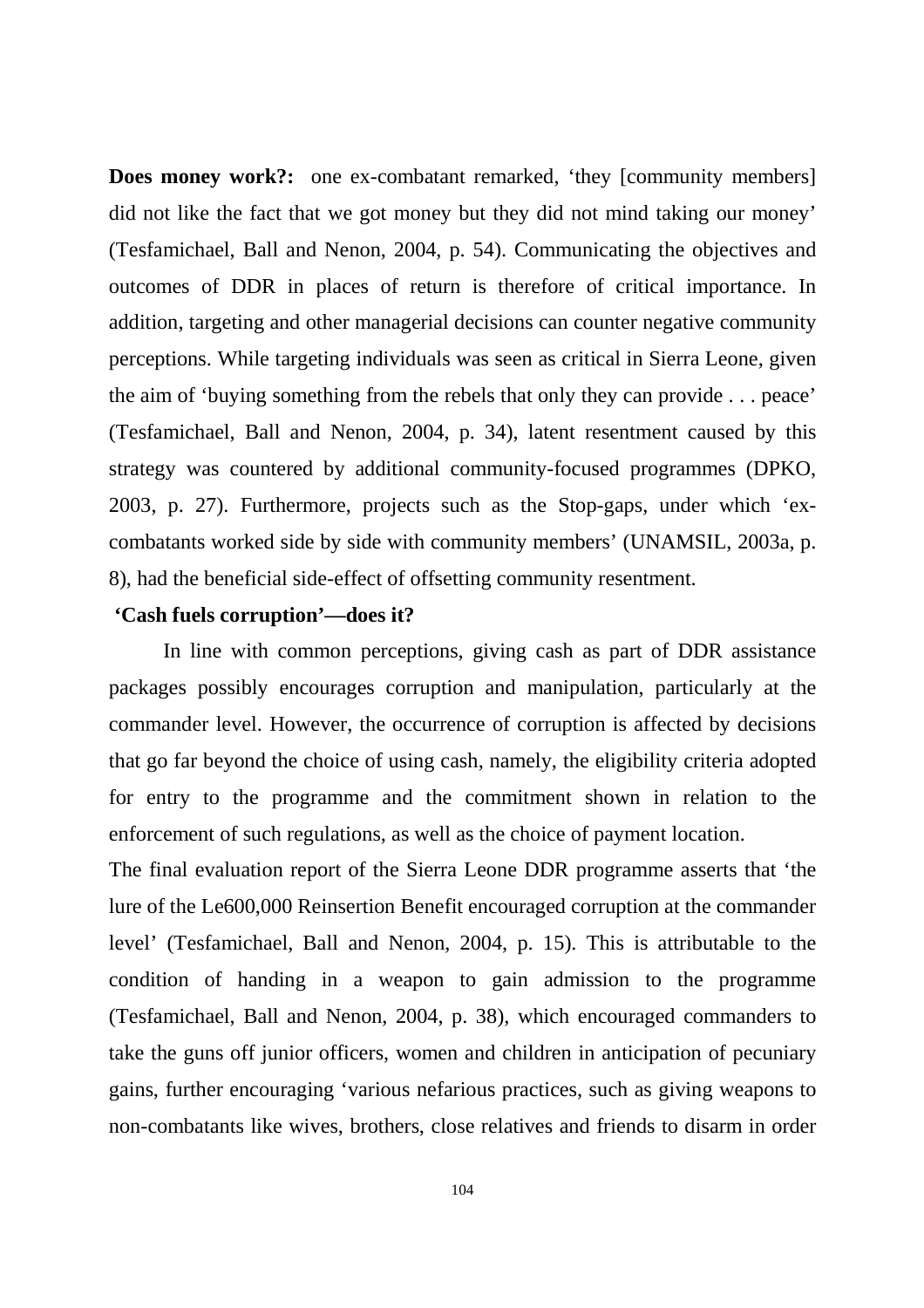**Does money work?:** one ex-combatant remarked, 'they [community members] did not like the fact that we got money but they did not mind taking our money' (Tesfamichael, Ball and Nenon, 2004, p. 54). Communicating the objectives and outcomes of DDR in places of return is therefore of critical importance. In addition, targeting and other managerial decisions can counter negative community perceptions. While targeting individuals was seen as critical in Sierra Leone, given the aim of 'buying something from the rebels that only they can provide . . . peace' (Tesfamichael, Ball and Nenon, 2004, p. 34), latent resentment caused by this strategy was countered by additional community-focused programmes (DPKO, 2003, p. 27). Furthermore, projects such as the Stop-gaps, under which 'ex-combatants worked side by side with community members' (UNAMSIL, 2003a, p. 8), had the beneficial side-effect of offsetting community resentment.

**'Cash fuels corruption'—does it?**

In line with common perceptions, giving cash as part of DDR assistance packages possibly encourages corruption and manipulation, particularly at the commander level. However, the occurrence of corruption is affected by decisions that go far beyond the choice of using cash, namely, the eligibility criteria adopted for entry to the programme and the commitment shown in relation to the enforcement of such regulations, as well as the choice of payment location.

The final evaluation report of the Sierra Leone DDR programme asserts that 'the lure of the Le600,000 Reinsertion Benefit encouraged corruption at the commander level' (Tesfamichael, Ball and Nenon, 2004, p. 15). This is attributable to the condition of handing in a weapon to gain admission to the programme (Tesfamichael, Ball and Nenon, 2004, p. 38), which encouraged commanders to take the guns off junior officers, women and children in anticipation of pecuniary gains, further encouraging 'various nefarious practices, such as giving weapons to non-combatants like wives, brothers, close relatives and friends to disarm in order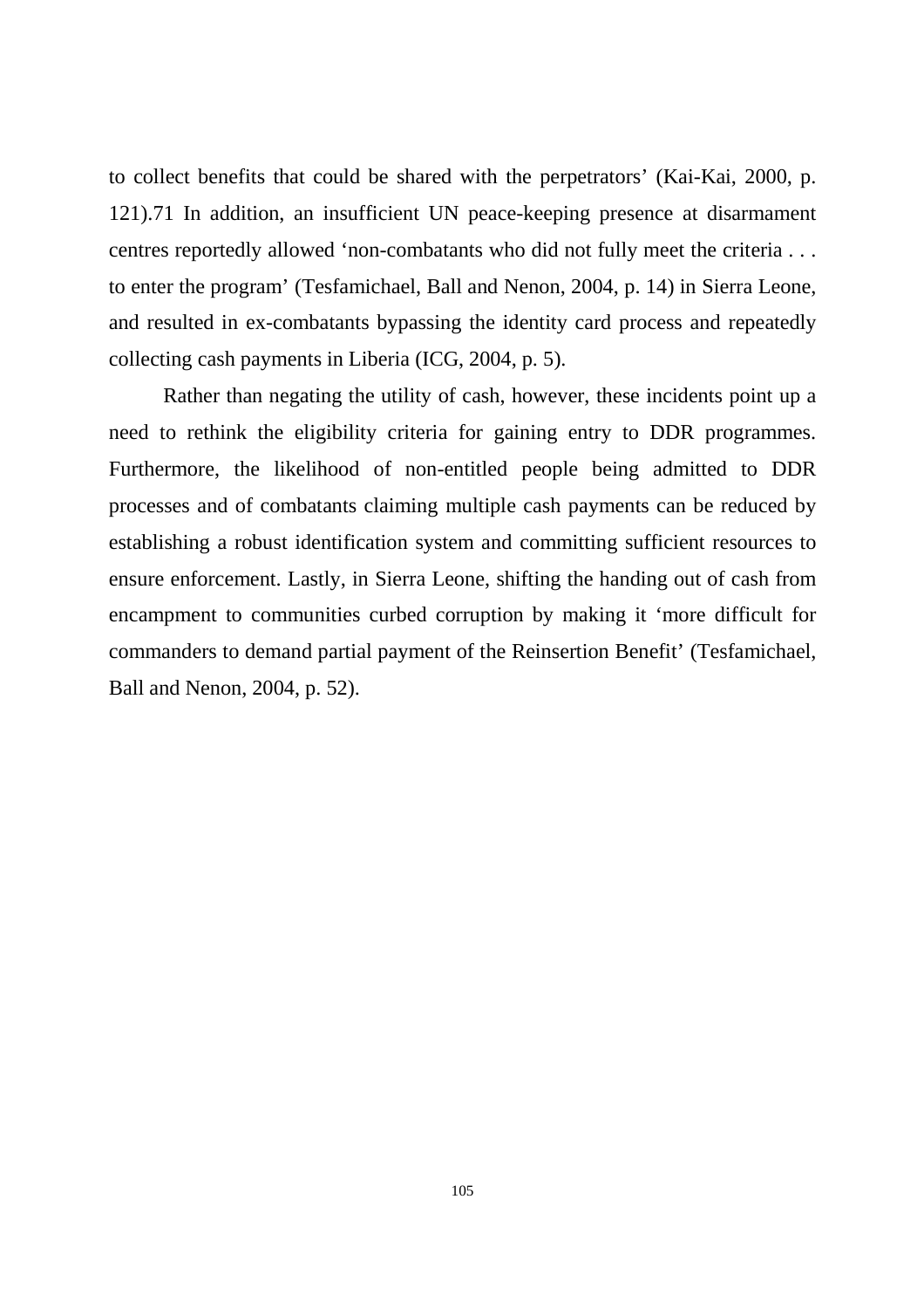to collect benefits that could be shared with the perpetrators' (Kai-Kai, 2000, p. 121).71 In addition, an insufficient UN peace-keeping presence at disarmament centres reportedly allowed 'non-combatants who did not fully meet the criteria . . . to enter the program' (Tesfamichael, Ball and Nenon, 2004, p. 14) in Sierra Leone, and resulted in ex-combatants bypassing the identity card process and repeatedly collecting cash payments in Liberia (ICG, 2004, p. 5).

Rather than negating the utility of cash, however, these incidents point up a need to rethink the eligibility criteria for gaining entry to DDR programmes. Furthermore, the likelihood of non-entitled people being admitted to DDR processes and of combatants claiming multiple cash payments can be reduced by establishing a robust identification system and committing sufficient resources to ensure enforcement. Lastly, in Sierra Leone, shifting the handing out of cash from encampment to communities curbed corruption by making it 'more difficult for commanders to demand partial payment of the Reinsertion Benefit' (Tesfamichael, Ball and Nenon, 2004, p. 52).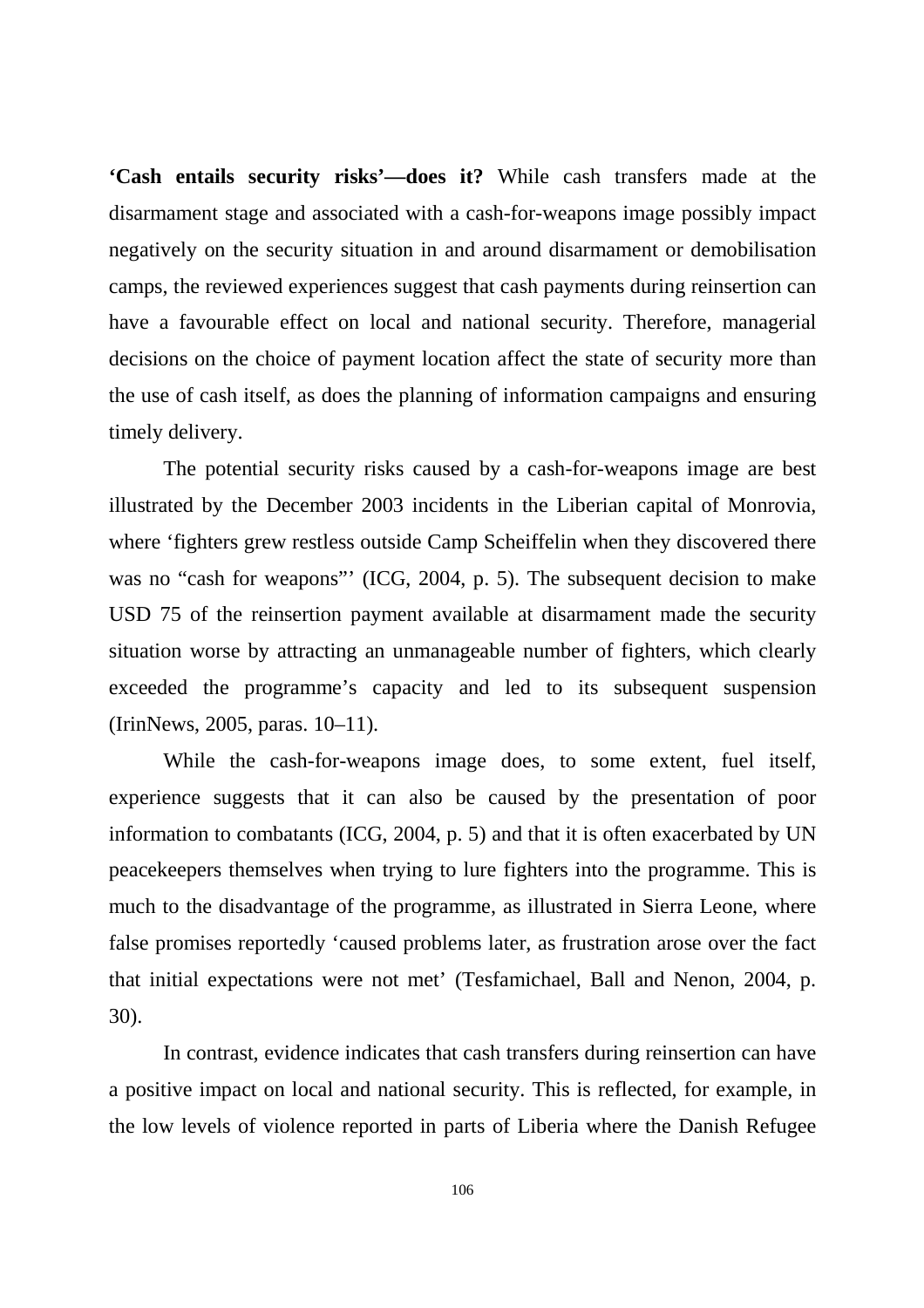**'Cash entails security risks'—does it?** While cash transfers made at the disarmament stage and associated with a cash-for-weapons image possibly impact negatively on the security situation in and around disarmament or demobilisation camps, the reviewed experiences suggest that cash payments during reinsertion can have a favourable effect on local and national security. Therefore, managerial decisions on the choice of payment location affect the state of security more than the use of cash itself, as does the planning of information campaigns and ensuring timely delivery.

The potential security risks caused by a cash-for-weapons image are best illustrated by the December 2003 incidents in the Liberian capital of Monrovia, where 'fighters grew restless outside Camp Scheiffelin when they discovered there was no "cash for weapons"' (ICG, 2004, p. 5). The subsequent decision to make USD 75 of the reinsertion payment available at disarmament made the security situation worse by attracting an unmanageable number of fighters, which clearly exceeded the programme's capacity and led to its subsequent suspension (IrinNews, 2005, paras. 10–11).

While the cash-for-weapons image does, to some extent, fuel itself, experience suggests that it can also be caused by the presentation of poor information to combatants (ICG, 2004, p. 5) and that it is often exacerbated by UN peacekeepers themselves when trying to lure fighters into the programme. This is much to the disadvantage of the programme, as illustrated in Sierra Leone, where false promises reportedly 'caused problems later, as frustration arose over the fact that initial expectations were not met' (Tesfamichael, Ball and Nenon, 2004, p. 30).

In contrast, evidence indicates that cash transfers during reinsertion can have a positive impact on local and national security. This is reflected, for example, in the low levels of violence reported in parts of Liberia where the Danish Refugee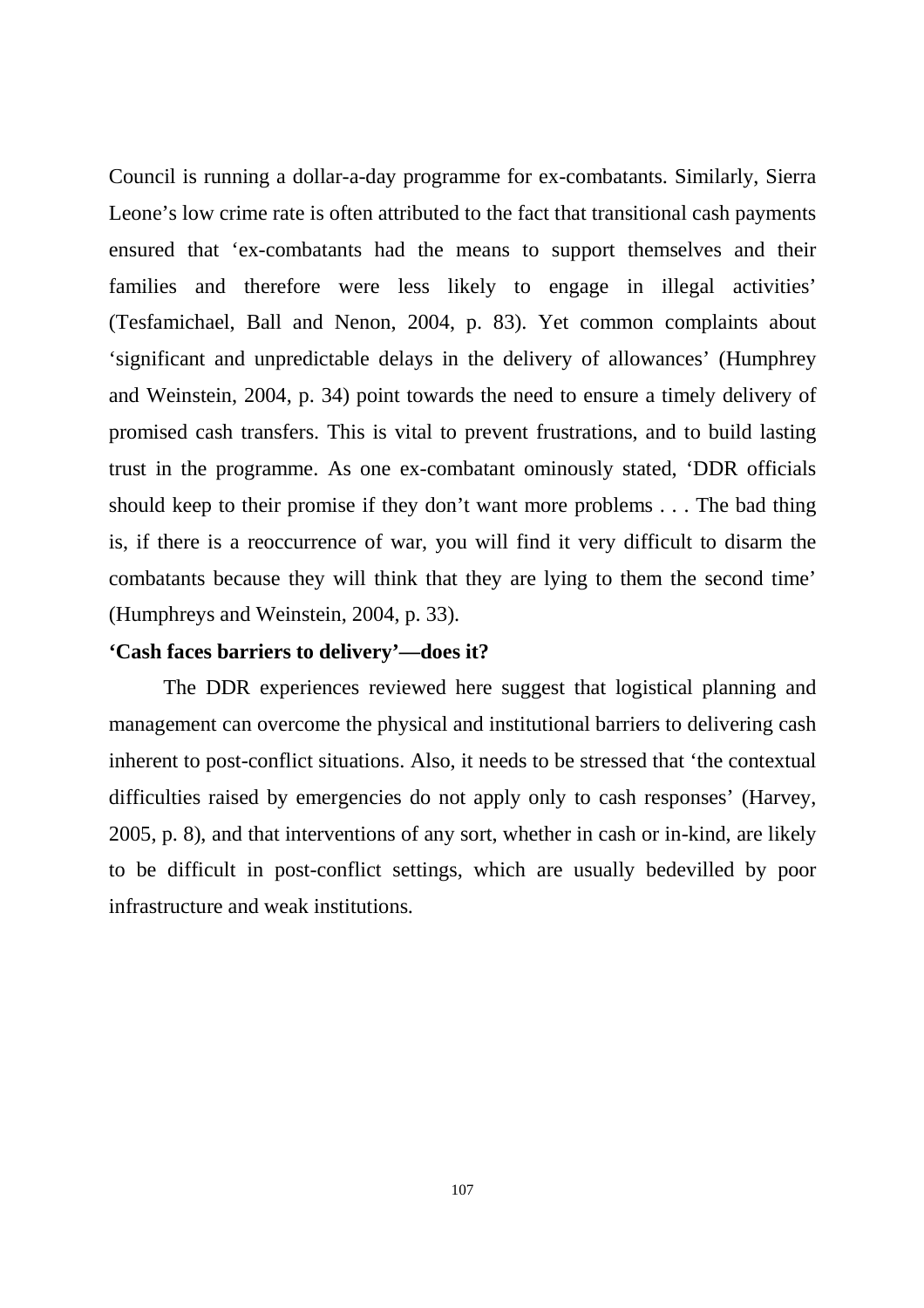Council is running a dollar-a-day programme for ex-combatants. Similarly, Sierra Leone's low crime rate is often attributed to the fact that transitional cash payments ensured that 'ex-combatants had the means to support themselves and their families and therefore were less likely to engage in illegal activities' (Tesfamichael, Ball and Nenon, 2004, p. 83). Yet common complaints about 'significant and unpredictable delays in the delivery of allowances' (Humphrey and Weinstein, 2004, p. 34) point towards the need to ensure a timely delivery of promised cash transfers. This is vital to prevent frustrations, and to build lasting trust in the programme. As one ex-combatant ominously stated, 'DDR officials should keep to their promise if they don't want more problems . . . The bad thing is, if there is a reoccurrence of war, you will find it very difficult to disarm the combatants because they will think that they are lying to them the second time' (Humphreys and Weinstein, 2004, p. 33).

### 'Cash faces barriers to delivery'—does it?

The DDR experiences reviewed here suggest that logistical planning and management can overcome the physical and institutional barriers to delivering cash inherent to post-conflict situations. Also, it needs to be stressed that 'the contextual difficulties raised by emergencies do not apply only to cash responses' (Harvey, 2005, p. 8), and that interventions of any sort, whether in cash or in-kind, are likely to be difficult in post-conflict settings, which are usually bedevilled by poor infrastructure and weak institutions.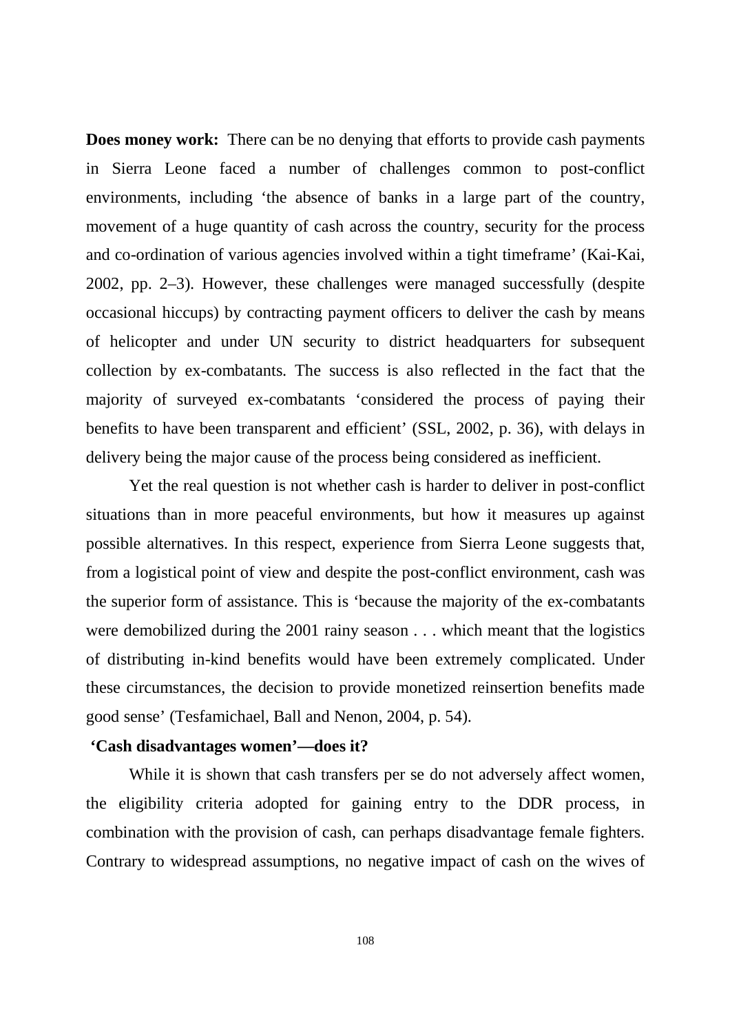**Does money work:** There can be no denying that efforts to provide cash payments in Sierra Leone faced a number of challenges common to post-conflict environments, including 'the absence of banks in a large part of the country, movement of a huge quantity of cash across the country, security for the process and co-ordination of various agencies involved within a tight timeframe' (Kai-Kai, 2002, pp. 2–3). However, these challenges were managed successfully (despite occasional hiccups) by contracting payment officers to deliver the cash by means of helicopter and under UN security to district headquarters for subsequent collection by ex-combatants. The success is also reflected in the fact that the majority of surveyed ex-combatants 'considered the process of paying their benefits to have been transparent and efficient' (SSL, 2002, p. 36), with delays in delivery being the major cause of the process being considered as inefficient.

Yet the real question is not whether cash is harder to deliver in post-conflict situations than in more peaceful environments, but how it measures up against possible alternatives. In this respect, experience from Sierra Leone suggests that, from a logistical point of view and despite the post-conflict environment, cash was the superior form of assistance. This is 'because the majority of the ex-combatants were demobilized during the 2001 rainy season . . . which meant that the logistics of distributing in-kind benefits would have been extremely complicated. Under these circumstances, the decision to provide monetized reinsertion benefits made good sense' (Tesfamichael, Ball and Nenon, 2004, p. 54).

**'Cash disadvantages women'—does it?**

While it is shown that cash transfers per se do not adversely affect women, the eligibility criteria adopted for gaining entry to the DDR process, in combination with the provision of cash, can perhaps disadvantage female fighters. Contrary to widespread assumptions, no negative impact of cash on the wives of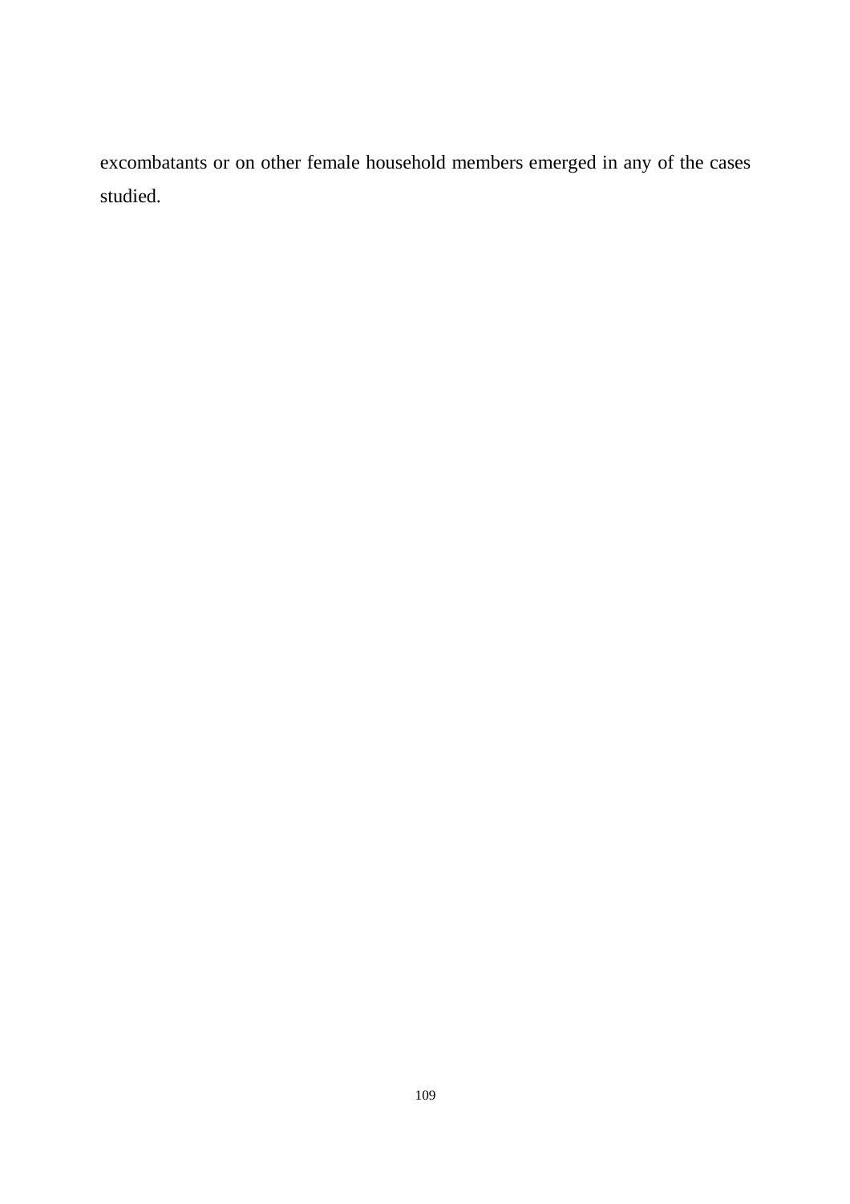excombatants or on other female household members emerged in any of the cases studied.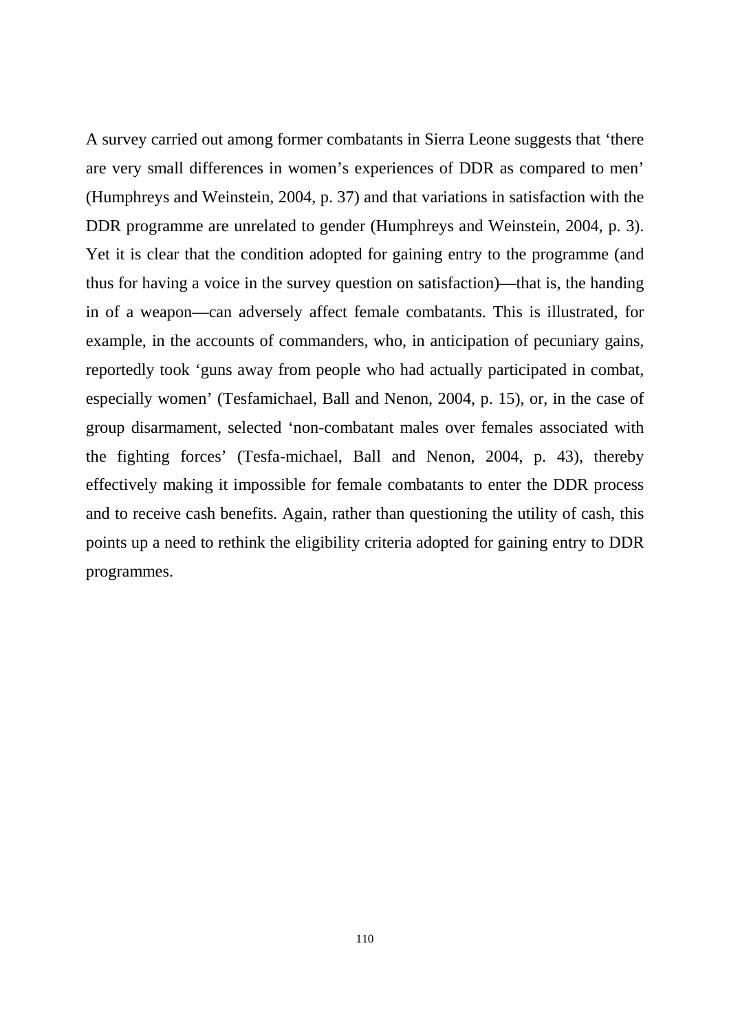A survey carried out among former combatants in Sierra Leone suggests that 'there are very small differences in women's experiences of DDR as compared to men' (Humphreys and Weinstein, 2004, p. 37) and that variations in satisfaction with the DDR programme are unrelated to gender (Humphreys and Weinstein, 2004, p. 3). Yet it is clear that the condition adopted for gaining entry to the programme (and thus for having a voice in the survey question on satisfaction)—that is, the handing in of a weapon—can adversely affect female combatants. This is illustrated, for example, in the accounts of commanders, who, in anticipation of pecuniary gains, reportedly took 'guns away from people who had actually participated in combat, especially women' (Tesfamichael, Ball and Nenon, 2004, p. 15), or, in the case of group disarmament, selected 'non-combatant males over females associated with the fighting forces' (Tesfa-michael, Ball and Nenon, 2004, p. 43), thereby effectively making it impossible for female combatants to enter the DDR process and to receive cash benefits. Again, rather than questioning the utility of cash, this points up a need to rethink the eligibility criteria adopted for gaining entry to DDR programmes.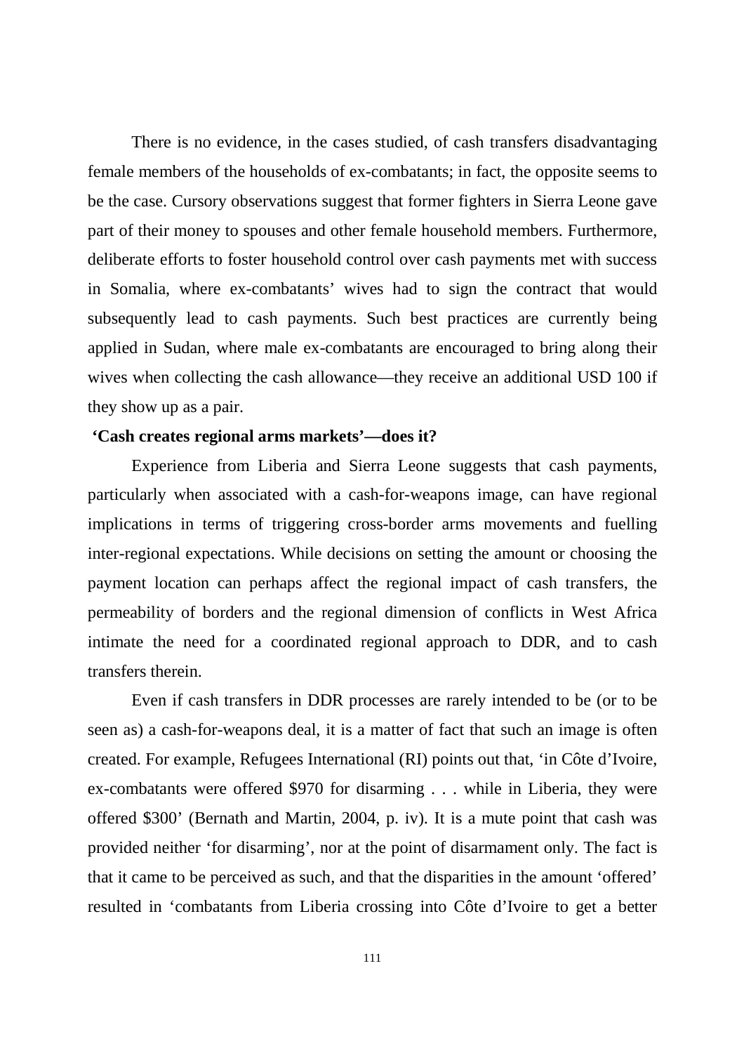There is no evidence, in the cases studied, of cash transfers disadvantaging female members of the households of ex-combatants; in fact, the opposite seems to be the case. Cursory observations suggest that former fighters in Sierra Leone gave part of their money to spouses and other female household members. Furthermore, deliberate efforts to foster household control over cash payments met with success in Somalia, where ex-combatants' wives had to sign the contract that would subsequently lead to cash payments. Such best practices are currently being applied in Sudan, where male ex-combatants are encouraged to bring along their wives when collecting the cash allowance—they receive an additional USD 100 if they show up as a pair.

### 'Cash creates regional arms markets'—does it?

Experience from Liberia and Sierra Leone suggests that cash payments, particularly when associated with a cash-for-weapons image, can have regional implications in terms of triggering cross-border arms movements and fuelling inter-regional expectations. While decisions on setting the amount or choosing the payment location can perhaps affect the regional impact of cash transfers, the permeability of borders and the regional dimension of conflicts in West Africa intimate the need for a coordinated regional approach to DDR, and to cash transfers therein.

Even if cash transfers in DDR processes are rarely intended to be (or to be seen as) a cash-for-weapons deal, it is a matter of fact that such an image is often created. For example, Refugees International (RI) points out that, 'in Côte d'Ivoire, ex-combatants were offered $970 for disarming . . . while in Liberia, they were offered $300' (Bernath and Martin, 2004, p. iv). It is a mute point that cash was provided neither 'for disarming', nor at the point of disarmament only. The fact is that it came to be perceived as such, and that the disparities in the amount 'offered' resulted in 'combatants from Liberia crossing into Côte d'Ivoire to get a better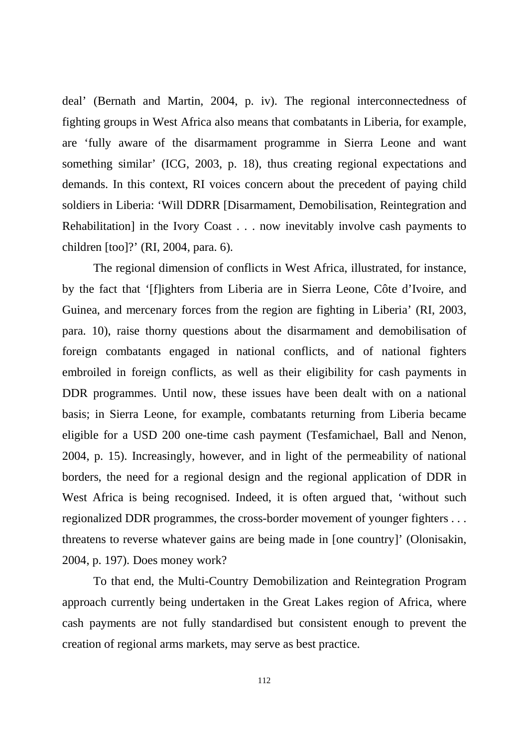deal' (Bernath and Martin, 2004, p. iv). The regional interconnectedness of fighting groups in West Africa also means that combatants in Liberia, for example, are 'fully aware of the disarmament programme in Sierra Leone and want something similar' (ICG, 2003, p. 18), thus creating regional expectations and demands. In this context, RI voices concern about the precedent of paying child soldiers in Liberia: 'Will DDRR [Disarmament, Demobilisation, Reintegration and Rehabilitation] in the Ivory Coast . . . now inevitably involve cash payments to children [too]?' (RI, 2004, para. 6).

The regional dimension of conflicts in West Africa, illustrated, for instance, by the fact that '[f]ighters from Liberia are in Sierra Leone, Côte d'Ivoire, and Guinea, and mercenary forces from the region are fighting in Liberia' (RI, 2003, para. 10), raise thorny questions about the disarmament and demobilisation of foreign combatants engaged in national conflicts, and of national fighters embroiled in foreign conflicts, as well as their eligibility for cash payments in DDR programmes. Until now, these issues have been dealt with on a national basis; in Sierra Leone, for example, combatants returning from Liberia became eligible for a USD 200 one-time cash payment (Tesfamichael, Ball and Nenon, 2004, p. 15). Increasingly, however, and in light of the permeability of national borders, the need for a regional design and the regional application of DDR in West Africa is being recognised. Indeed, it is often argued that, 'without such regionalized DDR programmes, the cross-border movement of younger fighters . . . threatens to reverse whatever gains are being made in [one country]' (Olonisakin, 2004, p. 197). Does money work?

To that end, the Multi-Country Demobilization and Reintegration Program approach currently being undertaken in the Great Lakes region of Africa, where cash payments are not fully standardised but consistent enough to prevent the creation of regional arms markets, may serve as best practice.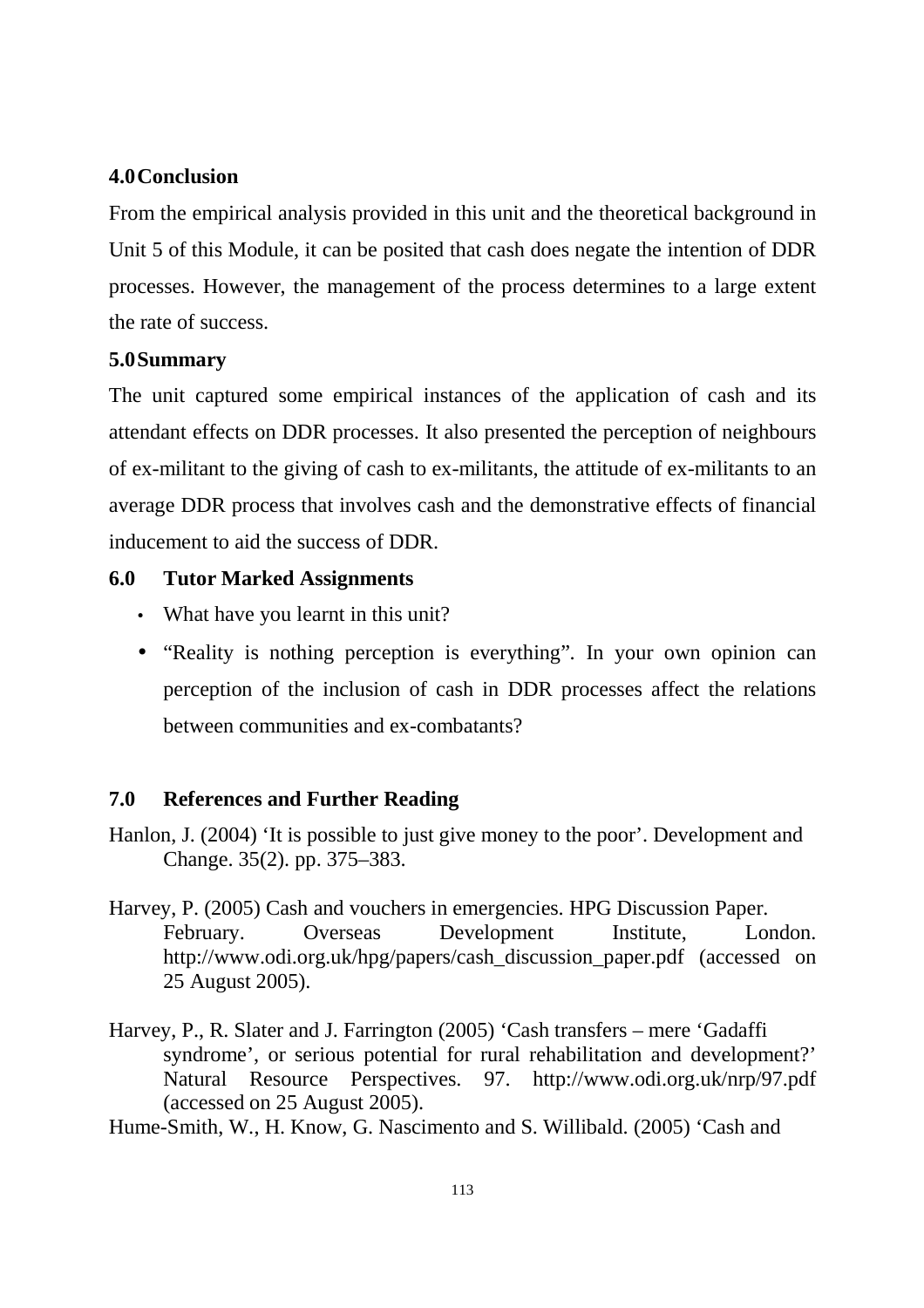## 4.0 Conclusion

From the empirical analysis provided in this unit and the theoretical background in Unit 5 of this Module, it can be posited that cash does negate the intention of DDR processes. However, the management of the process determines to a large extent the rate of success.

## 5.0 Summary

The unit captured some empirical instances of the application of cash and its attendant effects on DDR processes. It also presented the perception of neighbours of ex-militant to the giving of cash to ex-militants, the attitude of ex-militants to an average DDR process that involves cash and the demonstrative effects of financial inducement to aid the success of DDR.

## 6.0 Tutor Marked Assignments

- What have you learnt in this unit?
- "Reality is nothing perception is everything". In your own opinion can perception of the inclusion of cash in DDR processes affect the relations between communities and ex-combatants?

## 7.0 References and Further Reading

Hanlon, J. (2004) 'It is possible to just give money to the poor'. Development and Change. 35(2). pp. 375–383.

Harvey, P. (2005) Cash and vouchers in emergencies. HPG Discussion Paper. February. Overseas Development Institute, London. http://www.odi.org.uk/hpg/papers/cash_discussion_paper.pdf (accessed on 25 August 2005).

Harvey, P., R. Slater and J. Farrington (2005) 'Cash transfers – mere 'Gadaffi syndrome', or serious potential for rural rehabilitation and development?' Natural Resource Perspectives. 97. http://www.odi.org.uk/nrp/97.pdf (accessed on 25 August 2005).

Hume-Smith, W., H. Know, G. Nascimento and S. Willibald. (2005) 'Cash and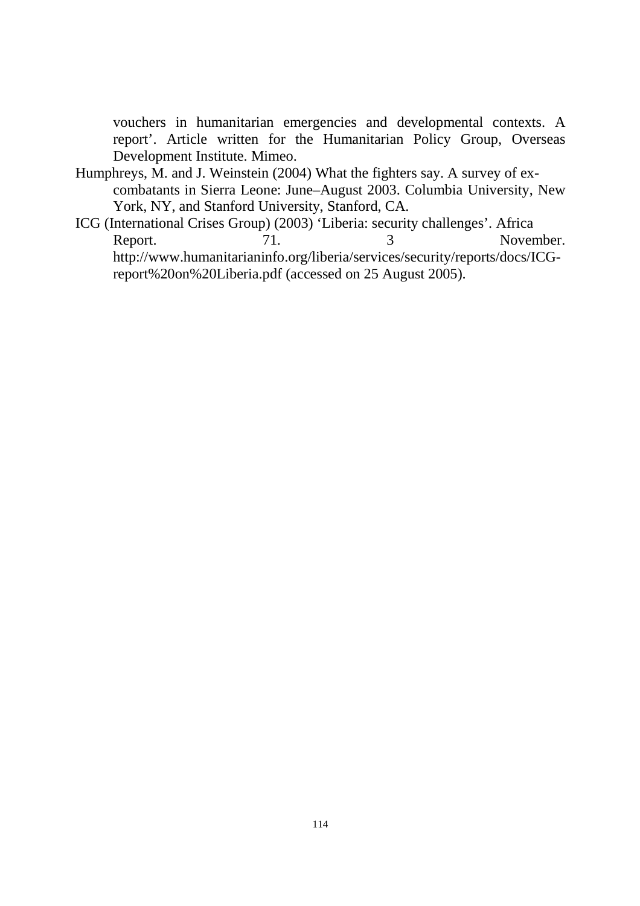vouchers in humanitarian emergencies and developmental contexts. A report'. Article written for the Humanitarian Policy Group, Overseas Development Institute. Mimeo.

Humphreys, M. and J. Weinstein (2004) What the fighters say. A survey of ex-combatants in Sierra Leone: June–August 2003. Columbia University, New York, NY, and Stanford University, Stanford, CA.

ICG (International Crises Group) (2003) 'Liberia: security challenges'. Africa Report. 71. 3 November. http://www.humanitarianinfo.org/liberia/services/security/reports/docs/ICG-report%20on%20Liberia.pdf (accessed on 25 August 2005).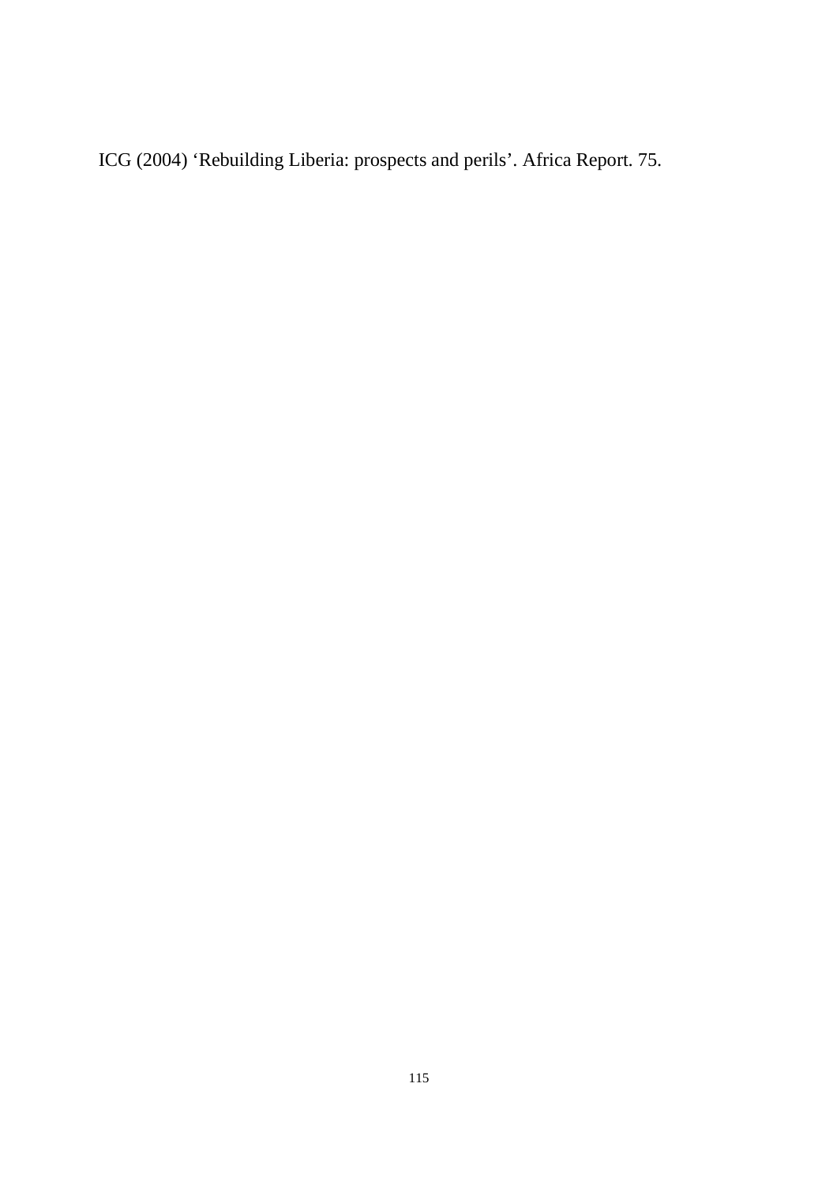ICG (2004) ‘Rebuilding Liberia: prospects and perils’. Africa Report. 75.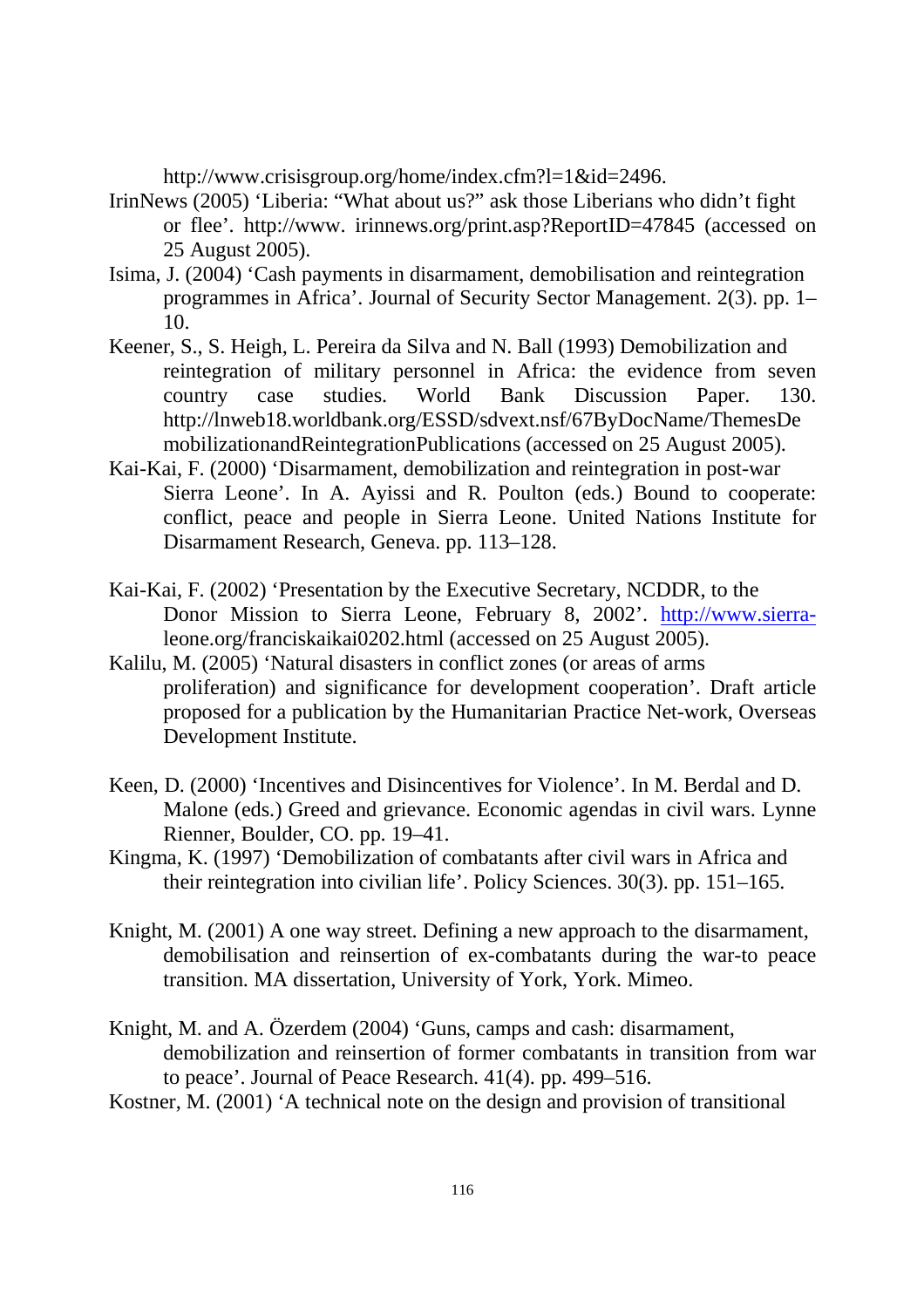http://www.crisisgroup.org/home/index.cfm?l=1&id=2496.

IrinNews (2005) 'Liberia: "What about us?" ask those Liberians who didn't fight or flee'. http://www. irinnews.org/print.asp?ReportID=47845 (accessed on 25 August 2005).

Isima, J. (2004) 'Cash payments in disarmament, demobilisation and reintegration programmes in Africa'. Journal of Security Sector Management. 2(3). pp. 1–10.

Keener, S., S. Heigh, L. Pereira da Silva and N. Ball (1993) Demobilization and reintegration of military personnel in Africa: the evidence from seven country case studies. World Bank Discussion Paper. 130. http://lnweb18.worldbank.org/ESSD/sdvext.nsf/67ByDocName/ThemesDemobilizationandReintegrationPublications (accessed on 25 August 2005).

Kai-Kai, F. (2000) 'Disarmament, demobilization and reintegration in post-war Sierra Leone'. In A. Ayissi and R. Poulton (eds.) Bound to cooperate: conflict, peace and people in Sierra Leone. United Nations Institute for Disarmament Research, Geneva. pp. 113–128.

Kai-Kai, F. (2002) 'Presentation by the Executive Secretary, NCDDR, to the Donor Mission to Sierra Leone, February 8, 2002'. http://www.sierra-leone.org/franciskaikai0202.html (accessed on 25 August 2005).

Kalilu, M. (2005) 'Natural disasters in conflict zones (or areas of arms proliferation) and significance for development cooperation'. Draft article proposed for a publication by the Humanitarian Practice Net-work, Overseas Development Institute.

Keen, D. (2000) 'Incentives and Disincentives for Violence'. In M. Berdal and D. Malone (eds.) Greed and grievance. Economic agendas in civil wars. Lynne Rienner, Boulder, CO. pp. 19–41.

Kingma, K. (1997) 'Demobilization of combatants after civil wars in Africa and their reintegration into civilian life'. Policy Sciences. 30(3). pp. 151–165.

Knight, M. (2001) A one way street. Defining a new approach to the disarmament, demobilisation and reinsertion of ex-combatants during the war-to peace transition. MA dissertation, University of York, York. Mimeo.

Knight, M. and A. Özerdem (2004) 'Guns, camps and cash: disarmament, demobilization and reinsertion of former combatants in transition from war to peace'. Journal of Peace Research. 41(4). pp. 499–516.

Kostner, M. (2001) 'A technical note on the design and provision of transitional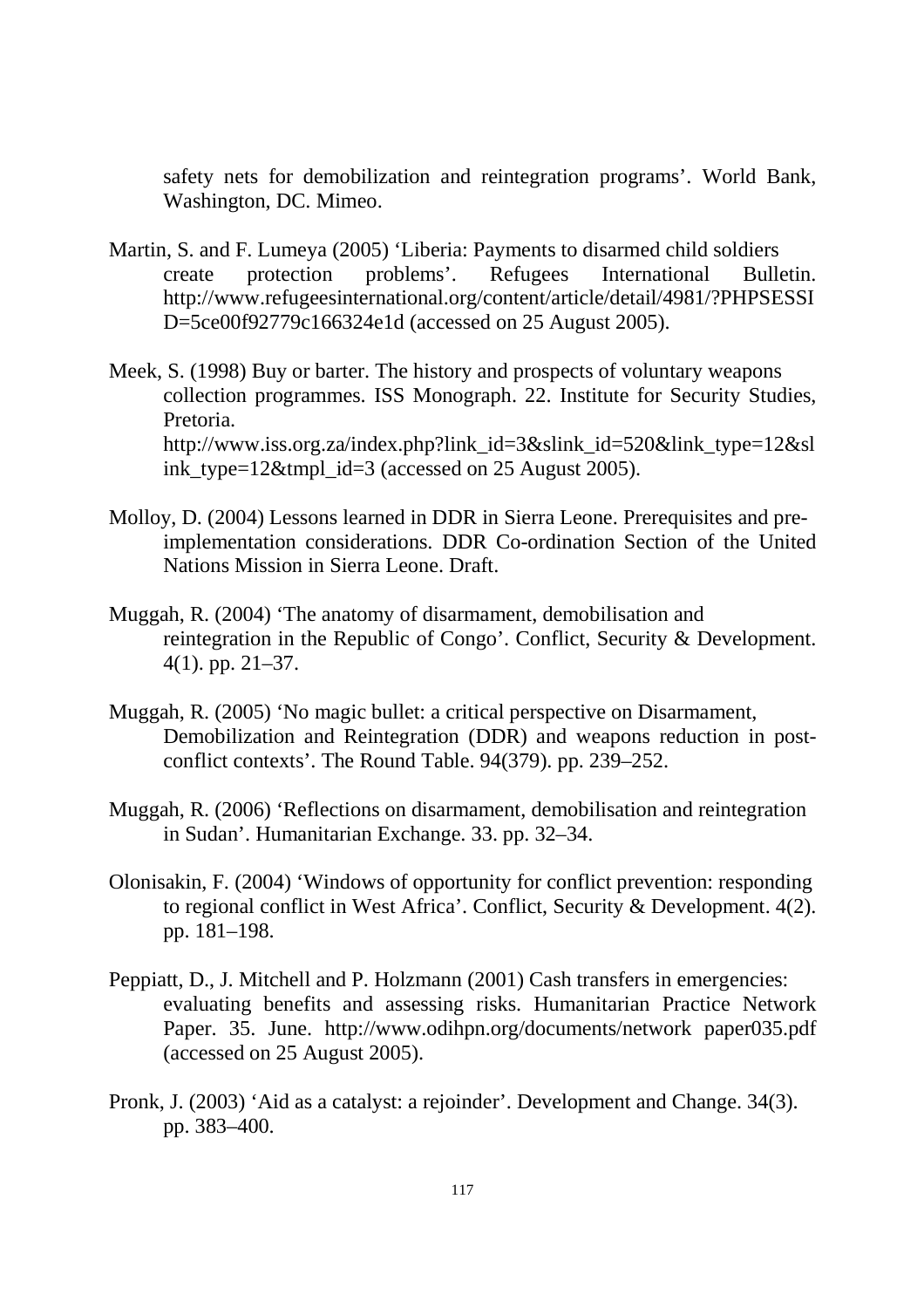safety nets for demobilization and reintegration programs'. World Bank, Washington, DC. Mimeo.

Martin, S. and F. Lumeya (2005) 'Liberia: Payments to disarmed child soldiers create protection problems'. Refugees International Bulletin. http://www.refugeesinternational.org/content/article/detail/4981/?PHPSESSID=5ce00f92779c166324e1d (accessed on 25 August 2005).

Meek, S. (1998) Buy or barter. The history and prospects of voluntary weapons collection programmes. ISS Monograph. 22. Institute for Security Studies, Pretoria. http://www.iss.org.za/index.php?link_id=3&slink_id=520&link_type=12&slink_type=12&tmpl_id=3 (accessed on 25 August 2005).

Molloy, D. (2004) Lessons learned in DDR in Sierra Leone. Prerequisites and pre-implementation considerations. DDR Co-ordination Section of the United Nations Mission in Sierra Leone. Draft.

Muggah, R. (2004) 'The anatomy of disarmament, demobilisation and reintegration in the Republic of Congo'. Conflict, Security & Development. 4(1). pp. 21–37.

Muggah, R. (2005) 'No magic bullet: a critical perspective on Disarmament, Demobilization and Reintegration (DDR) and weapons reduction in post-conflict contexts'. The Round Table. 94(379). pp. 239–252.

Muggah, R. (2006) 'Reflections on disarmament, demobilisation and reintegration in Sudan'. Humanitarian Exchange. 33. pp. 32–34.

Olonisakin, F. (2004) 'Windows of opportunity for conflict prevention: responding to regional conflict in West Africa'. Conflict, Security & Development. 4(2). pp. 181–198.

Peppiatt, D., J. Mitchell and P. Holzmann (2001) Cash transfers in emergencies: evaluating benefits and assessing risks. Humanitarian Practice Network Paper. 35. June. http://www.odihpn.org/documents/network paper035.pdf (accessed on 25 August 2005).

Pronk, J. (2003) 'Aid as a catalyst: a rejoinder'. Development and Change. 34(3). pp. 383–400.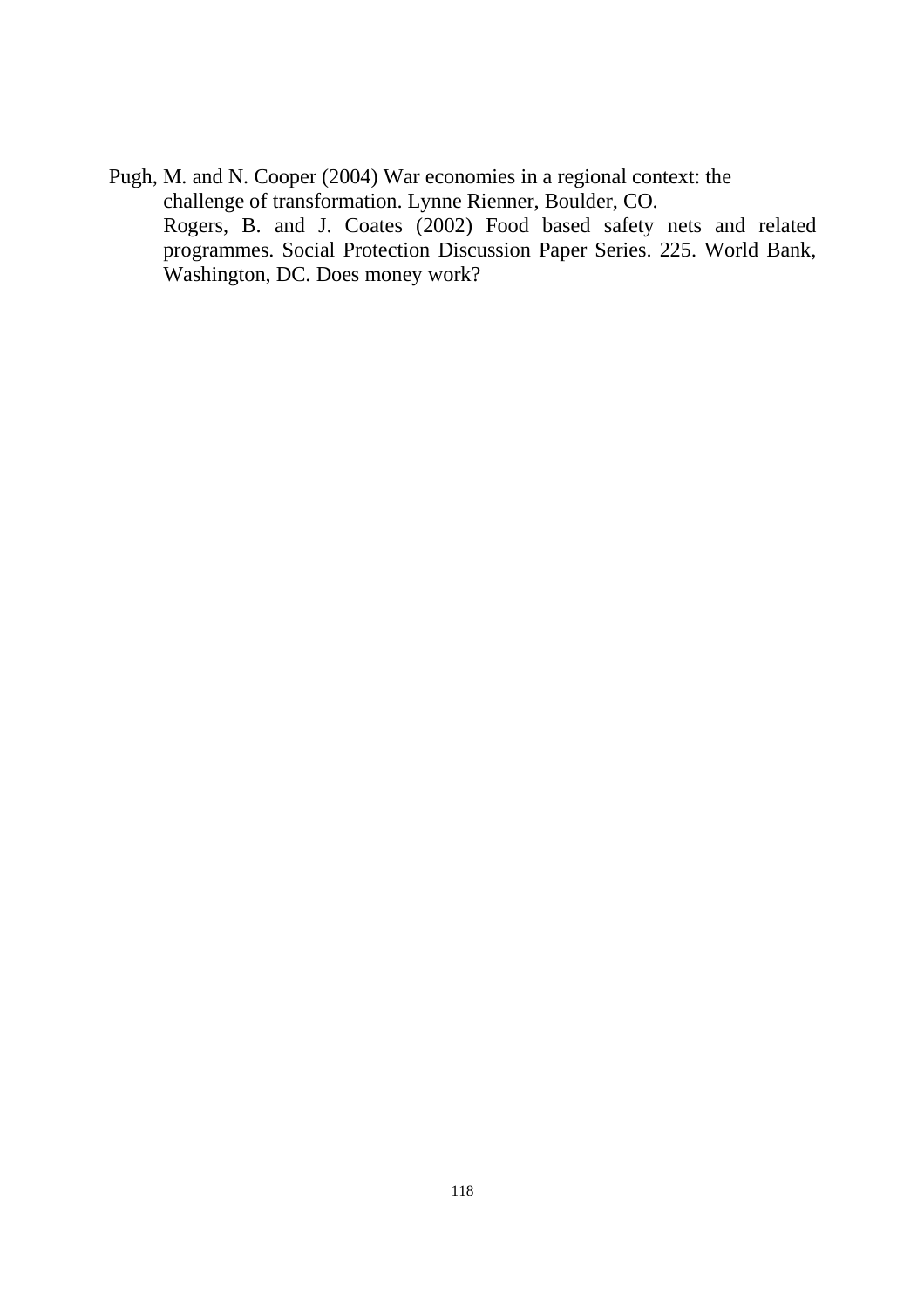Pugh, M. and N. Cooper (2004) War economies in a regional context: the challenge of transformation. Lynne Rienner, Boulder, CO.

Rogers, B. and J. Coates (2002) Food based safety nets and related programmes. Social Protection Discussion Paper Series. 225. World Bank, Washington, DC. Does money work?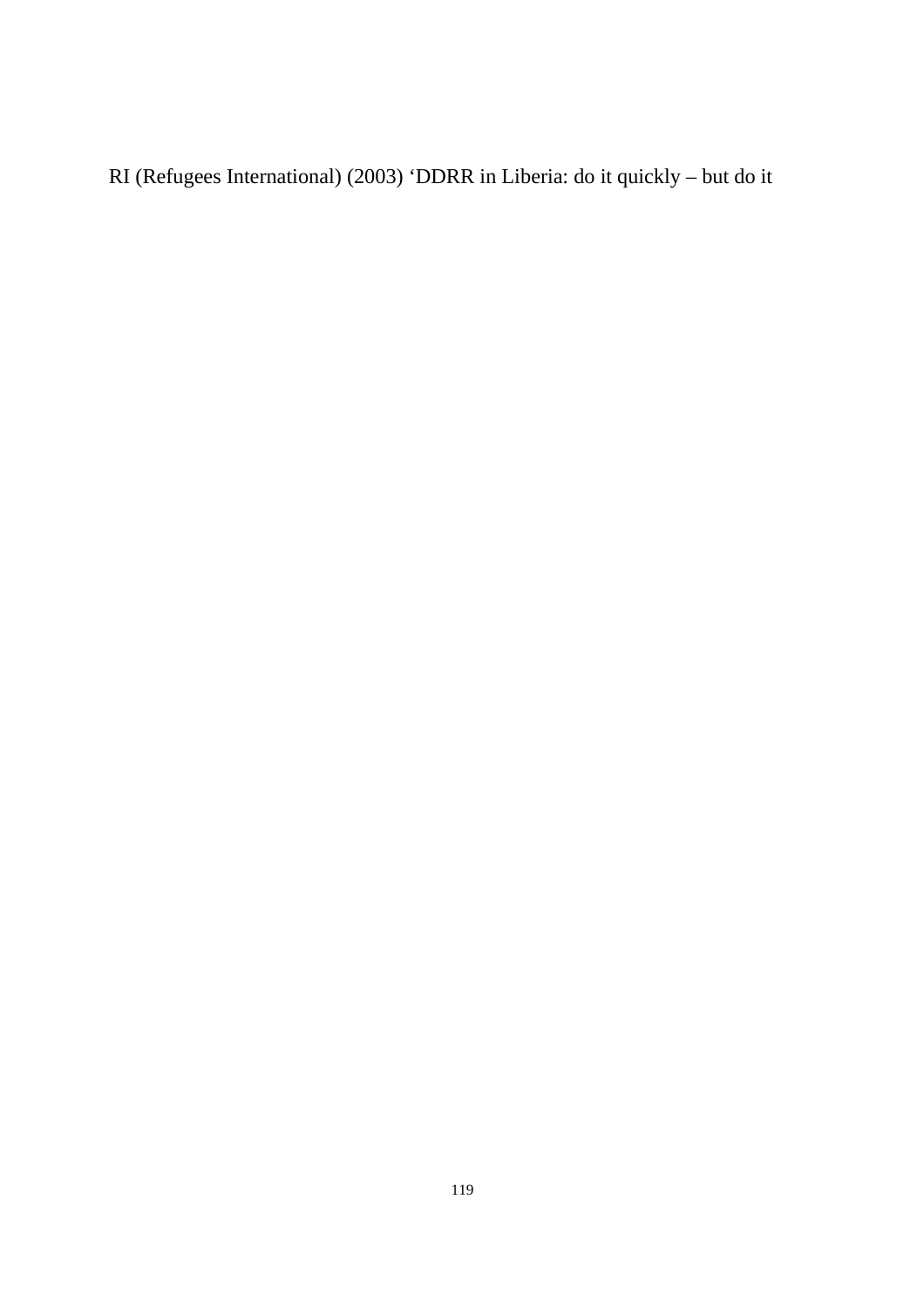RI (Refugees International) (2003) ‘DDRR in Liberia: do it quickly – but do it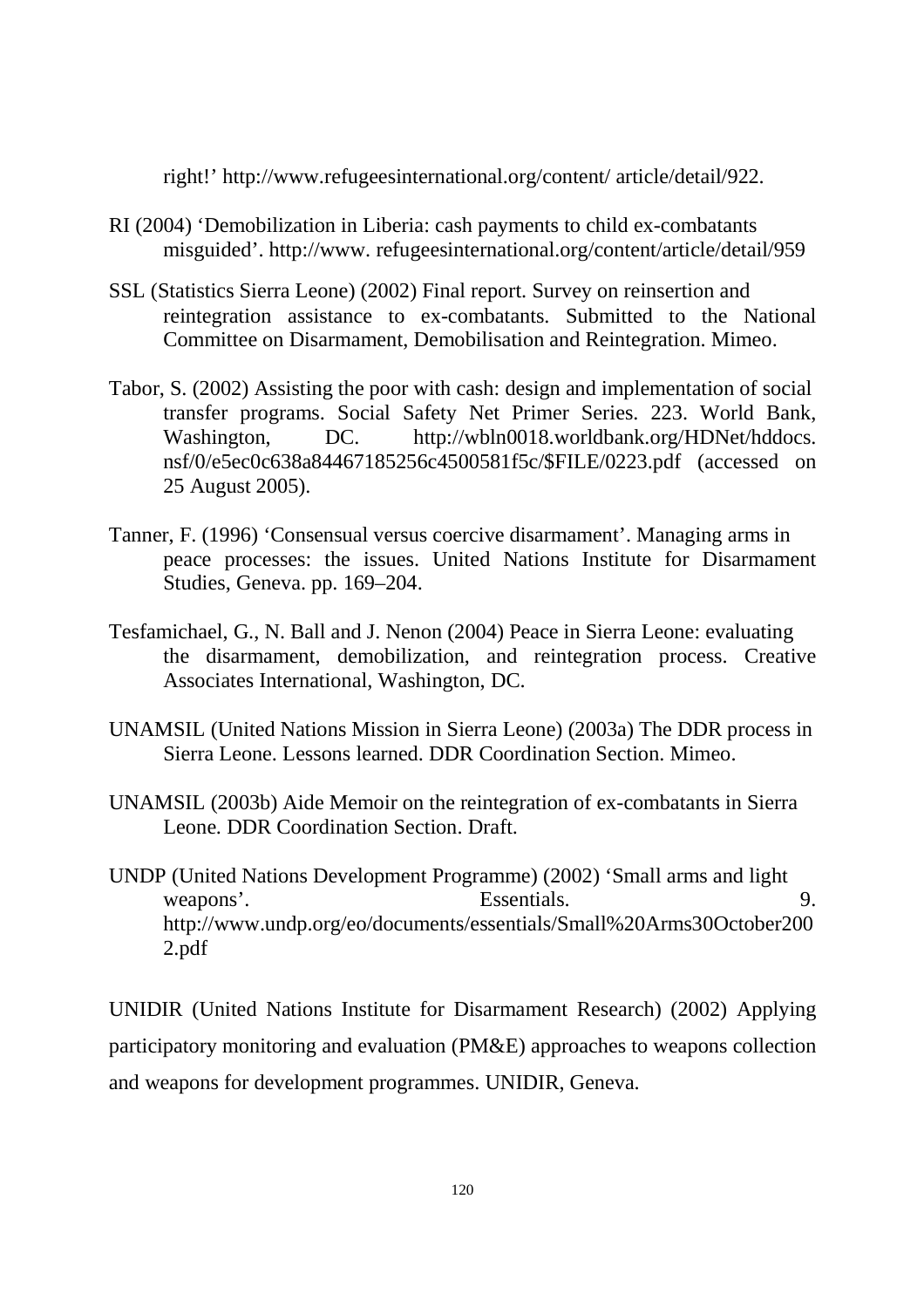right!' http://www.refugeesinternational.org/content/ article/detail/922.

RI (2004) 'Demobilization in Liberia: cash payments to child ex-combatants misguided'. http://www. refugeesinternational.org/content/article/detail/959

SSL (Statistics Sierra Leone) (2002) Final report. Survey on reinsertion and reintegration assistance to ex-combatants. Submitted to the National Committee on Disarmament, Demobilisation and Reintegration. Mimeo.

Tabor, S. (2002) Assisting the poor with cash: design and implementation of social transfer programs. Social Safety Net Primer Series. 223. World Bank, Washington, DC. http://wbln0018.worldbank.org/HDNet/hddocs. nsf/0/e5ec0c638a84467185256c4500581f5c/$FILE/0223.pdf (accessed on 25 August 2005).

Tanner, F. (1996) 'Consensual versus coercive disarmament'. Managing arms in peace processes: the issues. United Nations Institute for Disarmament Studies, Geneva. pp. 169–204.

Tesfamichael, G., N. Ball and J. Nenon (2004) Peace in Sierra Leone: evaluating the disarmament, demobilization, and reintegration process. Creative Associates International, Washington, DC.

UNAMSIL (United Nations Mission in Sierra Leone) (2003a) The DDR process in Sierra Leone. Lessons learned. DDR Coordination Section. Mimeo.

UNAMSIL (2003b) Aide Memoir on the reintegration of ex-combatants in Sierra Leone. DDR Coordination Section. Draft.

UNDP (United Nations Development Programme) (2002) 'Small arms and light weapons'. Essentials. 9. http://www.undp.org/eo/documents/essentials/Small%20Arms30October2002.pdf

UNIDIR (United Nations Institute for Disarmament Research) (2002) Applying participatory monitoring and evaluation (PM&E) approaches to weapons collection and weapons for development programmes. UNIDIR, Geneva.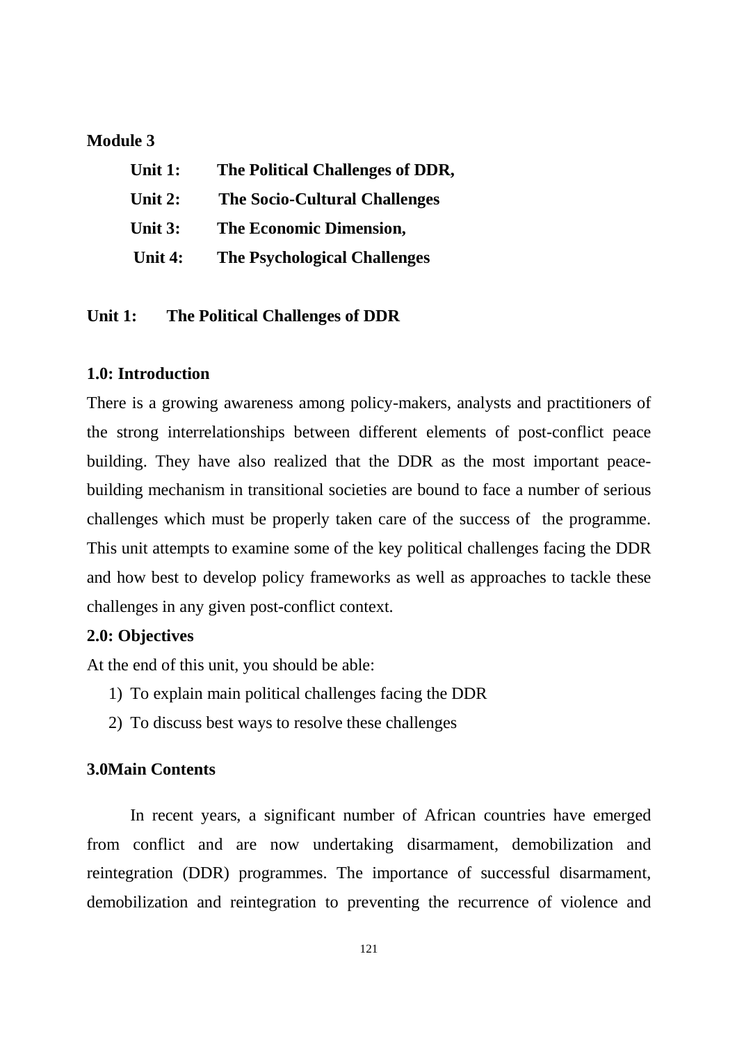**Module 3**

- **Unit 1: The Political Challenges of DDR,**
- **Unit 2: The Socio-Cultural Challenges**
- **Unit 3: The Economic Dimension,**
- **Unit 4: The Psychological Challenges**

## Unit 1: The Political Challenges of DDR

### 1.0: Introduction

There is a growing awareness among policy-makers, analysts and practitioners of the strong interrelationships between different elements of post-conflict peace building. They have also realized that the DDR as the most important peace-building mechanism in transitional societies are bound to face a number of serious challenges which must be properly taken care of the success of the programme. This unit attempts to examine some of the key political challenges facing the DDR and how best to develop policy frameworks as well as approaches to tackle these challenges in any given post-conflict context.

### 2.0: Objectives

At the end of this unit, you should be able:

1) To explain main political challenges facing the DDR
2) To discuss best ways to resolve these challenges

### 3.0Main Contents

In recent years, a significant number of African countries have emerged from conflict and are now undertaking disarmament, demobilization and reintegration (DDR) programmes. The importance of successful disarmament, demobilization and reintegration to preventing the recurrence of violence and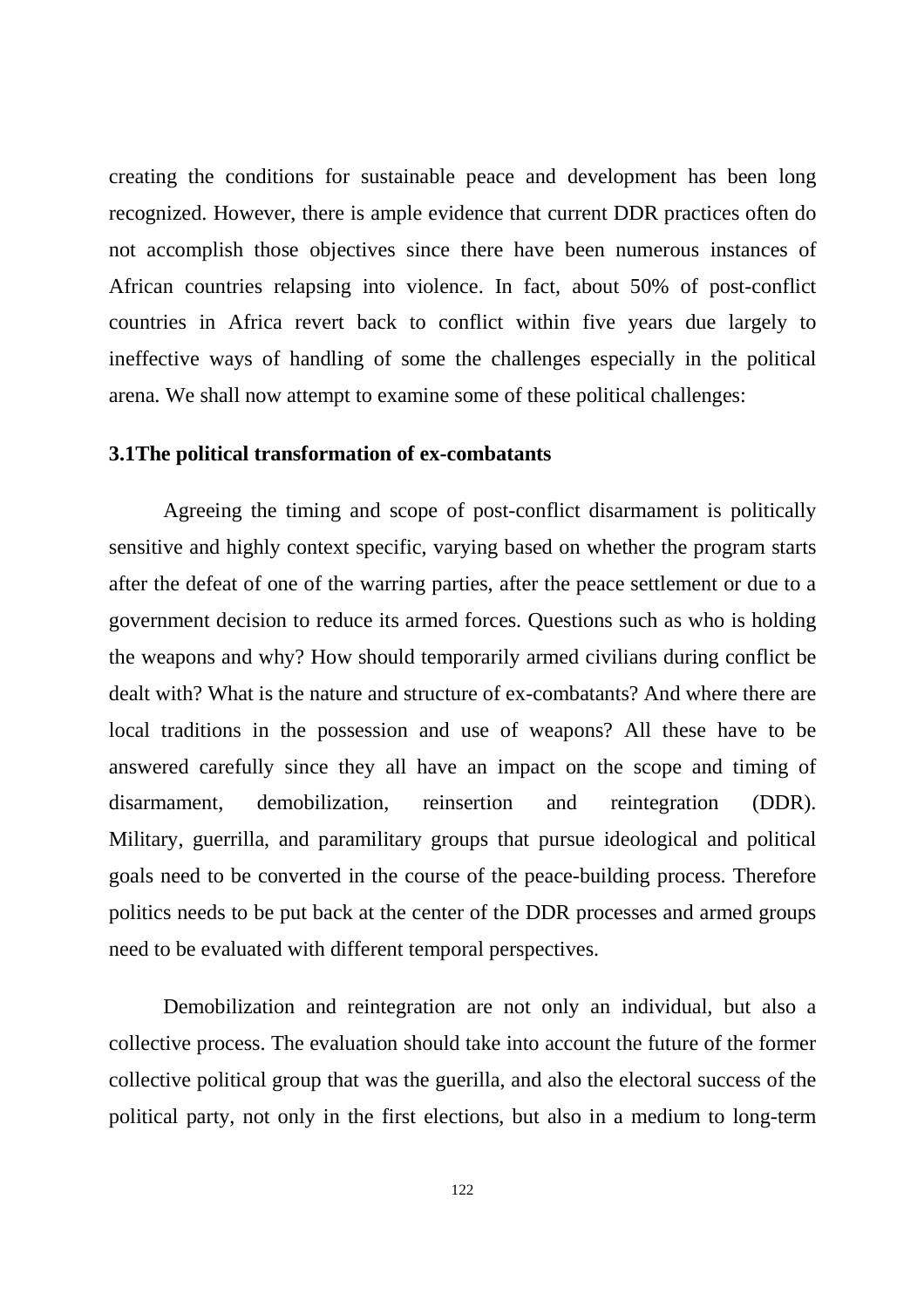creating the conditions for sustainable peace and development has been long recognized. However, there is ample evidence that current DDR practices often do not accomplish those objectives since there have been numerous instances of African countries relapsing into violence. In fact, about 50% of post-conflict countries in Africa revert back to conflict within five years due largely to ineffective ways of handling of some the challenges especially in the political arena. We shall now attempt to examine some of these political challenges:

### 3.1The political transformation of ex-combatants

Agreeing the timing and scope of post-conflict disarmament is politically sensitive and highly context specific, varying based on whether the program starts after the defeat of one of the warring parties, after the peace settlement or due to a government decision to reduce its armed forces. Questions such as who is holding the weapons and why? How should temporarily armed civilians during conflict be dealt with? What is the nature and structure of ex-combatants? And where there are local traditions in the possession and use of weapons? All these have to be answered carefully since they all have an impact on the scope and timing of disarmament, demobilization, reinsertion and reintegration (DDR). Military, guerrilla, and paramilitary groups that pursue ideological and political goals need to be converted in the course of the peace-building process. Therefore politics needs to be put back at the center of the DDR processes and armed groups need to be evaluated with different temporal perspectives.

Demobilization and reintegration are not only an individual, but also a collective process. The evaluation should take into account the future of the former collective political group that was the guerilla, and also the electoral success of the political party, not only in the first elections, but also in a medium to long-term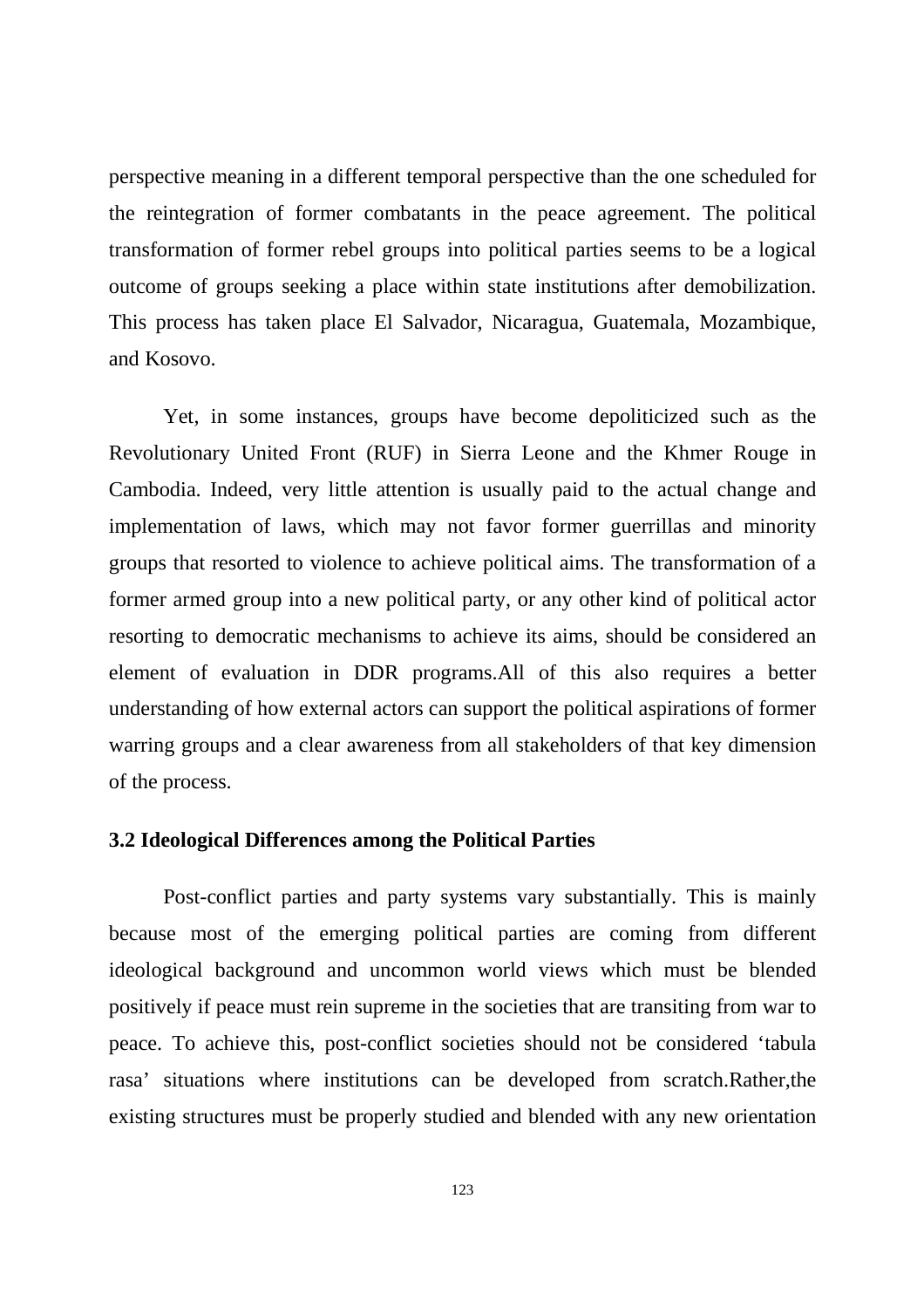perspective meaning in a different temporal perspective than the one scheduled for the reintegration of former combatants in the peace agreement. The political transformation of former rebel groups into political parties seems to be a logical outcome of groups seeking a place within state institutions after demobilization. This process has taken place El Salvador, Nicaragua, Guatemala, Mozambique, and Kosovo.

Yet, in some instances, groups have become depoliticized such as the Revolutionary United Front (RUF) in Sierra Leone and the Khmer Rouge in Cambodia. Indeed, very little attention is usually paid to the actual change and implementation of laws, which may not favor former guerrillas and minority groups that resorted to violence to achieve political aims. The transformation of a former armed group into a new political party, or any other kind of political actor resorting to democratic mechanisms to achieve its aims, should be considered an element of evaluation in DDR programs.All of this also requires a better understanding of how external actors can support the political aspirations of former warring groups and a clear awareness from all stakeholders of that key dimension of the process.

### 3.2 Ideological Differences among the Political Parties

Post-conflict parties and party systems vary substantially. This is mainly because most of the emerging political parties are coming from different ideological background and uncommon world views which must be blended positively if peace must rein supreme in the societies that are transiting from war to peace. To achieve this, post-conflict societies should not be considered 'tabula rasa' situations where institutions can be developed from scratch.Rather,the existing structures must be properly studied and blended with any new orientation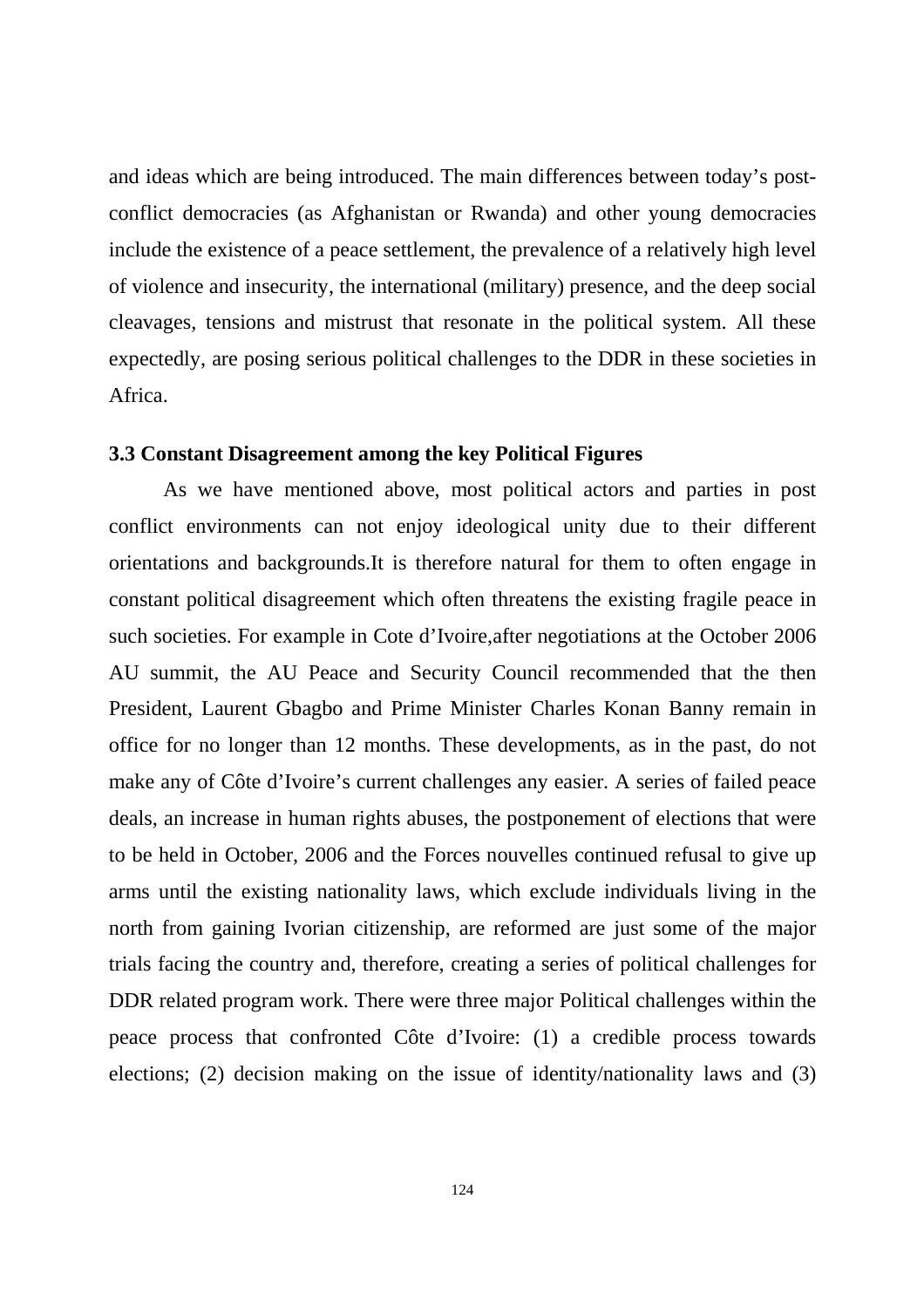and ideas which are being introduced. The main differences between today's post-conflict democracies (as Afghanistan or Rwanda) and other young democracies include the existence of a peace settlement, the prevalence of a relatively high level of violence and insecurity, the international (military) presence, and the deep social cleavages, tensions and mistrust that resonate in the political system. All these expectedly, are posing serious political challenges to the DDR in these societies in Africa.

### 3.3 Constant Disagreement among the key Political Figures

As we have mentioned above, most political actors and parties in post conflict environments can not enjoy ideological unity due to their different orientations and backgrounds.It is therefore natural for them to often engage in constant political disagreement which often threatens the existing fragile peace in such societies. For example in Cote d'Ivoire,after negotiations at the October 2006 AU summit, the AU Peace and Security Council recommended that the then President, Laurent Gbagbo and Prime Minister Charles Konan Banny remain in office for no longer than 12 months. These developments, as in the past, do not make any of Côte d'Ivoire's current challenges any easier. A series of failed peace deals, an increase in human rights abuses, the postponement of elections that were to be held in October, 2006 and the Forces nouvelles continued refusal to give up arms until the existing nationality laws, which exclude individuals living in the north from gaining Ivorian citizenship, are reformed are just some of the major trials facing the country and, therefore, creating a series of political challenges for DDR related program work. There were three major Political challenges within the peace process that confronted Côte d'Ivoire: (1) a credible process towards elections; (2) decision making on the issue of identity/nationality laws and (3)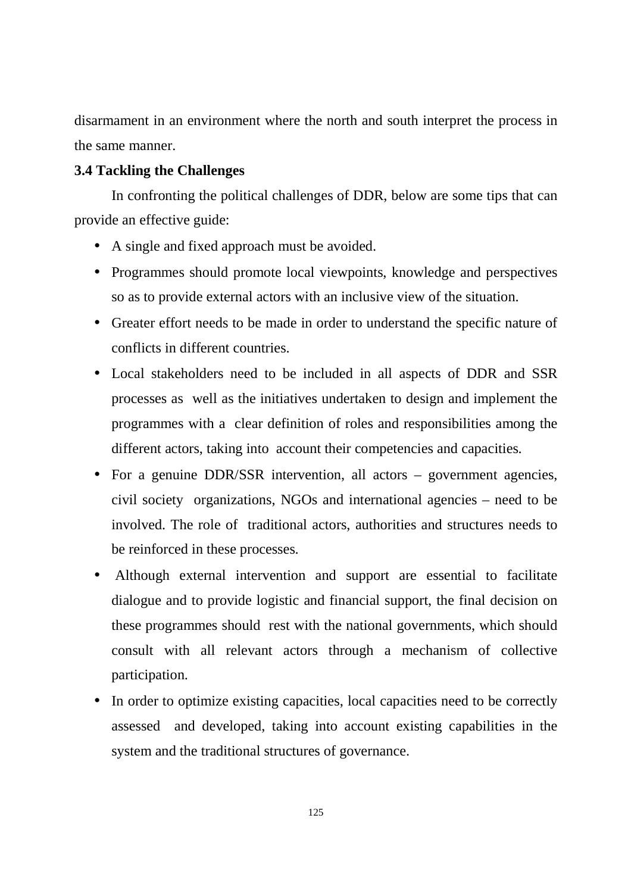disarmament in an environment where the north and south interpret the process in the same manner.

### 3.4 Tackling the Challenges

In confronting the political challenges of DDR, below are some tips that can provide an effective guide:

- A single and fixed approach must be avoided.
- Programmes should promote local viewpoints, knowledge and perspectives so as to provide external actors with an inclusive view of the situation.
- Greater effort needs to be made in order to understand the specific nature of conflicts in different countries.
- Local stakeholders need to be included in all aspects of DDR and SSR processes as well as the initiatives undertaken to design and implement the programmes with a clear definition of roles and responsibilities among the different actors, taking into account their competencies and capacities.
- For a genuine DDR/SSR intervention, all actors – government agencies, civil society organizations, NGOs and international agencies – need to be involved. The role of traditional actors, authorities and structures needs to be reinforced in these processes.
- Although external intervention and support are essential to facilitate dialogue and to provide logistic and financial support, the final decision on these programmes should rest with the national governments, which should consult with all relevant actors through a mechanism of collective participation.
- In order to optimize existing capacities, local capacities need to be correctly assessed and developed, taking into account existing capabilities in the system and the traditional structures of governance.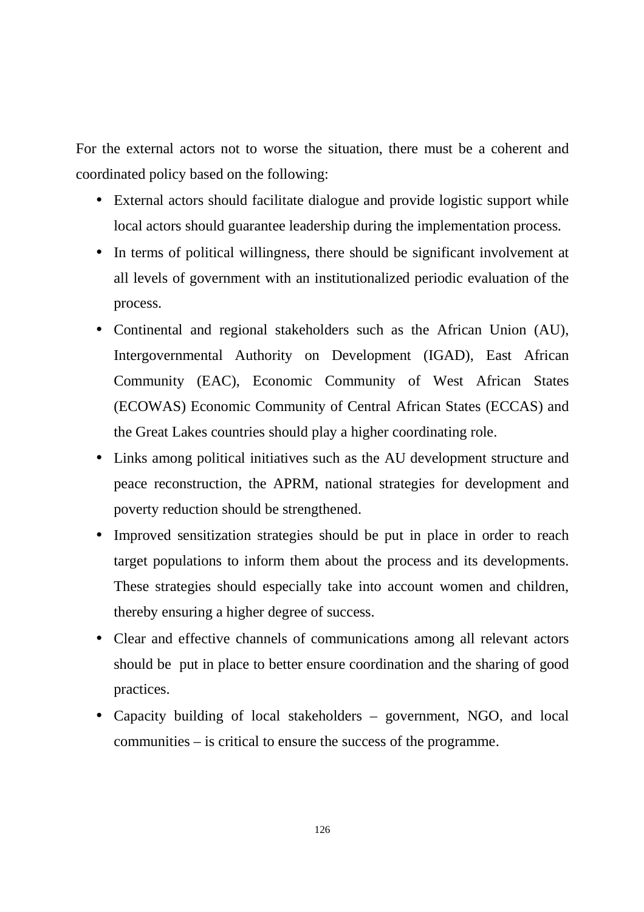For the external actors not to worse the situation, there must be a coherent and coordinated policy based on the following:

- External actors should facilitate dialogue and provide logistic support while local actors should guarantee leadership during the implementation process.
- In terms of political willingness, there should be significant involvement at all levels of government with an institutionalized periodic evaluation of the process.
- Continental and regional stakeholders such as the African Union (AU), Intergovernmental Authority on Development (IGAD), East African Community (EAC), Economic Community of West African States (ECOWAS) Economic Community of Central African States (ECCAS) and the Great Lakes countries should play a higher coordinating role.
- Links among political initiatives such as the AU development structure and peace reconstruction, the APRM, national strategies for development and poverty reduction should be strengthened.
- Improved sensitization strategies should be put in place in order to reach target populations to inform them about the process and its developments. These strategies should especially take into account women and children, thereby ensuring a higher degree of success.
- Clear and effective channels of communications among all relevant actors should be put in place to better ensure coordination and the sharing of good practices.
- Capacity building of local stakeholders – government, NGO, and local communities – is critical to ensure the success of the programme.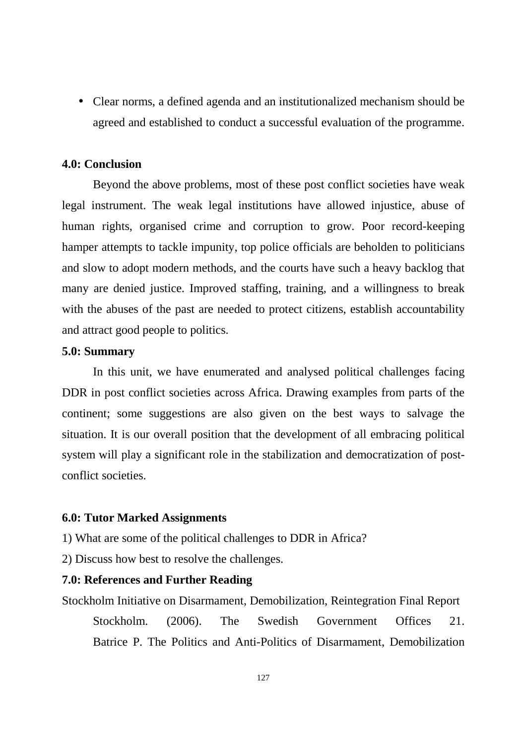- Clear norms, a defined agenda and an institutionalized mechanism should be agreed and established to conduct a successful evaluation of the programme.

## 4.0: Conclusion

Beyond the above problems, most of these post conflict societies have weak legal instrument. The weak legal institutions have allowed injustice, abuse of human rights, organised crime and corruption to grow. Poor record-keeping hamper attempts to tackle impunity, top police officials are beholden to politicians and slow to adopt modern methods, and the courts have such a heavy backlog that many are denied justice. Improved staffing, training, and a willingness to break with the abuses of the past are needed to protect citizens, establish accountability and attract good people to politics.

## 5.0: Summary

In this unit, we have enumerated and analysed political challenges facing DDR in post conflict societies across Africa. Drawing examples from parts of the continent; some suggestions are also given on the best ways to salvage the situation. It is our overall position that the development of all embracing political system will play a significant role in the stabilization and democratization of post-conflict societies.

## 6.0: Tutor Marked Assignments

1) What are some of the political challenges to DDR in Africa?

2) Discuss how best to resolve the challenges.

## 7.0: References and Further Reading

Stockholm Initiative on Disarmament, Demobilization, Reintegration Final Report Stockholm. (2006). The Swedish Government Offices 21. Batrice P. The Politics and Anti-Politics of Disarmament, Demobilization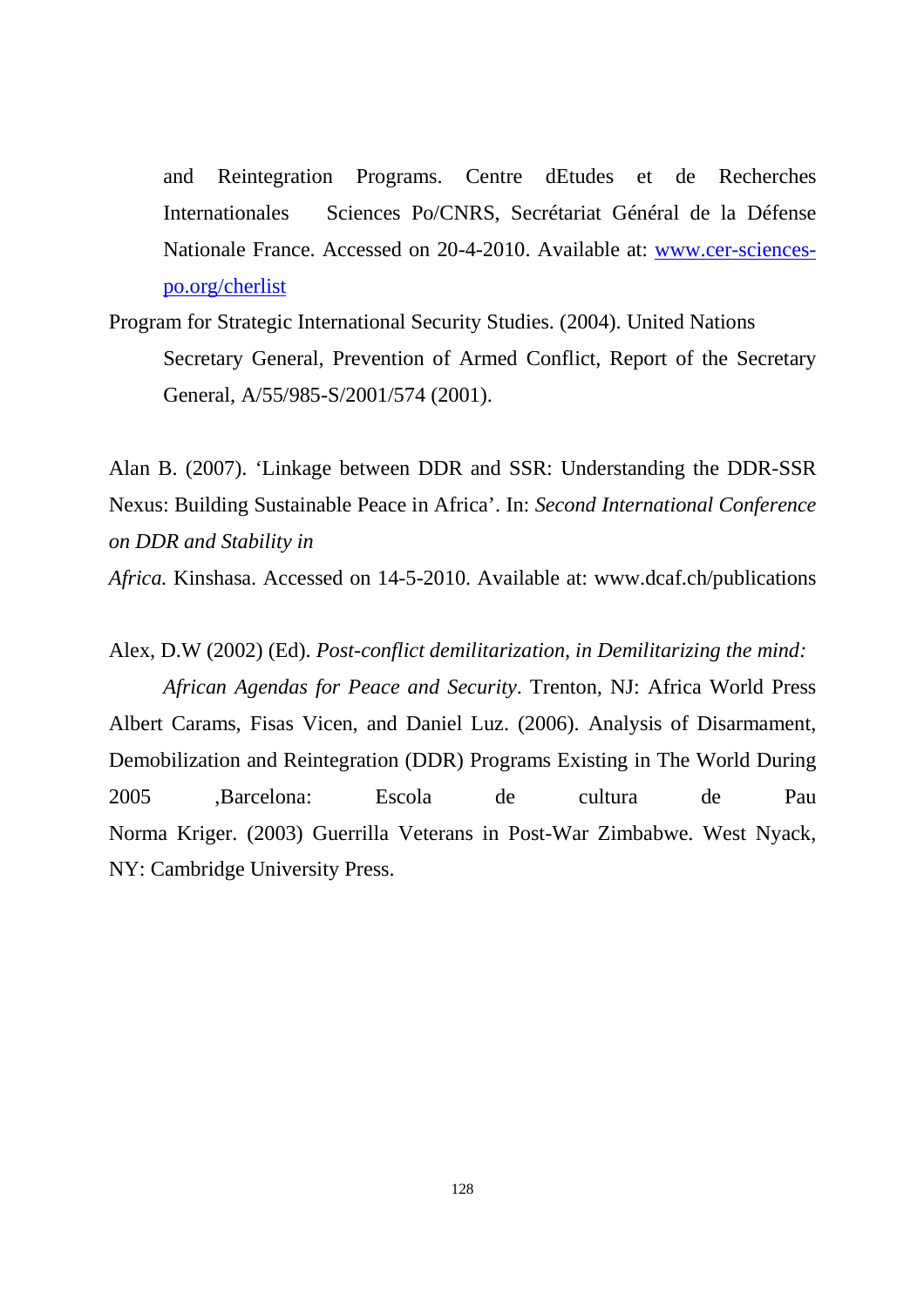and Reintegration Programs. Centre dEtudes et de Recherches Internationales Sciences Po/CNRS, Secrétariat Général de la Défense Nationale France. Accessed on 20-4-2010. Available at: [www.cer-sciences-po.org/cherlist](www.cer-sciences-po.org/cherlist)

Program for Strategic International Security Studies. (2004). United Nations Secretary General, Prevention of Armed Conflict, Report of the Secretary General, A/55/985-S/2001/574 (2001).

Alan B. (2007). 'Linkage between DDR and SSR: Understanding the DDR-SSR Nexus: Building Sustainable Peace in Africa'. In: *Second International Conference on DDR and Stability in*

*Africa.* Kinshasa. Accessed on 14-5-2010. Available at: www.dcaf.ch/publications

Alex, D.W (2002) (Ed). *Post-conflict demilitarization, in Demilitarizing the mind: African Agendas for Peace and Security*. Trenton, NJ: Africa World Press

Albert Carams, Fisas Vicen, and Daniel Luz. (2006). Analysis of Disarmament, Demobilization and Reintegration (DDR) Programs Existing in The World During 2005 ,Barcelona: Escola de cultura de Pau

Norma Kriger. (2003) Guerrilla Veterans in Post-War Zimbabwe. West Nyack, NY: Cambridge University Press.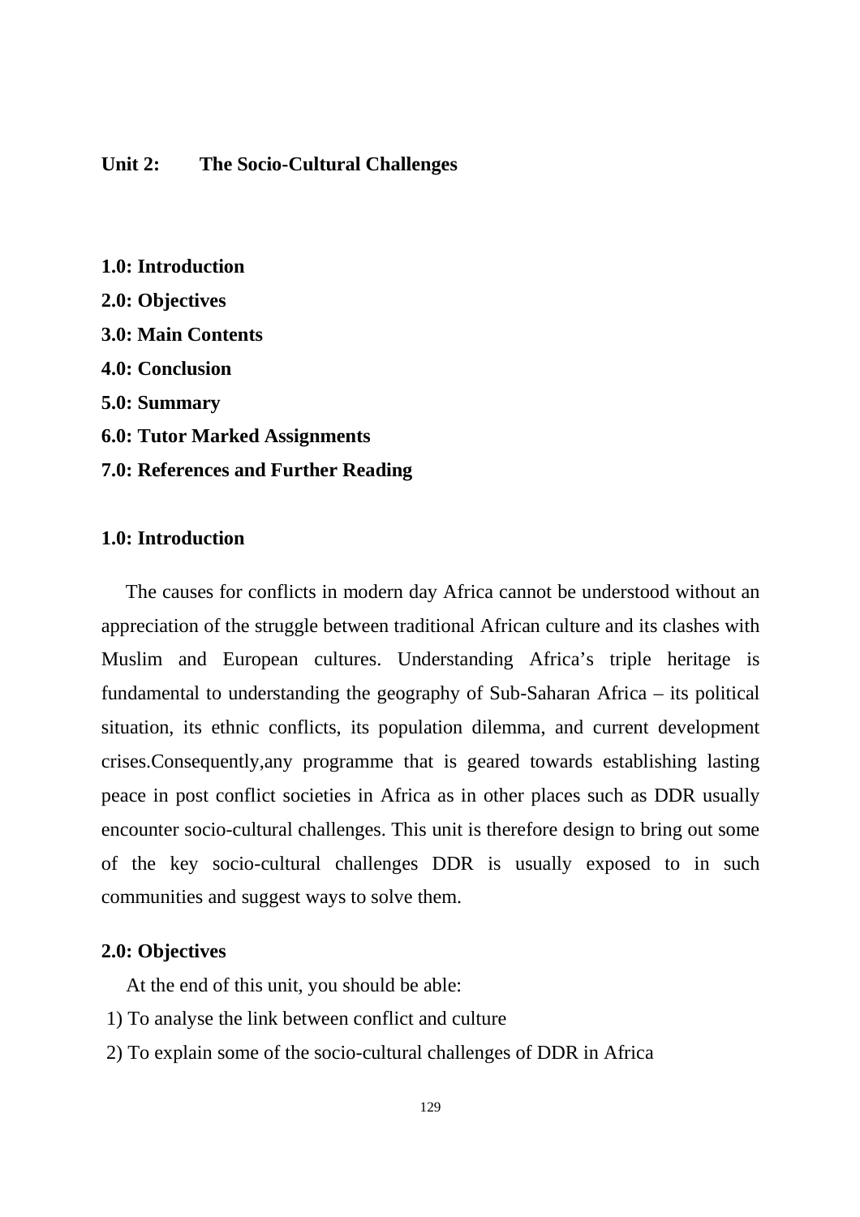## Unit 2: The Socio-Cultural Challenges

**1.0: Introduction**

**2.0: Objectives**

**3.0: Main Contents**

**4.0: Conclusion**

**5.0: Summary**

**6.0: Tutor Marked Assignments**

**7.0: References and Further Reading**

### 1.0: Introduction

The causes for conflicts in modern day Africa cannot be understood without an appreciation of the struggle between traditional African culture and its clashes with Muslim and European cultures. Understanding Africa's triple heritage is fundamental to understanding the geography of Sub-Saharan Africa – its political situation, its ethnic conflicts, its population dilemma, and current development crises.Consequently,any programme that is geared towards establishing lasting peace in post conflict societies in Africa as in other places such as DDR usually encounter socio-cultural challenges. This unit is therefore design to bring out some of the key socio-cultural challenges DDR is usually exposed to in such communities and suggest ways to solve them.

### 2.0: Objectives

At the end of this unit, you should be able:

1) To analyse the link between conflict and culture
2) To explain some of the socio-cultural challenges of DDR in Africa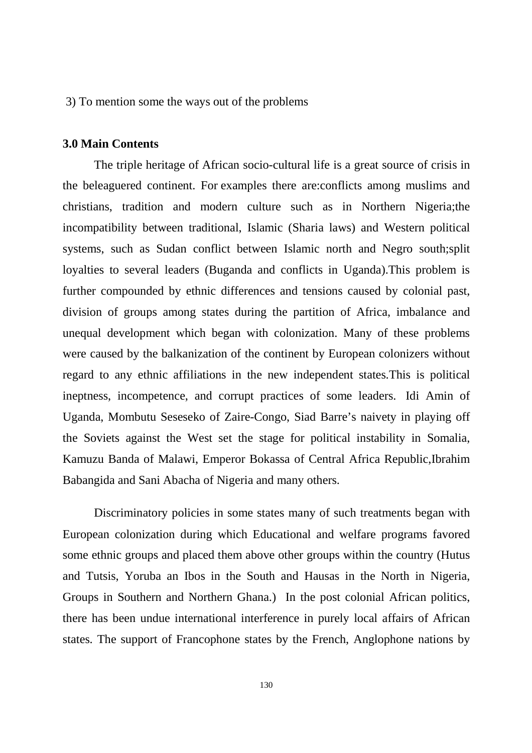3) To mention some the ways out of the problems

## 3.0 Main Contents

The triple heritage of African socio-cultural life is a great source of crisis in the beleaguered continent. For examples there are:conflicts among muslims and christians, tradition and modern culture such as in Northern Nigeria;the incompatibility between traditional, Islamic (Sharia laws) and Western political systems, such as Sudan conflict between Islamic north and Negro south;split loyalties to several leaders (Buganda and conflicts in Uganda).This problem is further compounded by ethnic differences and tensions caused by colonial past, division of groups among states during the partition of Africa, imbalance and unequal development which began with colonization. Many of these problems were caused by the balkanization of the continent by European colonizers without regard to any ethnic affiliations in the new independent states.This is political ineptness, incompetence, and corrupt practices of some leaders. Idi Amin of Uganda, Mombutu Seseseko of Zaire-Congo, Siad Barre's naivety in playing off the Soviets against the West set the stage for political instability in Somalia, Kamuzu Banda of Malawi, Emperor Bokassa of Central Africa Republic,Ibrahim Babangida and Sani Abacha of Nigeria and many others.

Discriminatory policies in some states many of such treatments began with European colonization during which Educational and welfare programs favored some ethnic groups and placed them above other groups within the country (Hutus and Tutsis, Yoruba an Ibos in the South and Hausas in the North in Nigeria, Groups in Southern and Northern Ghana.) In the post colonial African politics, there has been undue international interference in purely local affairs of African states. The support of Francophone states by the French, Anglophone nations by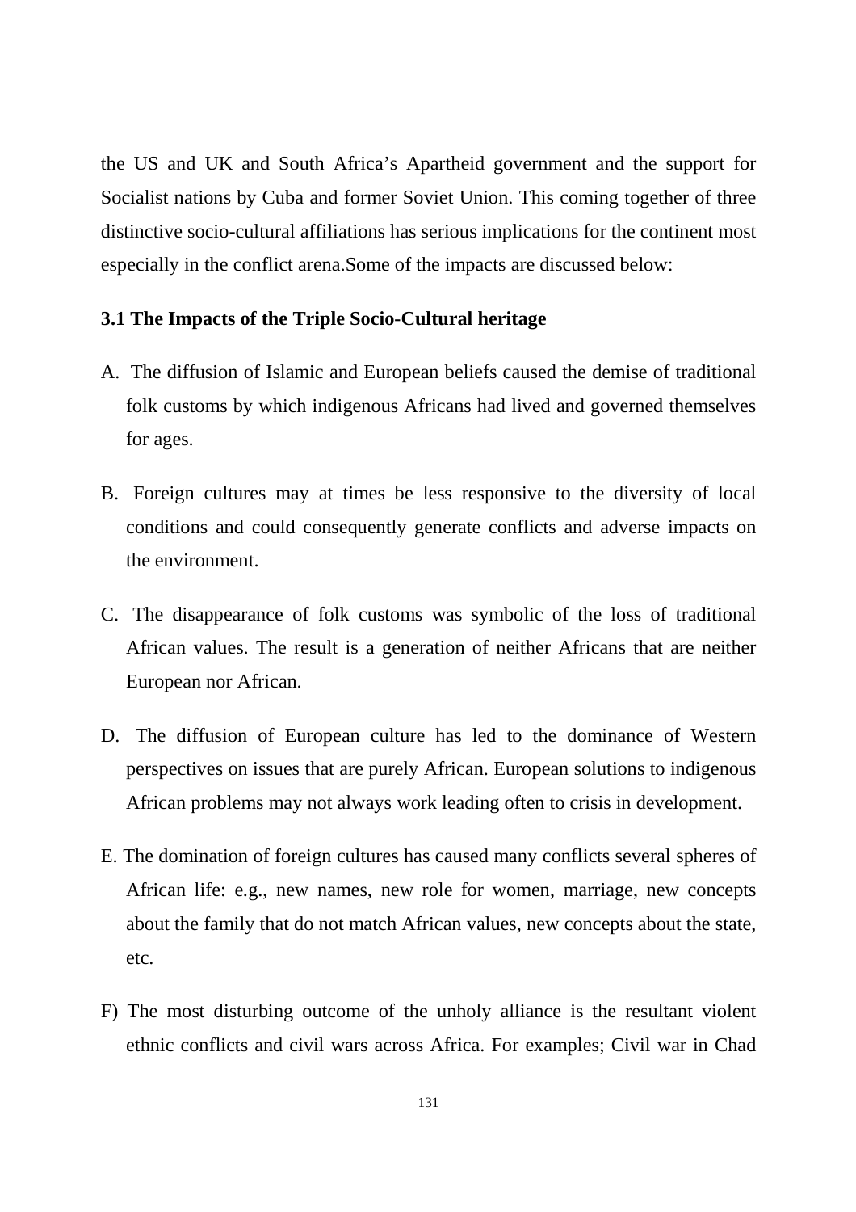the US and UK and South Africa's Apartheid government and the support for Socialist nations by Cuba and former Soviet Union. This coming together of three distinctive socio-cultural affiliations has serious implications for the continent most especially in the conflict arena.Some of the impacts are discussed below:

### 3.1 The Impacts of the Triple Socio-Cultural heritage

A. The diffusion of Islamic and European beliefs caused the demise of traditional folk customs by which indigenous Africans had lived and governed themselves for ages.

B. Foreign cultures may at times be less responsive to the diversity of local conditions and could consequently generate conflicts and adverse impacts on the environment.

C. The disappearance of folk customs was symbolic of the loss of traditional African values. The result is a generation of neither Africans that are neither European nor African.

D. The diffusion of European culture has led to the dominance of Western perspectives on issues that are purely African. European solutions to indigenous African problems may not always work leading often to crisis in development.

E. The domination of foreign cultures has caused many conflicts several spheres of African life: e.g., new names, new role for women, marriage, new concepts about the family that do not match African values, new concepts about the state, etc.

F) The most disturbing outcome of the unholy alliance is the resultant violent ethnic conflicts and civil wars across Africa. For examples; Civil war in Chad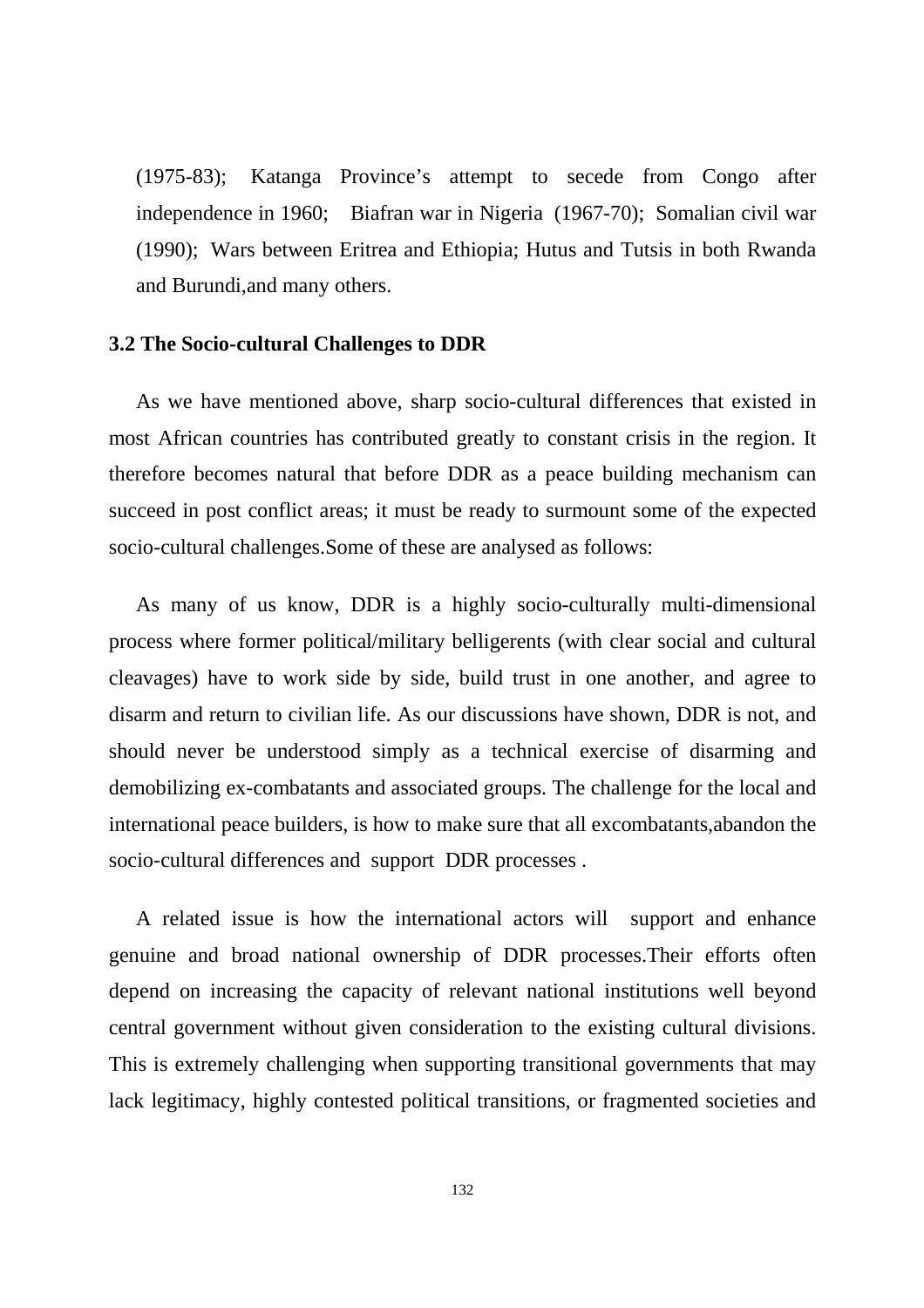(1975-83); Katanga Province's attempt to secede from Congo after independence in 1960; Biafran war in Nigeria (1967-70); Somalian civil war (1990); Wars between Eritrea and Ethiopia; Hutus and Tutsis in both Rwanda and Burundi,and many others.

### 3.2 The Socio-cultural Challenges to DDR

As we have mentioned above, sharp socio-cultural differences that existed in most African countries has contributed greatly to constant crisis in the region. It therefore becomes natural that before DDR as a peace building mechanism can succeed in post conflict areas; it must be ready to surmount some of the expected socio-cultural challenges.Some of these are analysed as follows:

As many of us know, DDR is a highly socio-culturally multi-dimensional process where former political/military belligerents (with clear social and cultural cleavages) have to work side by side, build trust in one another, and agree to disarm and return to civilian life. As our discussions have shown, DDR is not, and should never be understood simply as a technical exercise of disarming and demobilizing ex-combatants and associated groups. The challenge for the local and international peace builders, is how to make sure that all excombatants,abandon the socio-cultural differences and support DDR processes .

A related issue is how the international actors will support and enhance genuine and broad national ownership of DDR processes.Their efforts often depend on increasing the capacity of relevant national institutions well beyond central government without given consideration to the existing cultural divisions. This is extremely challenging when supporting transitional governments that may lack legitimacy, highly contested political transitions, or fragmented societies and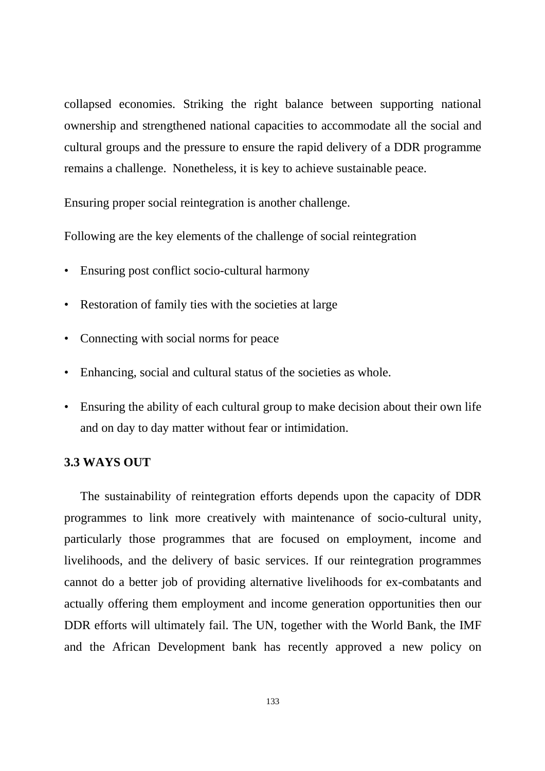collapsed economies. Striking the right balance between supporting national ownership and strengthened national capacities to accommodate all the social and cultural groups and the pressure to ensure the rapid delivery of a DDR programme remains a challenge. Nonetheless, it is key to achieve sustainable peace.

Ensuring proper social reintegration is another challenge.

Following are the key elements of the challenge of social reintegration

- Ensuring post conflict socio-cultural harmony
- Restoration of family ties with the societies at large
- Connecting with social norms for peace
- Enhancing, social and cultural status of the societies as whole.
- Ensuring the ability of each cultural group to make decision about their own life and on day to day matter without fear or intimidation.

### 3.3 WAYS OUT

The sustainability of reintegration efforts depends upon the capacity of DDR programmes to link more creatively with maintenance of socio-cultural unity, particularly those programmes that are focused on employment, income and livelihoods, and the delivery of basic services. If our reintegration programmes cannot do a better job of providing alternative livelihoods for ex-combatants and actually offering them employment and income generation opportunities then our DDR efforts will ultimately fail. The UN, together with the World Bank, the IMF and the African Development bank has recently approved a new policy on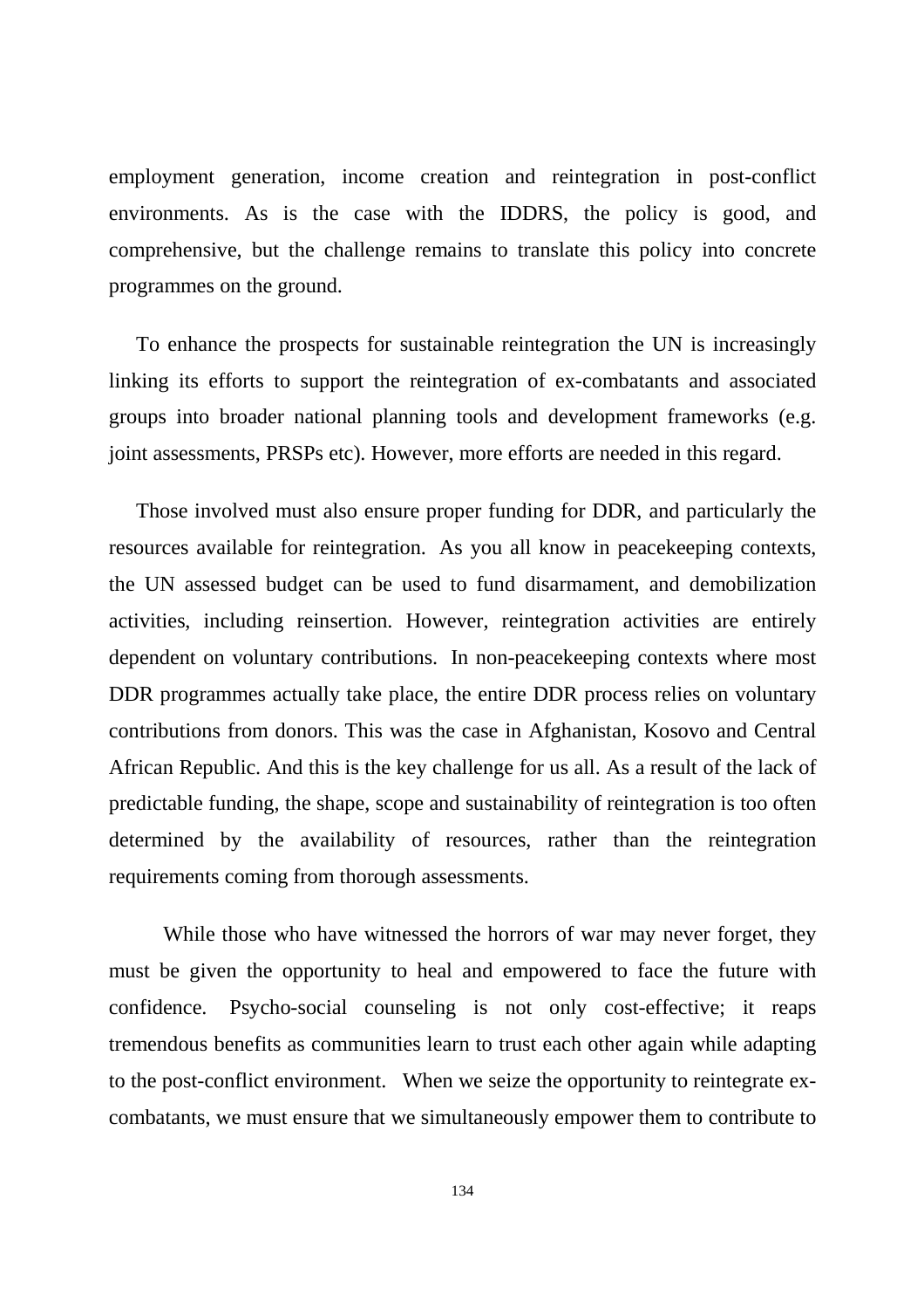employment generation, income creation and reintegration in post-conflict environments. As is the case with the IDDRS, the policy is good, and comprehensive, but the challenge remains to translate this policy into concrete programmes on the ground.

To enhance the prospects for sustainable reintegration the UN is increasingly linking its efforts to support the reintegration of ex-combatants and associated groups into broader national planning tools and development frameworks (e.g. joint assessments, PRSPs etc). However, more efforts are needed in this regard.

Those involved must also ensure proper funding for DDR, and particularly the resources available for reintegration. As you all know in peacekeeping contexts, the UN assessed budget can be used to fund disarmament, and demobilization activities, including reinsertion. However, reintegration activities are entirely dependent on voluntary contributions. In non-peacekeeping contexts where most DDR programmes actually take place, the entire DDR process relies on voluntary contributions from donors. This was the case in Afghanistan, Kosovo and Central African Republic. And this is the key challenge for us all. As a result of the lack of predictable funding, the shape, scope and sustainability of reintegration is too often determined by the availability of resources, rather than the reintegration requirements coming from thorough assessments.

While those who have witnessed the horrors of war may never forget, they must be given the opportunity to heal and empowered to face the future with confidence. Psycho-social counseling is not only cost-effective; it reaps tremendous benefits as communities learn to trust each other again while adapting to the post-conflict environment. When we seize the opportunity to reintegrate ex-combatants, we must ensure that we simultaneously empower them to contribute to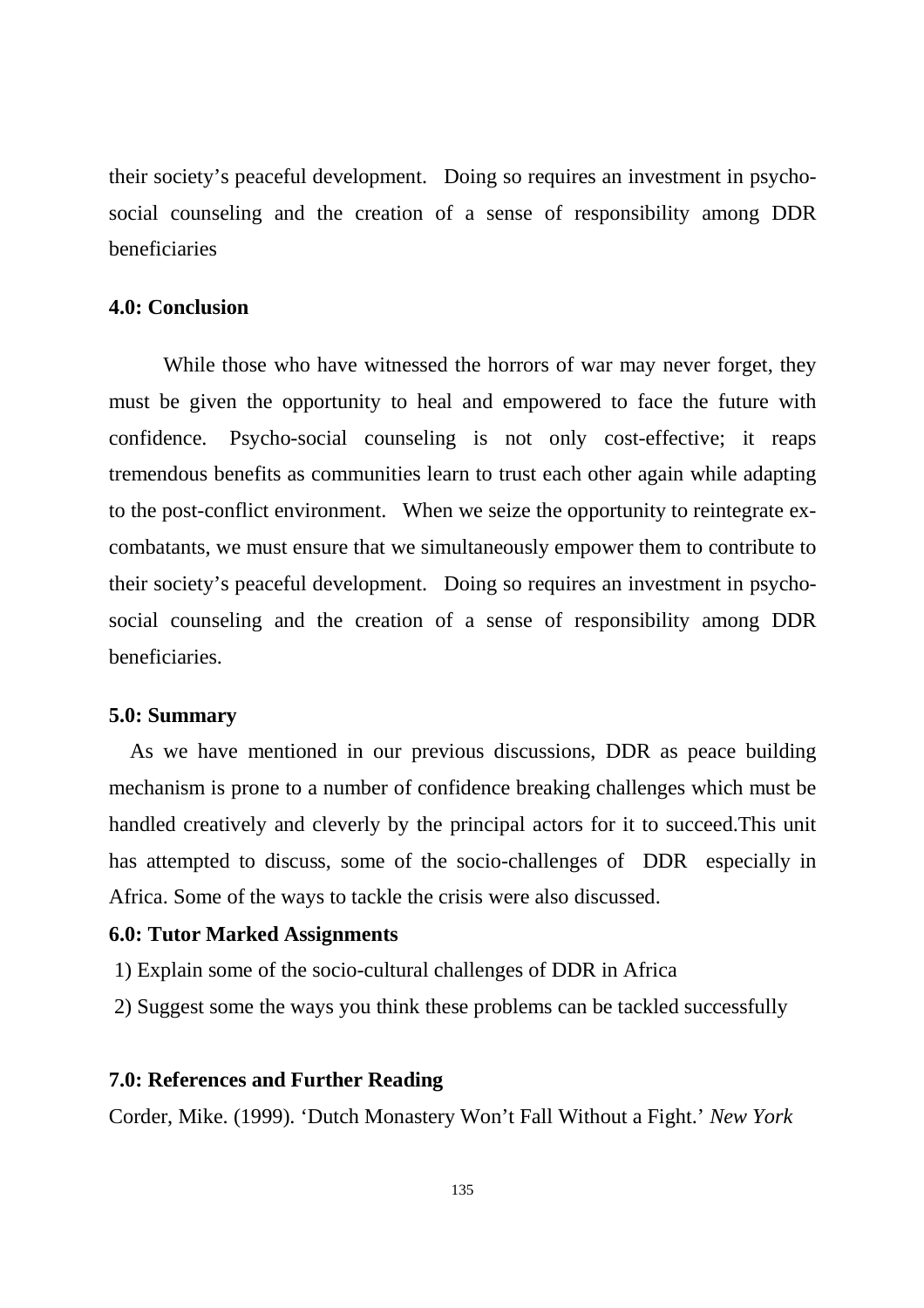their society's peaceful development. Doing so requires an investment in psycho-social counseling and the creation of a sense of responsibility among DDR beneficiaries

### 4.0: Conclusion

While those who have witnessed the horrors of war may never forget, they must be given the opportunity to heal and empowered to face the future with confidence. Psycho-social counseling is not only cost-effective; it reaps tremendous benefits as communities learn to trust each other again while adapting to the post-conflict environment. When we seize the opportunity to reintegrate ex-combatants, we must ensure that we simultaneously empower them to contribute to their society's peaceful development. Doing so requires an investment in psycho-social counseling and the creation of a sense of responsibility among DDR beneficiaries.

### 5.0: Summary

As we have mentioned in our previous discussions, DDR as peace building mechanism is prone to a number of confidence breaking challenges which must be handled creatively and cleverly by the principal actors for it to succeed.This unit has attempted to discuss, some of the socio-challenges of DDR especially in Africa. Some of the ways to tackle the crisis were also discussed.

### 6.0: Tutor Marked Assignments

1) Explain some of the socio-cultural challenges of DDR in Africa
2) Suggest some the ways you think these problems can be tackled successfully

### 7.0: References and Further Reading

Corder, Mike. (1999). 'Dutch Monastery Won't Fall Without a Fight.' *New York*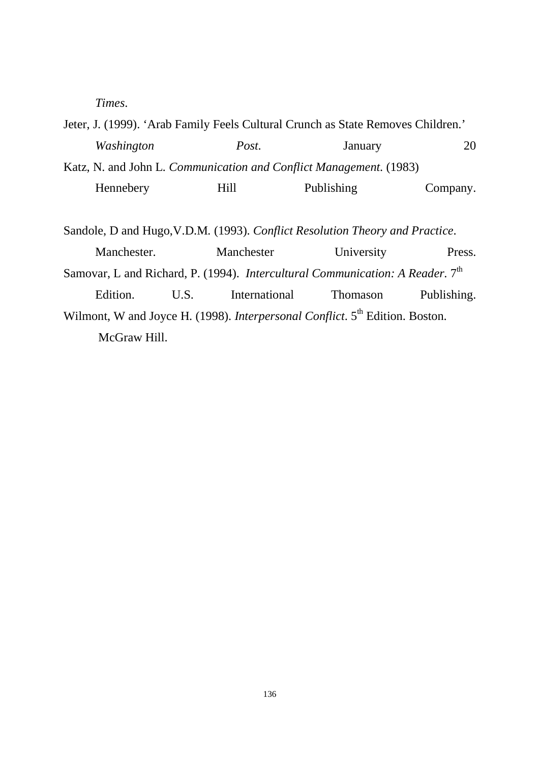*Times*.

Jeter, J. (1999). 'Arab Family Feels Cultural Crunch as State Removes Children.' *Washington Post.* January 20

Katz, N. and John L. *Communication and Conflict Management.* (1983) Hennebery Hill Publishing Company.

Sandole, D and Hugo,V.D.M. (1993). *Conflict Resolution Theory and Practice*. Manchester. Manchester University Press.

Samovar, L and Richard, P. (1994). *Intercultural Communication: A Reader.* 7th Edition. U.S. International Thomason Publishing.

Wilmont, W and Joyce H. (1998). *Interpersonal Conflict*. 5th Edition. Boston. McGraw Hill.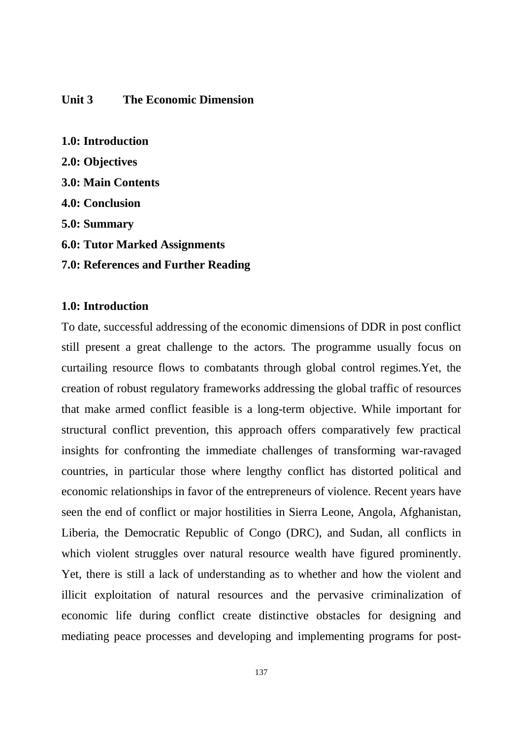## Unit 3 The Economic Dimension

**1.0: Introduction**

**2.0: Objectives**

**3.0: Main Contents**

**4.0: Conclusion**

**5.0: Summary**

**6.0: Tutor Marked Assignments**

**7.0: References and Further Reading**

### 1.0: Introduction

To date, successful addressing of the economic dimensions of DDR in post conflict still present a great challenge to the actors. The programme usually focus on curtailing resource flows to combatants through global control regimes.Yet, the creation of robust regulatory frameworks addressing the global traffic of resources that make armed conflict feasible is a long-term objective. While important for structural conflict prevention, this approach offers comparatively few practical insights for confronting the immediate challenges of transforming war-ravaged countries, in particular those where lengthy conflict has distorted political and economic relationships in favor of the entrepreneurs of violence. Recent years have seen the end of conflict or major hostilities in Sierra Leone, Angola, Afghanistan, Liberia, the Democratic Republic of Congo (DRC), and Sudan, all conflicts in which violent struggles over natural resource wealth have figured prominently. Yet, there is still a lack of understanding as to whether and how the violent and illicit exploitation of natural resources and the pervasive criminalization of economic life during conflict create distinctive obstacles for designing and mediating peace processes and developing and implementing programs for post-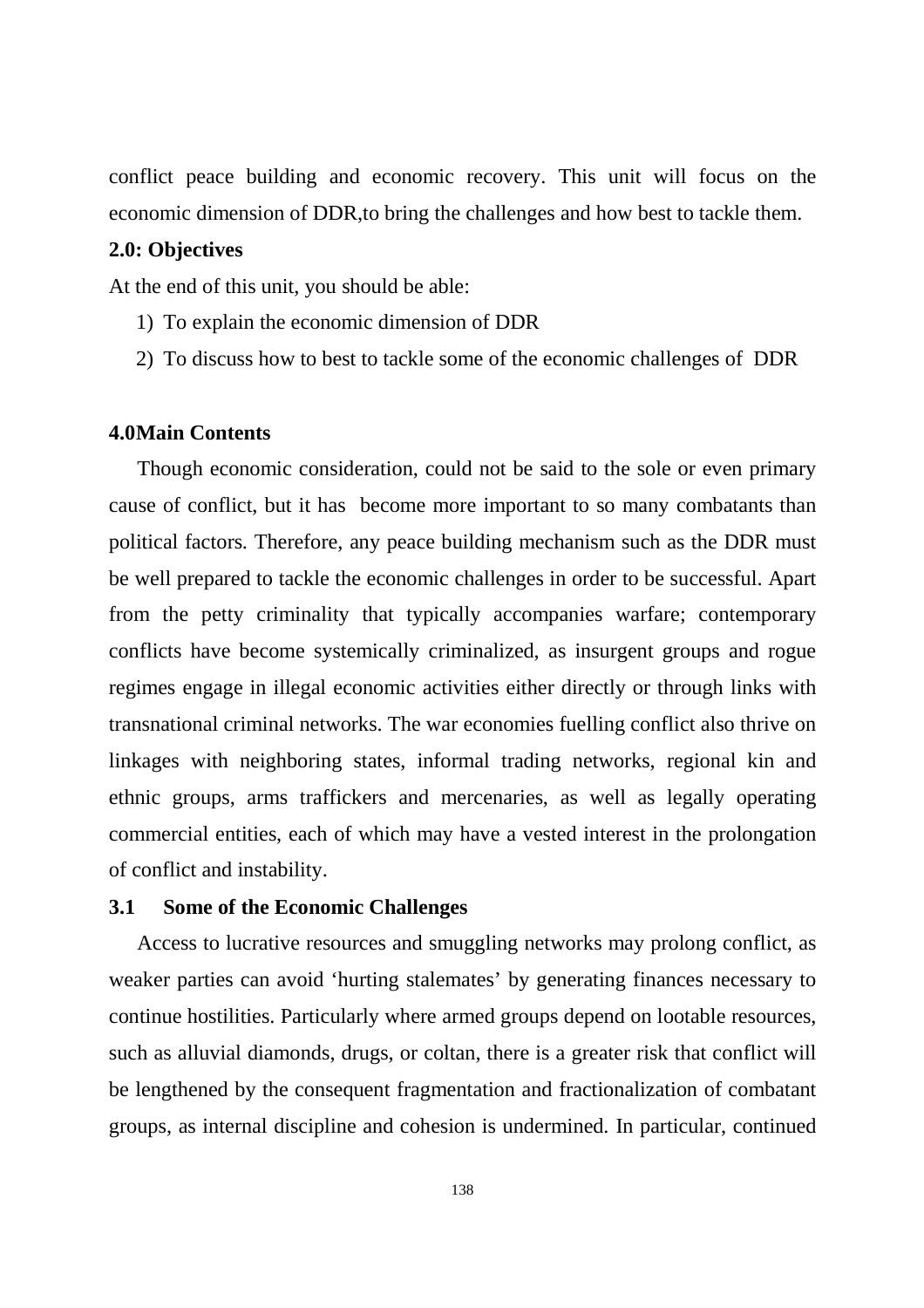conflict peace building and economic recovery. This unit will focus on the economic dimension of DDR,to bring the challenges and how best to tackle them.

## 2.0: Objectives

At the end of this unit, you should be able:

1) To explain the economic dimension of DDR
2) To discuss how to best to tackle some of the economic challenges of DDR

## 4.0Main Contents

Though economic consideration, could not be said to the sole or even primary cause of conflict, but it has become more important to so many combatants than political factors. Therefore, any peace building mechanism such as the DDR must be well prepared to tackle the economic challenges in order to be successful. Apart from the petty criminality that typically accompanies warfare; contemporary conflicts have become systemically criminalized, as insurgent groups and rogue regimes engage in illegal economic activities either directly or through links with transnational criminal networks. The war economies fuelling conflict also thrive on linkages with neighboring states, informal trading networks, regional kin and ethnic groups, arms traffickers and mercenaries, as well as legally operating commercial entities, each of which may have a vested interest in the prolongation of conflict and instability.

### 3.1 Some of the Economic Challenges

Access to lucrative resources and smuggling networks may prolong conflict, as weaker parties can avoid 'hurting stalemates' by generating finances necessary to continue hostilities. Particularly where armed groups depend on lootable resources, such as alluvial diamonds, drugs, or coltan, there is a greater risk that conflict will be lengthened by the consequent fragmentation and fractionalization of combatant groups, as internal discipline and cohesion is undermined. In particular, continued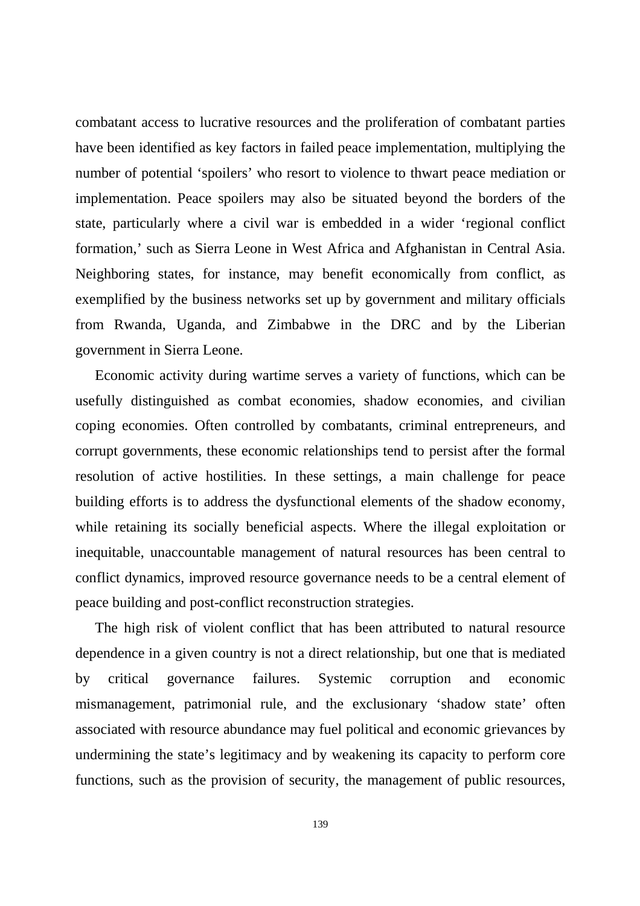combatant access to lucrative resources and the proliferation of combatant parties have been identified as key factors in failed peace implementation, multiplying the number of potential 'spoilers' who resort to violence to thwart peace mediation or implementation. Peace spoilers may also be situated beyond the borders of the state, particularly where a civil war is embedded in a wider 'regional conflict formation,' such as Sierra Leone in West Africa and Afghanistan in Central Asia. Neighboring states, for instance, may benefit economically from conflict, as exemplified by the business networks set up by government and military officials from Rwanda, Uganda, and Zimbabwe in the DRC and by the Liberian government in Sierra Leone.

Economic activity during wartime serves a variety of functions, which can be usefully distinguished as combat economies, shadow economies, and civilian coping economies. Often controlled by combatants, criminal entrepreneurs, and corrupt governments, these economic relationships tend to persist after the formal resolution of active hostilities. In these settings, a main challenge for peace building efforts is to address the dysfunctional elements of the shadow economy, while retaining its socially beneficial aspects. Where the illegal exploitation or inequitable, unaccountable management of natural resources has been central to conflict dynamics, improved resource governance needs to be a central element of peace building and post-conflict reconstruction strategies.

The high risk of violent conflict that has been attributed to natural resource dependence in a given country is not a direct relationship, but one that is mediated by critical governance failures. Systemic corruption and economic mismanagement, patrimonial rule, and the exclusionary 'shadow state' often associated with resource abundance may fuel political and economic grievances by undermining the state's legitimacy and by weakening its capacity to perform core functions, such as the provision of security, the management of public resources,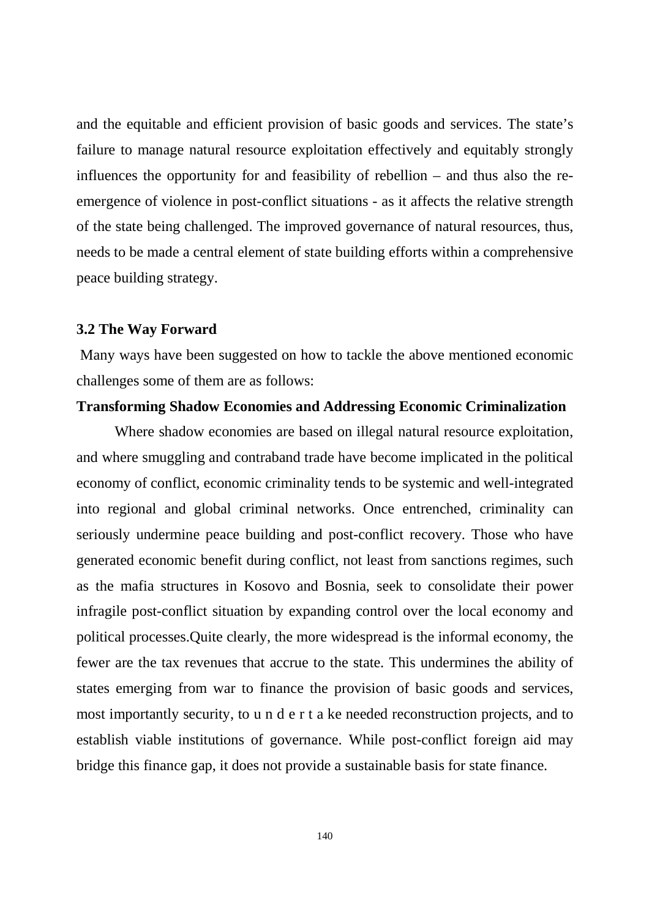and the equitable and efficient provision of basic goods and services. The state's failure to manage natural resource exploitation effectively and equitably strongly influences the opportunity for and feasibility of rebellion – and thus also the re-emergence of violence in post-conflict situations - as it affects the relative strength of the state being challenged. The improved governance of natural resources, thus, needs to be made a central element of state building efforts within a comprehensive peace building strategy.

### 3.2 The Way Forward

Many ways have been suggested on how to tackle the above mentioned economic challenges some of them are as follows:

**Transforming Shadow Economies and Addressing Economic Criminalization**

Where shadow economies are based on illegal natural resource exploitation, and where smuggling and contraband trade have become implicated in the political economy of conflict, economic criminality tends to be systemic and well-integrated into regional and global criminal networks. Once entrenched, criminality can seriously undermine peace building and post-conflict recovery. Those who have generated economic benefit during conflict, not least from sanctions regimes, such as the mafia structures in Kosovo and Bosnia, seek to consolidate their power infragile post-conflict situation by expanding control over the local economy and political processes.Quite clearly, the more widespread is the informal economy, the fewer are the tax revenues that accrue to the state. This undermines the ability of states emerging from war to finance the provision of basic goods and services, most importantly security, to u n d e r t a ke needed reconstruction projects, and to establish viable institutions of governance. While post-conflict foreign aid may bridge this finance gap, it does not provide a sustainable basis for state finance.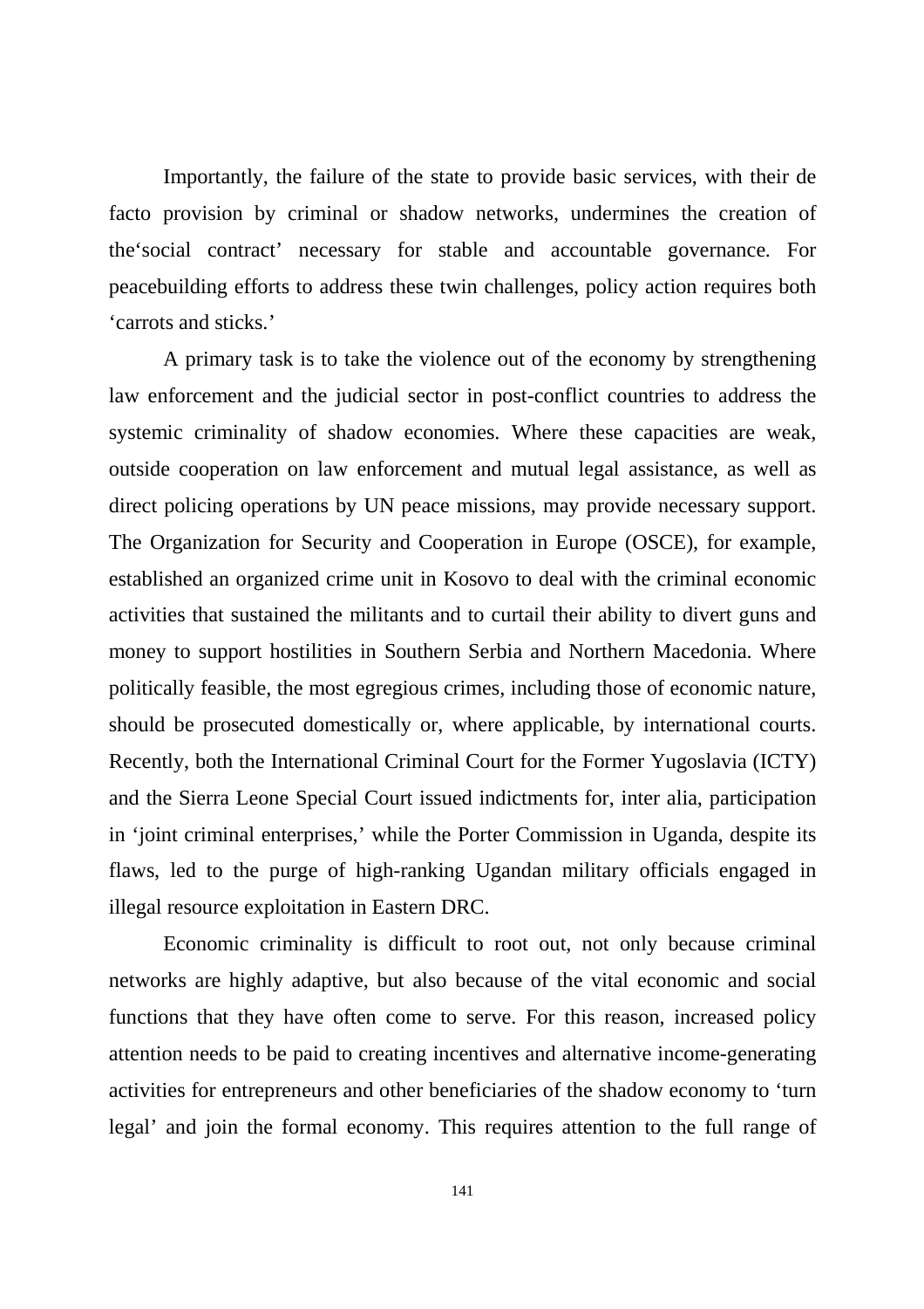Importantly, the failure of the state to provide basic services, with their de facto provision by criminal or shadow networks, undermines the creation of the‘social contract’ necessary for stable and accountable governance. For peacebuilding efforts to address these twin challenges, policy action requires both ‘carrots and sticks.’

A primary task is to take the violence out of the economy by strengthening law enforcement and the judicial sector in post-conflict countries to address the systemic criminality of shadow economies. Where these capacities are weak, outside cooperation on law enforcement and mutual legal assistance, as well as direct policing operations by UN peace missions, may provide necessary support. The Organization for Security and Cooperation in Europe (OSCE), for example, established an organized crime unit in Kosovo to deal with the criminal economic activities that sustained the militants and to curtail their ability to divert guns and money to support hostilities in Southern Serbia and Northern Macedonia. Where politically feasible, the most egregious crimes, including those of economic nature, should be prosecuted domestically or, where applicable, by international courts. Recently, both the International Criminal Court for the Former Yugoslavia (ICTY) and the Sierra Leone Special Court issued indictments for, inter alia, participation in ‘joint criminal enterprises,’ while the Porter Commission in Uganda, despite its flaws, led to the purge of high-ranking Ugandan military officials engaged in illegal resource exploitation in Eastern DRC.

Economic criminality is difficult to root out, not only because criminal networks are highly adaptive, but also because of the vital economic and social functions that they have often come to serve. For this reason, increased policy attention needs to be paid to creating incentives and alternative income-generating activities for entrepreneurs and other beneficiaries of the shadow economy to ‘turn legal’ and join the formal economy. This requires attention to the full range of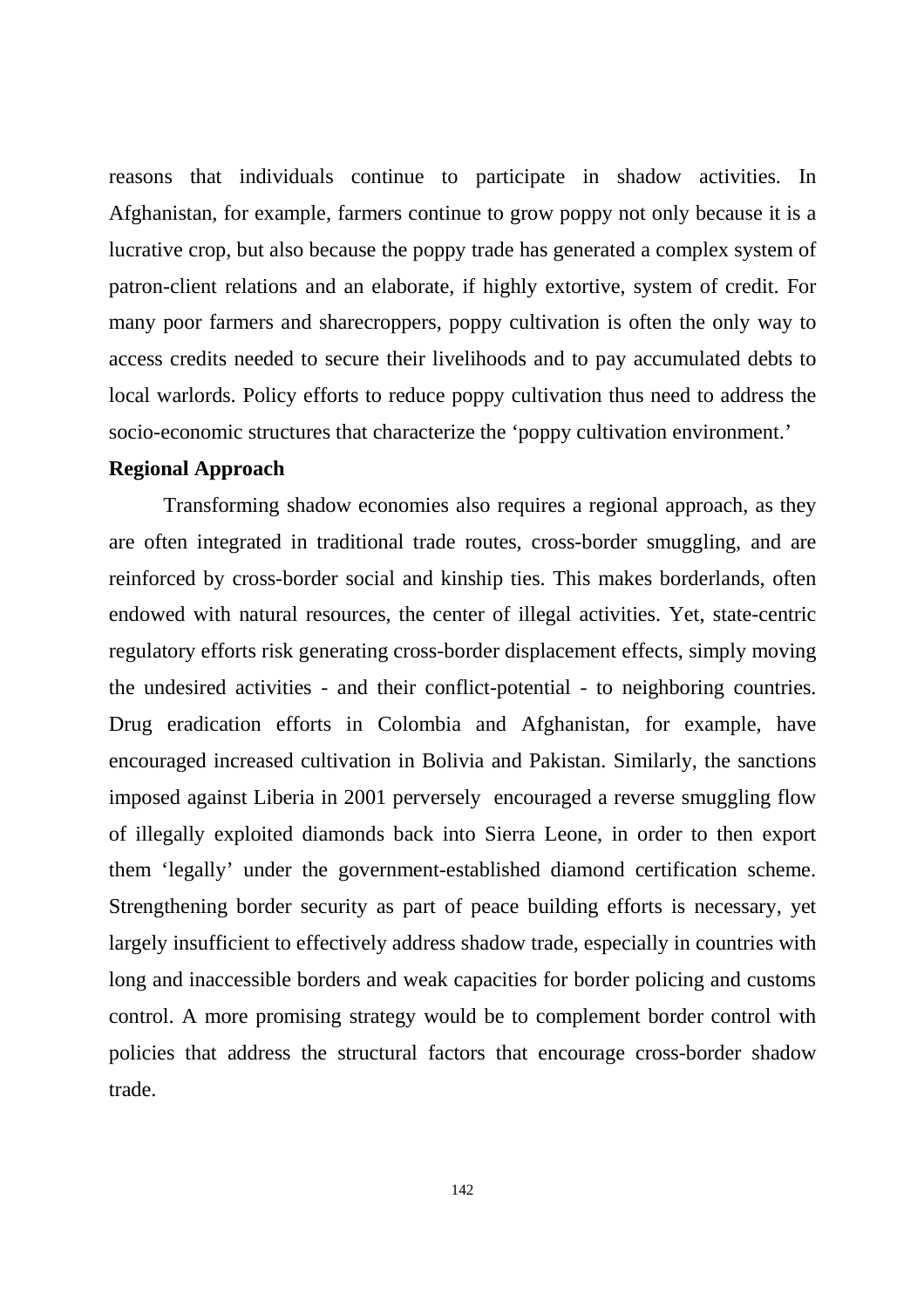reasons that individuals continue to participate in shadow activities. In Afghanistan, for example, farmers continue to grow poppy not only because it is a lucrative crop, but also because the poppy trade has generated a complex system of patron-client relations and an elaborate, if highly extortive, system of credit. For many poor farmers and sharecroppers, poppy cultivation is often the only way to access credits needed to secure their livelihoods and to pay accumulated debts to local warlords. Policy efforts to reduce poppy cultivation thus need to address the socio-economic structures that characterize the 'poppy cultivation environment.'

**Regional Approach**

Transforming shadow economies also requires a regional approach, as they are often integrated in traditional trade routes, cross-border smuggling, and are reinforced by cross-border social and kinship ties. This makes borderlands, often endowed with natural resources, the center of illegal activities. Yet, state-centric regulatory efforts risk generating cross-border displacement effects, simply moving the undesired activities - and their conflict-potential - to neighboring countries. Drug eradication efforts in Colombia and Afghanistan, for example, have encouraged increased cultivation in Bolivia and Pakistan. Similarly, the sanctions imposed against Liberia in 2001 perversely encouraged a reverse smuggling flow of illegally exploited diamonds back into Sierra Leone, in order to then export them 'legally' under the government-established diamond certification scheme. Strengthening border security as part of peace building efforts is necessary, yet largely insufficient to effectively address shadow trade, especially in countries with long and inaccessible borders and weak capacities for border policing and customs control. A more promising strategy would be to complement border control with policies that address the structural factors that encourage cross-border shadow trade.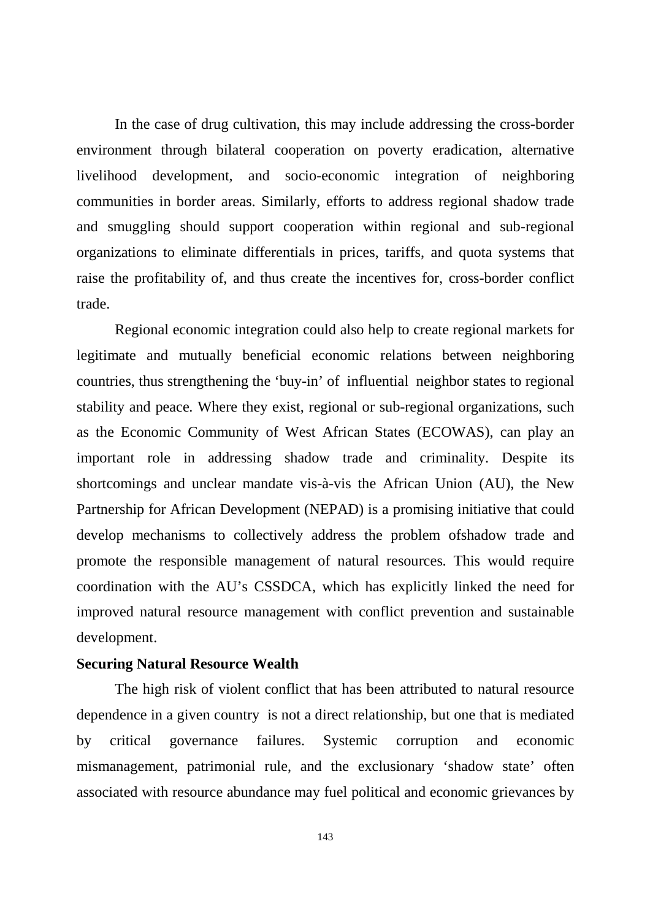In the case of drug cultivation, this may include addressing the cross-border environment through bilateral cooperation on poverty eradication, alternative livelihood development, and socio-economic integration of neighboring communities in border areas. Similarly, efforts to address regional shadow trade and smuggling should support cooperation within regional and sub-regional organizations to eliminate differentials in prices, tariffs, and quota systems that raise the profitability of, and thus create the incentives for, cross-border conflict trade.

Regional economic integration could also help to create regional markets for legitimate and mutually beneficial economic relations between neighboring countries, thus strengthening the 'buy-in' of influential neighbor states to regional stability and peace. Where they exist, regional or sub-regional organizations, such as the Economic Community of West African States (ECOWAS), can play an important role in addressing shadow trade and criminality. Despite its shortcomings and unclear mandate vis-à-vis the African Union (AU), the New Partnership for African Development (NEPAD) is a promising initiative that could develop mechanisms to collectively address the problem ofshadow trade and promote the responsible management of natural resources. This would require coordination with the AU's CSSDCA, which has explicitly linked the need for improved natural resource management with conflict prevention and sustainable development.

**Securing Natural Resource Wealth**

The high risk of violent conflict that has been attributed to natural resource dependence in a given country is not a direct relationship, but one that is mediated by critical governance failures. Systemic corruption and economic mismanagement, patrimonial rule, and the exclusionary 'shadow state' often associated with resource abundance may fuel political and economic grievances by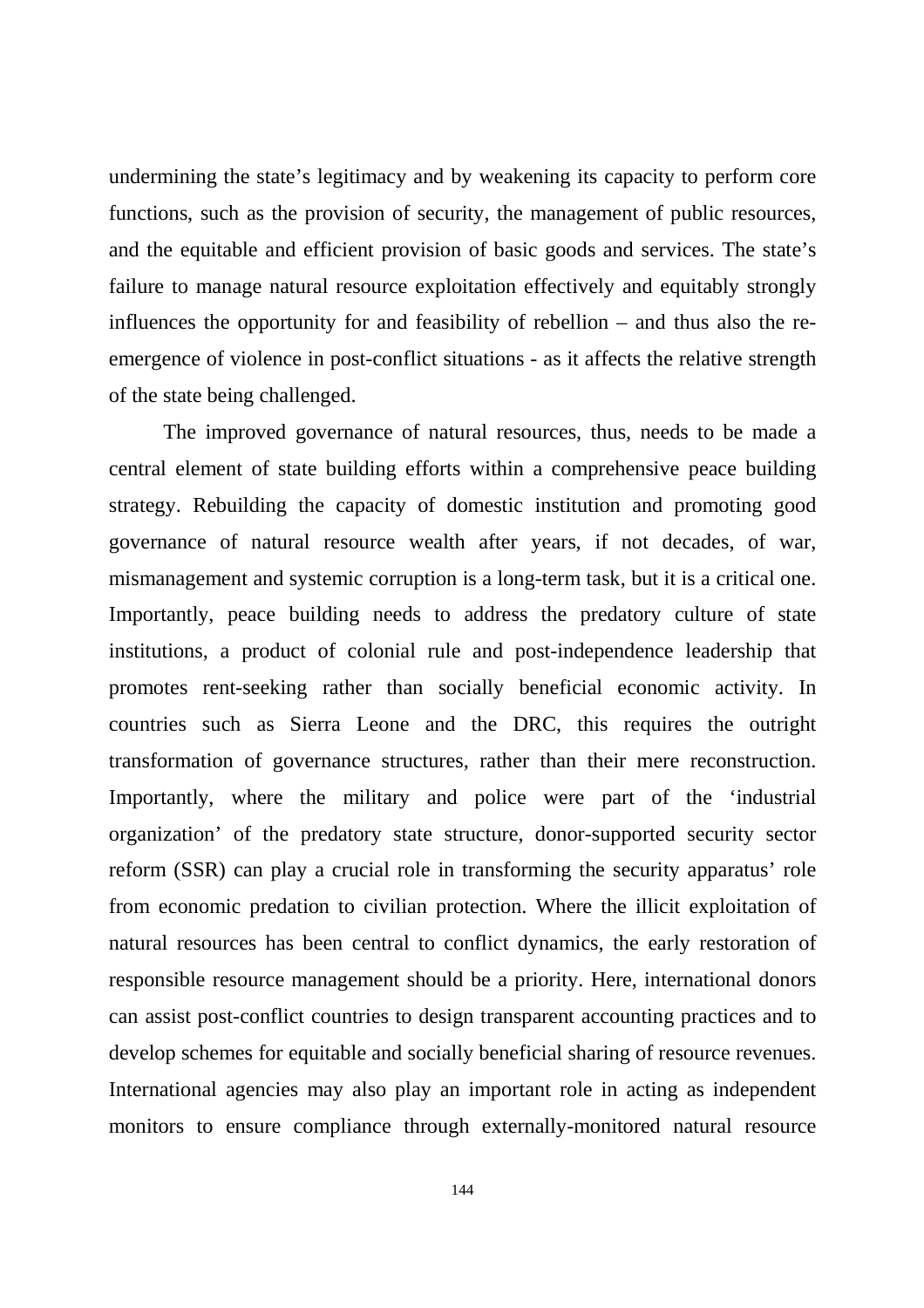undermining the state's legitimacy and by weakening its capacity to perform core functions, such as the provision of security, the management of public resources, and the equitable and efficient provision of basic goods and services. The state's failure to manage natural resource exploitation effectively and equitably strongly influences the opportunity for and feasibility of rebellion – and thus also the re-emergence of violence in post-conflict situations - as it affects the relative strength of the state being challenged.

The improved governance of natural resources, thus, needs to be made a central element of state building efforts within a comprehensive peace building strategy. Rebuilding the capacity of domestic institution and promoting good governance of natural resource wealth after years, if not decades, of war, mismanagement and systemic corruption is a long-term task, but it is a critical one. Importantly, peace building needs to address the predatory culture of state institutions, a product of colonial rule and post-independence leadership that promotes rent-seeking rather than socially beneficial economic activity. In countries such as Sierra Leone and the DRC, this requires the outright transformation of governance structures, rather than their mere reconstruction. Importantly, where the military and police were part of the 'industrial organization' of the predatory state structure, donor-supported security sector reform (SSR) can play a crucial role in transforming the security apparatus' role from economic predation to civilian protection. Where the illicit exploitation of natural resources has been central to conflict dynamics, the early restoration of responsible resource management should be a priority. Here, international donors can assist post-conflict countries to design transparent accounting practices and to develop schemes for equitable and socially beneficial sharing of resource revenues. International agencies may also play an important role in acting as independent monitors to ensure compliance through externally-monitored natural resource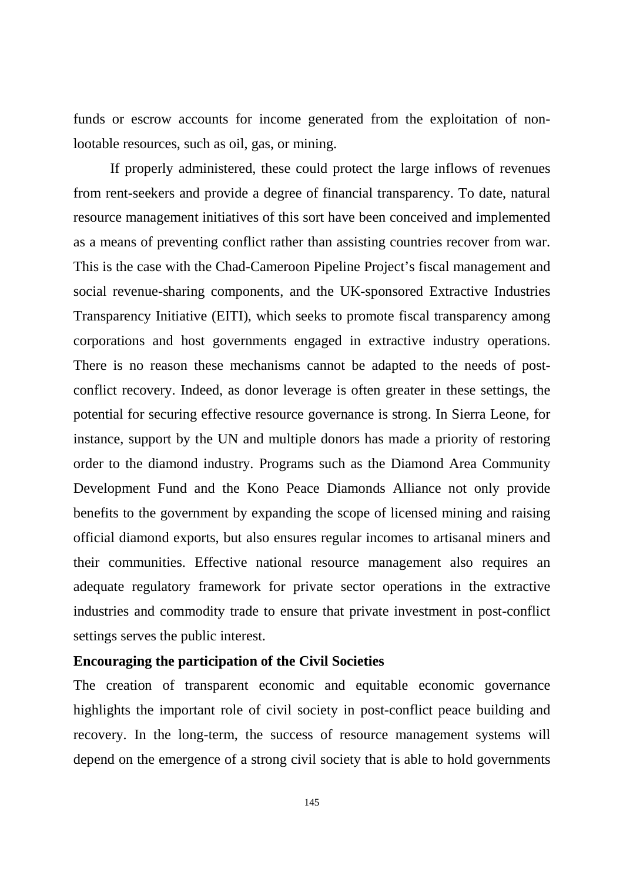funds or escrow accounts for income generated from the exploitation of non-lootable resources, such as oil, gas, or mining.

If properly administered, these could protect the large inflows of revenues from rent-seekers and provide a degree of financial transparency. To date, natural resource management initiatives of this sort have been conceived and implemented as a means of preventing conflict rather than assisting countries recover from war. This is the case with the Chad-Cameroon Pipeline Project's fiscal management and social revenue-sharing components, and the UK-sponsored Extractive Industries Transparency Initiative (EITI), which seeks to promote fiscal transparency among corporations and host governments engaged in extractive industry operations. There is no reason these mechanisms cannot be adapted to the needs of post-conflict recovery. Indeed, as donor leverage is often greater in these settings, the potential for securing effective resource governance is strong. In Sierra Leone, for instance, support by the UN and multiple donors has made a priority of restoring order to the diamond industry. Programs such as the Diamond Area Community Development Fund and the Kono Peace Diamonds Alliance not only provide benefits to the government by expanding the scope of licensed mining and raising official diamond exports, but also ensures regular incomes to artisanal miners and their communities. Effective national resource management also requires an adequate regulatory framework for private sector operations in the extractive industries and commodity trade to ensure that private investment in post-conflict settings serves the public interest.

**Encouraging the participation of the Civil Societies**

The creation of transparent economic and equitable economic governance highlights the important role of civil society in post-conflict peace building and recovery. In the long-term, the success of resource management systems will depend on the emergence of a strong civil society that is able to hold governments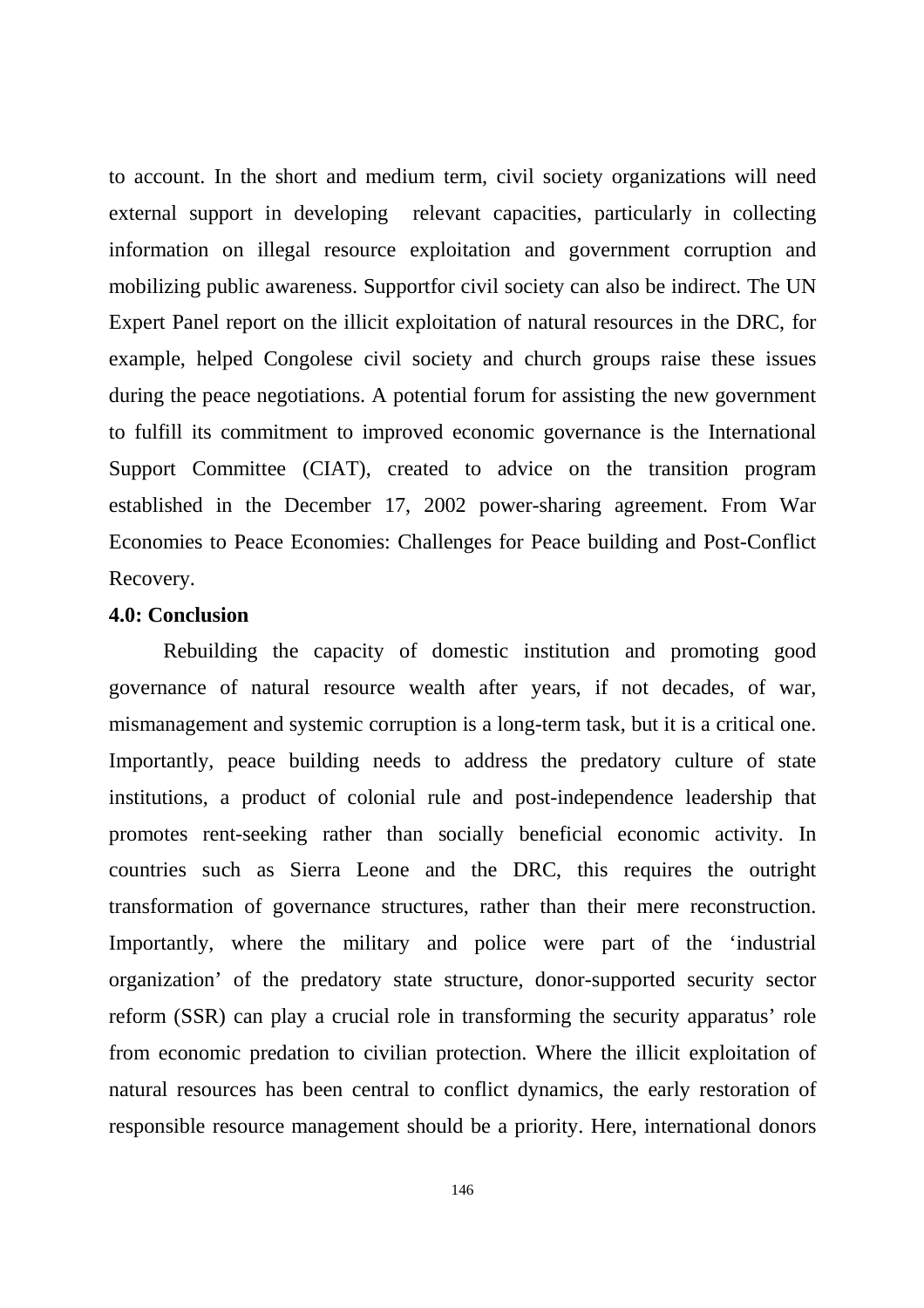to account. In the short and medium term, civil society organizations will need external support in developing relevant capacities, particularly in collecting information on illegal resource exploitation and government corruption and mobilizing public awareness. Supportfor civil society can also be indirect. The UN Expert Panel report on the illicit exploitation of natural resources in the DRC, for example, helped Congolese civil society and church groups raise these issues during the peace negotiations. A potential forum for assisting the new government to fulfill its commitment to improved economic governance is the International Support Committee (CIAT), created to advice on the transition program established in the December 17, 2002 power-sharing agreement. From War Economies to Peace Economies: Challenges for Peace building and Post-Conflict Recovery.

**4.0: Conclusion**

Rebuilding the capacity of domestic institution and promoting good governance of natural resource wealth after years, if not decades, of war, mismanagement and systemic corruption is a long-term task, but it is a critical one. Importantly, peace building needs to address the predatory culture of state institutions, a product of colonial rule and post-independence leadership that promotes rent-seeking rather than socially beneficial economic activity. In countries such as Sierra Leone and the DRC, this requires the outright transformation of governance structures, rather than their mere reconstruction. Importantly, where the military and police were part of the 'industrial organization' of the predatory state structure, donor-supported security sector reform (SSR) can play a crucial role in transforming the security apparatus' role from economic predation to civilian protection. Where the illicit exploitation of natural resources has been central to conflict dynamics, the early restoration of responsible resource management should be a priority. Here, international donors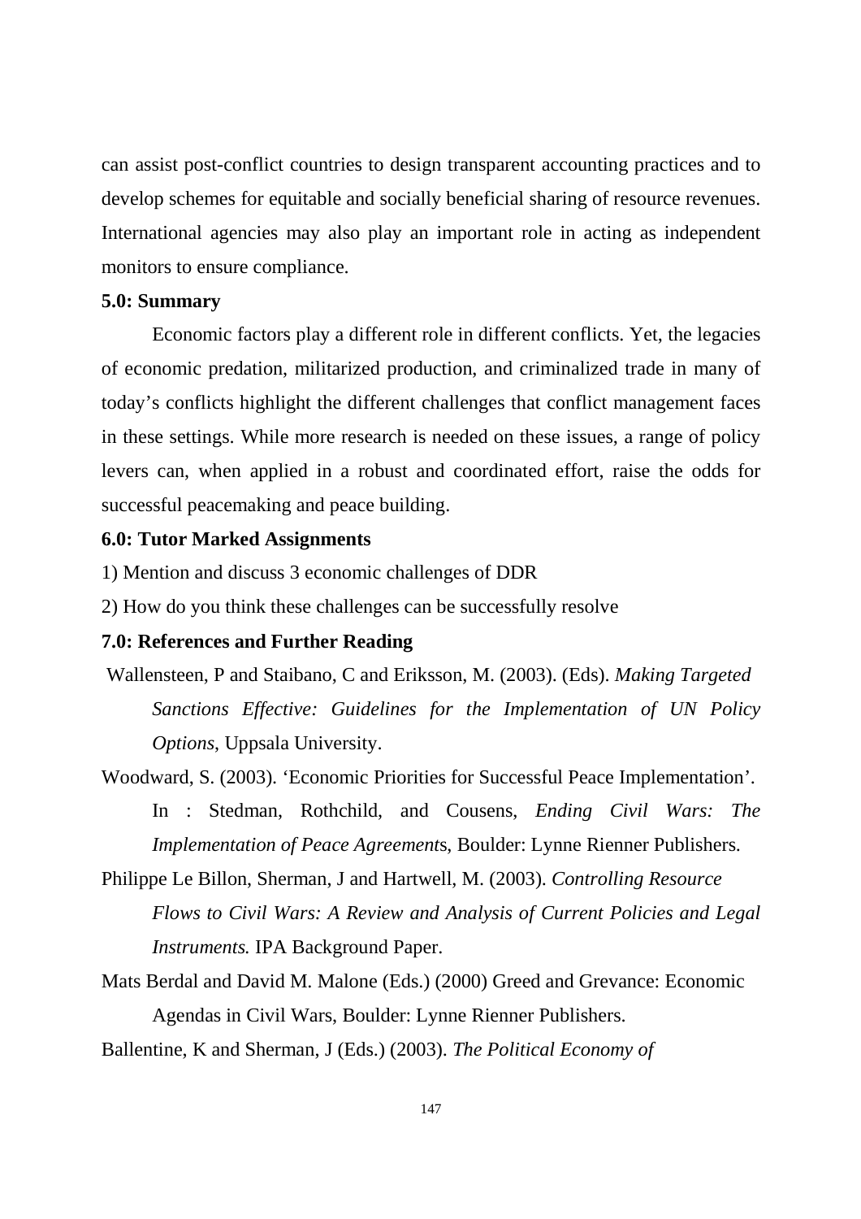can assist post-conflict countries to design transparent accounting practices and to develop schemes for equitable and socially beneficial sharing of resource revenues. International agencies may also play an important role in acting as independent monitors to ensure compliance.

## 5.0: Summary

Economic factors play a different role in different conflicts. Yet, the legacies of economic predation, militarized production, and criminalized trade in many of today's conflicts highlight the different challenges that conflict management faces in these settings. While more research is needed on these issues, a range of policy levers can, when applied in a robust and coordinated effort, raise the odds for successful peacemaking and peace building.

## 6.0: Tutor Marked Assignments

1) Mention and discuss 3 economic challenges of DDR

2) How do you think these challenges can be successfully resolve

## 7.0: References and Further Reading

Wallensteen, P and Staibano, C and Eriksson, M. (2003). (Eds). *Making Targeted Sanctions Effective: Guidelines for the Implementation of UN Policy Options*, Uppsala University.

Woodward, S. (2003). 'Economic Priorities for Successful Peace Implementation'. In : Stedman, Rothchild, and Cousens, *Ending Civil Wars: The Implementation of Peace Agreement*s, Boulder: Lynne Rienner Publishers.

Philippe Le Billon, Sherman, J and Hartwell, M. (2003). *Controlling Resource Flows to Civil Wars: A Review and Analysis of Current Policies and Legal Instruments.* IPA Background Paper.

Mats Berdal and David M. Malone (Eds.) (2000) Greed and Grevance: Economic Agendas in Civil Wars, Boulder: Lynne Rienner Publishers.

Ballentine, K and Sherman, J (Eds.) (2003). *The Political Economy of*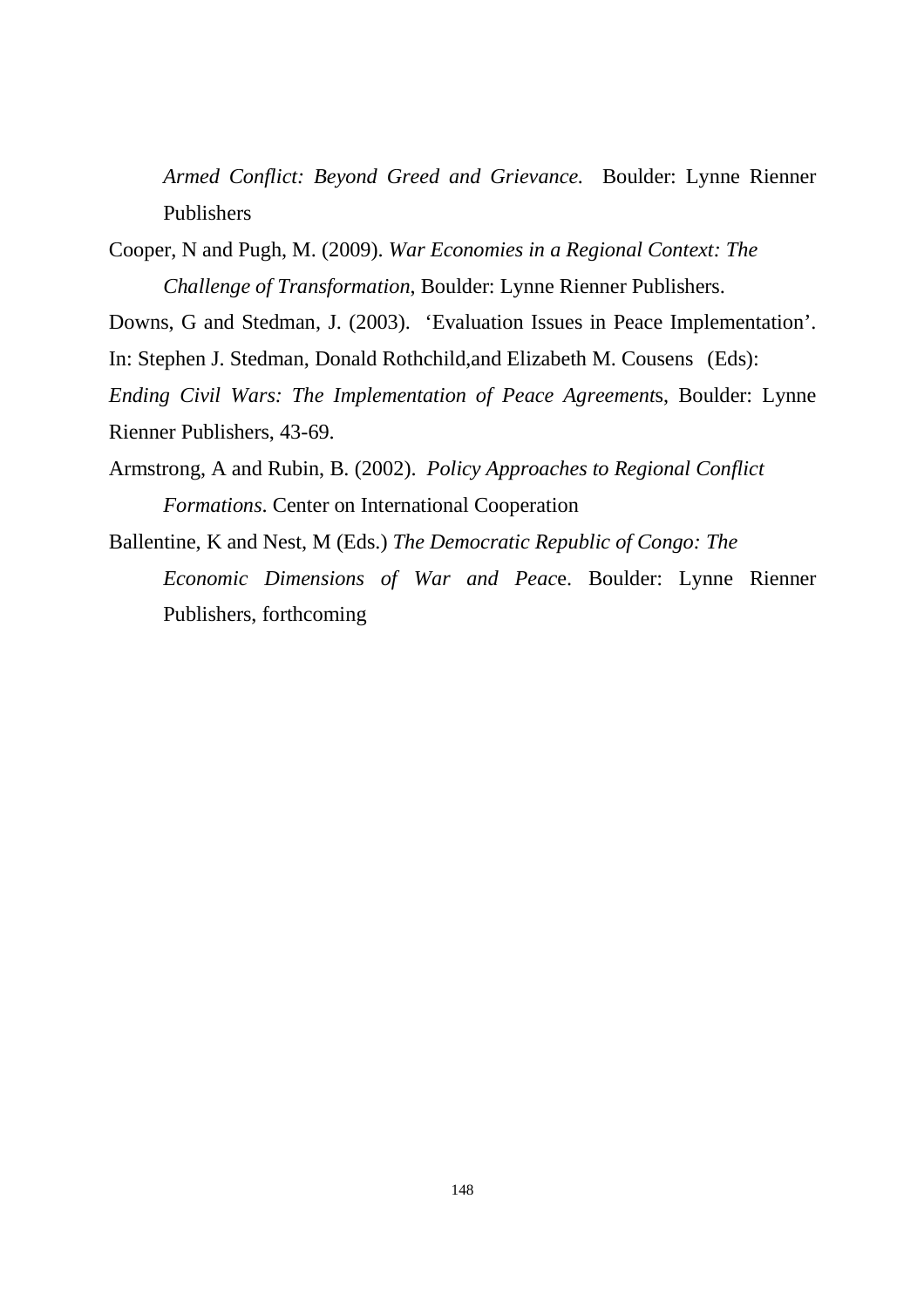*Armed Conflict: Beyond Greed and Grievance.* Boulder: Lynne Rienner Publishers

Cooper, N and Pugh, M. (2009). *War Economies in a Regional Context: The Challenge of Transformation*, Boulder: Lynne Rienner Publishers.

Downs, G and Stedman, J. (2003). 'Evaluation Issues in Peace Implementation'. In: Stephen J. Stedman, Donald Rothchild,and Elizabeth M. Cousens (Eds): *Ending Civil Wars: The Implementation of Peace Agreement*s, Boulder: Lynne Rienner Publishers, 43-69.

Armstrong, A and Rubin, B. (2002). *Policy Approaches to Regional Conflict Formations*. Center on International Cooperation

Ballentine, K and Nest, M (Eds.) *The Democratic Republic of Congo: The Economic Dimensions of War and Peac*e. Boulder: Lynne Rienner Publishers, forthcoming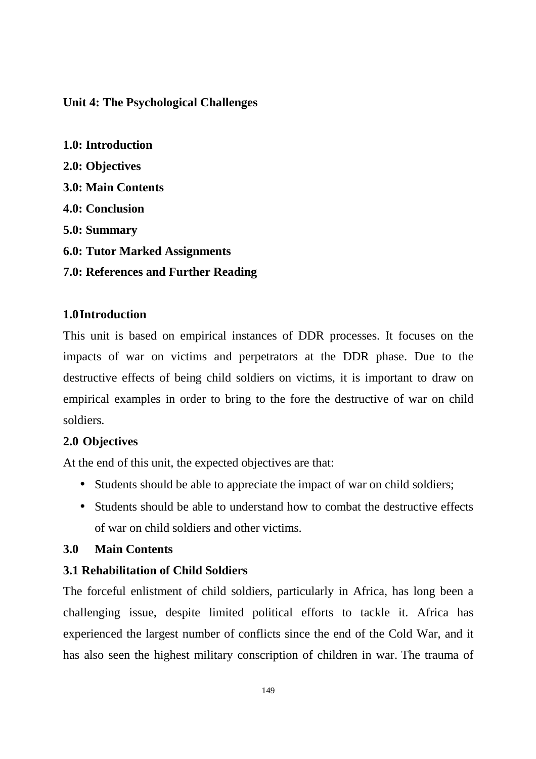## Unit 4: The Psychological Challenges

**1.0: Introduction**

**2.0: Objectives**

**3.0: Main Contents**

**4.0: Conclusion**

**5.0: Summary**

**6.0: Tutor Marked Assignments**

**7.0: References and Further Reading**

### 1.0 Introduction

This unit is based on empirical instances of DDR processes. It focuses on the impacts of war on victims and perpetrators at the DDR phase. Due to the destructive effects of being child soldiers on victims, it is important to draw on empirical examples in order to bring to the fore the destructive of war on child soldiers.

### 2.0 Objectives

At the end of this unit, the expected objectives are that:

- Students should be able to appreciate the impact of war on child soldiers;
- Students should be able to understand how to combat the destructive effects of war on child soldiers and other victims.

### 3.0 Main Contents

#### 3.1 Rehabilitation of Child Soldiers

The forceful enlistment of child soldiers, particularly in Africa, has long been a challenging issue, despite limited political efforts to tackle it. Africa has experienced the largest number of conflicts since the end of the Cold War, and it has also seen the highest military conscription of children in war. The trauma of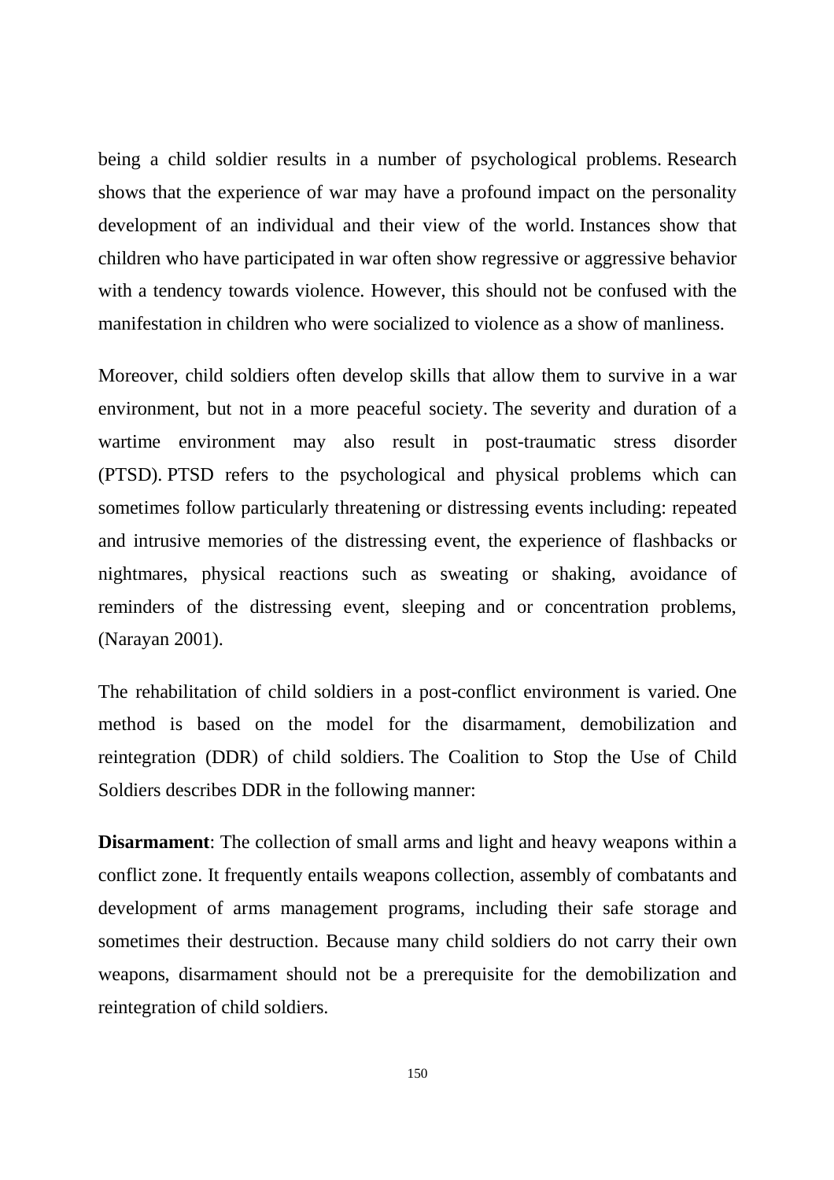being a child soldier results in a number of psychological problems. Research shows that the experience of war may have a profound impact on the personality development of an individual and their view of the world. Instances show that children who have participated in war often show regressive or aggressive behavior with a tendency towards violence. However, this should not be confused with the manifestation in children who were socialized to violence as a show of manliness.

Moreover, child soldiers often develop skills that allow them to survive in a war environment, but not in a more peaceful society. The severity and duration of a wartime environment may also result in post-traumatic stress disorder (PTSD). PTSD refers to the psychological and physical problems which can sometimes follow particularly threatening or distressing events including: repeated and intrusive memories of the distressing event, the experience of flashbacks or nightmares, physical reactions such as sweating or shaking, avoidance of reminders of the distressing event, sleeping and or concentration problems, (Narayan 2001).

The rehabilitation of child soldiers in a post-conflict environment is varied. One method is based on the model for the disarmament, demobilization and reintegration (DDR) of child soldiers. The Coalition to Stop the Use of Child Soldiers describes DDR in the following manner:

**Disarmament**: The collection of small arms and light and heavy weapons within a conflict zone. It frequently entails weapons collection, assembly of combatants and development of arms management programs, including their safe storage and sometimes their destruction. Because many child soldiers do not carry their own weapons, disarmament should not be a prerequisite for the demobilization and reintegration of child soldiers.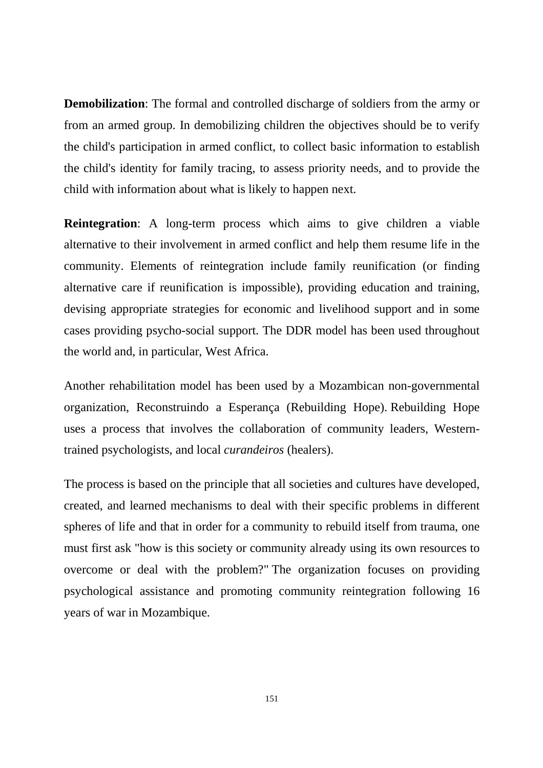**Demobilization**: The formal and controlled discharge of soldiers from the army or from an armed group. In demobilizing children the objectives should be to verify the child's participation in armed conflict, to collect basic information to establish the child's identity for family tracing, to assess priority needs, and to provide the child with information about what is likely to happen next.

**Reintegration**: A long-term process which aims to give children a viable alternative to their involvement in armed conflict and help them resume life in the community. Elements of reintegration include family reunification (or finding alternative care if reunification is impossible), providing education and training, devising appropriate strategies for economic and livelihood support and in some cases providing psycho-social support. The DDR model has been used throughout the world and, in particular, West Africa.

Another rehabilitation model has been used by a Mozambican non-governmental organization, Reconstruindo a Esperança (Rebuilding Hope). Rebuilding Hope uses a process that involves the collaboration of community leaders, Western-trained psychologists, and local *curandeiros* (healers).

The process is based on the principle that all societies and cultures have developed, created, and learned mechanisms to deal with their specific problems in different spheres of life and that in order for a community to rebuild itself from trauma, one must first ask "how is this society or community already using its own resources to overcome or deal with the problem?" The organization focuses on providing psychological assistance and promoting community reintegration following 16 years of war in Mozambique.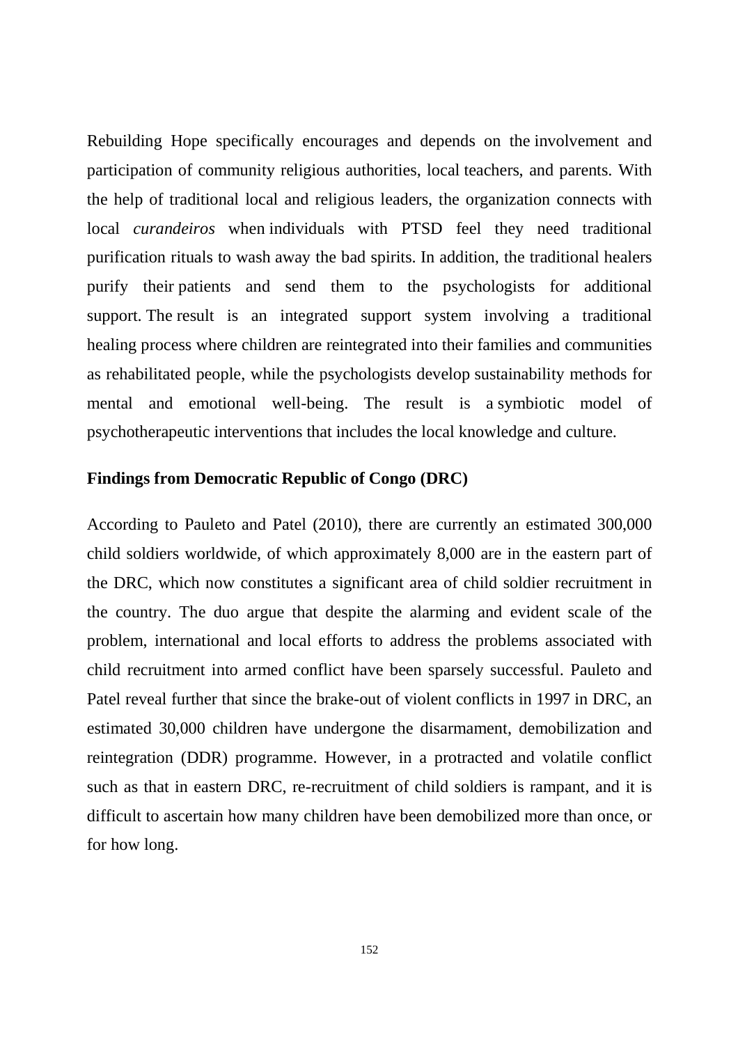Rebuilding Hope specifically encourages and depends on the involvement and participation of community religious authorities, local teachers, and parents. With the help of traditional local and religious leaders, the organization connects with local *curandeiros* when individuals with PTSD feel they need traditional purification rituals to wash away the bad spirits. In addition, the traditional healers purify their patients and send them to the psychologists for additional support. The result is an integrated support system involving a traditional healing process where children are reintegrated into their families and communities as rehabilitated people, while the psychologists develop sustainability methods for mental and emotional well-being. The result is a symbiotic model of psychotherapeutic interventions that includes the local knowledge and culture.

**Findings from Democratic Republic of Congo (DRC)**

According to Pauleto and Patel (2010), there are currently an estimated 300,000 child soldiers worldwide, of which approximately 8,000 are in the eastern part of the DRC, which now constitutes a significant area of child soldier recruitment in the country. The duo argue that despite the alarming and evident scale of the problem, international and local efforts to address the problems associated with child recruitment into armed conflict have been sparsely successful. Pauleto and Patel reveal further that since the brake-out of violent conflicts in 1997 in DRC, an estimated 30,000 children have undergone the disarmament, demobilization and reintegration (DDR) programme. However, in a protracted and volatile conflict such as that in eastern DRC, re-recruitment of child soldiers is rampant, and it is difficult to ascertain how many children have been demobilized more than once, or for how long.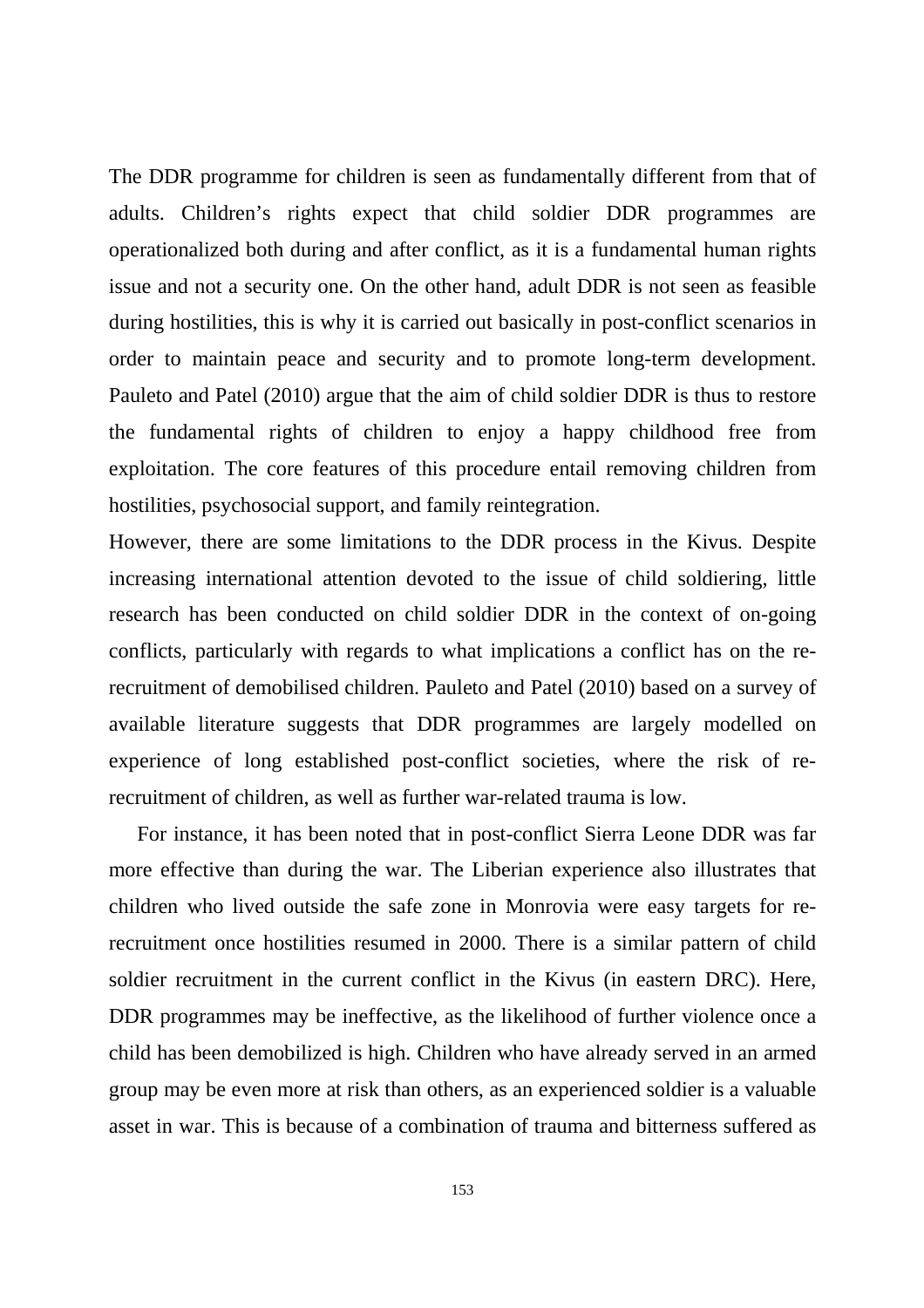The DDR programme for children is seen as fundamentally different from that of adults. Children's rights expect that child soldier DDR programmes are operationalized both during and after conflict, as it is a fundamental human rights issue and not a security one. On the other hand, adult DDR is not seen as feasible during hostilities, this is why it is carried out basically in post-conflict scenarios in order to maintain peace and security and to promote long-term development. Pauleto and Patel (2010) argue that the aim of child soldier DDR is thus to restore the fundamental rights of children to enjoy a happy childhood free from exploitation. The core features of this procedure entail removing children from hostilities, psychosocial support, and family reintegration.

However, there are some limitations to the DDR process in the Kivus. Despite increasing international attention devoted to the issue of child soldiering, little research has been conducted on child soldier DDR in the context of on-going conflicts, particularly with regards to what implications a conflict has on the re-recruitment of demobilised children. Pauleto and Patel (2010) based on a survey of available literature suggests that DDR programmes are largely modelled on experience of long established post-conflict societies, where the risk of re-recruitment of children, as well as further war-related trauma is low.

For instance, it has been noted that in post-conflict Sierra Leone DDR was far more effective than during the war. The Liberian experience also illustrates that children who lived outside the safe zone in Monrovia were easy targets for re-recruitment once hostilities resumed in 2000. There is a similar pattern of child soldier recruitment in the current conflict in the Kivus (in eastern DRC). Here, DDR programmes may be ineffective, as the likelihood of further violence once a child has been demobilized is high. Children who have already served in an armed group may be even more at risk than others, as an experienced soldier is a valuable asset in war. This is because of a combination of trauma and bitterness suffered as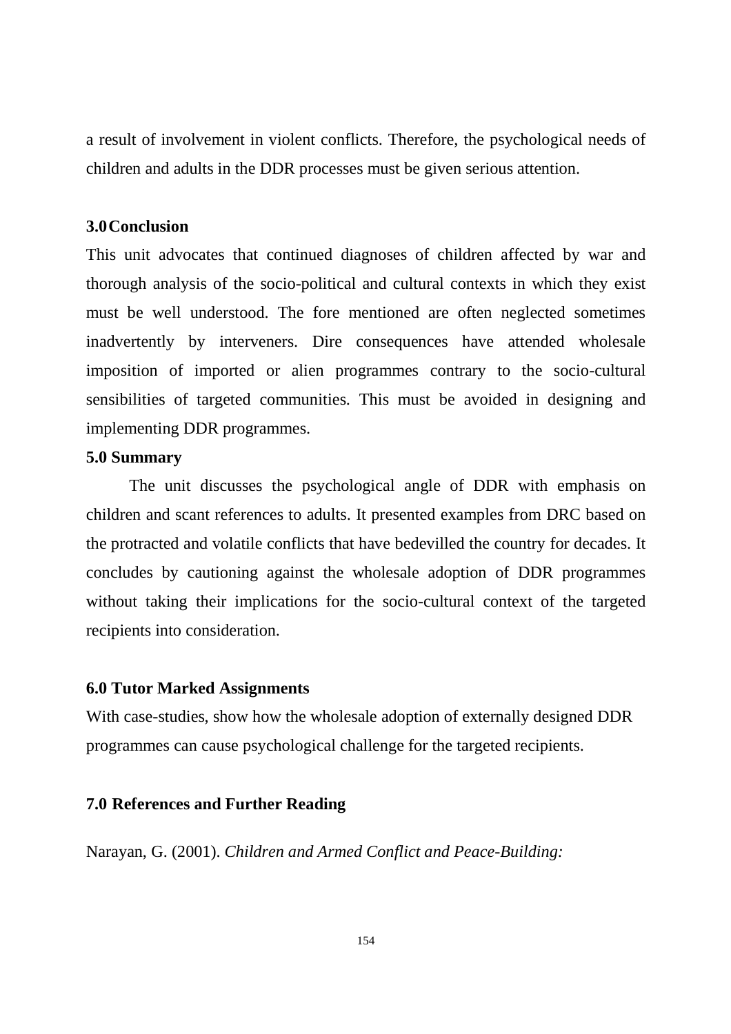a result of involvement in violent conflicts. Therefore, the psychological needs of children and adults in the DDR processes must be given serious attention.

### 3.0 Conclusion

This unit advocates that continued diagnoses of children affected by war and thorough analysis of the socio-political and cultural contexts in which they exist must be well understood. The fore mentioned are often neglected sometimes inadvertently by interveners. Dire consequences have attended wholesale imposition of imported or alien programmes contrary to the socio-cultural sensibilities of targeted communities. This must be avoided in designing and implementing DDR programmes.

### 5.0 Summary

The unit discusses the psychological angle of DDR with emphasis on children and scant references to adults. It presented examples from DRC based on the protracted and volatile conflicts that have bedevilled the country for decades. It concludes by cautioning against the wholesale adoption of DDR programmes without taking their implications for the socio-cultural context of the targeted recipients into consideration.

### 6.0 Tutor Marked Assignments

With case-studies, show how the wholesale adoption of externally designed DDR programmes can cause psychological challenge for the targeted recipients.

### 7.0 References and Further Reading

Narayan, G. (2001). *Children and Armed Conflict and Peace-Building:*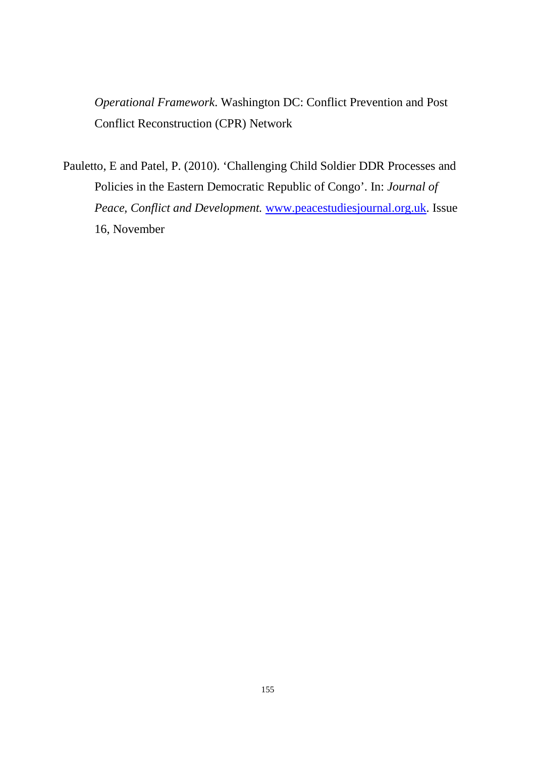*Operational Framework*. Washington DC: Conflict Prevention and Post Conflict Reconstruction (CPR) Network

Pauletto, E and Patel, P. (2010). 'Challenging Child Soldier DDR Processes and Policies in the Eastern Democratic Republic of Congo'. In: *Journal of Peace, Conflict and Development.* www.peacestudiesjournal.org.uk. Issue 16, November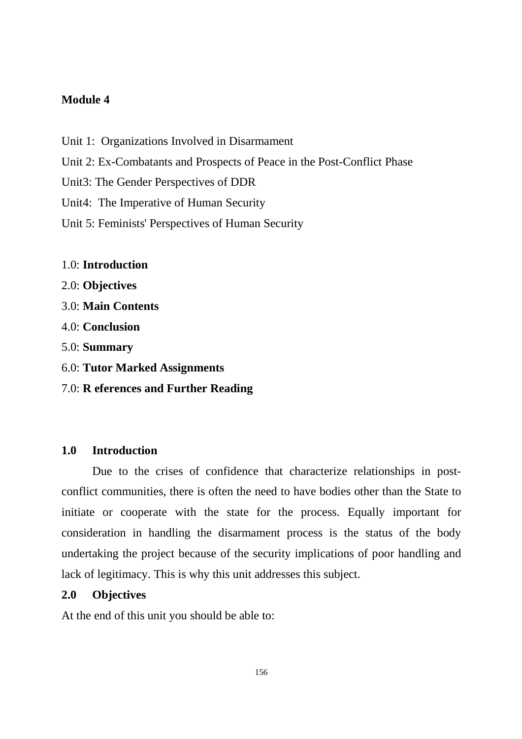**Module 4**

Unit 1: Organizations Involved in Disarmament

Unit 2: Ex-Combatants and Prospects of Peace in the Post-Conflict Phase

Unit3: The Gender Perspectives of DDR

Unit4: The Imperative of Human Security

Unit 5: Feminists' Perspectives of Human Security

1.0: **Introduction**

2.0: **Objectives**

3.0: **Main Contents**

4.0: **Conclusion**

5.0: **Summary**

6.0: **Tutor Marked Assignments**

7.0: **R eferences and Further Reading**

## 1.0 Introduction

Due to the crises of confidence that characterize relationships in post-conflict communities, there is often the need to have bodies other than the State to initiate or cooperate with the state for the process. Equally important for consideration in handling the disarmament process is the status of the body undertaking the project because of the security implications of poor handling and lack of legitimacy. This is why this unit addresses this subject.

## 2.0 Objectives

At the end of this unit you should be able to: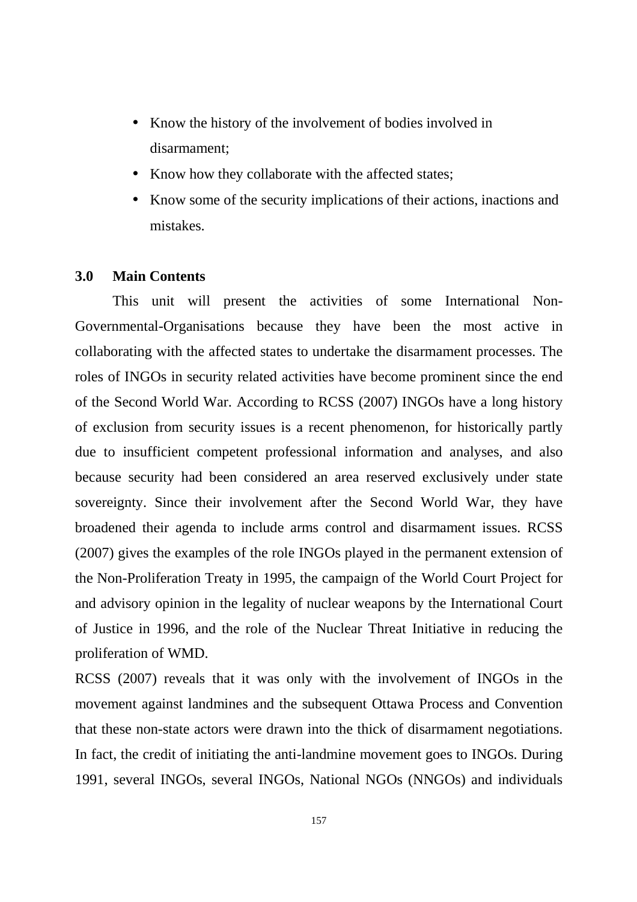- Know the history of the involvement of bodies involved in disarmament;
- Know how they collaborate with the affected states;
- Know some of the security implications of their actions, inactions and mistakes.

## 3.0 Main Contents

This unit will present the activities of some International Non-Governmental-Organisations because they have been the most active in collaborating with the affected states to undertake the disarmament processes. The roles of INGOs in security related activities have become prominent since the end of the Second World War. According to RCSS (2007) INGOs have a long history of exclusion from security issues is a recent phenomenon, for historically partly due to insufficient competent professional information and analyses, and also because security had been considered an area reserved exclusively under state sovereignty. Since their involvement after the Second World War, they have broadened their agenda to include arms control and disarmament issues. RCSS (2007) gives the examples of the role INGOs played in the permanent extension of the Non-Proliferation Treaty in 1995, the campaign of the World Court Project for and advisory opinion in the legality of nuclear weapons by the International Court of Justice in 1996, and the role of the Nuclear Threat Initiative in reducing the proliferation of WMD.

RCSS (2007) reveals that it was only with the involvement of INGOs in the movement against landmines and the subsequent Ottawa Process and Convention that these non-state actors were drawn into the thick of disarmament negotiations. In fact, the credit of initiating the anti-landmine movement goes to INGOs. During 1991, several INGOs, several INGOs, National NGOs (NNGOs) and individuals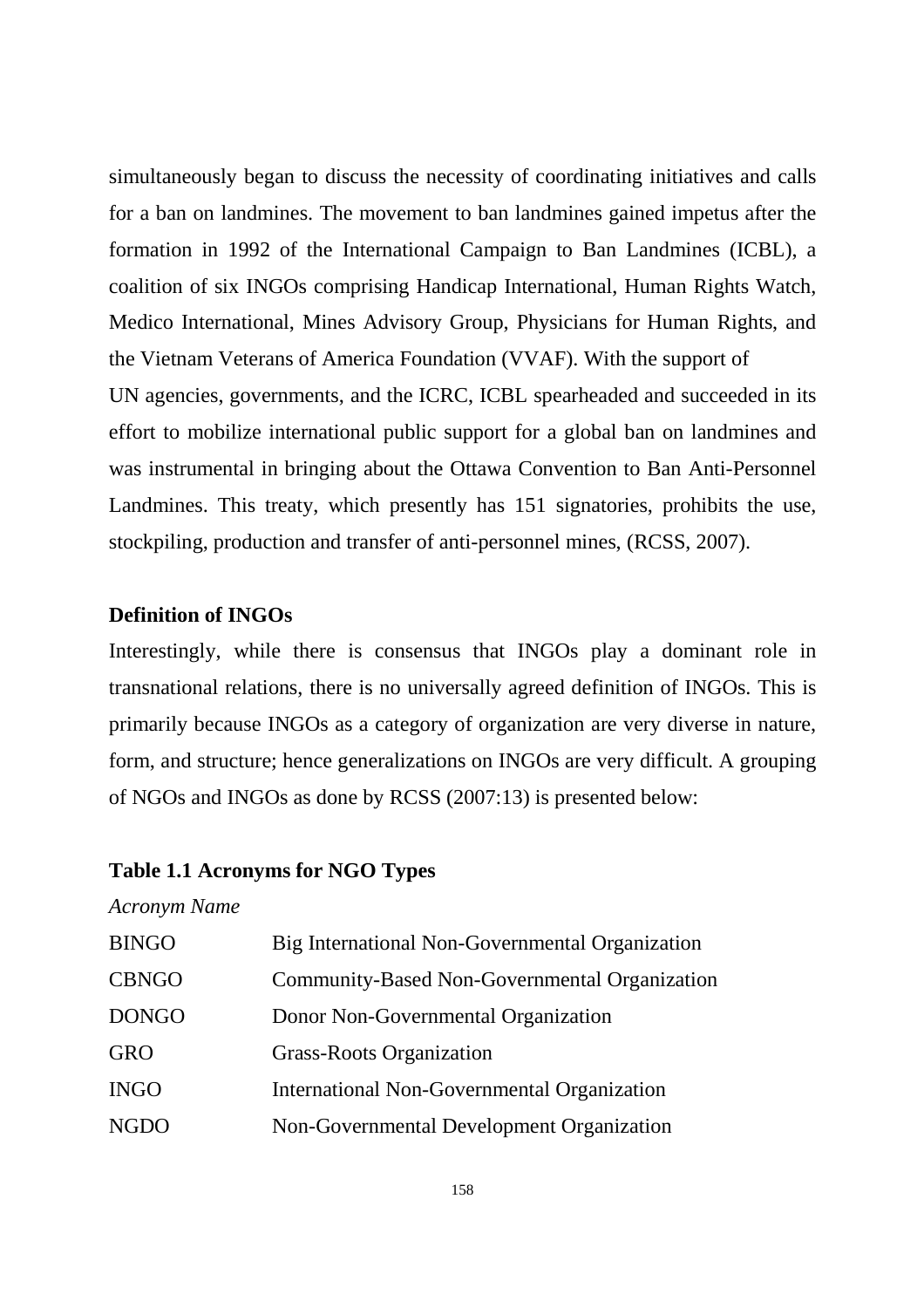simultaneously began to discuss the necessity of coordinating initiatives and calls for a ban on landmines. The movement to ban landmines gained impetus after the formation in 1992 of the International Campaign to Ban Landmines (ICBL), a coalition of six INGOs comprising Handicap International, Human Rights Watch, Medico International, Mines Advisory Group, Physicians for Human Rights, and the Vietnam Veterans of America Foundation (VVAF). With the support of UN agencies, governments, and the ICRC, ICBL spearheaded and succeeded in its effort to mobilize international public support for a global ban on landmines and was instrumental in bringing about the Ottawa Convention to Ban Anti-Personnel Landmines. This treaty, which presently has 151 signatories, prohibits the use, stockpiling, production and transfer of anti-personnel mines, (RCSS, 2007).

**Definition of INGOs**

Interestingly, while there is consensus that INGOs play a dominant role in transnational relations, there is no universally agreed definition of INGOs. This is primarily because INGOs as a category of organization are very diverse in nature, form, and structure; hence generalizations on INGOs are very difficult. A grouping of NGOs and INGOs as done by RCSS (2007:13) is presented below:

**Table 1.1 Acronyms for NGO Types**

| *Acronym* | *Name* |
|---|---|
| BINGO | Big International Non-Governmental Organization |
| CBNGO | Community-Based Non-Governmental Organization |
| DONGO | Donor Non-Governmental Organization |
| GRO | Grass-Roots Organization |
| INGO | International Non-Governmental Organization |
| NGDO | Non-Governmental Development Organization |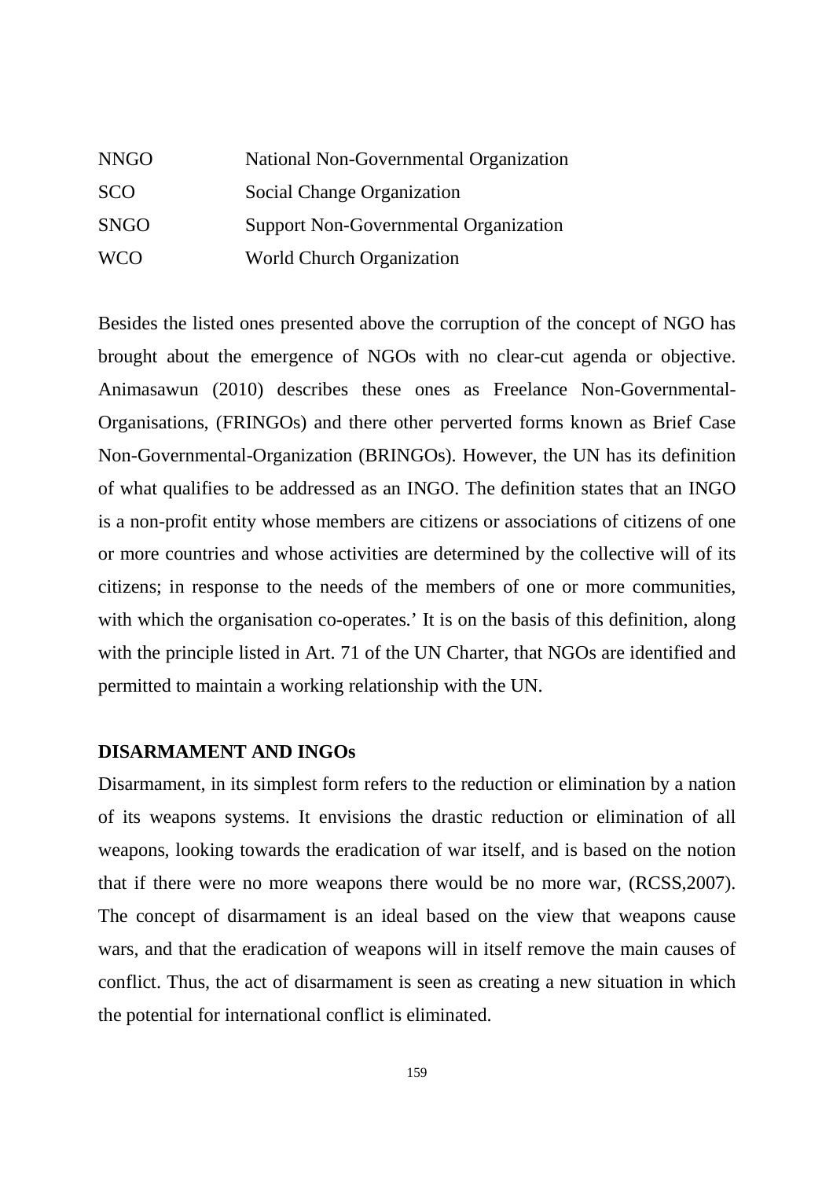| | |
|---|---|
| NNGO | National Non-Governmental Organization |
| SCO | Social Change Organization |
| SNGO | Support Non-Governmental Organization |
| WCO | World Church Organization |

Besides the listed ones presented above the corruption of the concept of NGO has brought about the emergence of NGOs with no clear-cut agenda or objective. Animasawun (2010) describes these ones as Freelance Non-Governmental-Organisations, (FRINGOs) and there other perverted forms known as Brief Case Non-Governmental-Organization (BRINGOs). However, the UN has its definition of what qualifies to be addressed as an INGO. The definition states that an INGO is a non-profit entity whose members are citizens or associations of citizens of one or more countries and whose activities are determined by the collective will of its citizens; in response to the needs of the members of one or more communities, with which the organisation co-operates.' It is on the basis of this definition, along with the principle listed in Art. 71 of the UN Charter, that NGOs are identified and permitted to maintain a working relationship with the UN.

**DISARMAMENT AND INGOs**

Disarmament, in its simplest form refers to the reduction or elimination by a nation of its weapons systems. It envisions the drastic reduction or elimination of all weapons, looking towards the eradication of war itself, and is based on the notion that if there were no more weapons there would be no more war, (RCSS,2007). The concept of disarmament is an ideal based on the view that weapons cause wars, and that the eradication of weapons will in itself remove the main causes of conflict. Thus, the act of disarmament is seen as creating a new situation in which the potential for international conflict is eliminated.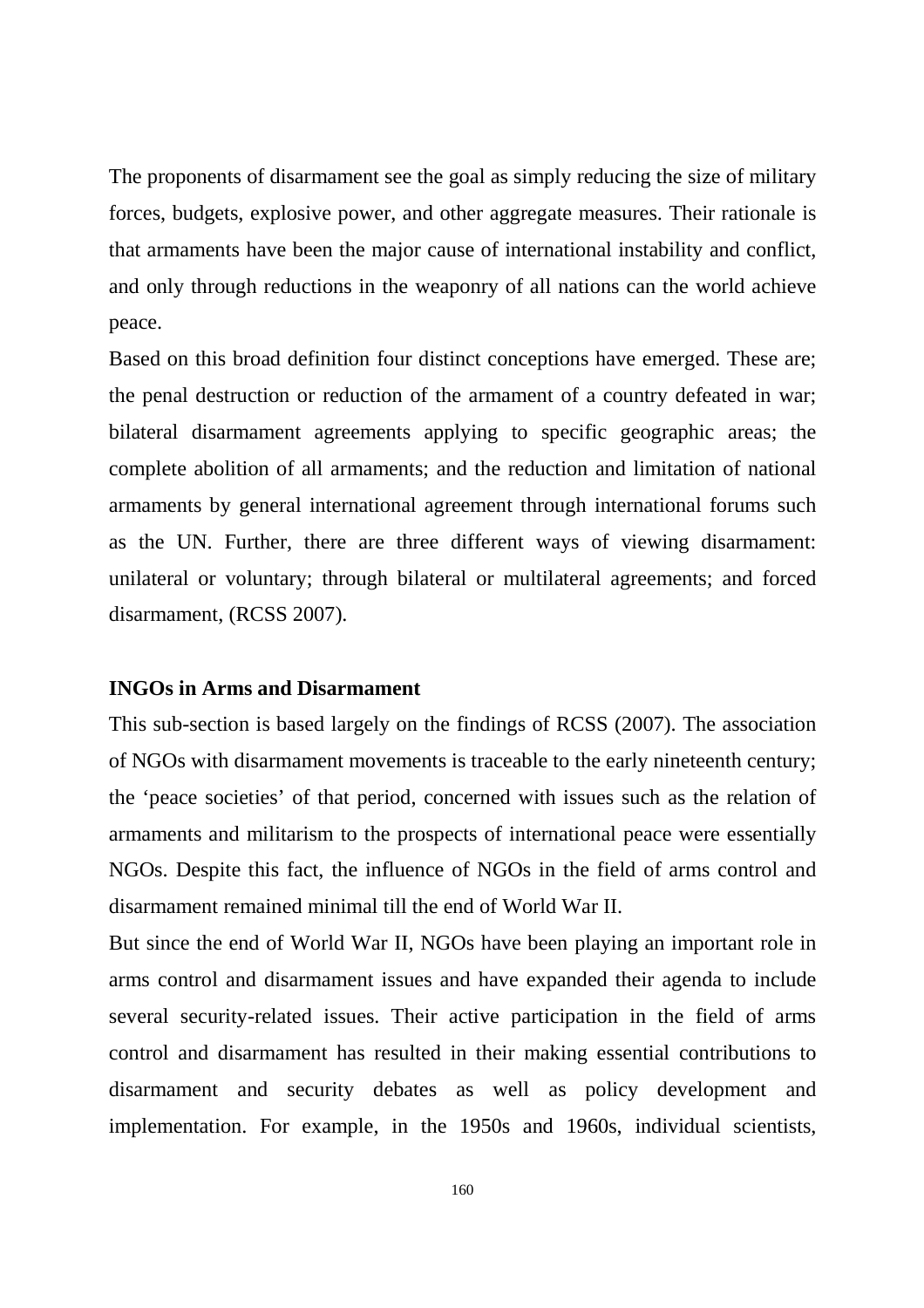The proponents of disarmament see the goal as simply reducing the size of military forces, budgets, explosive power, and other aggregate measures. Their rationale is that armaments have been the major cause of international instability and conflict, and only through reductions in the weaponry of all nations can the world achieve peace.

Based on this broad definition four distinct conceptions have emerged. These are; the penal destruction or reduction of the armament of a country defeated in war; bilateral disarmament agreements applying to specific geographic areas; the complete abolition of all armaments; and the reduction and limitation of national armaments by general international agreement through international forums such as the UN. Further, there are three different ways of viewing disarmament: unilateral or voluntary; through bilateral or multilateral agreements; and forced disarmament, (RCSS 2007).

**INGOs in Arms and Disarmament**

This sub-section is based largely on the findings of RCSS (2007). The association of NGOs with disarmament movements is traceable to the early nineteenth century; the 'peace societies' of that period, concerned with issues such as the relation of armaments and militarism to the prospects of international peace were essentially NGOs. Despite this fact, the influence of NGOs in the field of arms control and disarmament remained minimal till the end of World War II.

But since the end of World War II, NGOs have been playing an important role in arms control and disarmament issues and have expanded their agenda to include several security-related issues. Their active participation in the field of arms control and disarmament has resulted in their making essential contributions to disarmament and security debates as well as policy development and implementation. For example, in the 1950s and 1960s, individual scientists,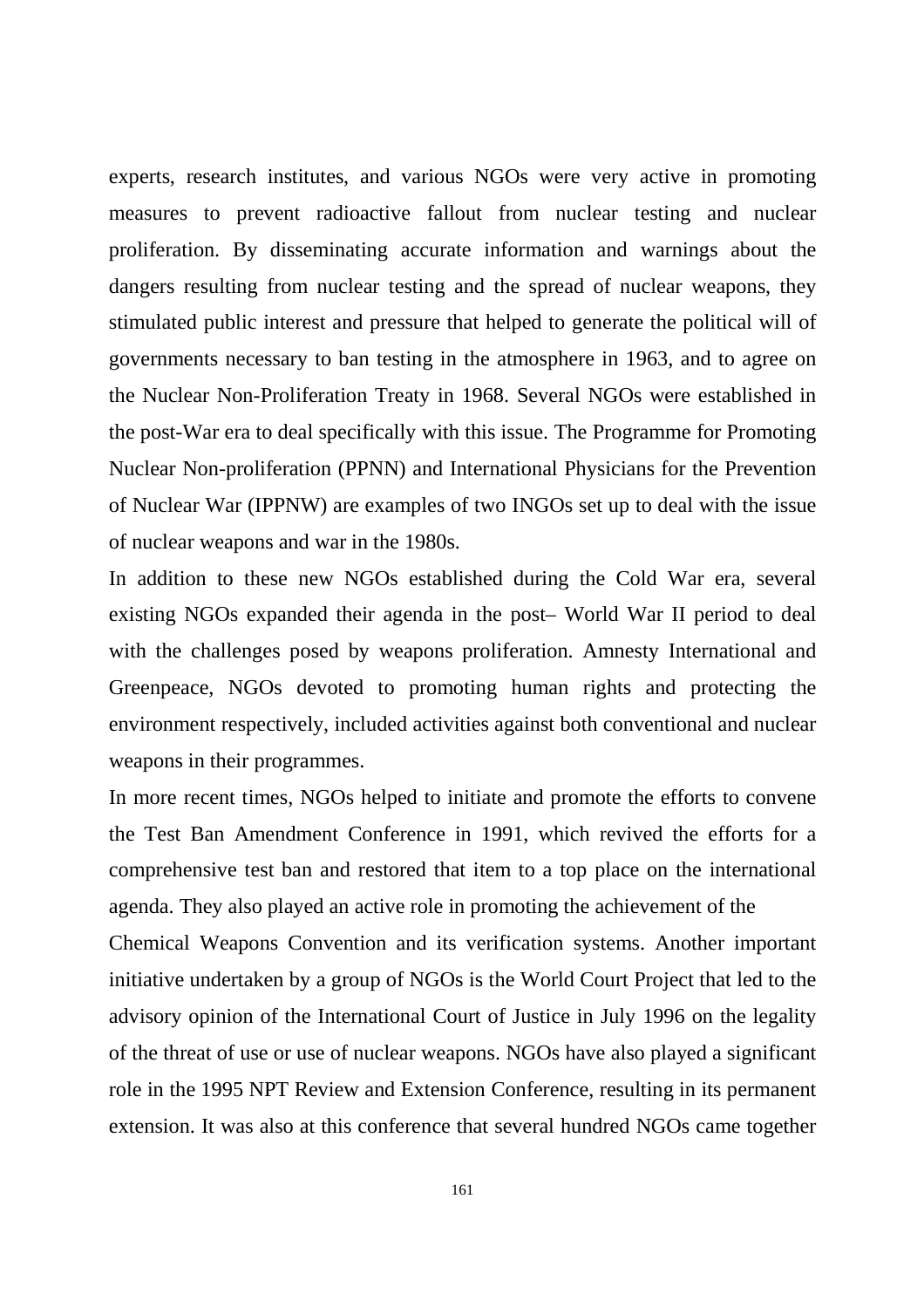experts, research institutes, and various NGOs were very active in promoting measures to prevent radioactive fallout from nuclear testing and nuclear proliferation. By disseminating accurate information and warnings about the dangers resulting from nuclear testing and the spread of nuclear weapons, they stimulated public interest and pressure that helped to generate the political will of governments necessary to ban testing in the atmosphere in 1963, and to agree on the Nuclear Non-Proliferation Treaty in 1968. Several NGOs were established in the post-War era to deal specifically with this issue. The Programme for Promoting Nuclear Non-proliferation (PPNN) and International Physicians for the Prevention of Nuclear War (IPPNW) are examples of two INGOs set up to deal with the issue of nuclear weapons and war in the 1980s.

In addition to these new NGOs established during the Cold War era, several existing NGOs expanded their agenda in the post– World War II period to deal with the challenges posed by weapons proliferation. Amnesty International and Greenpeace, NGOs devoted to promoting human rights and protecting the environment respectively, included activities against both conventional and nuclear weapons in their programmes.

In more recent times, NGOs helped to initiate and promote the efforts to convene the Test Ban Amendment Conference in 1991, which revived the efforts for a comprehensive test ban and restored that item to a top place on the international agenda. They also played an active role in promoting the achievement of the

Chemical Weapons Convention and its verification systems. Another important initiative undertaken by a group of NGOs is the World Court Project that led to the advisory opinion of the International Court of Justice in July 1996 on the legality of the threat of use or use of nuclear weapons. NGOs have also played a significant role in the 1995 NPT Review and Extension Conference, resulting in its permanent extension. It was also at this conference that several hundred NGOs came together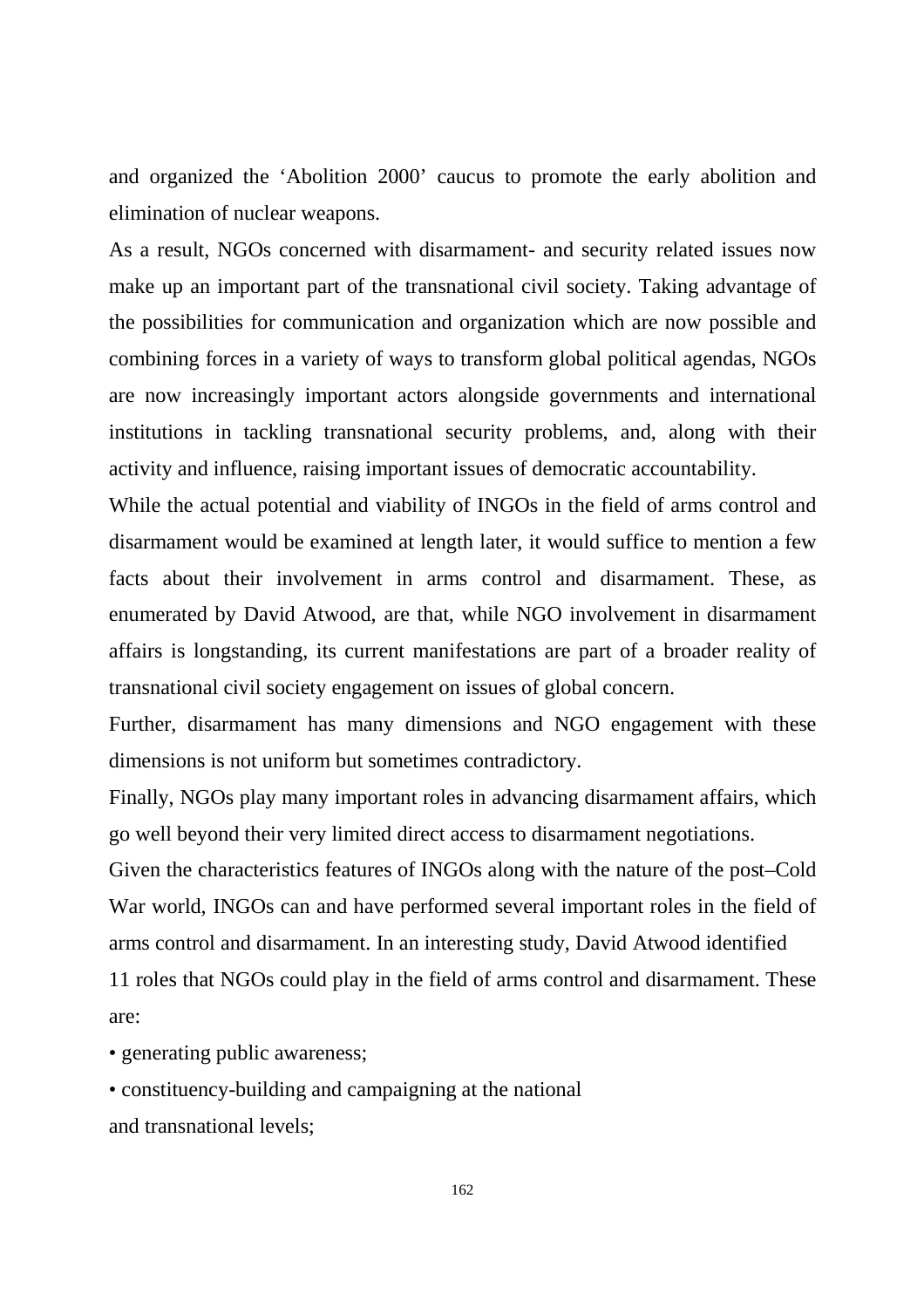and organized the 'Abolition 2000' caucus to promote the early abolition and elimination of nuclear weapons.

As a result, NGOs concerned with disarmament- and security related issues now make up an important part of the transnational civil society. Taking advantage of the possibilities for communication and organization which are now possible and combining forces in a variety of ways to transform global political agendas, NGOs are now increasingly important actors alongside governments and international institutions in tackling transnational security problems, and, along with their activity and influence, raising important issues of democratic accountability.

While the actual potential and viability of INGOs in the field of arms control and disarmament would be examined at length later, it would suffice to mention a few facts about their involvement in arms control and disarmament. These, as enumerated by David Atwood, are that, while NGO involvement in disarmament affairs is longstanding, its current manifestations are part of a broader reality of transnational civil society engagement on issues of global concern.

Further, disarmament has many dimensions and NGO engagement with these dimensions is not uniform but sometimes contradictory.

Finally, NGOs play many important roles in advancing disarmament affairs, which go well beyond their very limited direct access to disarmament negotiations.

Given the characteristics features of INGOs along with the nature of the post–Cold War world, INGOs can and have performed several important roles in the field of arms control and disarmament. In an interesting study, David Atwood identified 11 roles that NGOs could play in the field of arms control and disarmament. These are:

- generating public awareness;
- constituency-building and campaigning at the national and transnational levels;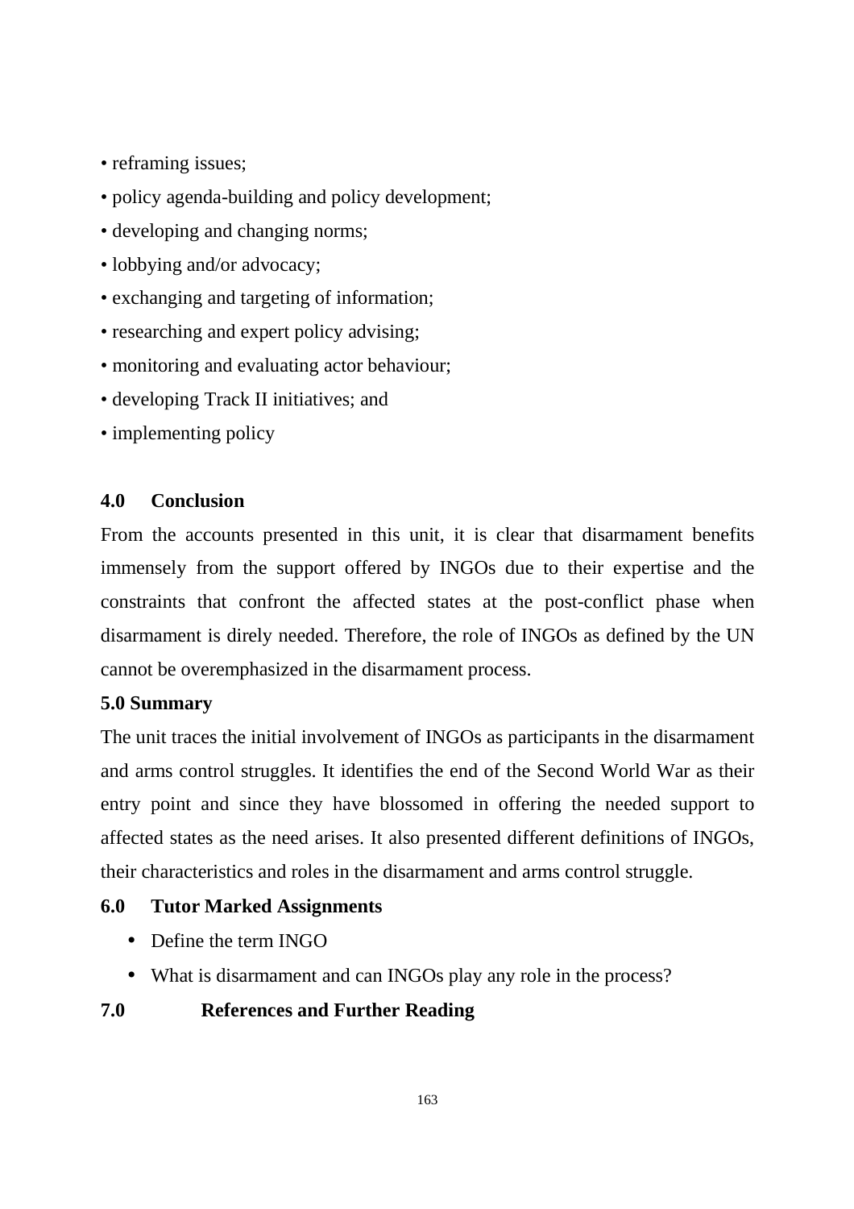• reframing issues;

• policy agenda-building and policy development;

• developing and changing norms;

• lobbying and/or advocacy;

• exchanging and targeting of information;

• researching and expert policy advising;

• monitoring and evaluating actor behaviour;

• developing Track II initiatives; and

• implementing policy

## 4.0 Conclusion

From the accounts presented in this unit, it is clear that disarmament benefits immensely from the support offered by INGOs due to their expertise and the constraints that confront the affected states at the post-conflict phase when disarmament is direly needed. Therefore, the role of INGOs as defined by the UN cannot be overemphasized in the disarmament process.

## 5.0 Summary

The unit traces the initial involvement of INGOs as participants in the disarmament and arms control struggles. It identifies the end of the Second World War as their entry point and since they have blossomed in offering the needed support to affected states as the need arises. It also presented different definitions of INGOs, their characteristics and roles in the disarmament and arms control struggle.

## 6.0 Tutor Marked Assignments

- Define the term INGO
- What is disarmament and can INGOs play any role in the process?

## 7.0 References and Further Reading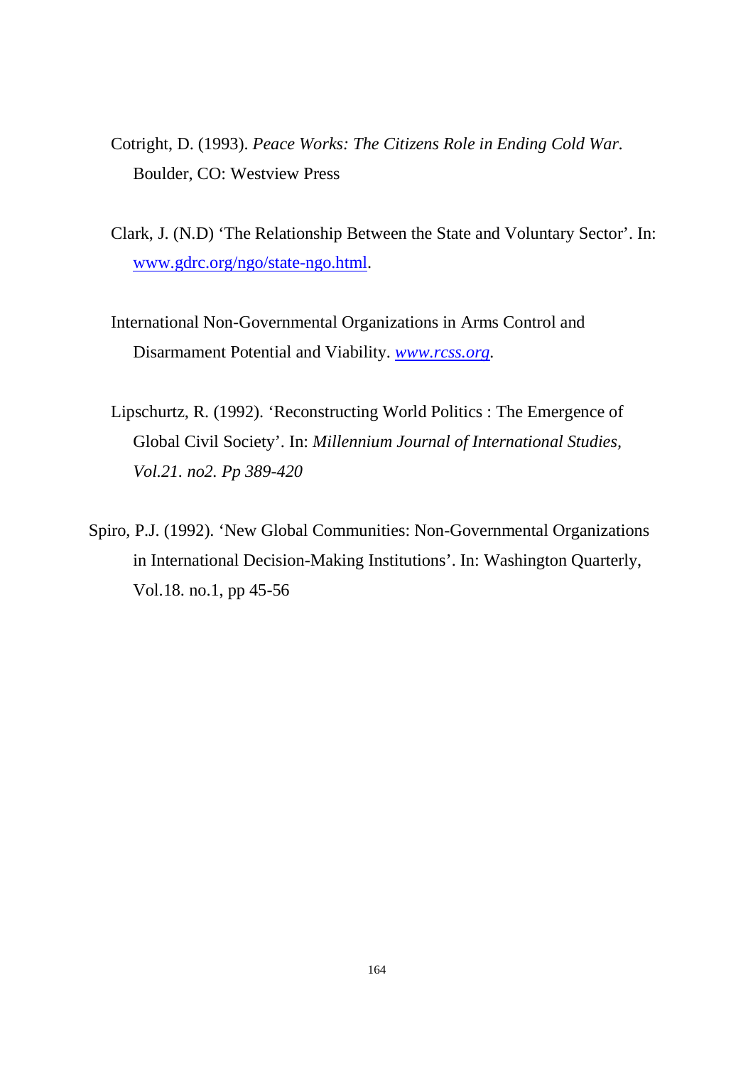Cotright, D. (1993). *Peace Works: The Citizens Role in Ending Cold War.* Boulder, CO: Westview Press

Clark, J. (N.D) 'The Relationship Between the State and Voluntary Sector'. In: www.gdrc.org/ngo/state-ngo.html.

International Non-Governmental Organizations in Arms Control and Disarmament Potential and Viability. *www.rcss.org.*

Lipschurtz, R. (1992). 'Reconstructing World Politics : The Emergence of Global Civil Society'. In: *Millennium Journal of International Studies, Vol.21. no2. Pp 389-420*

Spiro, P.J. (1992). 'New Global Communities: Non-Governmental Organizations in International Decision-Making Institutions'. In: Washington Quarterly, Vol.18. no.1, pp 45-56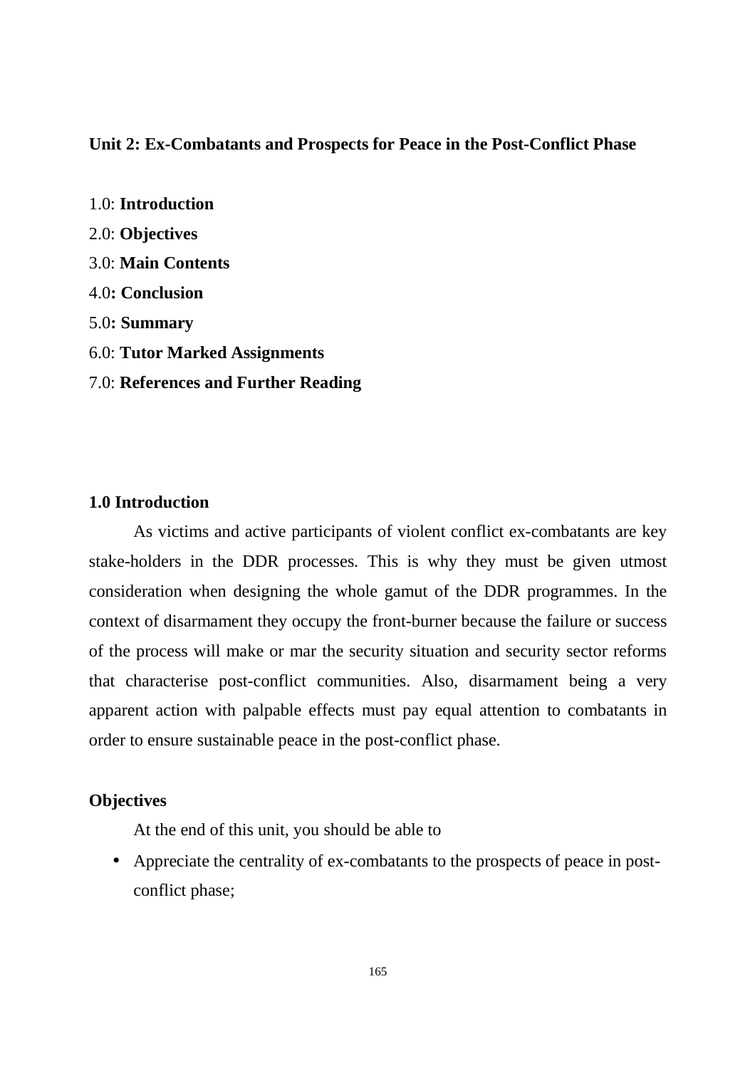## Unit 2: Ex-Combatants and Prospects for Peace in the Post-Conflict Phase

1.0: **Introduction**

2.0: **Objectives**

3.0: **Main Contents**

4.0**: Conclusion**

5.0**: Summary**

6.0: **Tutor Marked Assignments**

7.0: **References and Further Reading**

### 1.0 Introduction

As victims and active participants of violent conflict ex-combatants are key stake-holders in the DDR processes. This is why they must be given utmost consideration when designing the whole gamut of the DDR programmes. In the context of disarmament they occupy the front-burner because the failure or success of the process will make or mar the security situation and security sector reforms that characterise post-conflict communities. Also, disarmament being a very apparent action with palpable effects must pay equal attention to combatants in order to ensure sustainable peace in the post-conflict phase.

### Objectives

At the end of this unit, you should be able to

- Appreciate the centrality of ex-combatants to the prospects of peace in post-conflict phase;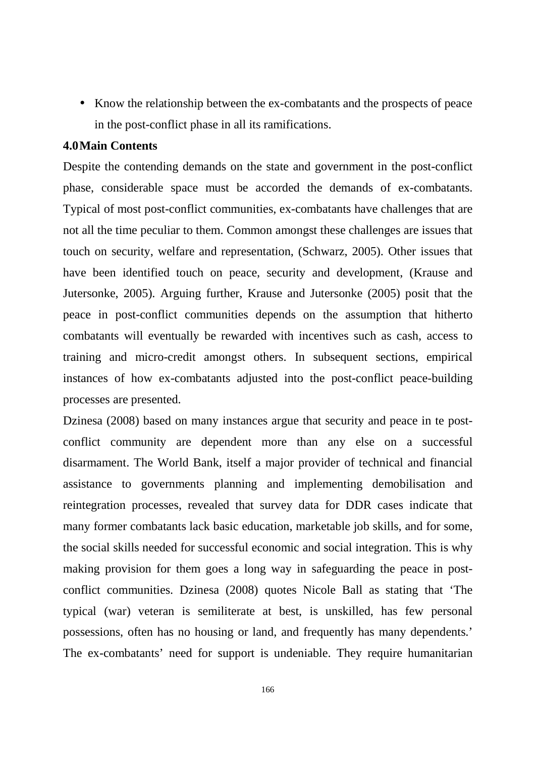- Know the relationship between the ex-combatants and the prospects of peace in the post-conflict phase in all its ramifications.

## 4.0 Main Contents

Despite the contending demands on the state and government in the post-conflict phase, considerable space must be accorded the demands of ex-combatants. Typical of most post-conflict communities, ex-combatants have challenges that are not all the time peculiar to them. Common amongst these challenges are issues that touch on security, welfare and representation, (Schwarz, 2005). Other issues that have been identified touch on peace, security and development, (Krause and Jutersonke, 2005). Arguing further, Krause and Jutersonke (2005) posit that the peace in post-conflict communities depends on the assumption that hitherto combatants will eventually be rewarded with incentives such as cash, access to training and micro-credit amongst others. In subsequent sections, empirical instances of how ex-combatants adjusted into the post-conflict peace-building processes are presented.

Dzinesa (2008) based on many instances argue that security and peace in te post-conflict community are dependent more than any else on a successful disarmament. The World Bank, itself a major provider of technical and financial assistance to governments planning and implementing demobilisation and reintegration processes, revealed that survey data for DDR cases indicate that many former combatants lack basic education, marketable job skills, and for some, the social skills needed for successful economic and social integration. This is why making provision for them goes a long way in safeguarding the peace in post-conflict communities. Dzinesa (2008) quotes Nicole Ball as stating that 'The typical (war) veteran is semiliterate at best, is unskilled, has few personal possessions, often has no housing or land, and frequently has many dependents.' The ex-combatants' need for support is undeniable. They require humanitarian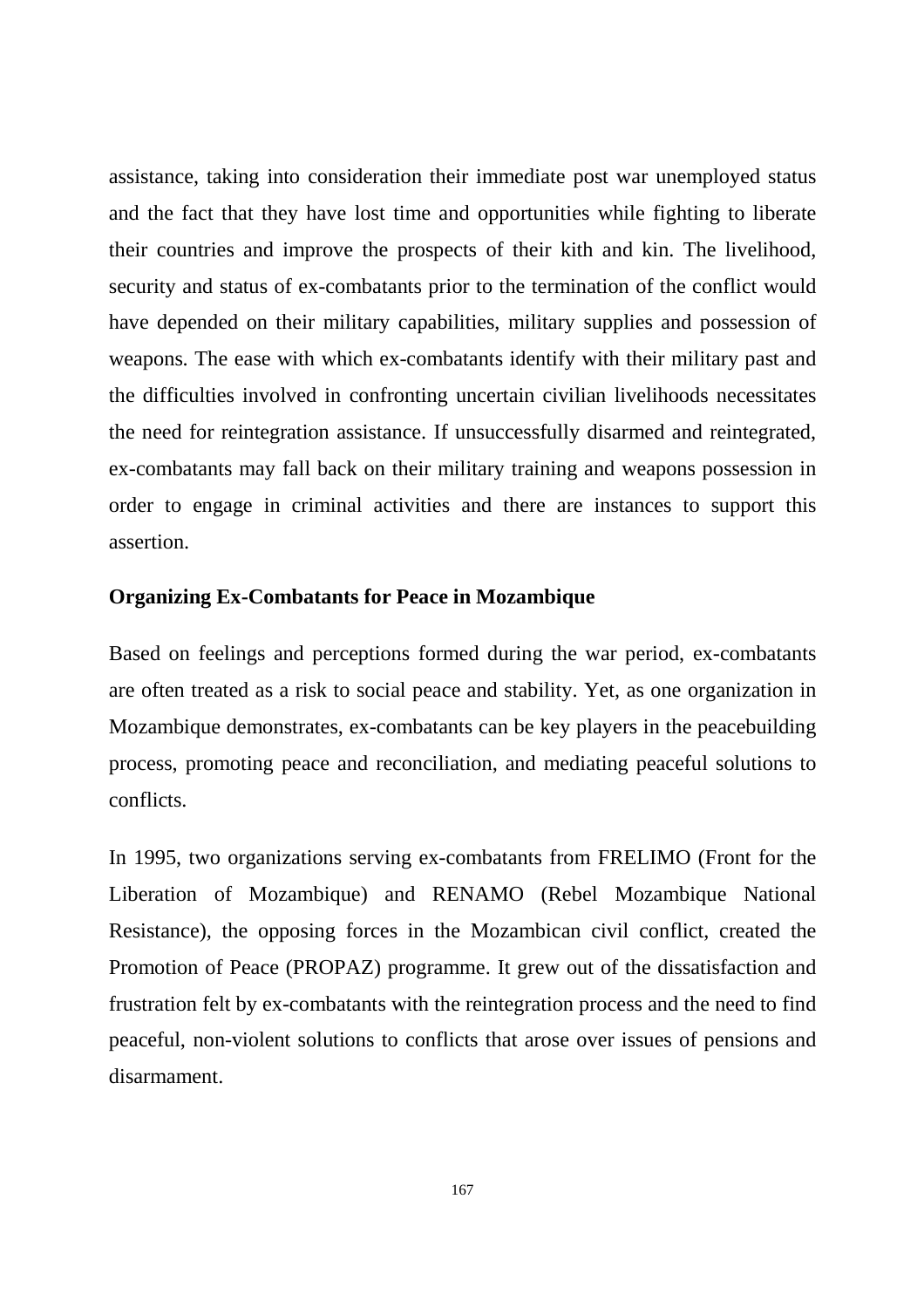assistance, taking into consideration their immediate post war unemployed status and the fact that they have lost time and opportunities while fighting to liberate their countries and improve the prospects of their kith and kin. The livelihood, security and status of ex-combatants prior to the termination of the conflict would have depended on their military capabilities, military supplies and possession of weapons. The ease with which ex-combatants identify with their military past and the difficulties involved in confronting uncertain civilian livelihoods necessitates the need for reintegration assistance. If unsuccessfully disarmed and reintegrated, ex-combatants may fall back on their military training and weapons possession in order to engage in criminal activities and there are instances to support this assertion.

### Organizing Ex-Combatants for Peace in Mozambique

Based on feelings and perceptions formed during the war period, ex-combatants are often treated as a risk to social peace and stability. Yet, as one organization in Mozambique demonstrates, ex-combatants can be key players in the peacebuilding process, promoting peace and reconciliation, and mediating peaceful solutions to conflicts.

In 1995, two organizations serving ex-combatants from FRELIMO (Front for the Liberation of Mozambique) and RENAMO (Rebel Mozambique National Resistance), the opposing forces in the Mozambican civil conflict, created the Promotion of Peace (PROPAZ) programme. It grew out of the dissatisfaction and frustration felt by ex-combatants with the reintegration process and the need to find peaceful, non-violent solutions to conflicts that arose over issues of pensions and disarmament.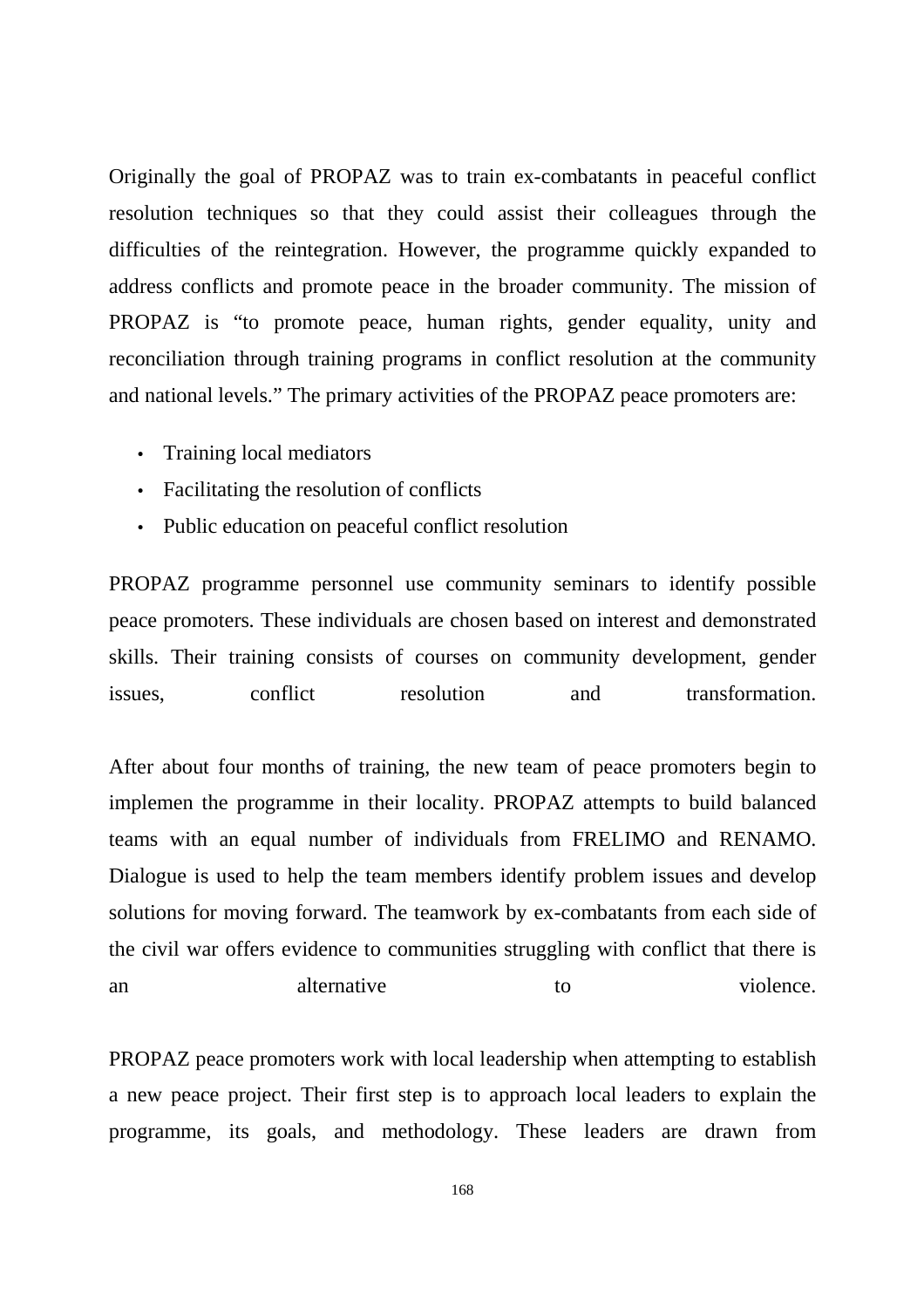Originally the goal of PROPAZ was to train ex-combatants in peaceful conflict resolution techniques so that they could assist their colleagues through the difficulties of the reintegration. However, the programme quickly expanded to address conflicts and promote peace in the broader community. The mission of PROPAZ is "to promote peace, human rights, gender equality, unity and reconciliation through training programs in conflict resolution at the community and national levels." The primary activities of the PROPAZ peace promoters are:

- Training local mediators
- Facilitating the resolution of conflicts
- Public education on peaceful conflict resolution

PROPAZ programme personnel use community seminars to identify possible peace promoters. These individuals are chosen based on interest and demonstrated skills. Their training consists of courses on community development, gender issues, conflict resolution and transformation.

After about four months of training, the new team of peace promoters begin to implemen the programme in their locality. PROPAZ attempts to build balanced teams with an equal number of individuals from FRELIMO and RENAMO. Dialogue is used to help the team members identify problem issues and develop solutions for moving forward. The teamwork by ex-combatants from each side of the civil war offers evidence to communities struggling with conflict that there is an alternative to violence.

PROPAZ peace promoters work with local leadership when attempting to establish a new peace project. Their first step is to approach local leaders to explain the programme, its goals, and methodology. These leaders are drawn from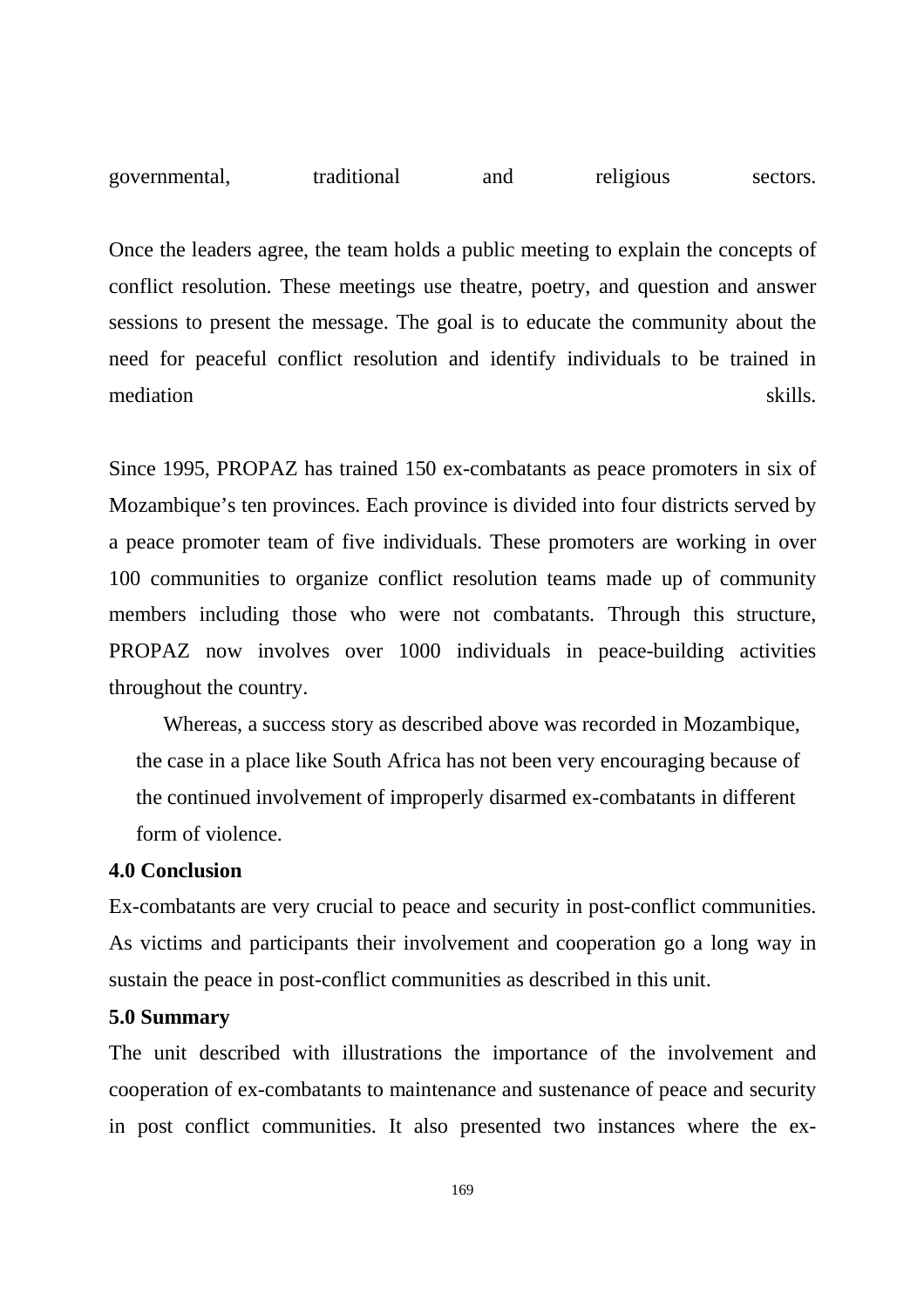governmental, traditional and religious sectors.

Once the leaders agree, the team holds a public meeting to explain the concepts of conflict resolution. These meetings use theatre, poetry, and question and answer sessions to present the message. The goal is to educate the community about the need for peaceful conflict resolution and identify individuals to be trained in mediation skills.

Since 1995, PROPAZ has trained 150 ex-combatants as peace promoters in six of Mozambique's ten provinces. Each province is divided into four districts served by a peace promoter team of five individuals. These promoters are working in over 100 communities to organize conflict resolution teams made up of community members including those who were not combatants. Through this structure, PROPAZ now involves over 1000 individuals in peace-building activities throughout the country.

Whereas, a success story as described above was recorded in Mozambique, the case in a place like South Africa has not been very encouraging because of the continued involvement of improperly disarmed ex-combatants in different form of violence.

**4.0 Conclusion**

Ex-combatants are very crucial to peace and security in post-conflict communities. As victims and participants their involvement and cooperation go a long way in sustain the peace in post-conflict communities as described in this unit.

**5.0 Summary**

The unit described with illustrations the importance of the involvement and cooperation of ex-combatants to maintenance and sustenance of peace and security in post conflict communities. It also presented two instances where the ex-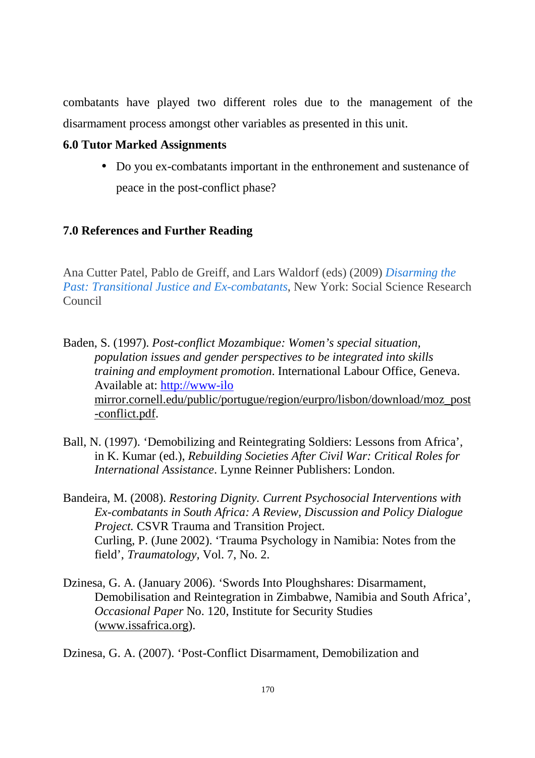combatants have played two different roles due to the management of the disarmament process amongst other variables as presented in this unit.

## 6.0 Tutor Marked Assignments

- Do you ex-combatants important in the enthronement and sustenance of peace in the post-conflict phase?

## 7.0 References and Further Reading

Ana Cutter Patel, Pablo de Greiff, and Lars Waldorf (eds) (2009) *Disarming the Past: Transitional Justice and Ex-combatants*, New York: Social Science Research Council

Baden, S. (1997). *Post-conflict Mozambique: Women's special situation, population issues and gender perspectives to be integrated into skills training and employment promotion*. International Labour Office, Geneva. Available at: http://www-ilo mirror.cornell.edu/public/portugue/region/eurpro/lisbon/download/moz_post-conflict.pdf.

Ball, N. (1997). 'Demobilizing and Reintegrating Soldiers: Lessons from Africa', in K. Kumar (ed.), *Rebuilding Societies After Civil War: Critical Roles for International Assistance*. Lynne Reinner Publishers: London.

Bandeira, M. (2008). *Restoring Dignity. Current Psychosocial Interventions with Ex-combatants in South Africa: A Review, Discussion and Policy Dialogue Project.* CSVR Trauma and Transition Project.
Curling, P. (June 2002). 'Trauma Psychology in Namibia: Notes from the field', *Traumatology*, Vol. 7, No. 2.

Dzinesa, G. A. (January 2006). 'Swords Into Ploughshares: Disarmament, Demobilisation and Reintegration in Zimbabwe, Namibia and South Africa', *Occasional Paper* No. 120, Institute for Security Studies (www.issafrica.org).

Dzinesa, G. A. (2007). 'Post-Conflict Disarmament, Demobilization and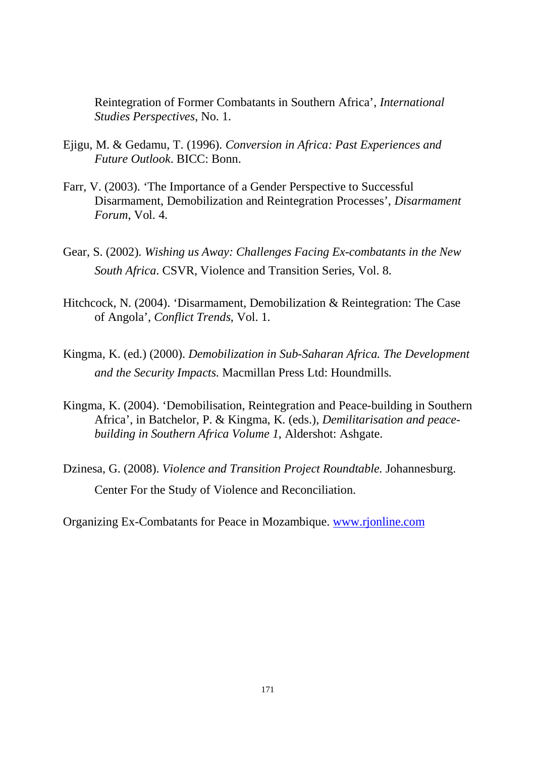Reintegration of Former Combatants in Southern Africa', *International Studies Perspectives*, No. 1.

Ejigu, M. & Gedamu, T. (1996). *Conversion in Africa: Past Experiences and Future Outlook*. BICC: Bonn.

Farr, V. (2003). 'The Importance of a Gender Perspective to Successful Disarmament, Demobilization and Reintegration Processes', *Disarmament Forum*, Vol. 4.

Gear, S. (2002). *Wishing us Away: Challenges Facing Ex-combatants in the New South Africa*. CSVR, Violence and Transition Series, Vol. 8.

Hitchcock, N. (2004). 'Disarmament, Demobilization & Reintegration: The Case of Angola', *Conflict Trends*, Vol. 1.

Kingma, K. (ed.) (2000). *Demobilization in Sub-Saharan Africa. The Development and the Security Impacts*. Macmillan Press Ltd: Houndmills.

Kingma, K. (2004). 'Demobilisation, Reintegration and Peace-building in Southern Africa', in Batchelor, P. & Kingma, K. (eds.), *Demilitarisation and peace-building in Southern Africa Volume 1*, Aldershot: Ashgate.

Dzinesa, G. (2008). *Violence and Transition Project Roundtable.* Johannesburg. Center For the Study of Violence and Reconciliation.

Organizing Ex-Combatants for Peace in Mozambique. [www.rjonline.com](http://www.rjonline.com)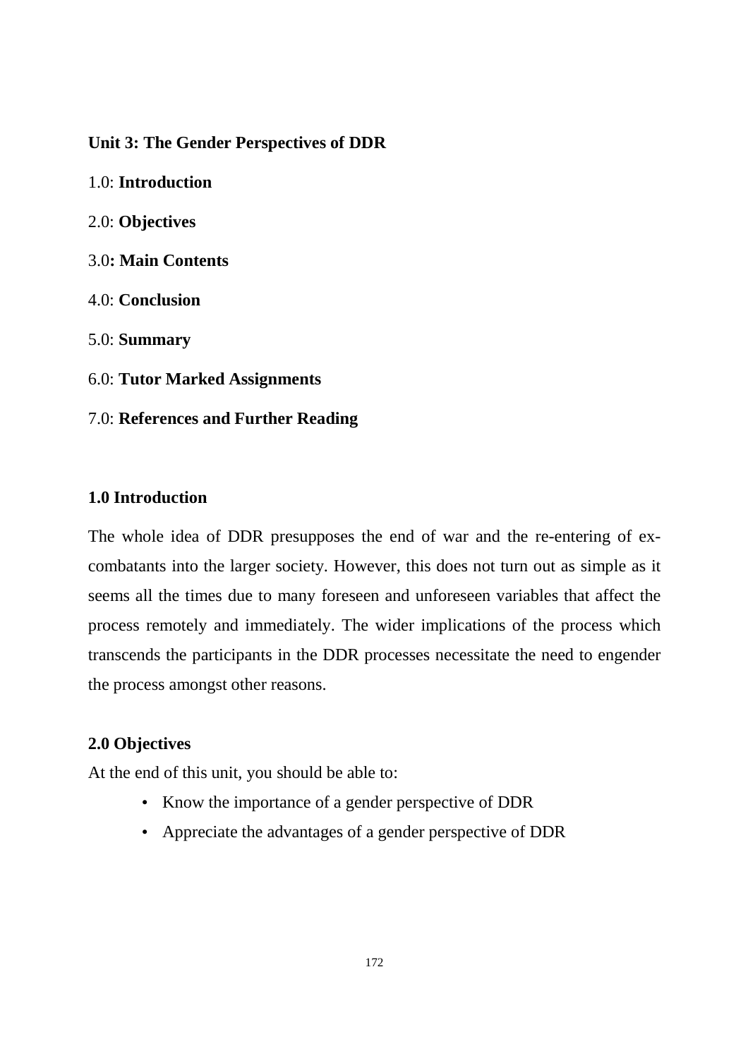## Unit 3: The Gender Perspectives of DDR

1.0: **Introduction**

2.0: **Objectives**

3.0**: Main Contents**

4.0: **Conclusion**

5.0: **Summary**

6.0: **Tutor Marked Assignments**

7.0: **References and Further Reading**

### 1.0 Introduction

The whole idea of DDR presupposes the end of war and the re-entering of ex-combatants into the larger society. However, this does not turn out as simple as it seems all the times due to many foreseen and unforeseen variables that affect the process remotely and immediately. The wider implications of the process which transcends the participants in the DDR processes necessitate the need to engender the process amongst other reasons.

### 2.0 Objectives

At the end of this unit, you should be able to:

- Know the importance of a gender perspective of DDR
- Appreciate the advantages of a gender perspective of DDR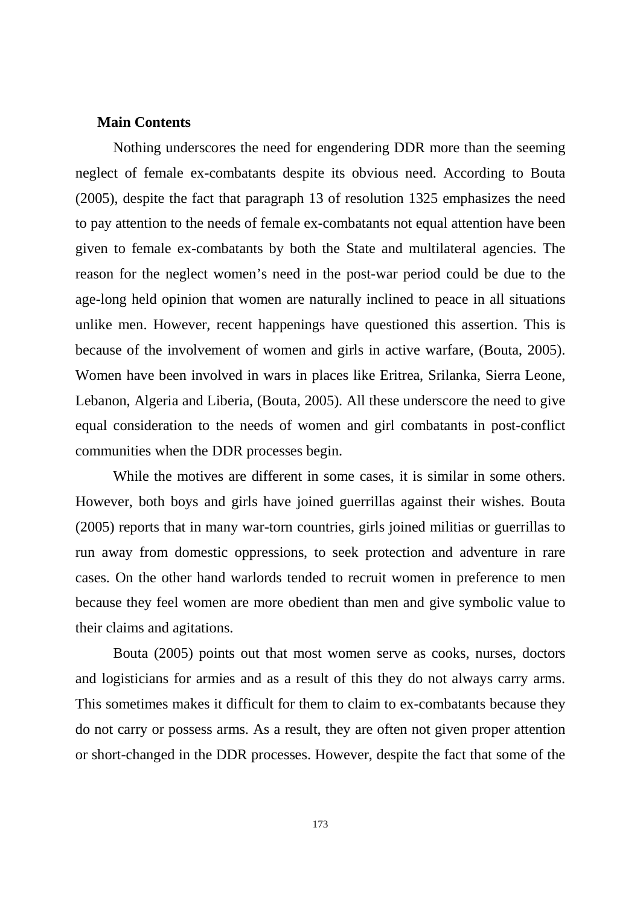**Main Contents**

Nothing underscores the need for engendering DDR more than the seeming neglect of female ex-combatants despite its obvious need. According to Bouta (2005), despite the fact that paragraph 13 of resolution 1325 emphasizes the need to pay attention to the needs of female ex-combatants not equal attention have been given to female ex-combatants by both the State and multilateral agencies. The reason for the neglect women's need in the post-war period could be due to the age-long held opinion that women are naturally inclined to peace in all situations unlike men. However, recent happenings have questioned this assertion. This is because of the involvement of women and girls in active warfare, (Bouta, 2005). Women have been involved in wars in places like Eritrea, Srilanka, Sierra Leone, Lebanon, Algeria and Liberia, (Bouta, 2005). All these underscore the need to give equal consideration to the needs of women and girl combatants in post-conflict communities when the DDR processes begin.

While the motives are different in some cases, it is similar in some others. However, both boys and girls have joined guerrillas against their wishes. Bouta (2005) reports that in many war-torn countries, girls joined militias or guerrillas to run away from domestic oppressions, to seek protection and adventure in rare cases. On the other hand warlords tended to recruit women in preference to men because they feel women are more obedient than men and give symbolic value to their claims and agitations.

Bouta (2005) points out that most women serve as cooks, nurses, doctors and logisticians for armies and as a result of this they do not always carry arms. This sometimes makes it difficult for them to claim to ex-combatants because they do not carry or possess arms. As a result, they are often not given proper attention or short-changed in the DDR processes. However, despite the fact that some of the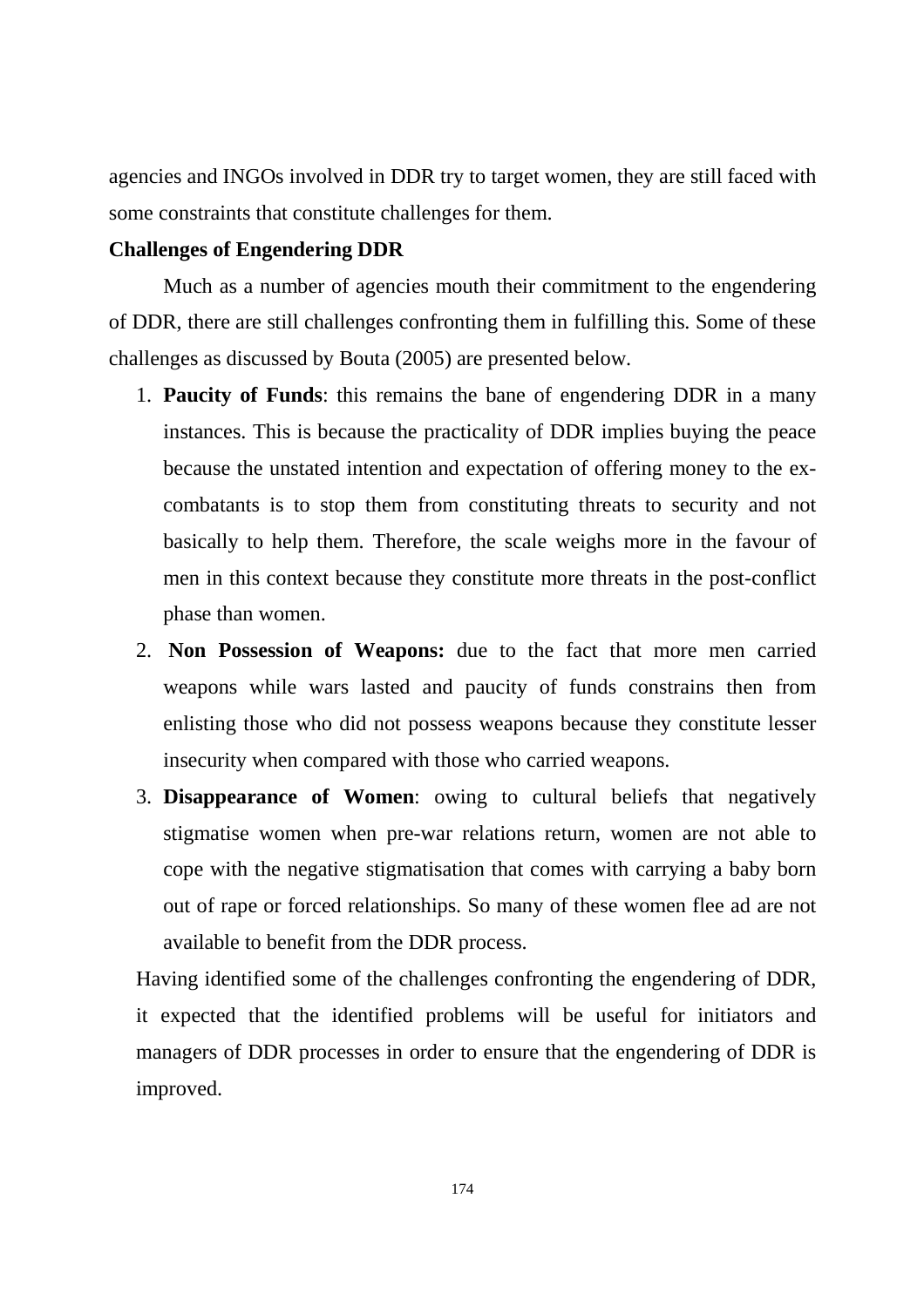agencies and INGOs involved in DDR try to target women, they are still faced with some constraints that constitute challenges for them.

**Challenges of Engendering DDR**

Much as a number of agencies mouth their commitment to the engendering of DDR, there are still challenges confronting them in fulfilling this. Some of these challenges as discussed by Bouta (2005) are presented below.

1. **Paucity of Funds**: this remains the bane of engendering DDR in a many instances. This is because the practicality of DDR implies buying the peace because the unstated intention and expectation of offering money to the ex-combatants is to stop them from constituting threats to security and not basically to help them. Therefore, the scale weighs more in the favour of men in this context because they constitute more threats in the post-conflict phase than women.
2. **Non Possession of Weapons:** due to the fact that more men carried weapons while wars lasted and paucity of funds constrains then from enlisting those who did not possess weapons because they constitute lesser insecurity when compared with those who carried weapons.
3. **Disappearance of Women**: owing to cultural beliefs that negatively stigmatise women when pre-war relations return, women are not able to cope with the negative stigmatisation that comes with carrying a baby born out of rape or forced relationships. So many of these women flee ad are not available to benefit from the DDR process.

Having identified some of the challenges confronting the engendering of DDR, it expected that the identified problems will be useful for initiators and managers of DDR processes in order to ensure that the engendering of DDR is improved.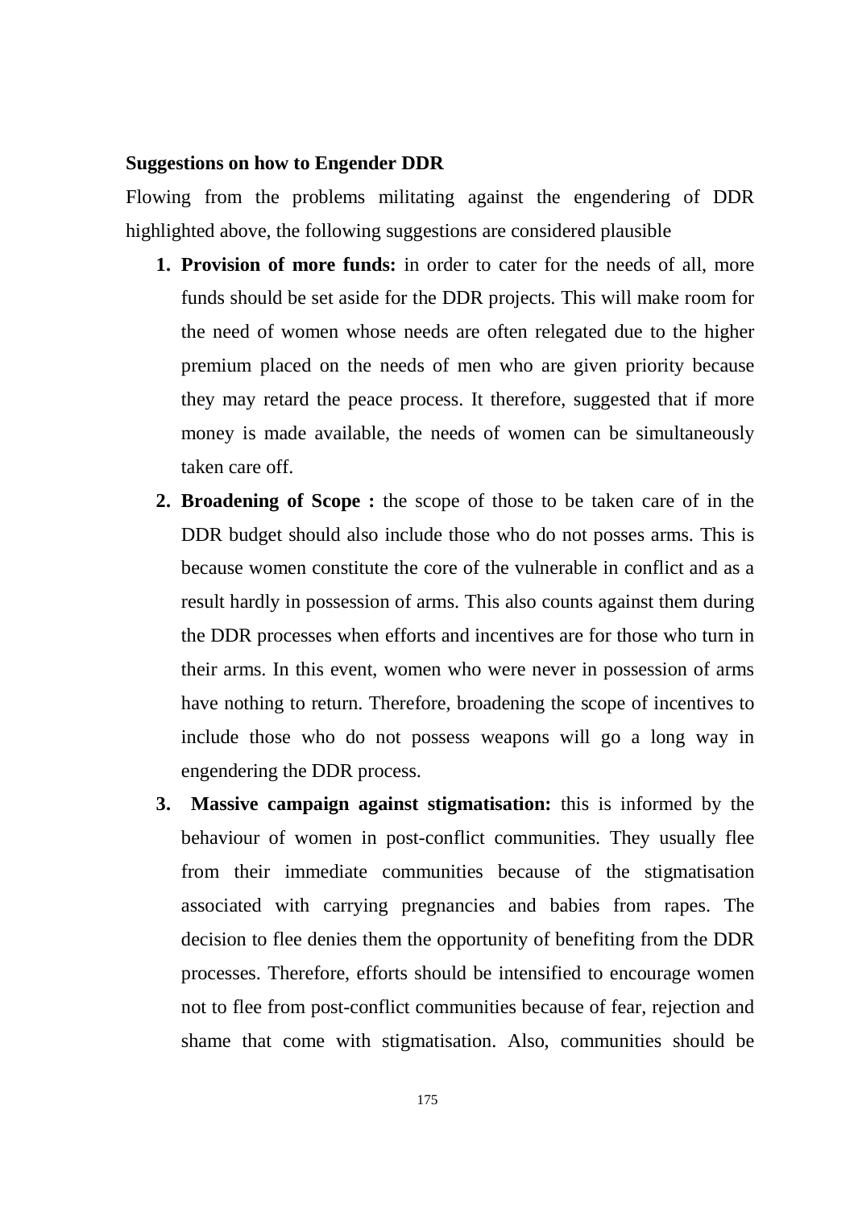**Suggestions on how to Engender DDR**

Flowing from the problems militating against the engendering of DDR highlighted above, the following suggestions are considered plausible

1. **Provision of more funds:** in order to cater for the needs of all, more funds should be set aside for the DDR projects. This will make room for the need of women whose needs are often relegated due to the higher premium placed on the needs of men who are given priority because they may retard the peace process. It therefore, suggested that if more money is made available, the needs of women can be simultaneously taken care off.
2. **Broadening of Scope :** the scope of those to be taken care of in the DDR budget should also include those who do not posses arms. This is because women constitute the core of the vulnerable in conflict and as a result hardly in possession of arms. This also counts against them during the DDR processes when efforts and incentives are for those who turn in their arms. In this event, women who were never in possession of arms have nothing to return. Therefore, broadening the scope of incentives to include those who do not possess weapons will go a long way in engendering the DDR process.
3. **Massive campaign against stigmatisation:** this is informed by the behaviour of women in post-conflict communities. They usually flee from their immediate communities because of the stigmatisation associated with carrying pregnancies and babies from rapes. The decision to flee denies them the opportunity of benefiting from the DDR processes. Therefore, efforts should be intensified to encourage women not to flee from post-conflict communities because of fear, rejection and shame that come with stigmatisation. Also, communities should be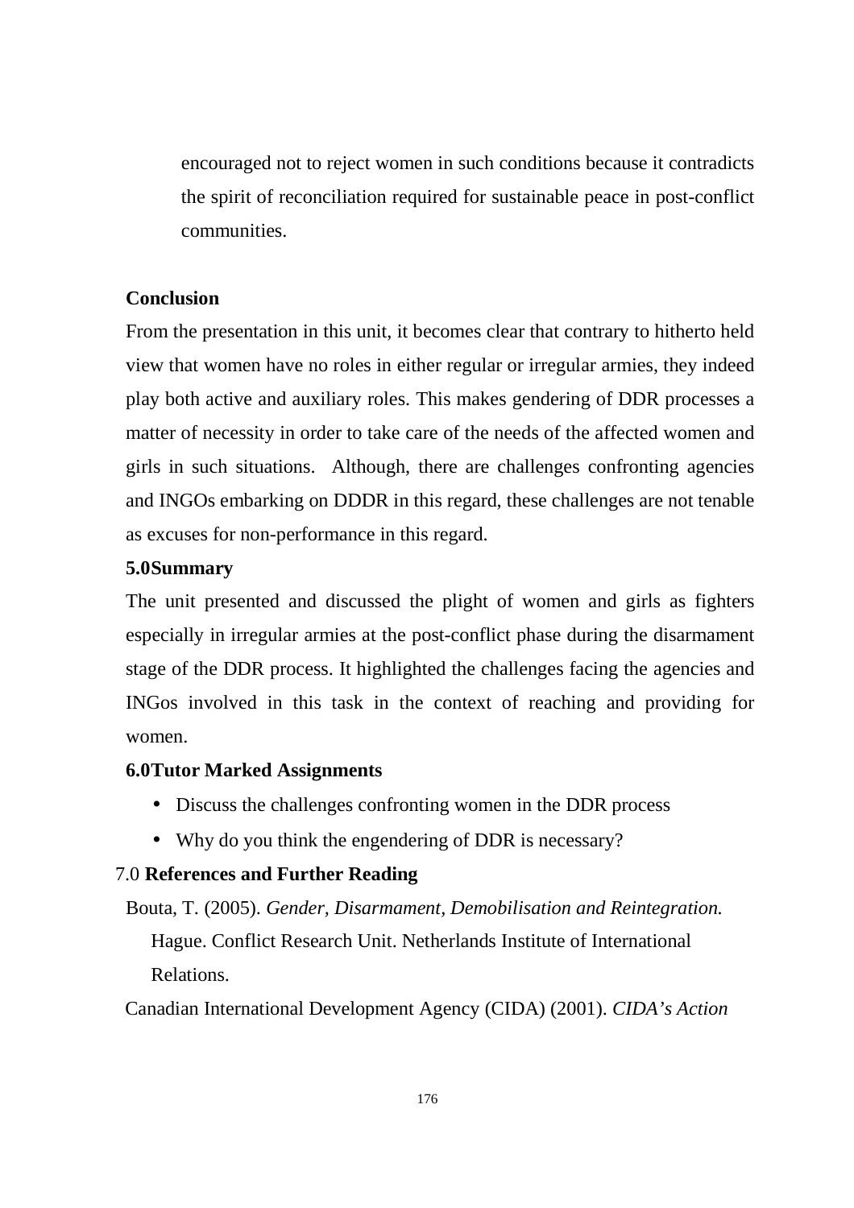encouraged not to reject women in such conditions because it contradicts the spirit of reconciliation required for sustainable peace in post-conflict communities.

**Conclusion**

From the presentation in this unit, it becomes clear that contrary to hitherto held view that women have no roles in either regular or irregular armies, they indeed play both active and auxiliary roles. This makes gendering of DDR processes a matter of necessity in order to take care of the needs of the affected women and girls in such situations. Although, there are challenges confronting agencies and INGOs embarking on DDDR in this regard, these challenges are not tenable as excuses for non-performance in this regard.

**5.0Summary**

The unit presented and discussed the plight of women and girls as fighters especially in irregular armies at the post-conflict phase during the disarmament stage of the DDR process. It highlighted the challenges facing the agencies and INGos involved in this task in the context of reaching and providing for women.

**6.0Tutor Marked Assignments**

- Discuss the challenges confronting women in the DDR process
- Why do you think the engendering of DDR is necessary?

7.0 **References and Further Reading**

Bouta, T. (2005). *Gender, Disarmament, Demobilisation and Reintegration.* Hague. Conflict Research Unit. Netherlands Institute of International Relations.

Canadian International Development Agency (CIDA) (2001). *CIDA's Action*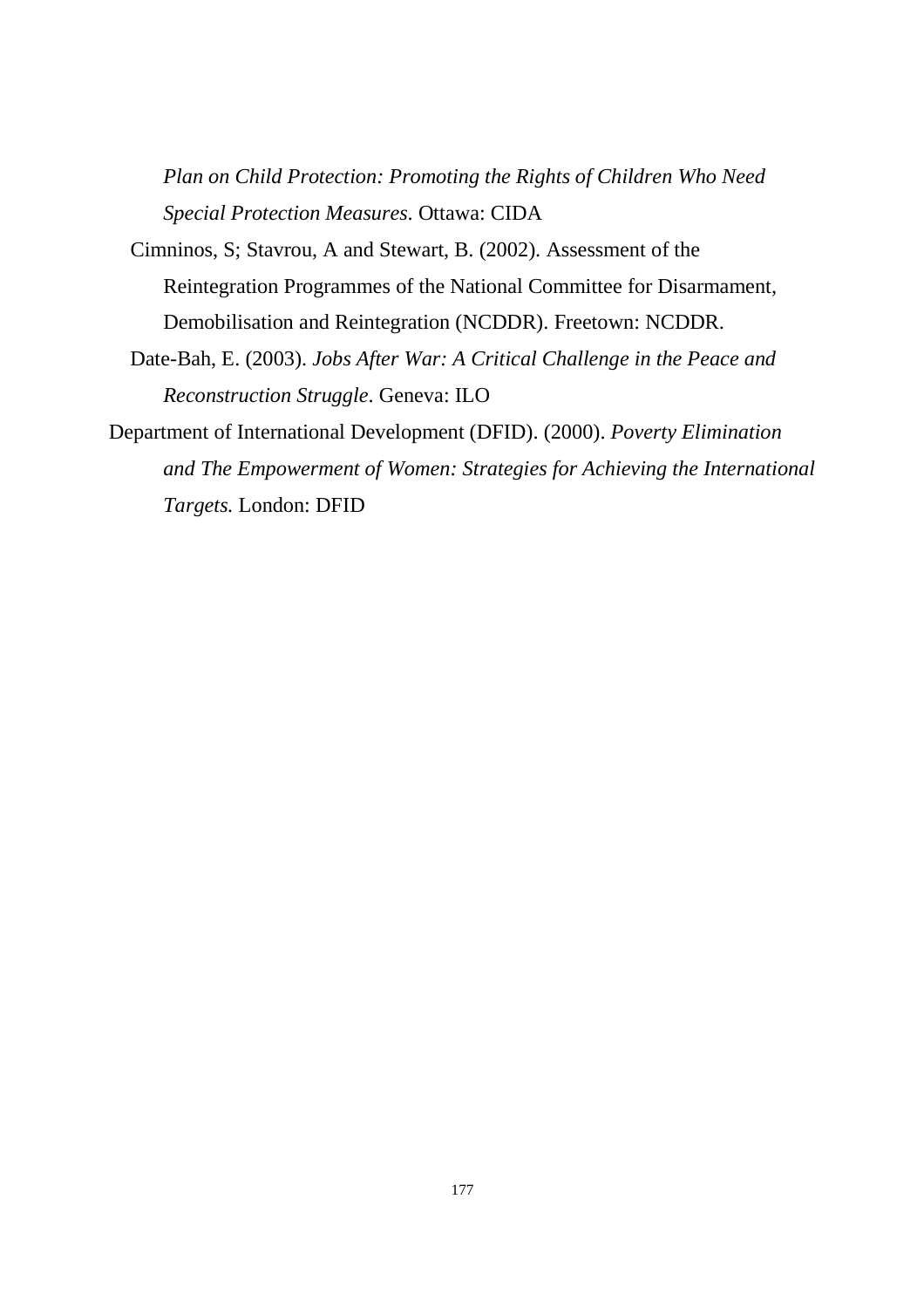*Plan on Child Protection: Promoting the Rights of Children Who Need Special Protection Measures*. Ottawa: CIDA

Cimninos, S; Stavrou, A and Stewart, B. (2002). Assessment of the Reintegration Programmes of the National Committee for Disarmament, Demobilisation and Reintegration (NCDDR). Freetown: NCDDR.

Date-Bah, E. (2003). *Jobs After War: A Critical Challenge in the Peace and Reconstruction Struggle*. Geneva: ILO

Department of International Development (DFID). (2000). *Poverty Elimination and The Empowerment of Women: Strategies for Achieving the International Targets.* London: DFID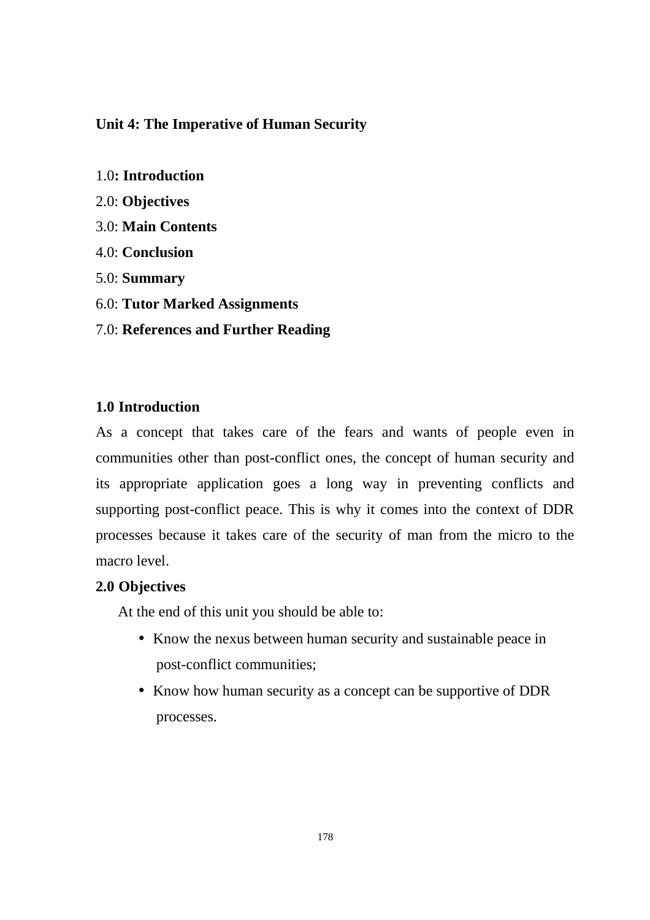## Unit 4: The Imperative of Human Security

1.0**: Introduction**
2.0: **Objectives**
3.0: **Main Contents**
4.0: **Conclusion**
5.0: **Summary**
6.0: **Tutor Marked Assignments**
7.0: **References and Further Reading**

### 1.0 Introduction

As a concept that takes care of the fears and wants of people even in communities other than post-conflict ones, the concept of human security and its appropriate application goes a long way in preventing conflicts and supporting post-conflict peace. This is why it comes into the context of DDR processes because it takes care of the security of man from the micro to the macro level.

### 2.0 Objectives

At the end of this unit you should be able to:

- Know the nexus between human security and sustainable peace in post-conflict communities;
- Know how human security as a concept can be supportive of DDR processes.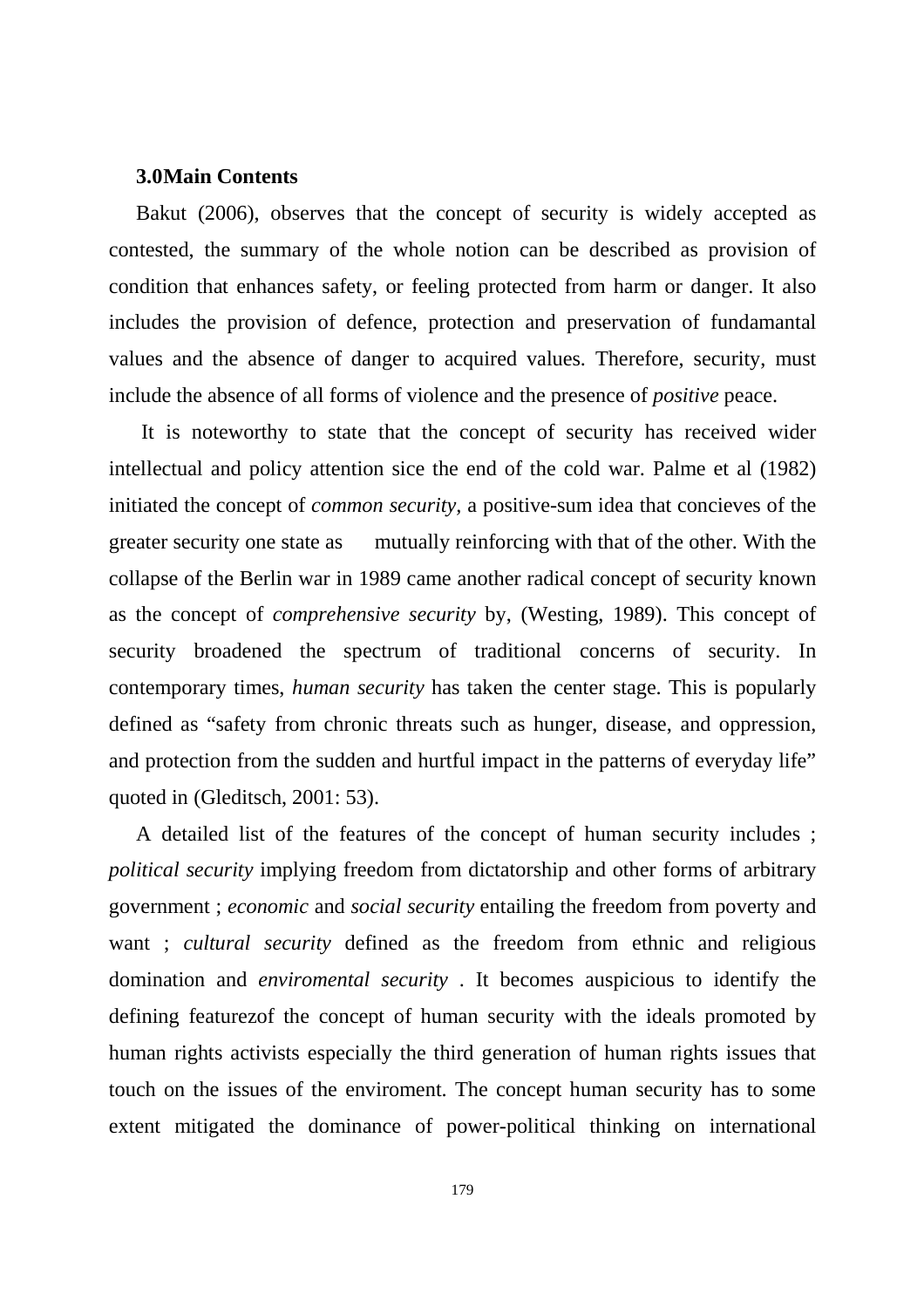**3.0Main Contents**

Bakut (2006), observes that the concept of security is widely accepted as contested, the summary of the whole notion can be described as provision of condition that enhances safety, or feeling protected from harm or danger. It also includes the provision of defence, protection and preservation of fundamantal values and the absence of danger to acquired values. Therefore, security, must include the absence of all forms of violence and the presence of *positive* peace.

It is noteworthy to state that the concept of security has received wider intellectual and policy attention sice the end of the cold war. Palme et al (1982) initiated the concept of *common security*, a positive-sum idea that concieves of the greater security one state as mutually reinforcing with that of the other. With the collapse of the Berlin war in 1989 came another radical concept of security known as the concept of *comprehensive security* by, (Westing, 1989). This concept of security broadened the spectrum of traditional concerns of security. In contemporary times, *human security* has taken the center stage. This is popularly defined as "safety from chronic threats such as hunger, disease, and oppression, and protection from the sudden and hurtful impact in the patterns of everyday life" quoted in (Gleditsch, 2001: 53).

A detailed list of the features of the concept of human security includes ; *political security* implying freedom from dictatorship and other forms of arbitrary government ; *economic* and *social security* entailing the freedom from poverty and want ; *cultural security* defined as the freedom from ethnic and religious domination and *enviromental security* . It becomes auspicious to identify the defining featurezof the concept of human security with the ideals promoted by human rights activists especially the third generation of human rights issues that touch on the issues of the enviroment. The concept human security has to some extent mitigated the dominance of power-political thinking on international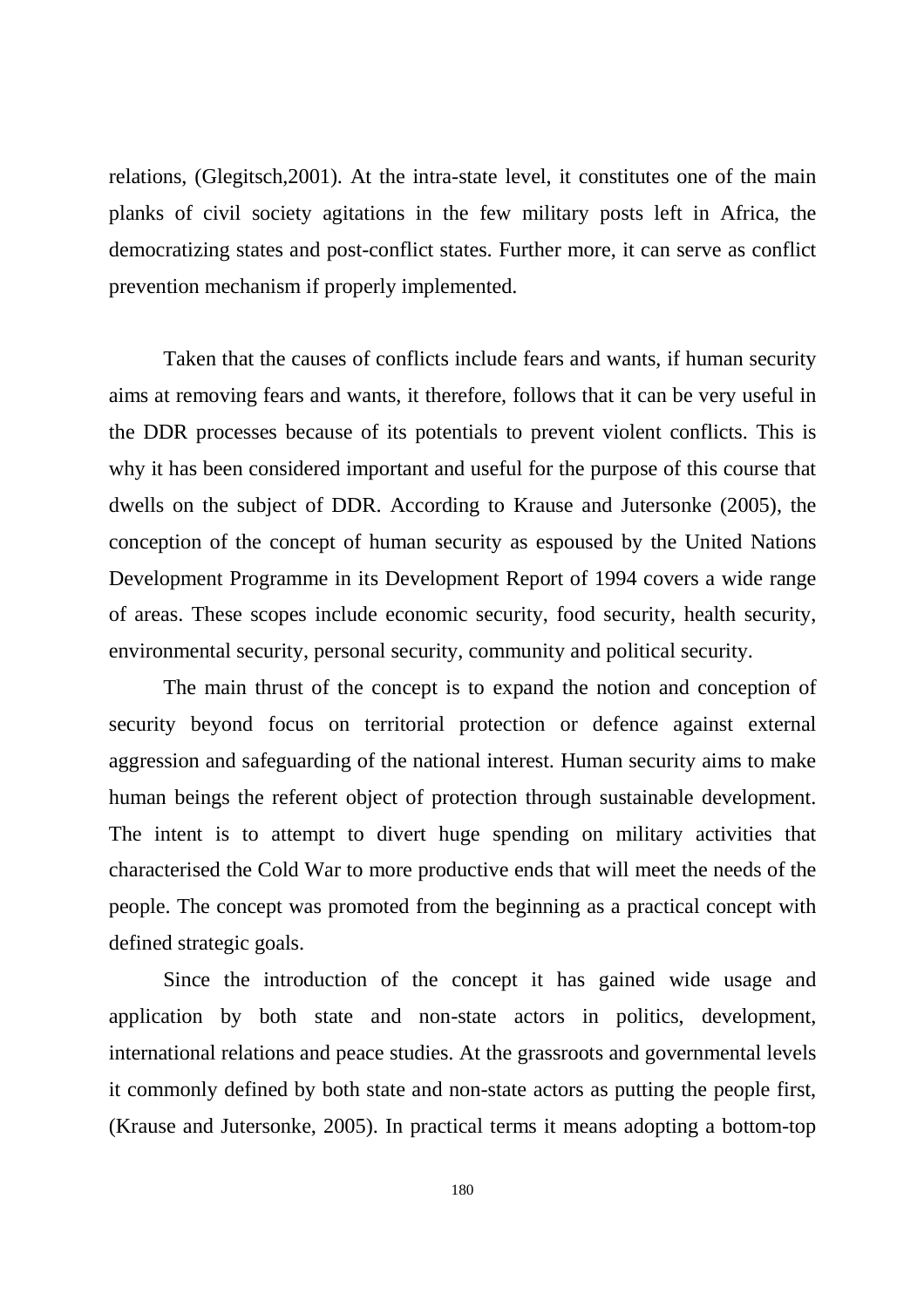relations, (Glegitsch,2001). At the intra-state level, it constitutes one of the main planks of civil society agitations in the few military posts left in Africa, the democratizing states and post-conflict states. Further more, it can serve as conflict prevention mechanism if properly implemented.

Taken that the causes of conflicts include fears and wants, if human security aims at removing fears and wants, it therefore, follows that it can be very useful in the DDR processes because of its potentials to prevent violent conflicts. This is why it has been considered important and useful for the purpose of this course that dwells on the subject of DDR. According to Krause and Jutersonke (2005), the conception of the concept of human security as espoused by the United Nations Development Programme in its Development Report of 1994 covers a wide range of areas. These scopes include economic security, food security, health security, environmental security, personal security, community and political security.

The main thrust of the concept is to expand the notion and conception of security beyond focus on territorial protection or defence against external aggression and safeguarding of the national interest. Human security aims to make human beings the referent object of protection through sustainable development. The intent is to attempt to divert huge spending on military activities that characterised the Cold War to more productive ends that will meet the needs of the people. The concept was promoted from the beginning as a practical concept with defined strategic goals.

Since the introduction of the concept it has gained wide usage and application by both state and non-state actors in politics, development, international relations and peace studies. At the grassroots and governmental levels it commonly defined by both state and non-state actors as putting the people first, (Krause and Jutersonke, 2005). In practical terms it means adopting a bottom-top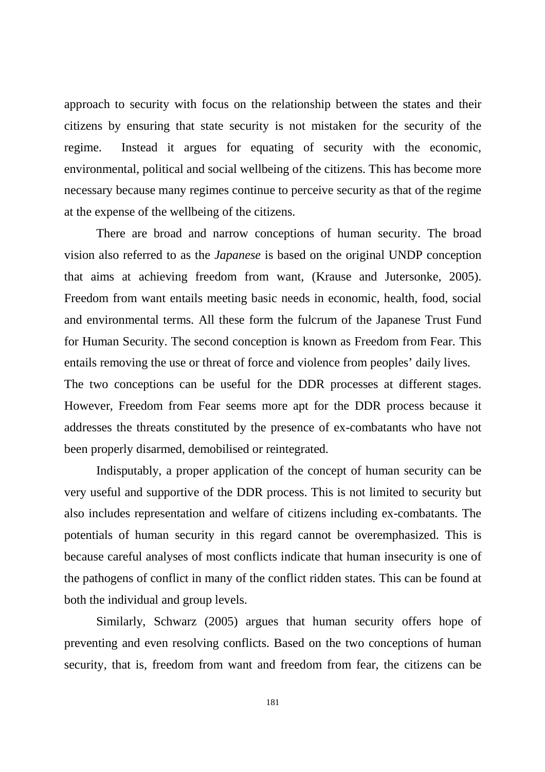approach to security with focus on the relationship between the states and their citizens by ensuring that state security is not mistaken for the security of the regime. Instead it argues for equating of security with the economic, environmental, political and social wellbeing of the citizens. This has become more necessary because many regimes continue to perceive security as that of the regime at the expense of the wellbeing of the citizens.

There are broad and narrow conceptions of human security. The broad vision also referred to as the *Japanese* is based on the original UNDP conception that aims at achieving freedom from want, (Krause and Jutersonke, 2005). Freedom from want entails meeting basic needs in economic, health, food, social and environmental terms. All these form the fulcrum of the Japanese Trust Fund for Human Security. The second conception is known as Freedom from Fear. This entails removing the use or threat of force and violence from peoples' daily lives.

The two conceptions can be useful for the DDR processes at different stages. However, Freedom from Fear seems more apt for the DDR process because it addresses the threats constituted by the presence of ex-combatants who have not been properly disarmed, demobilised or reintegrated.

Indisputably, a proper application of the concept of human security can be very useful and supportive of the DDR process. This is not limited to security but also includes representation and welfare of citizens including ex-combatants. The potentials of human security in this regard cannot be overemphasized. This is because careful analyses of most conflicts indicate that human insecurity is one of the pathogens of conflict in many of the conflict ridden states. This can be found at both the individual and group levels.

Similarly, Schwarz (2005) argues that human security offers hope of preventing and even resolving conflicts. Based on the two conceptions of human security, that is, freedom from want and freedom from fear, the citizens can be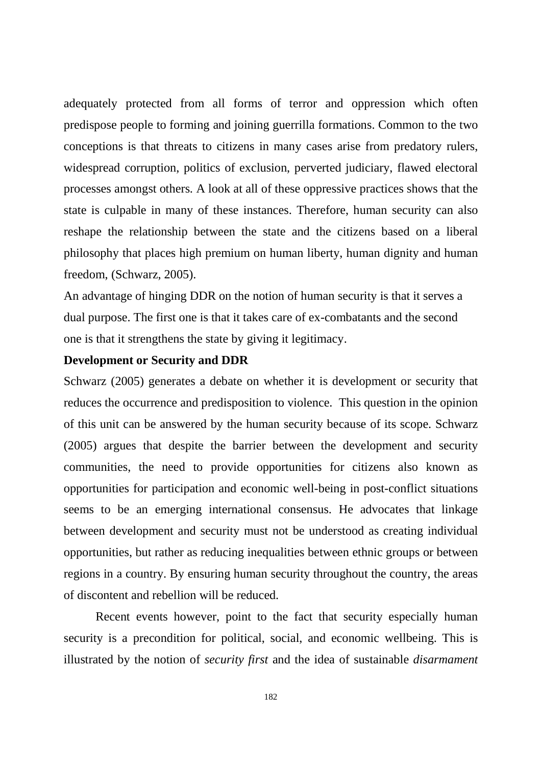adequately protected from all forms of terror and oppression which often predispose people to forming and joining guerrilla formations. Common to the two conceptions is that threats to citizens in many cases arise from predatory rulers, widespread corruption, politics of exclusion, perverted judiciary, flawed electoral processes amongst others. A look at all of these oppressive practices shows that the state is culpable in many of these instances. Therefore, human security can also reshape the relationship between the state and the citizens based on a liberal philosophy that places high premium on human liberty, human dignity and human freedom, (Schwarz, 2005).

An advantage of hinging DDR on the notion of human security is that it serves a dual purpose. The first one is that it takes care of ex-combatants and the second one is that it strengthens the state by giving it legitimacy.

**Development or Security and DDR**

Schwarz (2005) generates a debate on whether it is development or security that reduces the occurrence and predisposition to violence. This question in the opinion of this unit can be answered by the human security because of its scope. Schwarz (2005) argues that despite the barrier between the development and security communities, the need to provide opportunities for citizens also known as opportunities for participation and economic well-being in post-conflict situations seems to be an emerging international consensus. He advocates that linkage between development and security must not be understood as creating individual opportunities, but rather as reducing inequalities between ethnic groups or between regions in a country. By ensuring human security throughout the country, the areas of discontent and rebellion will be reduced.

Recent events however, point to the fact that security especially human security is a precondition for political, social, and economic wellbeing. This is illustrated by the notion of *security first* and the idea of sustainable *disarmament*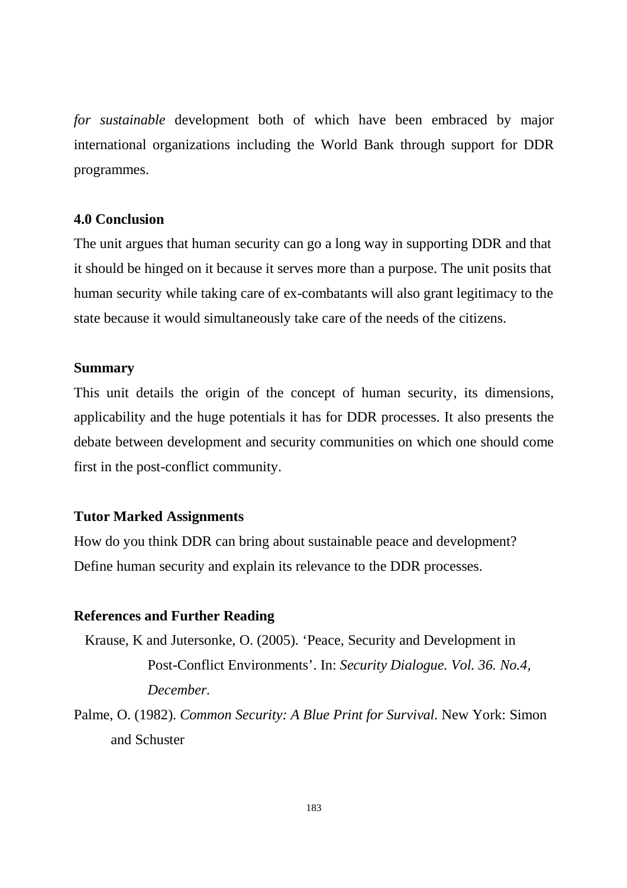*for sustainable* development both of which have been embraced by major international organizations including the World Bank through support for DDR programmes.

## 4.0 Conclusion

The unit argues that human security can go a long way in supporting DDR and that it should be hinged on it because it serves more than a purpose. The unit posits that human security while taking care of ex-combatants will also grant legitimacy to the state because it would simultaneously take care of the needs of the citizens.

## Summary

This unit details the origin of the concept of human security, its dimensions, applicability and the huge potentials it has for DDR processes. It also presents the debate between development and security communities on which one should come first in the post-conflict community.

## Tutor Marked Assignments

How do you think DDR can bring about sustainable peace and development?
Define human security and explain its relevance to the DDR processes.

## References and Further Reading

Krause, K and Jutersonke, O. (2005). 'Peace, Security and Development in Post-Conflict Environments'. In: *Security Dialogue. Vol. 36. No.4, December.*

Palme, O. (1982). *Common Security: A Blue Print for Survival*. New York: Simon and Schuster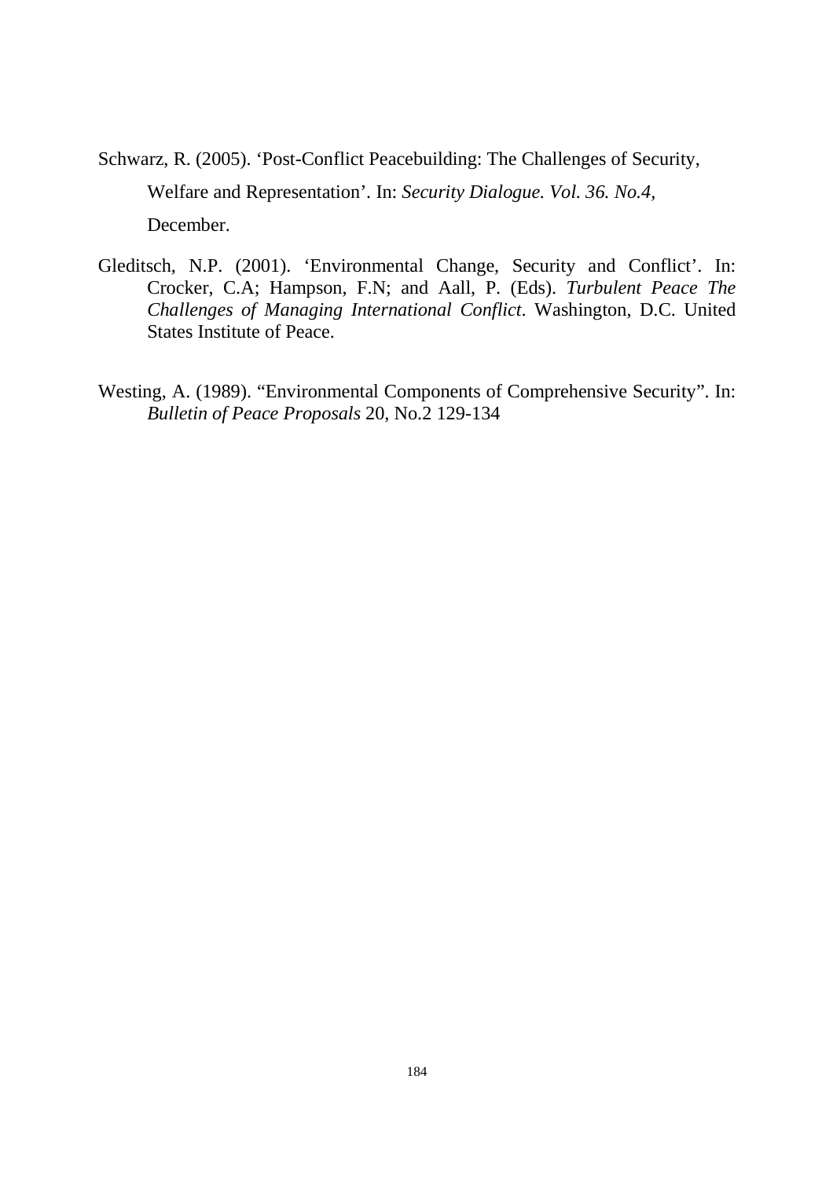Schwarz, R. (2005). 'Post-Conflict Peacebuilding: The Challenges of Security, Welfare and Representation'. In: *Security Dialogue. Vol. 36. No.4,* December.

Gleditsch, N.P. (2001). 'Environmental Change, Security and Conflict'. In: Crocker, C.A; Hampson, F.N; and Aall, P. (Eds). *Turbulent Peace The Challenges of Managing International Conflict*. Washington, D.C. United States Institute of Peace.

Westing, A. (1989). "Environmental Components of Comprehensive Security". In: *Bulletin of Peace Proposals* 20, No.2 129-134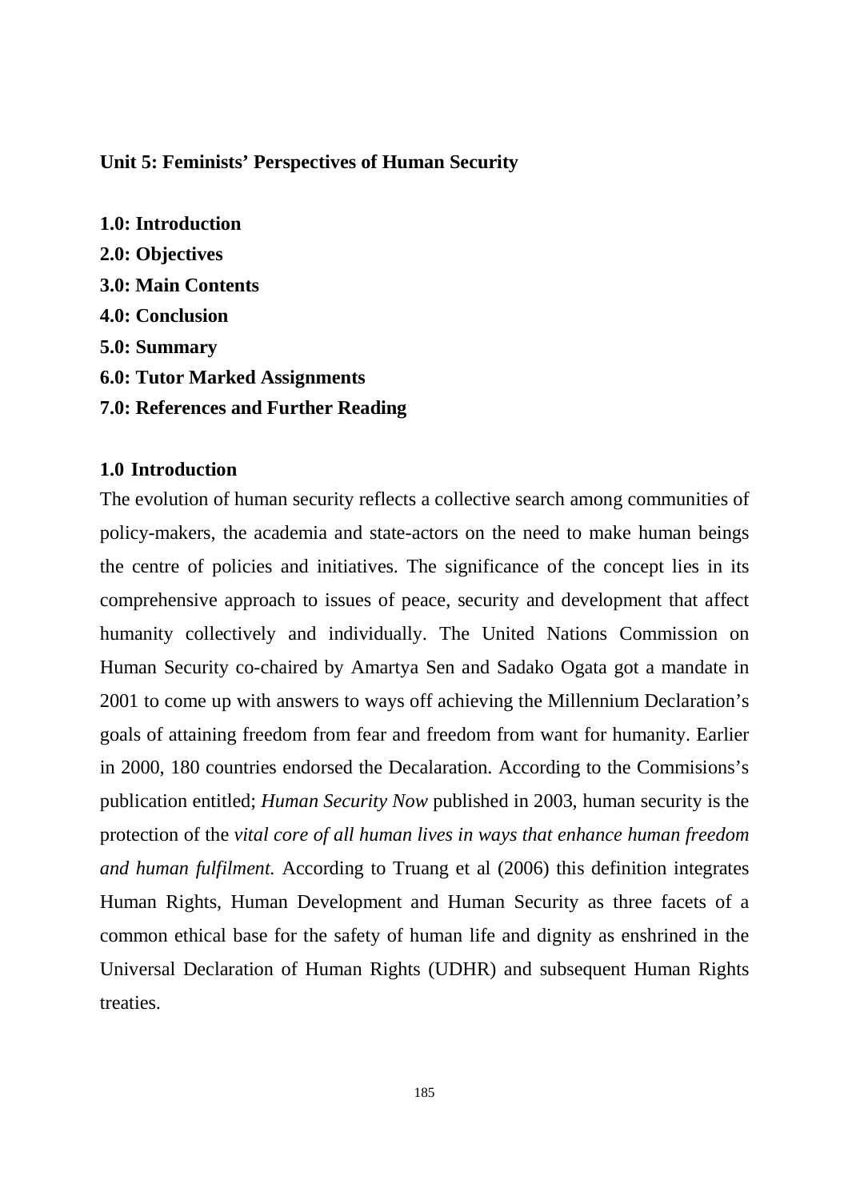## Unit 5: Feminists' Perspectives of Human Security

**1.0: Introduction**
**2.0: Objectives**
**3.0: Main Contents**
**4.0: Conclusion**
**5.0: Summary**
**6.0: Tutor Marked Assignments**
**7.0: References and Further Reading**

### 1.0 Introduction

The evolution of human security reflects a collective search among communities of policy-makers, the academia and state-actors on the need to make human beings the centre of policies and initiatives. The significance of the concept lies in its comprehensive approach to issues of peace, security and development that affect humanity collectively and individually. The United Nations Commission on Human Security co-chaired by Amartya Sen and Sadako Ogata got a mandate in 2001 to come up with answers to ways off achieving the Millennium Declaration's goals of attaining freedom from fear and freedom from want for humanity. Earlier in 2000, 180 countries endorsed the Decalaration. According to the Commisions's publication entitled; *Human Security Now* published in 2003, human security is the protection of the *vital core of all human lives in ways that enhance human freedom and human fulfilment.* According to Truang et al (2006) this definition integrates Human Rights, Human Development and Human Security as three facets of a common ethical base for the safety of human life and dignity as enshrined in the Universal Declaration of Human Rights (UDHR) and subsequent Human Rights treaties.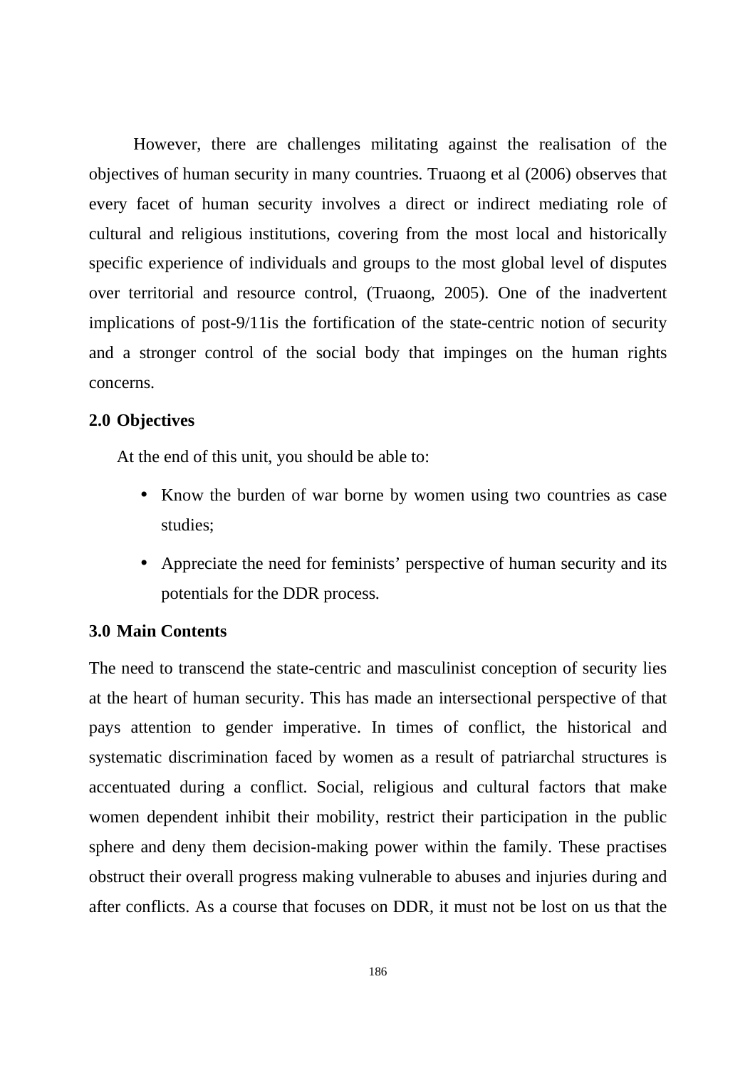However, there are challenges militating against the realisation of the objectives of human security in many countries. Truaong et al (2006) observes that every facet of human security involves a direct or indirect mediating role of cultural and religious institutions, covering from the most local and historically specific experience of individuals and groups to the most global level of disputes over territorial and resource control, (Truaong, 2005). One of the inadvertent implications of post-9/11is the fortification of the state-centric notion of security and a stronger control of the social body that impinges on the human rights concerns.

## 2.0 Objectives

At the end of this unit, you should be able to:

- Know the burden of war borne by women using two countries as case studies;
- Appreciate the need for feminists' perspective of human security and its potentials for the DDR process.

## 3.0 Main Contents

The need to transcend the state-centric and masculinist conception of security lies at the heart of human security. This has made an intersectional perspective of that pays attention to gender imperative. In times of conflict, the historical and systematic discrimination faced by women as a result of patriarchal structures is accentuated during a conflict. Social, religious and cultural factors that make women dependent inhibit their mobility, restrict their participation in the public sphere and deny them decision-making power within the family. These practises obstruct their overall progress making vulnerable to abuses and injuries during and after conflicts. As a course that focuses on DDR, it must not be lost on us that the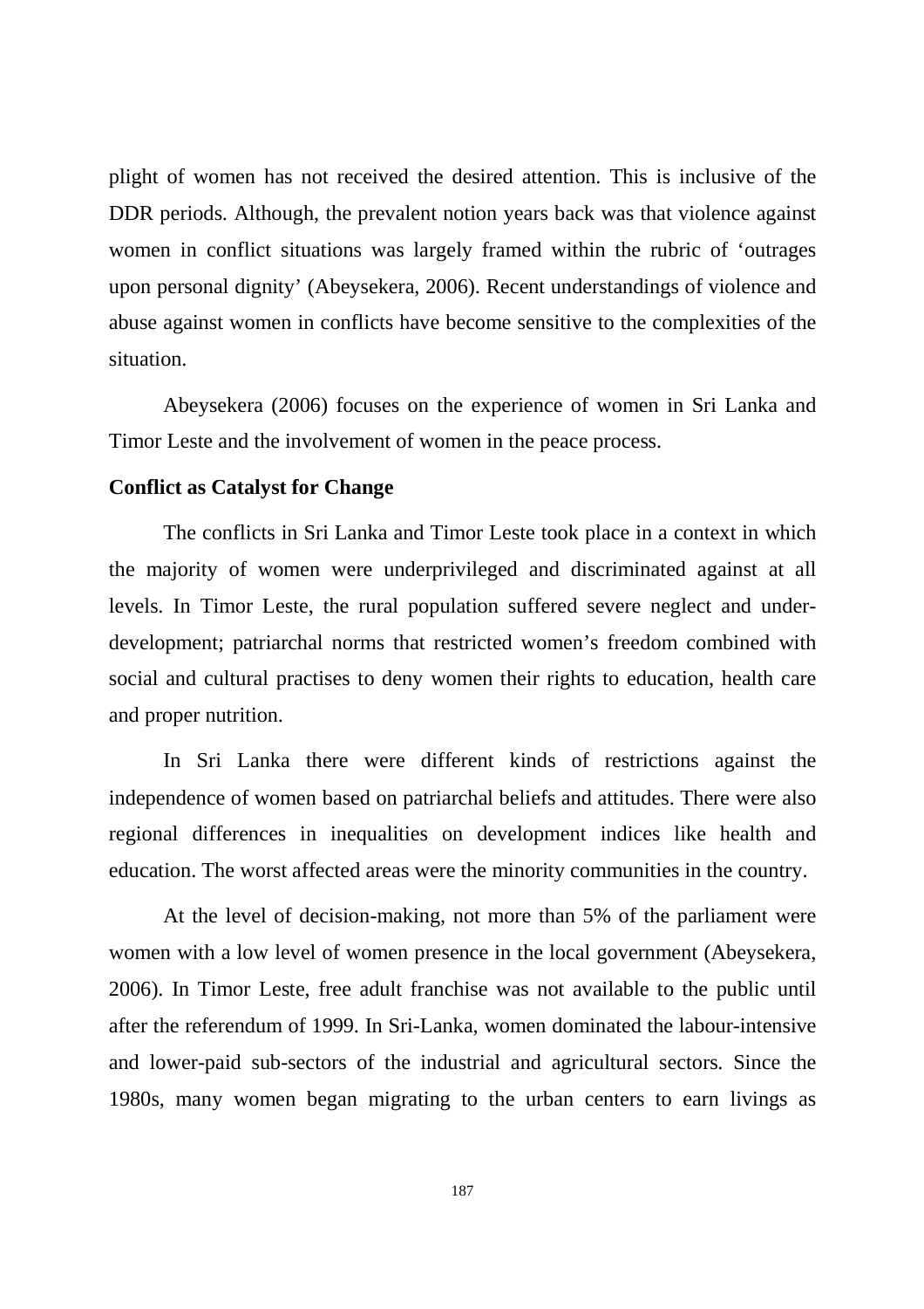plight of women has not received the desired attention. This is inclusive of the DDR periods. Although, the prevalent notion years back was that violence against women in conflict situations was largely framed within the rubric of 'outrages upon personal dignity' (Abeysekera, 2006). Recent understandings of violence and abuse against women in conflicts have become sensitive to the complexities of the situation.

Abeysekera (2006) focuses on the experience of women in Sri Lanka and Timor Leste and the involvement of women in the peace process.

**Conflict as Catalyst for Change**

The conflicts in Sri Lanka and Timor Leste took place in a context in which the majority of women were underprivileged and discriminated against at all levels. In Timor Leste, the rural population suffered severe neglect and under-development; patriarchal norms that restricted women's freedom combined with social and cultural practises to deny women their rights to education, health care and proper nutrition.

In Sri Lanka there were different kinds of restrictions against the independence of women based on patriarchal beliefs and attitudes. There were also regional differences in inequalities on development indices like health and education. The worst affected areas were the minority communities in the country.

At the level of decision-making, not more than 5% of the parliament were women with a low level of women presence in the local government (Abeysekera, 2006). In Timor Leste, free adult franchise was not available to the public until after the referendum of 1999. In Sri-Lanka, women dominated the labour-intensive and lower-paid sub-sectors of the industrial and agricultural sectors. Since the 1980s, many women began migrating to the urban centers to earn livings as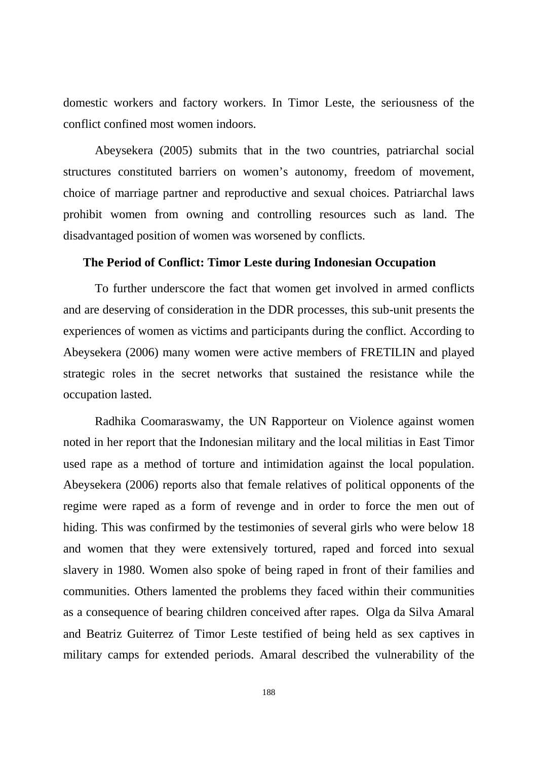domestic workers and factory workers. In Timor Leste, the seriousness of the conflict confined most women indoors.

Abeysekera (2005) submits that in the two countries, patriarchal social structures constituted barriers on women's autonomy, freedom of movement, choice of marriage partner and reproductive and sexual choices. Patriarchal laws prohibit women from owning and controlling resources such as land. The disadvantaged position of women was worsened by conflicts.

**The Period of Conflict: Timor Leste during Indonesian Occupation**

To further underscore the fact that women get involved in armed conflicts and are deserving of consideration in the DDR processes, this sub-unit presents the experiences of women as victims and participants during the conflict. According to Abeysekera (2006) many women were active members of FRETILIN and played strategic roles in the secret networks that sustained the resistance while the occupation lasted.

Radhika Coomaraswamy, the UN Rapporteur on Violence against women noted in her report that the Indonesian military and the local militias in East Timor used rape as a method of torture and intimidation against the local population. Abeysekera (2006) reports also that female relatives of political opponents of the regime were raped as a form of revenge and in order to force the men out of hiding. This was confirmed by the testimonies of several girls who were below 18 and women that they were extensively tortured, raped and forced into sexual slavery in 1980. Women also spoke of being raped in front of their families and communities. Others lamented the problems they faced within their communities as a consequence of bearing children conceived after rapes. Olga da Silva Amaral and Beatriz Guiterrez of Timor Leste testified of being held as sex captives in military camps for extended periods. Amaral described the vulnerability of the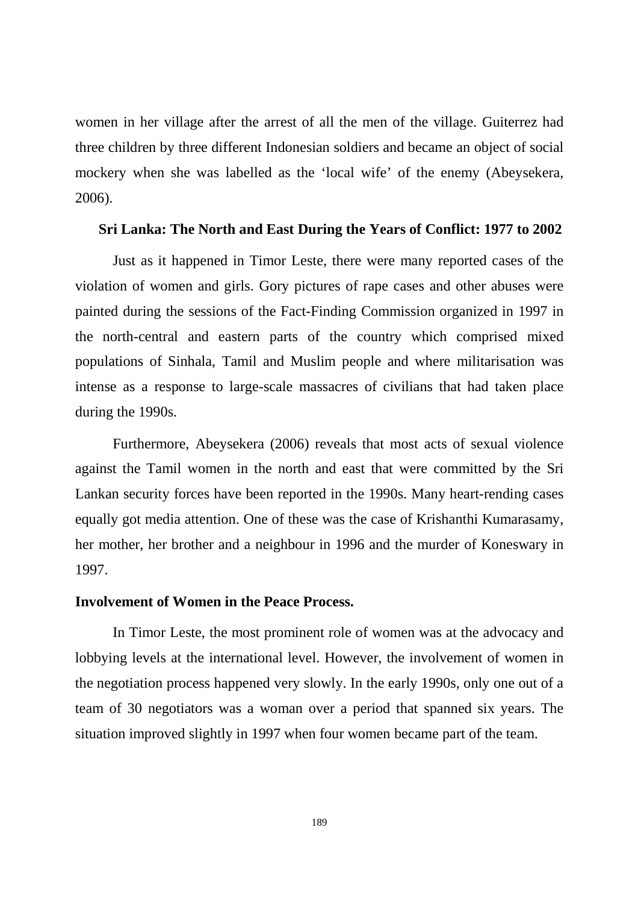women in her village after the arrest of all the men of the village. Guiterrez had three children by three different Indonesian soldiers and became an object of social mockery when she was labelled as the 'local wife' of the enemy (Abeysekera, 2006).

### Sri Lanka: The North and East During the Years of Conflict: 1977 to 2002

Just as it happened in Timor Leste, there were many reported cases of the violation of women and girls. Gory pictures of rape cases and other abuses were painted during the sessions of the Fact-Finding Commission organized in 1997 in the north-central and eastern parts of the country which comprised mixed populations of Sinhala, Tamil and Muslim people and where militarisation was intense as a response to large-scale massacres of civilians that had taken place during the 1990s.

Furthermore, Abeysekera (2006) reveals that most acts of sexual violence against the Tamil women in the north and east that were committed by the Sri Lankan security forces have been reported in the 1990s. Many heart-rending cases equally got media attention. One of these was the case of Krishanthi Kumarasamy, her mother, her brother and a neighbour in 1996 and the murder of Koneswary in 1997.

### Involvement of Women in the Peace Process.

In Timor Leste, the most prominent role of women was at the advocacy and lobbying levels at the international level. However, the involvement of women in the negotiation process happened very slowly. In the early 1990s, only one out of a team of 30 negotiators was a woman over a period that spanned six years. The situation improved slightly in 1997 when four women became part of the team.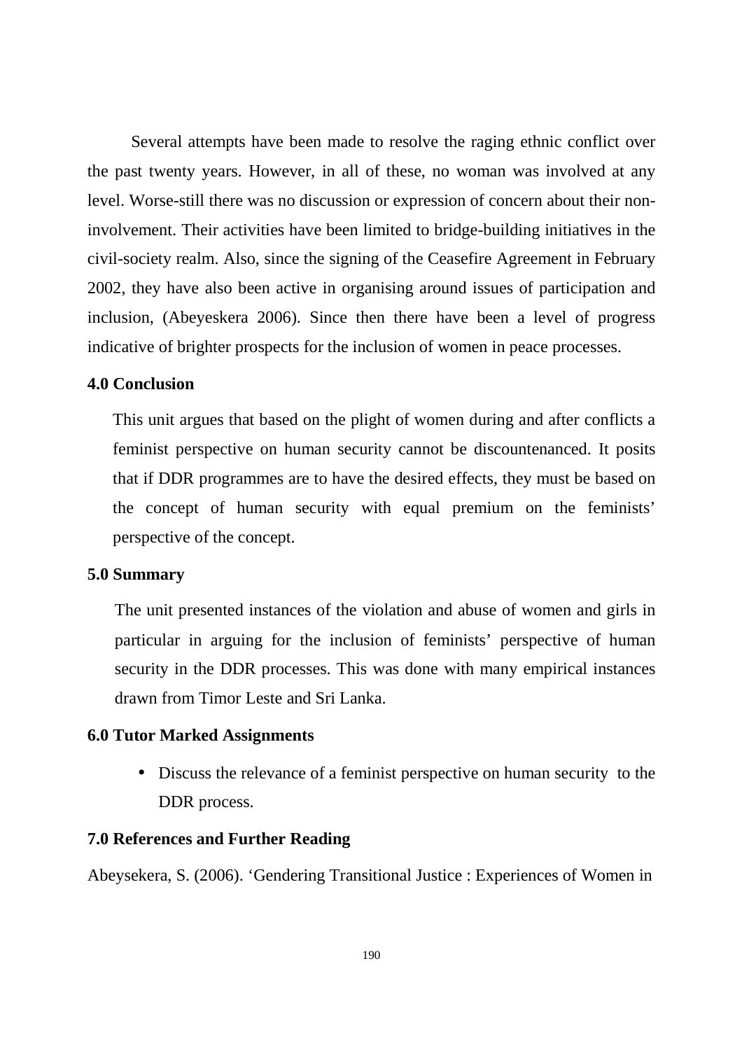Several attempts have been made to resolve the raging ethnic conflict over the past twenty years. However, in all of these, no woman was involved at any level. Worse-still there was no discussion or expression of concern about their non-involvement. Their activities have been limited to bridge-building initiatives in the civil-society realm. Also, since the signing of the Ceasefire Agreement in February 2002, they have also been active in organising around issues of participation and inclusion, (Abeyeskera 2006). Since then there have been a level of progress indicative of brighter prospects for the inclusion of women in peace processes.

## 4.0 Conclusion

This unit argues that based on the plight of women during and after conflicts a feminist perspective on human security cannot be discountenanced. It posits that if DDR programmes are to have the desired effects, they must be based on the concept of human security with equal premium on the feminists' perspective of the concept.

## 5.0 Summary

The unit presented instances of the violation and abuse of women and girls in particular in arguing for the inclusion of feminists' perspective of human security in the DDR processes. This was done with many empirical instances drawn from Timor Leste and Sri Lanka.

## 6.0 Tutor Marked Assignments

- Discuss the relevance of a feminist perspective on human security to the DDR process.

## 7.0 References and Further Reading

Abeysekera, S. (2006). 'Gendering Transitional Justice : Experiences of Women in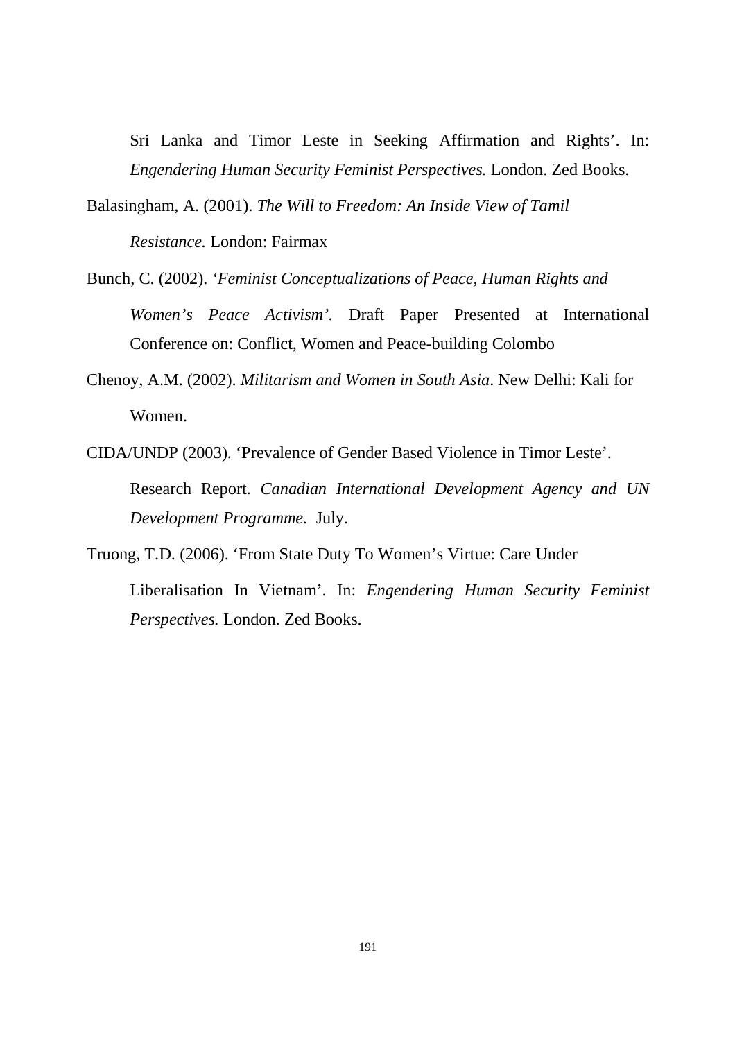Sri Lanka and Timor Leste in Seeking Affirmation and Rights'. In: *Engendering Human Security Feminist Perspectives.* London. Zed Books.

Balasingham, A. (2001). *The Will to Freedom: An Inside View of Tamil Resistance.* London: Fairmax

Bunch, C. (2002). *'Feminist Conceptualizations of Peace, Human Rights and Women's Peace Activism'.* Draft Paper Presented at International Conference on: Conflict, Women and Peace-building Colombo

Chenoy, A.M. (2002). *Militarism and Women in South Asia*. New Delhi: Kali for Women.

CIDA/UNDP (2003). 'Prevalence of Gender Based Violence in Timor Leste'. Research Report. *Canadian International Development Agency and UN Development Programme.* July.

Truong, T.D. (2006). 'From State Duty To Women's Virtue: Care Under Liberalisation In Vietnam'. In: *Engendering Human Security Feminist Perspectives.* London. Zed Books.